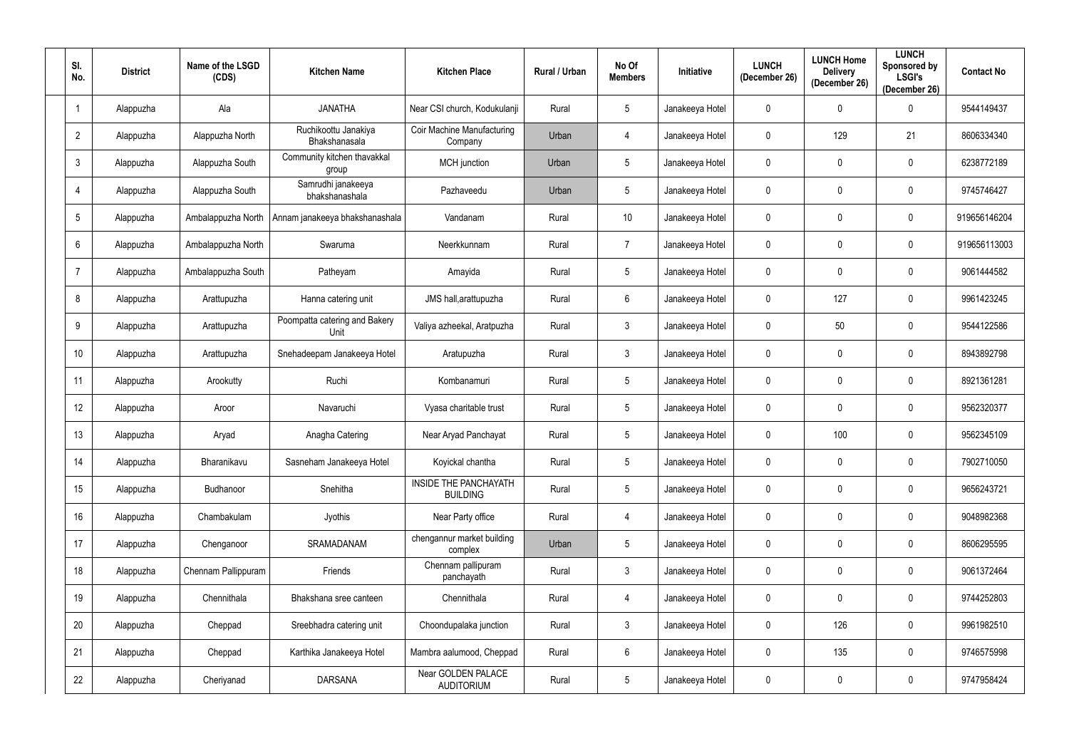| Sl. No. | District | Name of the LSGD (CDS) | Kitchen Name | Kitchen Place | Rural / Urban | No Of Members | Initiative | LUNCH (December 26) | LUNCH Home Delivery (December 26) | LUNCH Sponsored by LSGI's (December 26) | Contact No |
|---|---|---|---|---|---|---|---|---|---|---|---|
| 1 | Alappuzha | Ala | JANATHA | Near CSI church, Kodukulanji | Rural | 5 | Janakeeya Hotel | 0 | 0 | 0 | 9544149437 |
| 2 | Alappuzha | Alappuzha North | Ruchikoottu Janakiya Bhakshanasala | Coir Machine Manufacturing Company | Urban | 4 | Janakeeya Hotel | 0 | 129 | 21 | 8606334340 |
| 3 | Alappuzha | Alappuzha South | Community kitchen thavakkal group | MCH junction | Urban | 5 | Janakeeya Hotel | 0 | 0 | 0 | 6238772189 |
| 4 | Alappuzha | Alappuzha South | Samrudhi janakeeya bhakshanashala | Pazhaveedu | Urban | 5 | Janakeeya Hotel | 0 | 0 | 0 | 9745746427 |
| 5 | Alappuzha | Ambalappuzha North | Annam janakeeya bhakshanashala | Vandanam | Rural | 10 | Janakeeya Hotel | 0 | 0 | 0 | 919656146204 |
| 6 | Alappuzha | Ambalappuzha North | Swaruma | Neerkkunnam | Rural | 7 | Janakeeya Hotel | 0 | 0 | 0 | 919656113003 |
| 7 | Alappuzha | Ambalappuzha South | Patheyam | Amayida | Rural | 5 | Janakeeya Hotel | 0 | 0 | 0 | 9061444582 |
| 8 | Alappuzha | Arattupuzha | Hanna catering unit | JMS hall,arattupuzha | Rural | 6 | Janakeeya Hotel | 0 | 127 | 0 | 9961423245 |
| 9 | Alappuzha | Arattupuzha | Poompatta catering and Bakery Unit | Valiya azheekal, Aratpuzha | Rural | 3 | Janakeeya Hotel | 0 | 50 | 0 | 9544122586 |
| 10 | Alappuzha | Arattupuzha | Snehadeepam Janakeeya Hotel | Aratupuzha | Rural | 3 | Janakeeya Hotel | 0 | 0 | 0 | 8943892798 |
| 11 | Alappuzha | Arookutty | Ruchi | Kombanamuri | Rural | 5 | Janakeeya Hotel | 0 | 0 | 0 | 8921361281 |
| 12 | Alappuzha | Aroor | Navaruchi | Vyasa charitable trust | Rural | 5 | Janakeeya Hotel | 0 | 0 | 0 | 9562320377 |
| 13 | Alappuzha | Aryad | Anagha Catering | Near Aryad Panchayat | Rural | 5 | Janakeeya Hotel | 0 | 100 | 0 | 9562345109 |
| 14 | Alappuzha | Bharanikavu | Sasneham Janakeeya Hotel | Koyickal chantha | Rural | 5 | Janakeeya Hotel | 0 | 0 | 0 | 7902710050 |
| 15 | Alappuzha | Budhanoor | Snehitha | INSIDE THE PANCHAYATH BUILDING | Rural | 5 | Janakeeya Hotel | 0 | 0 | 0 | 9656243721 |
| 16 | Alappuzha | Chambakulam | Jyothis | Near Party office | Rural | 4 | Janakeeya Hotel | 0 | 0 | 0 | 9048982368 |
| 17 | Alappuzha | Chenganoor | SRAMADANAM | chengannur market building complex | Urban | 5 | Janakeeya Hotel | 0 | 0 | 0 | 8606295595 |
| 18 | Alappuzha | Chennam Pallippuram | Friends | Chennam pallipuram panchayath | Rural | 3 | Janakeeya Hotel | 0 | 0 | 0 | 9061372464 |
| 19 | Alappuzha | Chennithala | Bhakshana sree canteen | Chennithala | Rural | 4 | Janakeeya Hotel | 0 | 0 | 0 | 9744252803 |
| 20 | Alappuzha | Cheppad | Sreebhadra catering unit | Choondupalaka junction | Rural | 3 | Janakeeya Hotel | 0 | 126 | 0 | 9961982510 |
| 21 | Alappuzha | Cheppad | Karthika Janakeeya Hotel | Mambra aalumood, Cheppad | Rural | 6 | Janakeeya Hotel | 0 | 135 | 0 | 9746575998 |
| 22 | Alappuzha | Cheriyanad | DARSANA | Near GOLDEN PALACE AUDITORIUM | Rural | 5 | Janakeeya Hotel | 0 | 0 | 0 | 9747958424 |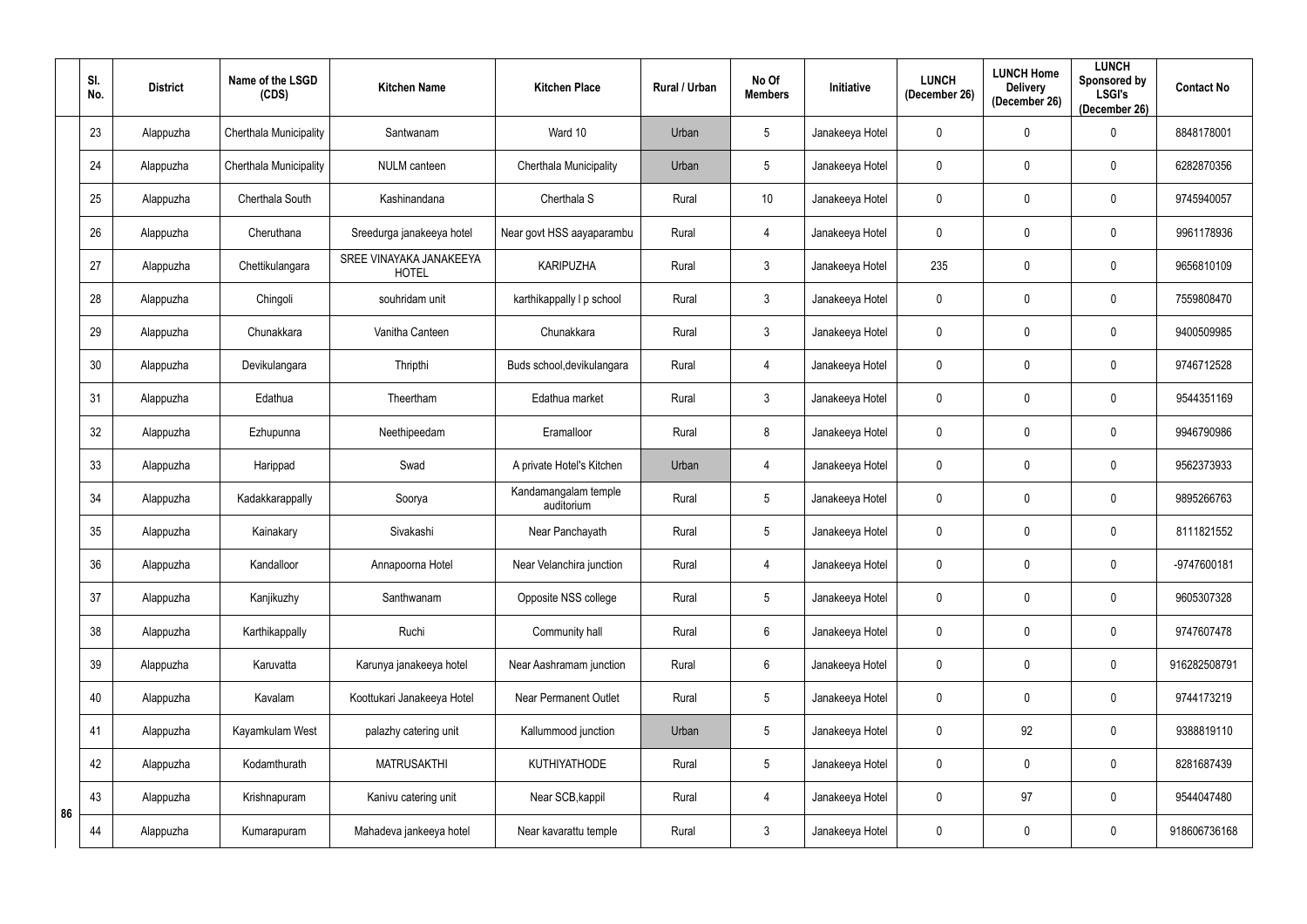| Sl. No. | District | Name of the LSGD (CDS) | Kitchen Name | Kitchen Place | Rural / Urban | No Of Members | Initiative | LUNCH (December 26) | LUNCH Home Delivery (December 26) | LUNCH Sponsored by LSGI's (December 26) | Contact No |
|---|---|---|---|---|---|---|---|---|---|---|---|
| 23 | Alappuzha | Cherthala Municipality | Santwanam | Ward 10 | Urban | 5 | Janakeeya Hotel | 0 | 0 | 0 | 8848178001 |
| 24 | Alappuzha | Cherthala Municipality | NULM canteen | Cherthala Municipality | Urban | 5 | Janakeeya Hotel | 0 | 0 | 0 | 6282870356 |
| 25 | Alappuzha | Cherthala South | Kashinandana | Cherthala S | Rural | 10 | Janakeeya Hotel | 0 | 0 | 0 | 9745940057 |
| 26 | Alappuzha | Cheruthana | Sreedurga janakeeya hotel | Near govt HSS aayaparambu | Rural | 4 | Janakeeya Hotel | 0 | 0 | 0 | 9961178936 |
| 27 | Alappuzha | Chettikulangara | SREE VINAYAKA JANAKEEYA HOTEL | KARIPUZHA | Rural | 3 | Janakeeya Hotel | 235 | 0 | 0 | 9656810109 |
| 28 | Alappuzha | Chingoli | souhridam unit | karthikappally l p school | Rural | 3 | Janakeeya Hotel | 0 | 0 | 0 | 7559808470 |
| 29 | Alappuzha | Chunakkara | Vanitha Canteen | Chunakkara | Rural | 3 | Janakeeya Hotel | 0 | 0 | 0 | 9400509985 |
| 30 | Alappuzha | Devikulangara | Thripthi | Buds school,devikulangara | Rural | 4 | Janakeeya Hotel | 0 | 0 | 0 | 9746712528 |
| 31 | Alappuzha | Edathua | Theertham | Edathua market | Rural | 3 | Janakeeya Hotel | 0 | 0 | 0 | 9544351169 |
| 32 | Alappuzha | Ezhupunna | Neethipeedam | Eramalloor | Rural | 8 | Janakeeya Hotel | 0 | 0 | 0 | 9946790986 |
| 33 | Alappuzha | Harippad | Swad | A private Hotel's Kitchen | Urban | 4 | Janakeeya Hotel | 0 | 0 | 0 | 9562373933 |
| 34 | Alappuzha | Kadakkarappally | Soorya | Kandamangalam temple auditorium | Rural | 5 | Janakeeya Hotel | 0 | 0 | 0 | 9895266763 |
| 35 | Alappuzha | Kainakary | Sivakashi | Near Panchayath | Rural | 5 | Janakeeya Hotel | 0 | 0 | 0 | 8111821552 |
| 36 | Alappuzha | Kandalloor | Annapoorna Hotel | Near Velanchira junction | Rural | 4 | Janakeeya Hotel | 0 | 0 | 0 | -9747600181 |
| 37 | Alappuzha | Kanjikuzhy | Santhwanam | Opposite NSS college | Rural | 5 | Janakeeya Hotel | 0 | 0 | 0 | 9605307328 |
| 38 | Alappuzha | Karthikappally | Ruchi | Community hall | Rural | 6 | Janakeeya Hotel | 0 | 0 | 0 | 9747607478 |
| 39 | Alappuzha | Karuvatta | Karunya janakeeya hotel | Near Aashramam junction | Rural | 6 | Janakeeya Hotel | 0 | 0 | 0 | 916282508791 |
| 40 | Alappuzha | Kavalam | Koottukari Janakeeya Hotel | Near Permanent Outlet | Rural | 5 | Janakeeya Hotel | 0 | 0 | 0 | 9744173219 |
| 41 | Alappuzha | Kayamkulam West | palazhy catering unit | Kallummood junction | Urban | 5 | Janakeeya Hotel | 0 | 92 | 0 | 9388819110 |
| 42 | Alappuzha | Kodamthurath | MATRUSAKTHI | KUTHIYATHODE | Rural | 5 | Janakeeya Hotel | 0 | 0 | 0 | 8281687439 |
| 43 | Alappuzha | Krishnapuram | Kanivu catering unit | Near SCB,kappil | Rural | 4 | Janakeeya Hotel | 0 | 97 | 0 | 9544047480 |
| 44 | Alappuzha | Kumarapuram | Mahadeva jankeeya hotel | Near kavarattu temple | Rural | 3 | Janakeeya Hotel | 0 | 0 | 0 | 918606736168 |

86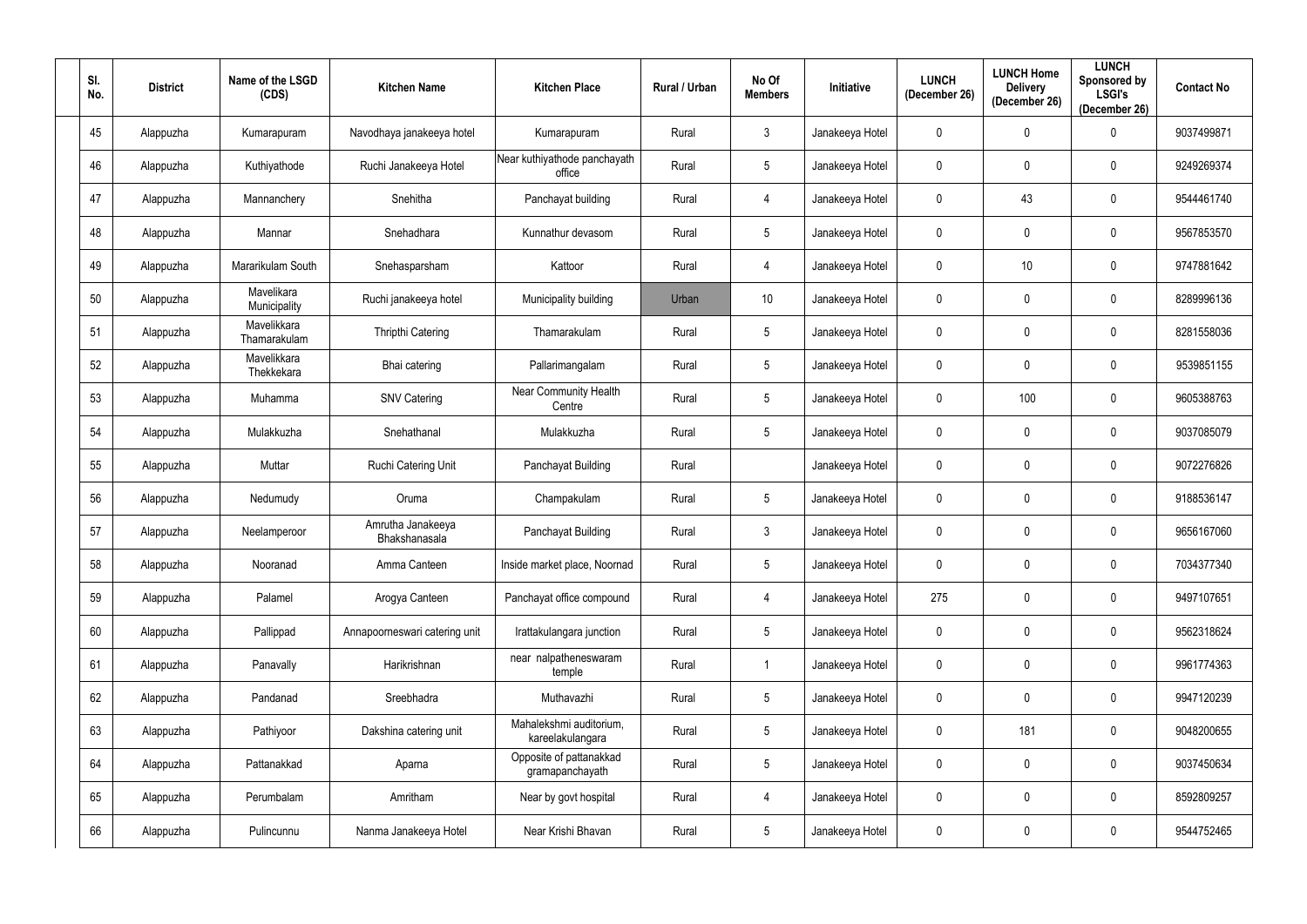| Sl. No. | District | Name of the LSGD (CDS) | Kitchen Name | Kitchen Place | Rural / Urban | No Of Members | Initiative | LUNCH (December 26) | LUNCH Home Delivery (December 26) | LUNCH Sponsored by LSGI's (December 26) | Contact No |
|---|---|---|---|---|---|---|---|---|---|---|---|
| 45 | Alappuzha | Kumarapuram | Navodhaya janakeeya hotel | Kumarapuram | Rural | 3 | Janakeeya Hotel | 0 | 0 | 0 | 9037499871 |
| 46 | Alappuzha | Kuthiyathode | Ruchi Janakeeya Hotel | Near kuthiyathode panchayath office | Rural | 5 | Janakeeya Hotel | 0 | 0 | 0 | 9249269374 |
| 47 | Alappuzha | Mannanchery | Snehitha | Panchayat building | Rural | 4 | Janakeeya Hotel | 0 | 43 | 0 | 9544461740 |
| 48 | Alappuzha | Mannar | Snehadhara | Kunnathur devasom | Rural | 5 | Janakeeya Hotel | 0 | 0 | 0 | 9567853570 |
| 49 | Alappuzha | Mararikulam South | Snehasparsham | Kattoor | Rural | 4 | Janakeeya Hotel | 0 | 10 | 0 | 9747881642 |
| 50 | Alappuzha | Mavelikara Municipality | Ruchi janakeeya hotel | Municipality building | Urban | 10 | Janakeeya Hotel | 0 | 0 | 0 | 8289996136 |
| 51 | Alappuzha | Mavelikkara Thamarakulam | Thripthi Catering | Thamarakulam | Rural | 5 | Janakeeya Hotel | 0 | 0 | 0 | 8281558036 |
| 52 | Alappuzha | Mavelikkara Thekkekara | Bhai catering | Pallarimangalam | Rural | 5 | Janakeeya Hotel | 0 | 0 | 0 | 9539851155 |
| 53 | Alappuzha | Muhamma | SNV Catering | Near Community Health Centre | Rural | 5 | Janakeeya Hotel | 0 | 100 | 0 | 9605388763 |
| 54 | Alappuzha | Mulakkuzha | Snehathanal | Mulakkuzha | Rural | 5 | Janakeeya Hotel | 0 | 0 | 0 | 9037085079 |
| 55 | Alappuzha | Muttar | Ruchi Catering Unit | Panchayat Building | Rural | | Janakeeya Hotel | 0 | 0 | 0 | 9072276826 |
| 56 | Alappuzha | Nedumudy | Oruma | Champakulam | Rural | 5 | Janakeeya Hotel | 0 | 0 | 0 | 9188536147 |
| 57 | Alappuzha | Neelamperoor | Amrutha Janakeeya Bhakshanasala | Panchayat Building | Rural | 3 | Janakeeya Hotel | 0 | 0 | 0 | 9656167060 |
| 58 | Alappuzha | Nooranad | Amma Canteen | Inside market place, Noornad | Rural | 5 | Janakeeya Hotel | 0 | 0 | 0 | 7034377340 |
| 59 | Alappuzha | Palamel | Arogya Canteen | Panchayat office compound | Rural | 4 | Janakeeya Hotel | 275 | 0 | 0 | 9497107651 |
| 60 | Alappuzha | Pallippad | Annapoorneswari catering unit | Irattakulangara junction | Rural | 5 | Janakeeya Hotel | 0 | 0 | 0 | 9562318624 |
| 61 | Alappuzha | Panavally | Harikrishnan | near nalpatheneswaram temple | Rural | 1 | Janakeeya Hotel | 0 | 0 | 0 | 9961774363 |
| 62 | Alappuzha | Pandanad | Sreebhadra | Muthavazhi | Rural | 5 | Janakeeya Hotel | 0 | 0 | 0 | 9947120239 |
| 63 | Alappuzha | Pathiyoor | Dakshina catering unit | Mahalekshmi auditorium, kareelakulangara | Rural | 5 | Janakeeya Hotel | 0 | 181 | 0 | 9048200655 |
| 64 | Alappuzha | Pattanakkad | Aparna | Opposite of pattanakkad gramapanchayath | Rural | 5 | Janakeeya Hotel | 0 | 0 | 0 | 9037450634 |
| 65 | Alappuzha | Perumbalam | Amritham | Near by govt hospital | Rural | 4 | Janakeeya Hotel | 0 | 0 | 0 | 8592809257 |
| 66 | Alappuzha | Pulincunnu | Nanma Janakeeya Hotel | Near Krishi Bhavan | Rural | 5 | Janakeeya Hotel | 0 | 0 | 0 | 9544752465 |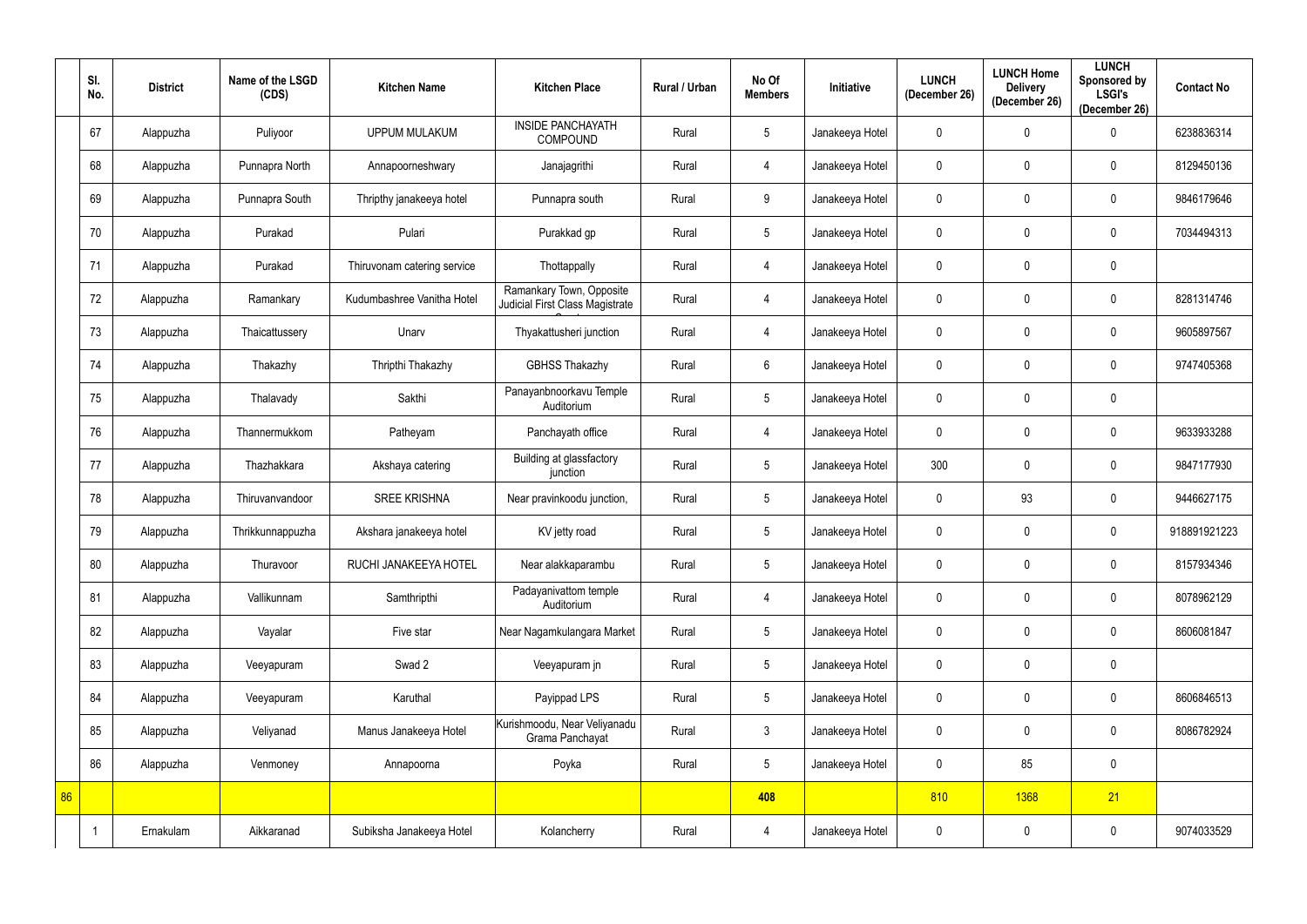|  | Sl. No. | District | Name of the LSGD (CDS) | Kitchen Name | Kitchen Place | Rural / Urban | No Of Members | Initiative | LUNCH (December 26) | LUNCH Home Delivery (December 26) | LUNCH Sponsored by LSGI's (December 26) | Contact No |
|---|---|---|---|---|---|---|---|---|---|---|---|---|
|  | 67 | Alappuzha | Puliyoor | UPPUM MULAKUM | INSIDE PANCHAYATH COMPOUND | Rural | 5 | Janakeeya Hotel | 0 | 0 | 0 | 6238836314 |
|  | 68 | Alappuzha | Punnapra North | Annapoorneshwary | Janajagrithi | Rural | 4 | Janakeeya Hotel | 0 | 0 | 0 | 8129450136 |
|  | 69 | Alappuzha | Punnapra South | Thripthy janakeeya hotel | Punnapra south | Rural | 9 | Janakeeya Hotel | 0 | 0 | 0 | 9846179646 |
|  | 70 | Alappuzha | Purakad | Pulari | Purakkad gp | Rural | 5 | Janakeeya Hotel | 0 | 0 | 0 | 7034494313 |
|  | 71 | Alappuzha | Purakad | Thiruvonam catering service | Thottappally | Rural | 4 | Janakeeya Hotel | 0 | 0 | 0 |  |
|  | 72 | Alappuzha | Ramankary | Kudumbashree Vanitha Hotel | Ramankary Town, Opposite Judicial First Class Magistrate | Rural | 4 | Janakeeya Hotel | 0 | 0 | 0 | 8281314746 |
|  | 73 | Alappuzha | Thaicattussery | Unarv | Thyakattusheri junction | Rural | 4 | Janakeeya Hotel | 0 | 0 | 0 | 9605897567 |
|  | 74 | Alappuzha | Thakazhy | Thripthi Thakazhy | GBHSS Thakazhy | Rural | 6 | Janakeeya Hotel | 0 | 0 | 0 | 9747405368 |
|  | 75 | Alappuzha | Thalavady | Sakthi | Panayanbnoorkavu Temple Auditorium | Rural | 5 | Janakeeya Hotel | 0 | 0 | 0 |  |
|  | 76 | Alappuzha | Thannermukkom | Patheyam | Panchayath office | Rural | 4 | Janakeeya Hotel | 0 | 0 | 0 | 9633933288 |
|  | 77 | Alappuzha | Thazhakkara | Akshaya catering | Building at glassfactory junction | Rural | 5 | Janakeeya Hotel | 300 | 0 | 0 | 9847177930 |
|  | 78 | Alappuzha | Thiruvanvandoor | SREE KRISHNA | Near pravinkoodu junction, | Rural | 5 | Janakeeya Hotel | 0 | 93 | 0 | 9446627175 |
|  | 79 | Alappuzha | Thrikkunnappuzha | Akshara janakeeya hotel | KV jetty road | Rural | 5 | Janakeeya Hotel | 0 | 0 | 0 | 918891921223 |
|  | 80 | Alappuzha | Thuravoor | RUCHI JANAKEEYA HOTEL | Near alakkaparambu | Rural | 5 | Janakeeya Hotel | 0 | 0 | 0 | 8157934346 |
|  | 81 | Alappuzha | Vallikunnam | Samthripthi | Padayanivattom temple Auditorium | Rural | 4 | Janakeeya Hotel | 0 | 0 | 0 | 8078962129 |
|  | 82 | Alappuzha | Vayalar | Five star | Near Nagamkulangara Market | Rural | 5 | Janakeeya Hotel | 0 | 0 | 0 | 8606081847 |
|  | 83 | Alappuzha | Veeyapuram | Swad 2 | Veeyapuram jn | Rural | 5 | Janakeeya Hotel | 0 | 0 | 0 |  |
|  | 84 | Alappuzha | Veeyapuram | Karuthal | Payippad LPS | Rural | 5 | Janakeeya Hotel | 0 | 0 | 0 | 8606846513 |
|  | 85 | Alappuzha | Veliyanad | Manus Janakeeya Hotel | Kurishmoodu, Near Veliyanadu Grama Panchayat | Rural | 3 | Janakeeya Hotel | 0 | 0 | 0 | 8086782924 |
|  | 86 | Alappuzha | Venmoney | Annapoorna | Poyka | Rural | 5 | Janakeeya Hotel | 0 | 85 | 0 |  |
| 86 |  |  |  |  |  |  | 408 |  | 810 | 1368 | 21 |  |
|  | 1 | Ernakulam | Aikkaranad | Subiksha Janakeeya Hotel | Kolancherry | Rural | 4 | Janakeeya Hotel | 0 | 0 | 0 | 9074033529 |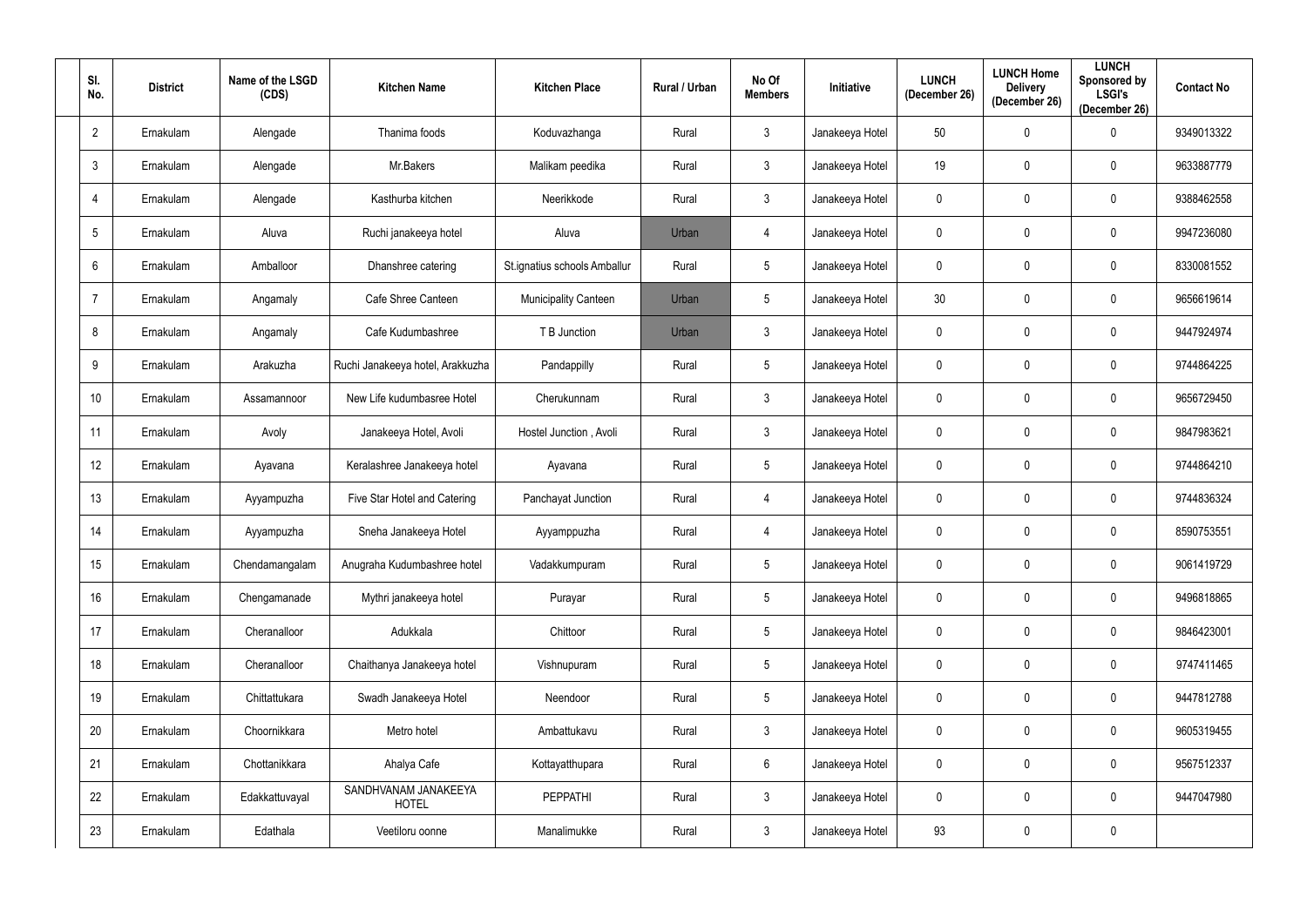| Sl. No. | District | Name of the LSGD (CDS) | Kitchen Name | Kitchen Place | Rural / Urban | No Of Members | Initiative | LUNCH (December 26) | LUNCH Home Delivery (December 26) | LUNCH Sponsored by LSGI's (December 26) | Contact No |
|---|---|---|---|---|---|---|---|---|---|---|---|
| 2 | Ernakulam | Alengade | Thanima foods | Koduvazhanga | Rural | 3 | Janakeeya Hotel | 50 | 0 | 0 | 9349013322 |
| 3 | Ernakulam | Alengade | Mr.Bakers | Malikam peedika | Rural | 3 | Janakeeya Hotel | 19 | 0 | 0 | 9633887779 |
| 4 | Ernakulam | Alengade | Kasthurba kitchen | Neerikkode | Rural | 3 | Janakeeya Hotel | 0 | 0 | 0 | 9388462558 |
| 5 | Ernakulam | Aluva | Ruchi janakeeya hotel | Aluva | Urban | 4 | Janakeeya Hotel | 0 | 0 | 0 | 9947236080 |
| 6 | Ernakulam | Amballoor | Dhanshree catering | St.ignatius schools Amballur | Rural | 5 | Janakeeya Hotel | 0 | 0 | 0 | 8330081552 |
| 7 | Ernakulam | Angamaly | Cafe Shree Canteen | Municipality Canteen | Urban | 5 | Janakeeya Hotel | 30 | 0 | 0 | 9656619614 |
| 8 | Ernakulam | Angamaly | Cafe Kudumbashree | T B Junction | Urban | 3 | Janakeeya Hotel | 0 | 0 | 0 | 9447924974 |
| 9 | Ernakulam | Arakuzha | Ruchi Janakeeya hotel, Arakkuzha | Pandappilly | Rural | 5 | Janakeeya Hotel | 0 | 0 | 0 | 9744864225 |
| 10 | Ernakulam | Assamannoor | New Life kudumbasree Hotel | Cherukunnam | Rural | 3 | Janakeeya Hotel | 0 | 0 | 0 | 9656729450 |
| 11 | Ernakulam | Avoly | Janakeeya Hotel, Avoli | Hostel Junction , Avoli | Rural | 3 | Janakeeya Hotel | 0 | 0 | 0 | 9847983621 |
| 12 | Ernakulam | Ayavana | Keralashree Janakeeya hotel | Ayavana | Rural | 5 | Janakeeya Hotel | 0 | 0 | 0 | 9744864210 |
| 13 | Ernakulam | Ayyampuzha | Five Star Hotel and Catering | Panchayat Junction | Rural | 4 | Janakeeya Hotel | 0 | 0 | 0 | 9744836324 |
| 14 | Ernakulam | Ayyampuzha | Sneha Janakeeya Hotel | Ayyamppuzha | Rural | 4 | Janakeeya Hotel | 0 | 0 | 0 | 8590753551 |
| 15 | Ernakulam | Chendamangalam | Anugraha Kudumbashree hotel | Vadakkumpuram | Rural | 5 | Janakeeya Hotel | 0 | 0 | 0 | 9061419729 |
| 16 | Ernakulam | Chengamanade | Mythri janakeeya hotel | Purayar | Rural | 5 | Janakeeya Hotel | 0 | 0 | 0 | 9496818865 |
| 17 | Ernakulam | Cheranalloor | Adukkala | Chittoor | Rural | 5 | Janakeeya Hotel | 0 | 0 | 0 | 9846423001 |
| 18 | Ernakulam | Cheranalloor | Chaithanya Janakeeya hotel | Vishnupuram | Rural | 5 | Janakeeya Hotel | 0 | 0 | 0 | 9747411465 |
| 19 | Ernakulam | Chittattukara | Swadh Janakeeya Hotel | Neendoor | Rural | 5 | Janakeeya Hotel | 0 | 0 | 0 | 9447812788 |
| 20 | Ernakulam | Choornikkara | Metro hotel | Ambattukavu | Rural | 3 | Janakeeya Hotel | 0 | 0 | 0 | 9605319455 |
| 21 | Ernakulam | Chottanikkara | Ahalya Cafe | Kottayatthupara | Rural | 6 | Janakeeya Hotel | 0 | 0 | 0 | 9567512337 |
| 22 | Ernakulam | Edakkattuvayal | SANDHVANAM JANAKEEYA HOTEL | PEPPATHI | Rural | 3 | Janakeeya Hotel | 0 | 0 | 0 | 9447047980 |
| 23 | Ernakulam | Edathala | Veetiloru oonne | Manalimukke | Rural | 3 | Janakeeya Hotel | 93 | 0 | 0 | |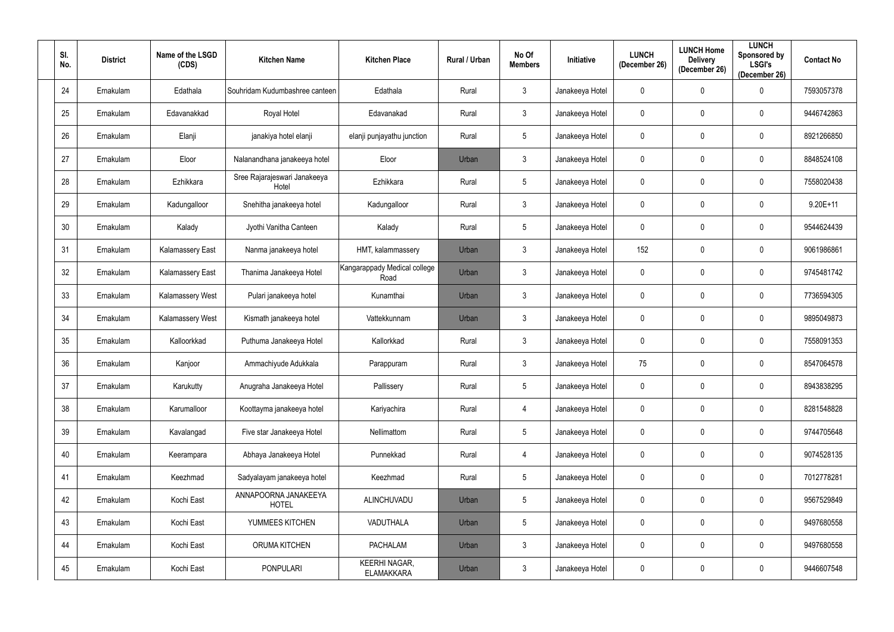| Sl. No. | District | Name of the LSGD (CDS) | Kitchen Name | Kitchen Place | Rural / Urban | No Of Members | Initiative | LUNCH (December 26) | LUNCH Home Delivery (December 26) | LUNCH Sponsored by LSGI's (December 26) | Contact No |
|---|---|---|---|---|---|---|---|---|---|---|---|
| 24 | Ernakulam | Edathala | Souhridam Kudumbashree canteen | Edathala | Rural | 3 | Janakeeya Hotel | 0 | 0 | 0 | 7593057378 |
| 25 | Ernakulam | Edavanakkad | Royal Hotel | Edavanakad | Rural | 3 | Janakeeya Hotel | 0 | 0 | 0 | 9446742863 |
| 26 | Ernakulam | Elanji | janakiya hotel elanji | elanji punjayathu junction | Rural | 5 | Janakeeya Hotel | 0 | 0 | 0 | 8921266850 |
| 27 | Ernakulam | Eloor | Nalanandhana janakeeya hotel | Eloor | Urban | 3 | Janakeeya Hotel | 0 | 0 | 0 | 8848524108 |
| 28 | Ernakulam | Ezhikkara | Sree Rajarajeswari Janakeeya Hotel | Ezhikkara | Rural | 5 | Janakeeya Hotel | 0 | 0 | 0 | 7558020438 |
| 29 | Ernakulam | Kadungalloor | Snehitha janakeeya hotel | Kadungalloor | Rural | 3 | Janakeeya Hotel | 0 | 0 | 0 | 9.20E+11 |
| 30 | Ernakulam | Kalady | Jyothi Vanitha Canteen | Kalady | Rural | 5 | Janakeeya Hotel | 0 | 0 | 0 | 9544624439 |
| 31 | Ernakulam | Kalamassery East | Nanma janakeeya hotel | HMT, kalammassery | Urban | 3 | Janakeeya Hotel | 152 | 0 | 0 | 9061986861 |
| 32 | Ernakulam | Kalamassery East | Thanima Janakeeya Hotel | Kangarappady Medical college Road | Urban | 3 | Janakeeya Hotel | 0 | 0 | 0 | 9745481742 |
| 33 | Ernakulam | Kalamassery West | Pulari janakeeya hotel | Kunamthai | Urban | 3 | Janakeeya Hotel | 0 | 0 | 0 | 7736594305 |
| 34 | Ernakulam | Kalamassery West | Kismath janakeeya hotel | Vattekkunnam | Urban | 3 | Janakeeya Hotel | 0 | 0 | 0 | 9895049873 |
| 35 | Ernakulam | Kalloorkkad | Puthuma Janakeeya Hotel | Kallorkkad | Rural | 3 | Janakeeya Hotel | 0 | 0 | 0 | 7558091353 |
| 36 | Ernakulam | Kanjoor | Ammachiyude Adukkala | Parappuram | Rural | 3 | Janakeeya Hotel | 75 | 0 | 0 | 8547064578 |
| 37 | Ernakulam | Karukutty | Anugraha Janakeeya Hotel | Pallissery | Rural | 5 | Janakeeya Hotel | 0 | 0 | 0 | 8943838295 |
| 38 | Ernakulam | Karumalloor | Koottayma janakeeya hotel | Kariyachira | Rural | 4 | Janakeeya Hotel | 0 | 0 | 0 | 8281548828 |
| 39 | Ernakulam | Kavalangad | Five star Janakeeya Hotel | Nellimattom | Rural | 5 | Janakeeya Hotel | 0 | 0 | 0 | 9744705648 |
| 40 | Ernakulam | Keerampara | Abhaya Janakeeya Hotel | Punnekkad | Rural | 4 | Janakeeya Hotel | 0 | 0 | 0 | 9074528135 |
| 41 | Ernakulam | Keezhmad | Sadyalayam janakeeya hotel | Keezhmad | Rural | 5 | Janakeeya Hotel | 0 | 0 | 0 | 7012778281 |
| 42 | Ernakulam | Kochi East | ANNAPOORNA JANAKEEYA HOTEL | ALINCHUVADU | Urban | 5 | Janakeeya Hotel | 0 | 0 | 0 | 9567529849 |
| 43 | Ernakulam | Kochi East | YUMMEES KITCHEN | VADUTHALA | Urban | 5 | Janakeeya Hotel | 0 | 0 | 0 | 9497680558 |
| 44 | Ernakulam | Kochi East | ORUMA KITCHEN | PACHALAM | Urban | 3 | Janakeeya Hotel | 0 | 0 | 0 | 9497680558 |
| 45 | Ernakulam | Kochi East | PONPULARI | KEERHI NAGAR, ELAMAKKARA | Urban | 3 | Janakeeya Hotel | 0 | 0 | 0 | 9446607548 |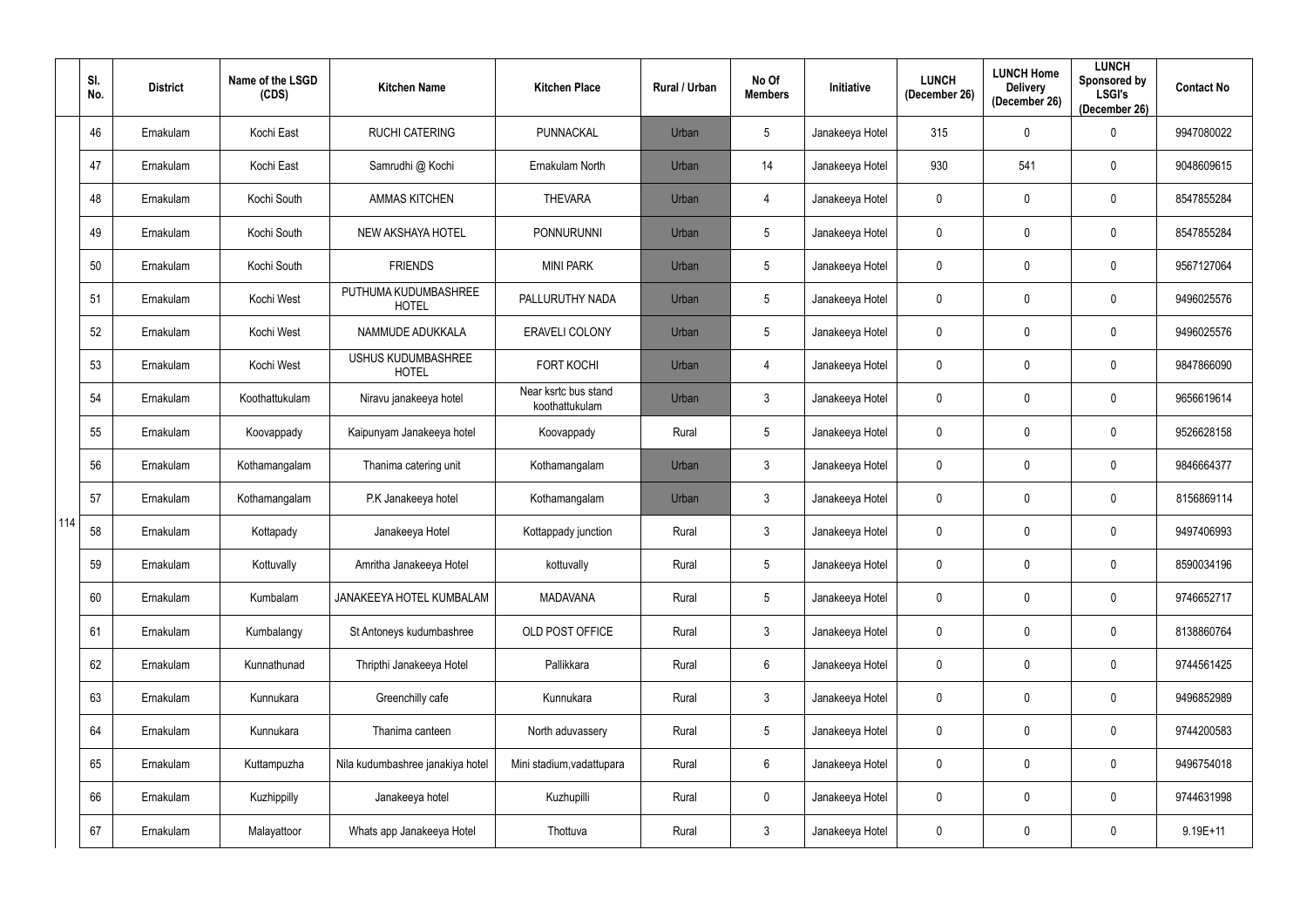| | Sl. No. | District | Name of the LSGD (CDS) | Kitchen Name | Kitchen Place | Rural / Urban | No Of Members | Initiative | LUNCH (December 26) | LUNCH Home Delivery (December 26) | LUNCH Sponsored by LSGI's (December 26) | Contact No |
|---|---|---|---|---|---|---|---|---|---|---|---|---|
| 114 | 46 | Ernakulam | Kochi East | RUCHI CATERING | PUNNACKAL | Urban | 5 | Janakeeya Hotel | 315 | 0 | 0 | 9947080022 |
| | 47 | Ernakulam | Kochi East | Samrudhi @ Kochi | Ernakulam North | Urban | 14 | Janakeeya Hotel | 930 | 541 | 0 | 9048609615 |
| | 48 | Ernakulam | Kochi South | AMMAS KITCHEN | THEVARA | Urban | 4 | Janakeeya Hotel | 0 | 0 | 0 | 8547855284 |
| | 49 | Ernakulam | Kochi South | NEW AKSHAYA HOTEL | PONNURUNNI | Urban | 5 | Janakeeya Hotel | 0 | 0 | 0 | 8547855284 |
| | 50 | Ernakulam | Kochi South | FRIENDS | MINI PARK | Urban | 5 | Janakeeya Hotel | 0 | 0 | 0 | 9567127064 |
| | 51 | Ernakulam | Kochi West | PUTHUMA KUDUMBASHREE HOTEL | PALLURUTHY NADA | Urban | 5 | Janakeeya Hotel | 0 | 0 | 0 | 9496025576 |
| | 52 | Ernakulam | Kochi West | NAMMUDE ADUKKALA | ERAVELI COLONY | Urban | 5 | Janakeeya Hotel | 0 | 0 | 0 | 9496025576 |
| | 53 | Ernakulam | Kochi West | USHUS KUDUMBASHREE HOTEL | FORT KOCHI | Urban | 4 | Janakeeya Hotel | 0 | 0 | 0 | 9847866090 |
| | 54 | Ernakulam | Koothattukulam | Niravu janakeeya hotel | Near ksrtc bus stand koothattukulam | Urban | 3 | Janakeeya Hotel | 0 | 0 | 0 | 9656619614 |
| | 55 | Ernakulam | Koovappady | Kaipunyam Janakeeya hotel | Koovappady | Rural | 5 | Janakeeya Hotel | 0 | 0 | 0 | 9526628158 |
| | 56 | Ernakulam | Kothamangalam | Thanima catering unit | Kothamangalam | Urban | 3 | Janakeeya Hotel | 0 | 0 | 0 | 9846664377 |
| | 57 | Ernakulam | Kothamangalam | P.K Janakeeya hotel | Kothamangalam | Urban | 3 | Janakeeya Hotel | 0 | 0 | 0 | 8156869114 |
| | 58 | Ernakulam | Kottapady | Janakeeya Hotel | Kottappady junction | Rural | 3 | Janakeeya Hotel | 0 | 0 | 0 | 9497406993 |
| | 59 | Ernakulam | Kottuvally | Amritha Janakeeya Hotel | kottuvally | Rural | 5 | Janakeeya Hotel | 0 | 0 | 0 | 8590034196 |
| | 60 | Ernakulam | Kumbalam | JANAKEEYA HOTEL KUMBALAM | MADAVANA | Rural | 5 | Janakeeya Hotel | 0 | 0 | 0 | 9746652717 |
| | 61 | Ernakulam | Kumbalangy | St Antoneys kudumbashree | OLD POST OFFICE | Rural | 3 | Janakeeya Hotel | 0 | 0 | 0 | 8138860764 |
| | 62 | Ernakulam | Kunnathunad | Thripthi Janakeeya Hotel | Pallikkara | Rural | 6 | Janakeeya Hotel | 0 | 0 | 0 | 9744561425 |
| | 63 | Ernakulam | Kunnukara | Greenchilly cafe | Kunnukara | Rural | 3 | Janakeeya Hotel | 0 | 0 | 0 | 9496852989 |
| | 64 | Ernakulam | Kunnukara | Thanima canteen | North aduvassery | Rural | 5 | Janakeeya Hotel | 0 | 0 | 0 | 9744200583 |
| | 65 | Ernakulam | Kuttampuzha | Nila kudumbashree janakiya hotel | Mini stadium,vadattupara | Rural | 6 | Janakeeya Hotel | 0 | 0 | 0 | 9496754018 |
| | 66 | Ernakulam | Kuzhippilly | Janakeeya hotel | Kuzhupilli | Rural | 0 | Janakeeya Hotel | 0 | 0 | 0 | 9744631998 |
| | 67 | Ernakulam | Malayattoor | Whats app Janakeeya Hotel | Thottuva | Rural | 3 | Janakeeya Hotel | 0 | 0 | 0 | 9.19E+11 |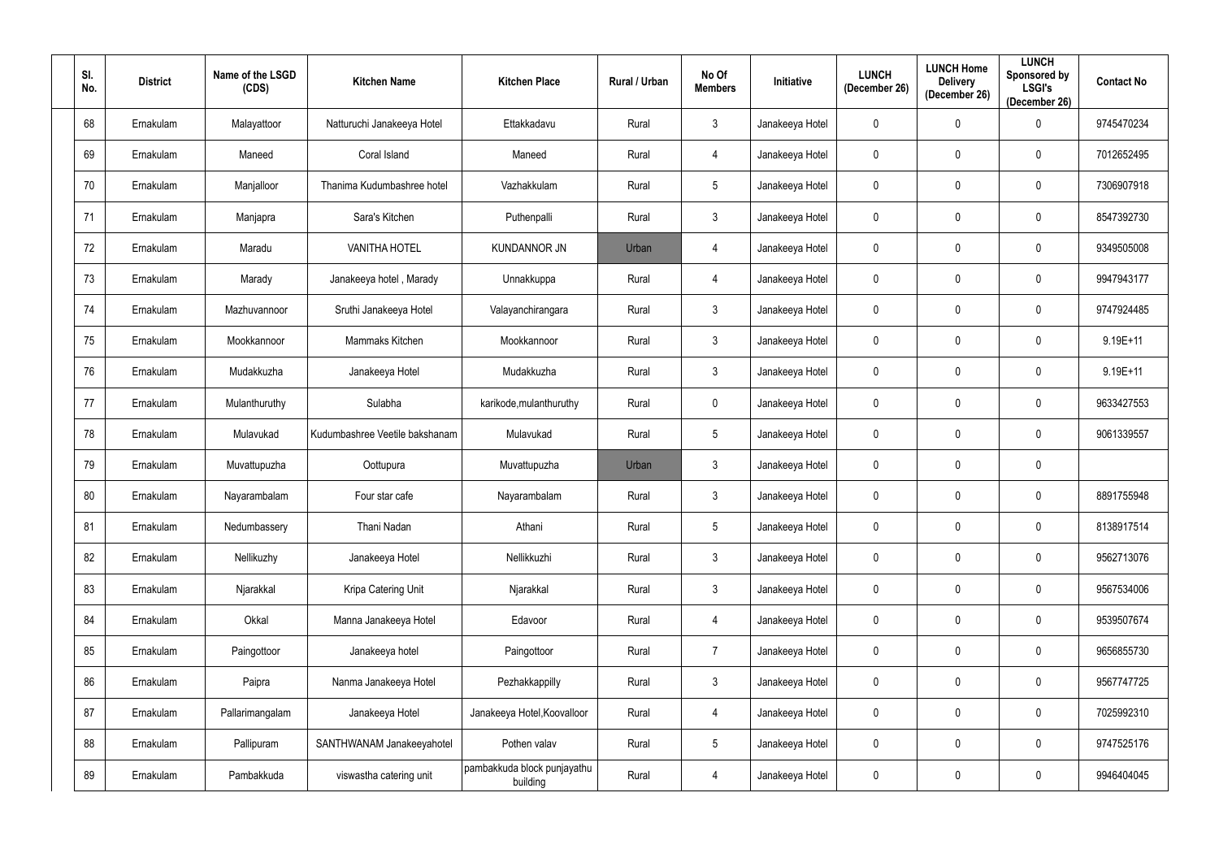| Sl. No. | District | Name of the LSGD (CDS) | Kitchen Name | Kitchen Place | Rural / Urban | No Of Members | Initiative | LUNCH (December 26) | LUNCH Home Delivery (December 26) | LUNCH Sponsored by LSGI's (December 26) | Contact No |
|---|---|---|---|---|---|---|---|---|---|---|---|
| 68 | Ernakulam | Malayattoor | Natturuchi Janakeeya Hotel | Ettakkadavu | Rural | 3 | Janakeeya Hotel | 0 | 0 | 0 | 9745470234 |
| 69 | Ernakulam | Maneed | Coral Island | Maneed | Rural | 4 | Janakeeya Hotel | 0 | 0 | 0 | 7012652495 |
| 70 | Ernakulam | Manjalloor | Thanima Kudumbashree hotel | Vazhakkulam | Rural | 5 | Janakeeya Hotel | 0 | 0 | 0 | 7306907918 |
| 71 | Ernakulam | Manjapra | Sara's Kitchen | Puthenpalli | Rural | 3 | Janakeeya Hotel | 0 | 0 | 0 | 8547392730 |
| 72 | Ernakulam | Maradu | VANITHA HOTEL | KUNDANNOR JN | Urban | 4 | Janakeeya Hotel | 0 | 0 | 0 | 9349505008 |
| 73 | Ernakulam | Marady | Janakeeya hotel , Marady | Unnakkuppa | Rural | 4 | Janakeeya Hotel | 0 | 0 | 0 | 9947943177 |
| 74 | Ernakulam | Mazhuvannoor | Sruthi Janakeeya Hotel | Valayanchirangara | Rural | 3 | Janakeeya Hotel | 0 | 0 | 0 | 9747924485 |
| 75 | Ernakulam | Mookkannoor | Mammaks Kitchen | Mookkannoor | Rural | 3 | Janakeeya Hotel | 0 | 0 | 0 | 9.19E+11 |
| 76 | Ernakulam | Mudakkuzha | Janakeeya Hotel | Mudakkuzha | Rural | 3 | Janakeeya Hotel | 0 | 0 | 0 | 9.19E+11 |
| 77 | Ernakulam | Mulanthuruthy | Sulabha | karikode,mulanthuruthy | Rural | 0 | Janakeeya Hotel | 0 | 0 | 0 | 9633427553 |
| 78 | Ernakulam | Mulavukad | Kudumbashree Veetile bakshanam | Mulavukad | Rural | 5 | Janakeeya Hotel | 0 | 0 | 0 | 9061339557 |
| 79 | Ernakulam | Muvattupuzha | Oottupura | Muvattupuzha | Urban | 3 | Janakeeya Hotel | 0 | 0 | 0 | |
| 80 | Ernakulam | Nayarambalam | Four star cafe | Nayarambalam | Rural | 3 | Janakeeya Hotel | 0 | 0 | 0 | 8891755948 |
| 81 | Ernakulam | Nedumbassery | Thani Nadan | Athani | Rural | 5 | Janakeeya Hotel | 0 | 0 | 0 | 8138917514 |
| 82 | Ernakulam | Nellikuzhy | Janakeeya Hotel | Nellikkuzhi | Rural | 3 | Janakeeya Hotel | 0 | 0 | 0 | 9562713076 |
| 83 | Ernakulam | Njarakkal | Kripa Catering Unit | Njarakkal | Rural | 3 | Janakeeya Hotel | 0 | 0 | 0 | 9567534006 |
| 84 | Ernakulam | Okkal | Manna Janakeeya Hotel | Edavoor | Rural | 4 | Janakeeya Hotel | 0 | 0 | 0 | 9539507674 |
| 85 | Ernakulam | Paingottoor | Janakeeya hotel | Paingottoor | Rural | 7 | Janakeeya Hotel | 0 | 0 | 0 | 9656855730 |
| 86 | Ernakulam | Paipra | Nanma Janakeeya Hotel | Pezhakkappilly | Rural | 3 | Janakeeya Hotel | 0 | 0 | 0 | 9567747725 |
| 87 | Ernakulam | Pallarimangalam | Janakeeya Hotel | Janakeeya Hotel,Koovalloor | Rural | 4 | Janakeeya Hotel | 0 | 0 | 0 | 7025992310 |
| 88 | Ernakulam | Pallipuram | SANTHWANAM Janakeeyahotel | Pothen valav | Rural | 5 | Janakeeya Hotel | 0 | 0 | 0 | 9747525176 |
| 89 | Ernakulam | Pambakkuda | viswastha catering unit | pambakkuda block punjayathu building | Rural | 4 | Janakeeya Hotel | 0 | 0 | 0 | 9946404045 |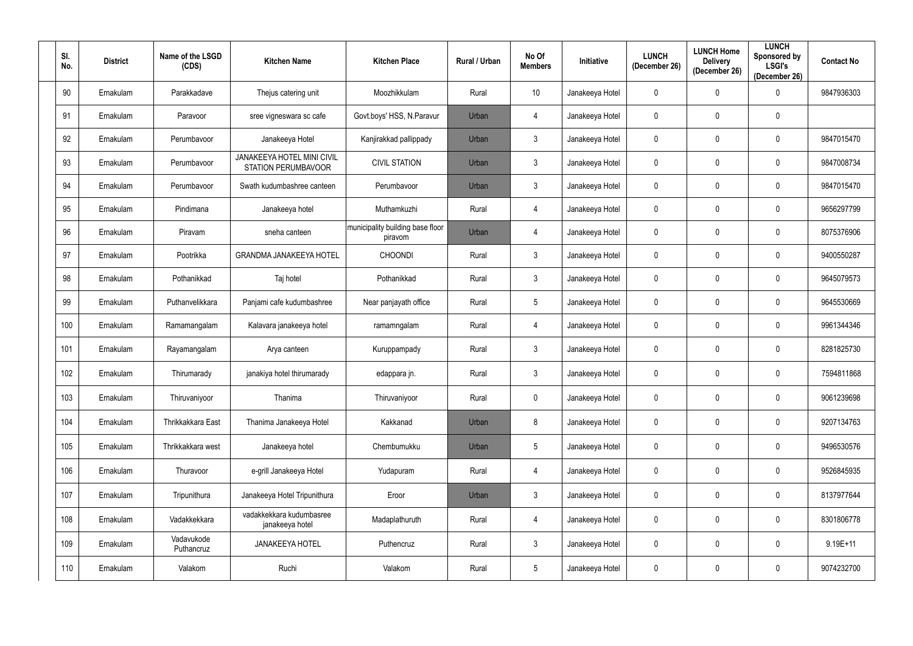| Sl. No. | District | Name of the LSGD (CDS) | Kitchen Name | Kitchen Place | Rural / Urban | No Of Members | Initiative | LUNCH (December 26) | LUNCH Home Delivery (December 26) | LUNCH Sponsored by LSGI's (December 26) | Contact No |
|---|---|---|---|---|---|---|---|---|---|---|---|
| 90 | Ernakulam | Parakkadave | Thejus catering unit | Moozhikkulam | Rural | 10 | Janakeeya Hotel | 0 | 0 | 0 | 9847936303 |
| 91 | Ernakulam | Paravoor | sree vigneswara sc cafe | Govt.boys' HSS, N.Paravur | Urban | 4 | Janakeeya Hotel | 0 | 0 | 0 | |
| 92 | Ernakulam | Perumbavoor | Janakeeya Hotel | Kanjirakkad pallippady | Urban | 3 | Janakeeya Hotel | 0 | 0 | 0 | 9847015470 |
| 93 | Ernakulam | Perumbavoor | JANAKEEYA HOTEL MINI CIVIL STATION PERUMBAVOOR | CIVIL STATION | Urban | 3 | Janakeeya Hotel | 0 | 0 | 0 | 9847008734 |
| 94 | Ernakulam | Perumbavoor | Swath kudumbashree canteen | Perumbavoor | Urban | 3 | Janakeeya Hotel | 0 | 0 | 0 | 9847015470 |
| 95 | Ernakulam | Pindimana | Janakeeya hotel | Muthamkuzhi | Rural | 4 | Janakeeya Hotel | 0 | 0 | 0 | 9656297799 |
| 96 | Ernakulam | Piravam | sneha canteen | municipality building base floor piravom | Urban | 4 | Janakeeya Hotel | 0 | 0 | 0 | 8075376906 |
| 97 | Ernakulam | Pootrikka | GRANDMA JANAKEEYA HOTEL | CHOONDI | Rural | 3 | Janakeeya Hotel | 0 | 0 | 0 | 9400550287 |
| 98 | Ernakulam | Pothanikkad | Taj hotel | Pothanikkad | Rural | 3 | Janakeeya Hotel | 0 | 0 | 0 | 9645079573 |
| 99 | Ernakulam | Puthanvelikkara | Panjami cafe kudumbashree | Near panjayath office | Rural | 5 | Janakeeya Hotel | 0 | 0 | 0 | 9645530669 |
| 100 | Ernakulam | Ramamangalam | Kalavara janakeeya hotel | ramamngalam | Rural | 4 | Janakeeya Hotel | 0 | 0 | 0 | 9961344346 |
| 101 | Ernakulam | Rayamangalam | Arya canteen | Kuruppampady | Rural | 3 | Janakeeya Hotel | 0 | 0 | 0 | 8281825730 |
| 102 | Ernakulam | Thirumarady | janakiya hotel thirumarady | edappara jn. | Rural | 3 | Janakeeya Hotel | 0 | 0 | 0 | 7594811868 |
| 103 | Ernakulam | Thiruvaniyoor | Thanima | Thiruvaniyoor | Rural | 0 | Janakeeya Hotel | 0 | 0 | 0 | 9061239698 |
| 104 | Ernakulam | Thrikkakkara East | Thanima Janakeeya Hotel | Kakkanad | Urban | 8 | Janakeeya Hotel | 0 | 0 | 0 | 9207134763 |
| 105 | Ernakulam | Thrikkakkara west | Janakeeya hotel | Chembumukku | Urban | 5 | Janakeeya Hotel | 0 | 0 | 0 | 9496530576 |
| 106 | Ernakulam | Thuravoor | e-grill Janakeeya Hotel | Yudapuram | Rural | 4 | Janakeeya Hotel | 0 | 0 | 0 | 9526845935 |
| 107 | Ernakulam | Tripunithura | Janakeeya Hotel Tripunithura | Eroor | Urban | 3 | Janakeeya Hotel | 0 | 0 | 0 | 8137977644 |
| 108 | Ernakulam | Vadakkekkara | vadakkekkara kudumbasree janakeeya hotel | Madaplathuruth | Rural | 4 | Janakeeya Hotel | 0 | 0 | 0 | 8301806778 |
| 109 | Ernakulam | Vadavukode Puthancruz | JANAKEEYA HOTEL | Puthencruz | Rural | 3 | Janakeeya Hotel | 0 | 0 | 0 | 9.19E+11 |
| 110 | Ernakulam | Valakom | Ruchi | Valakom | Rural | 5 | Janakeeya Hotel | 0 | 0 | 0 | 9074232700 |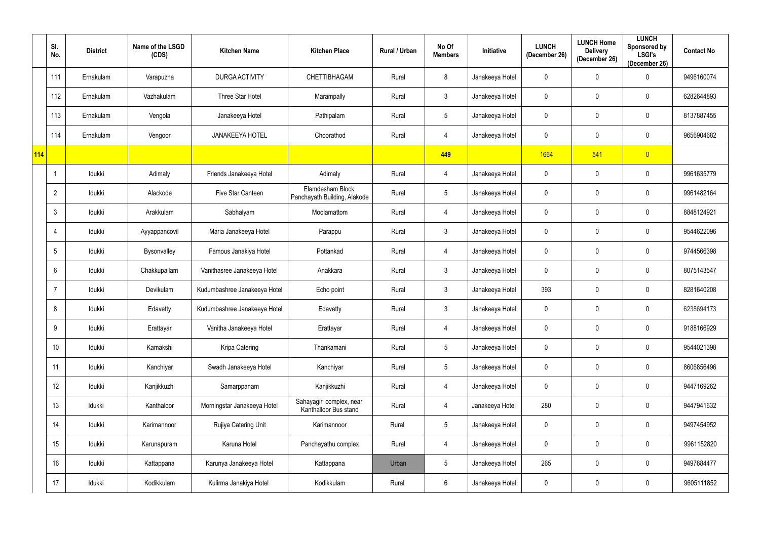|  | Sl. No. | District | Name of the LSGD (CDS) | Kitchen Name | Kitchen Place | Rural / Urban | No Of Members | Initiative | LUNCH (December 26) | LUNCH Home Delivery (December 26) | LUNCH Sponsored by LSGI's (December 26) | Contact No |
|---|---|---|---|---|---|---|---|---|---|---|---|---|
|  | 111 | Ernakulam | Varapuzha | DURGA ACTIVITY | CHETTIBHAGAM | Rural | 8 | Janakeeya Hotel | 0 | 0 | 0 | 9496160074 |
|  | 112 | Ernakulam | Vazhakulam | Three Star Hotel | Marampally | Rural | 3 | Janakeeya Hotel | 0 | 0 | 0 | 6282644893 |
|  | 113 | Ernakulam | Vengola | Janakeeya Hotel | Pathipalam | Rural | 5 | Janakeeya Hotel | 0 | 0 | 0 | 8137887455 |
|  | 114 | Ernakulam | Vengoor | JANAKEEYA HOTEL | Choorathod | Rural | 4 | Janakeeya Hotel | 0 | 0 | 0 | 9656904682 |
| 114 |  |  |  |  |  |  | 449 |  | 1664 | 541 | 0 |  |
|  | 1 | Idukki | Adimaly | Friends Janakeeya Hotel | Adimaly | Rural | 4 | Janakeeya Hotel | 0 | 0 | 0 | 9961635779 |
|  | 2 | Idukki | Alackode | Five Star Canteen | Elamdesham Block Panchayath Building, Alakode | Rural | 5 | Janakeeya Hotel | 0 | 0 | 0 | 9961482164 |
|  | 3 | Idukki | Arakkulam | Sabhalyam | Moolamattom | Rural | 4 | Janakeeya Hotel | 0 | 0 | 0 | 8848124921 |
|  | 4 | Idukki | Ayyappancovil | Maria Janakeeya Hotel | Parappu | Rural | 3 | Janakeeya Hotel | 0 | 0 | 0 | 9544622096 |
|  | 5 | Idukki | Bysonvalley | Famous Janakiya Hotel | Pottankad | Rural | 4 | Janakeeya Hotel | 0 | 0 | 0 | 9744566398 |
|  | 6 | Idukki | Chakkupallam | Vanithasree Janakeeya Hotel | Anakkara | Rural | 3 | Janakeeya Hotel | 0 | 0 | 0 | 8075143547 |
|  | 7 | Idukki | Devikulam | Kudumbashree Janakeeya Hotel | Echo point | Rural | 3 | Janakeeya Hotel | 393 | 0 | 0 | 8281640208 |
|  | 8 | Idukki | Edavetty | Kudumbashree Janakeeya Hotel | Edavetty | Rural | 3 | Janakeeya Hotel | 0 | 0 | 0 | 6238694173 |
|  | 9 | Idukki | Erattayar | Vanitha Janakeeya Hotel | Erattayar | Rural | 4 | Janakeeya Hotel | 0 | 0 | 0 | 9188166929 |
|  | 10 | Idukki | Kamakshi | Kripa Catering | Thankamani | Rural | 5 | Janakeeya Hotel | 0 | 0 | 0 | 9544021398 |
|  | 11 | Idukki | Kanchiyar | Swadh Janakeeya Hotel | Kanchiyar | Rural | 5 | Janakeeya Hotel | 0 | 0 | 0 | 8606856496 |
|  | 12 | Idukki | Kanjikkuzhi | Samarppanam | Kanjikkuzhi | Rural | 4 | Janakeeya Hotel | 0 | 0 | 0 | 9447169262 |
|  | 13 | Idukki | Kanthaloor | Morningstar Janakeeya Hotel | Sahayagiri complex, near Kanthalloor Bus stand | Rural | 4 | Janakeeya Hotel | 280 | 0 | 0 | 9447941632 |
|  | 14 | Idukki | Karimannoor | Rujiya Catering Unit | Karimannoor | Rural | 5 | Janakeeya Hotel | 0 | 0 | 0 | 9497454952 |
|  | 15 | Idukki | Karunapuram | Karuna Hotel | Panchayathu complex | Rural | 4 | Janakeeya Hotel | 0 | 0 | 0 | 9961152820 |
|  | 16 | Idukki | Kattappana | Karunya Janakeeya Hotel | Kattappana | Urban | 5 | Janakeeya Hotel | 265 | 0 | 0 | 9497684477 |
|  | 17 | Idukki | Kodikkulam | Kulirma Janakiya Hotel | Kodikkulam | Rural | 6 | Janakeeya Hotel | 0 | 0 | 0 | 9605111852 |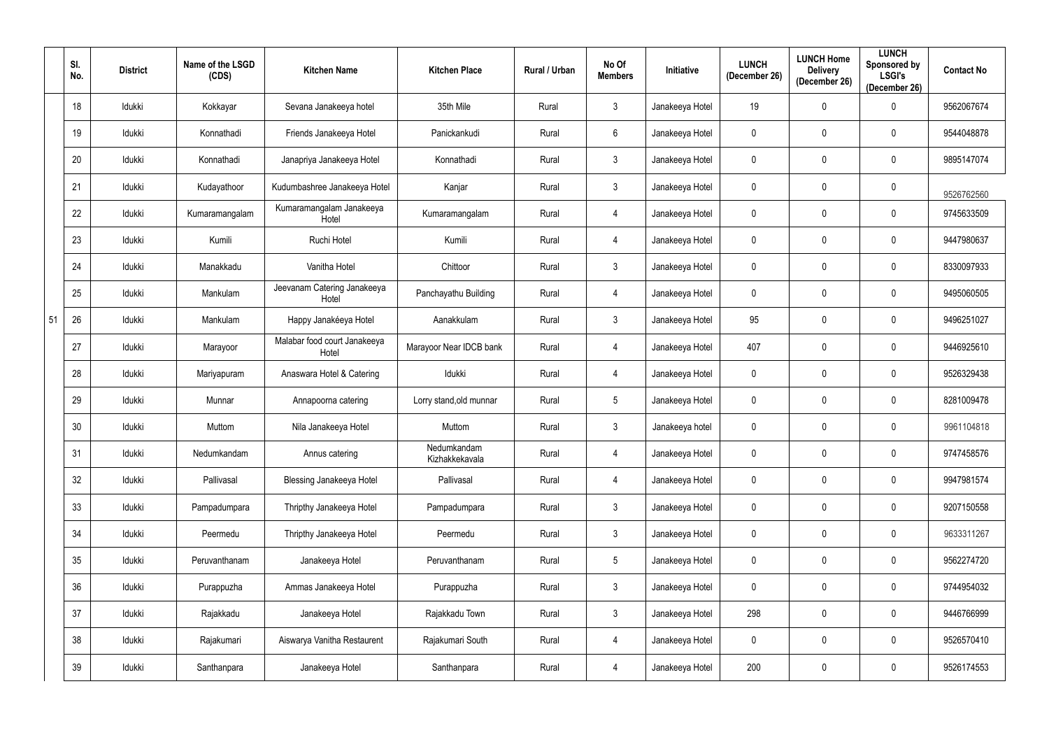|  | Sl. No. | District | Name of the LSGD (CDS) | Kitchen Name | Kitchen Place | Rural / Urban | No Of Members | Initiative | LUNCH (December 26) | LUNCH Home Delivery (December 26) | LUNCH Sponsored by LSGI's (December 26) | Contact No |
|---|---|---|---|---|---|---|---|---|---|---|---|---|
| 51 | 18 | Idukki | Kokkayar | Sevana Janakeeya hotel | 35th Mile | Rural | 3 | Janakeeya Hotel | 19 | 0 | 0 | 9562067674 |
|  | 19 | Idukki | Konnathadi | Friends Janakeeya Hotel | Panickankudi | Rural | 6 | Janakeeya Hotel | 0 | 0 | 0 | 9544048878 |
|  | 20 | Idukki | Konnathadi | Janapriya Janakeeya Hotel | Konnathadi | Rural | 3 | Janakeeya Hotel | 0 | 0 | 0 | 9895147074 |
|  | 21 | Idukki | Kudayathoor | Kudumbashree Janakeeya Hotel | Kanjar | Rural | 3 | Janakeeya Hotel | 0 | 0 | 0 | 9526762560 |
|  | 22 | Idukki | Kumaramangalam | Kumaramangalam Janakeeya Hotel | Kumaramangalam | Rural | 4 | Janakeeya Hotel | 0 | 0 | 0 | 9745633509 |
|  | 23 | Idukki | Kumili | Ruchi Hotel | Kumili | Rural | 4 | Janakeeya Hotel | 0 | 0 | 0 | 9447980637 |
|  | 24 | Idukki | Manakkadu | Vanitha Hotel | Chittoor | Rural | 3 | Janakeeya Hotel | 0 | 0 | 0 | 8330097933 |
|  | 25 | Idukki | Mankulam | Jeevanam Catering Janakeeya Hotel | Panchayathu Building | Rural | 4 | Janakeeya Hotel | 0 | 0 | 0 | 9495060505 |
|  | 26 | Idukki | Mankulam | Happy Janakéeya Hotel | Aanakkulam | Rural | 3 | Janakeeya Hotel | 95 | 0 | 0 | 9496251027 |
|  | 27 | Idukki | Marayoor | Malabar food court Janakeeya Hotel | Marayoor Near IDCB bank | Rural | 4 | Janakeeya Hotel | 407 | 0 | 0 | 9446925610 |
|  | 28 | Idukki | Mariyapuram | Anaswara Hotel & Catering | Idukki | Rural | 4 | Janakeeya Hotel | 0 | 0 | 0 | 9526329438 |
|  | 29 | Idukki | Munnar | Annapoorna catering | Lorry stand,old munnar | Rural | 5 | Janakeeya Hotel | 0 | 0 | 0 | 8281009478 |
|  | 30 | Idukki | Muttom | Nila Janakeeya Hotel | Muttom | Rural | 3 | Janakeeya hotel | 0 | 0 | 0 | 9961104818 |
|  | 31 | Idukki | Nedumkandam | Annus catering | Nedumkandam Kizhakkekavala | Rural | 4 | Janakeeya Hotel | 0 | 0 | 0 | 9747458576 |
|  | 32 | Idukki | Pallivasal | Blessing Janakeeya Hotel | Pallivasal | Rural | 4 | Janakeeya Hotel | 0 | 0 | 0 | 9947981574 |
|  | 33 | Idukki | Pampadumpara | Thripthy Janakeeya Hotel | Pampadumpara | Rural | 3 | Janakeeya Hotel | 0 | 0 | 0 | 9207150558 |
|  | 34 | Idukki | Peermedu | Thripthy Janakeeya Hotel | Peermedu | Rural | 3 | Janakeeya Hotel | 0 | 0 | 0 | 9633311267 |
|  | 35 | Idukki | Peruvanthanam | Janakeeya Hotel | Peruvanthanam | Rural | 5 | Janakeeya Hotel | 0 | 0 | 0 | 9562274720 |
|  | 36 | Idukki | Purappuzha | Ammas Janakeeya Hotel | Purappuzha | Rural | 3 | Janakeeya Hotel | 0 | 0 | 0 | 9744954032 |
|  | 37 | Idukki | Rajakkadu | Janakeeya Hotel | Rajakkadu Town | Rural | 3 | Janakeeya Hotel | 298 | 0 | 0 | 9446766999 |
|  | 38 | Idukki | Rajakumari | Aiswarya Vanitha Restaurent | Rajakumari South | Rural | 4 | Janakeeya Hotel | 0 | 0 | 0 | 9526570410 |
|  | 39 | Idukki | Santhanpara | Janakeeya Hotel | Santhanpara | Rural | 4 | Janakeeya Hotel | 200 | 0 | 0 | 9526174553 |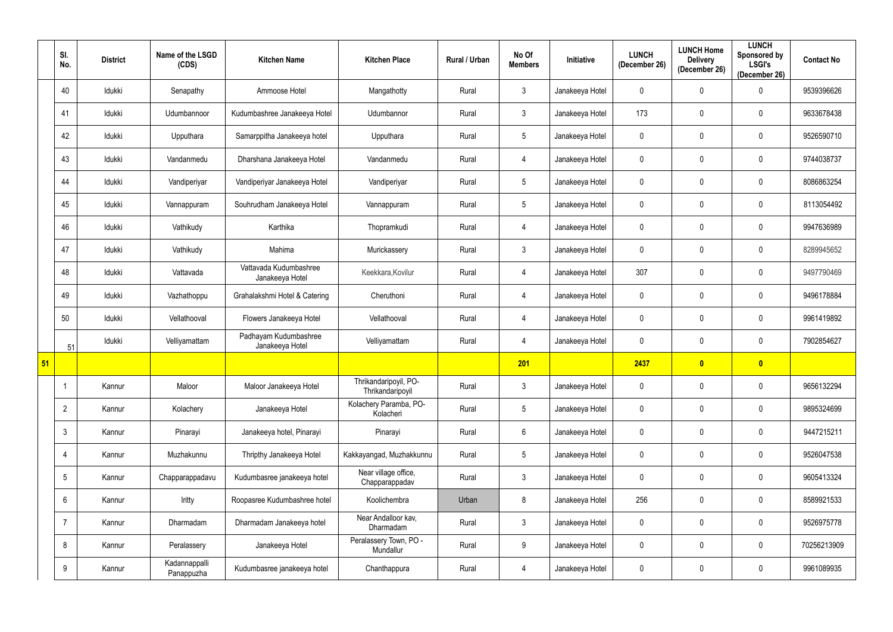| | Sl. No. | District | Name of the LSGD (CDS) | Kitchen Name | Kitchen Place | Rural / Urban | No Of Members | Initiative | LUNCH (December 26) | LUNCH Home Delivery (December 26) | LUNCH Sponsored by LSGI's (December 26) | Contact No |
|---|---|---|---|---|---|---|---|---|---|---|---|---|
| | 40 | Idukki | Senapathy | Ammoose Hotel | Mangathotty | Rural | 3 | Janakeeya Hotel | 0 | 0 | 0 | 9539396626 |
| | 41 | Idukki | Udumbannoor | Kudumbashree Janakeeya Hotel | Udumbannor | Rural | 3 | Janakeeya Hotel | 173 | 0 | 0 | 9633678438 |
| | 42 | Idukki | Upputhara | Samarppitha Janakeeya hotel | Upputhara | Rural | 5 | Janakeeya Hotel | 0 | 0 | 0 | 9526590710 |
| | 43 | Idukki | Vandanmedu | Dharshana Janakeeya Hotel | Vandanmedu | Rural | 4 | Janakeeya Hotel | 0 | 0 | 0 | 9744038737 |
| | 44 | Idukki | Vandiperiyar | Vandiperiyar Janakeeya Hotel | Vandiperiyar | Rural | 5 | Janakeeya Hotel | 0 | 0 | 0 | 8086863254 |
| | 45 | Idukki | Vannappuram | Souhrudham Janakeeya Hotel | Vannappuram | Rural | 5 | Janakeeya Hotel | 0 | 0 | 0 | 8113054492 |
| | 46 | Idukki | Vathikudy | Karthika | Thopramkudi | Rural | 4 | Janakeeya Hotel | 0 | 0 | 0 | 9947636989 |
| | 47 | Idukki | Vathikudy | Mahima | Murickassery | Rural | 3 | Janakeeya Hotel | 0 | 0 | 0 | 8289945652 |
| | 48 | Idukki | Vattavada | Vattavada Kudumbashree Janakeeya Hotel | Keekkara,Kovilur | Rural | 4 | Janakeeya Hotel | 307 | 0 | 0 | 9497790469 |
| | 49 | Idukki | Vazhathoppu | Grahalakshmi Hotel & Catering | Cheruthoni | Rural | 4 | Janakeeya Hotel | 0 | 0 | 0 | 9496178884 |
| | 50 | Idukki | Vellathooval | Flowers Janakeeya Hotel | Vellathooval | Rural | 4 | Janakeeya Hotel | 0 | 0 | 0 | 9961419892 |
| | 51 | Idukki | Velliyamattam | Padhayam Kudumbashree Janakeeya Hotel | Velliyamattam | Rural | 4 | Janakeeya Hotel | 0 | 0 | 0 | 7902854627 |
| **51** | | | | | | | **201** | | **2437** | **0** | **0** | |
| | 1 | Kannur | Maloor | Maloor Janakeeya Hotel | Thrikandaripoyil, PO-Thrikandaripoyil | Rural | 3 | Janakeeya Hotel | 0 | 0 | 0 | 9656132294 |
| | 2 | Kannur | Kolachery | Janakeeya Hotel | Kolachery Paramba, PO-Kolacheri | Rural | 5 | Janakeeya Hotel | 0 | 0 | 0 | 9895324699 |
| | 3 | Kannur | Pinarayi | Janakeeya hotel, Pinarayi | Pinarayi | Rural | 6 | Janakeeya Hotel | 0 | 0 | 0 | 9447215211 |
| | 4 | Kannur | Muzhakunnu | Thripthy Janakeeya Hotel | Kakkayangad, Muzhakkunnu | Rural | 5 | Janakeeya Hotel | 0 | 0 | 0 | 9526047538 |
| | 5 | Kannur | Chapparappadavu | Kudumbasree janakeeya hotel | Near village office, Chapparappadav | Rural | 3 | Janakeeya Hotel | 0 | 0 | 0 | 9605413324 |
| | 6 | Kannur | Iritty | Roopasree Kudumbashree hotel | Koolichembra | Urban | 8 | Janakeeya Hotel | 256 | 0 | 0 | 8589921533 |
| | 7 | Kannur | Dharmadam | Dharmadam Janakeeya hotel | Near Andalloor kav, Dharmadam | Rural | 3 | Janakeeya Hotel | 0 | 0 | 0 | 9526975778 |
| | 8 | Kannur | Peralassery | Janakeeya Hotel | Peralassery Town, PO - Mundallur | Rural | 9 | Janakeeya Hotel | 0 | 0 | 0 | 70256213909 |
| | 9 | Kannur | Kadannappalli Panappuzha | Kudumbasree janakeeya hotel | Chanthappura | Rural | 4 | Janakeeya Hotel | 0 | 0 | 0 | 9961089935 |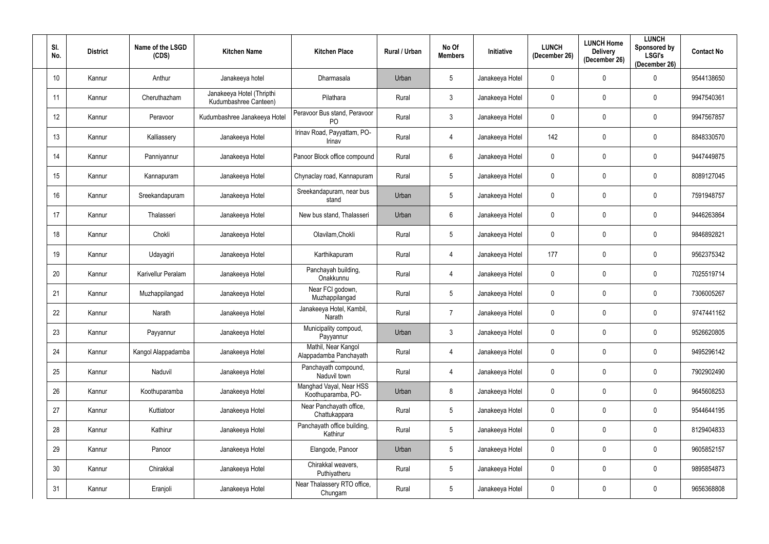| Sl. No. | District | Name of the LSGD (CDS) | Kitchen Name | Kitchen Place | Rural / Urban | No Of Members | Initiative | LUNCH (December 26) | LUNCH Home Delivery (December 26) | LUNCH Sponsored by LSGI's (December 26) | Contact No |
|---|---|---|---|---|---|---|---|---|---|---|---|
| 10 | Kannur | Anthur | Janakeeya hotel | Dharmasala | Urban | 5 | Janakeeya Hotel | 0 | 0 | 0 | 9544138650 |
| 11 | Kannur | Cheruthazham | Janakeeya Hotel (Thripthi Kudumbashree Canteen) | Pilathara | Rural | 3 | Janakeeya Hotel | 0 | 0 | 0 | 9947540361 |
| 12 | Kannur | Peravoor | Kudumbashree Janakeeya Hotel | Peravoor Bus stand, Peravoor PO | Rural | 3 | Janakeeya Hotel | 0 | 0 | 0 | 9947567857 |
| 13 | Kannur | Kalliassery | Janakeeya Hotel | Irinav Road, Payyattam, PO-Irinav | Rural | 4 | Janakeeya Hotel | 142 | 0 | 0 | 8848330570 |
| 14 | Kannur | Panniyannur | Janakeeya Hotel | Panoor Block office compound | Rural | 6 | Janakeeya Hotel | 0 | 0 | 0 | 9447449875 |
| 15 | Kannur | Kannapuram | Janakeeya Hotel | Chynaclay road, Kannapuram | Rural | 5 | Janakeeya Hotel | 0 | 0 | 0 | 8089127045 |
| 16 | Kannur | Sreekandapuram | Janakeeya Hotel | Sreekandapuram, near bus stand | Urban | 5 | Janakeeya Hotel | 0 | 0 | 0 | 7591948757 |
| 17 | Kannur | Thalasseri | Janakeeya Hotel | New bus stand, Thalasseri | Urban | 6 | Janakeeya Hotel | 0 | 0 | 0 | 9446263864 |
| 18 | Kannur | Chokli | Janakeeya Hotel | Olavilam,Chokli | Rural | 5 | Janakeeya Hotel | 0 | 0 | 0 | 9846892821 |
| 19 | Kannur | Udayagiri | Janakeeya Hotel | Karthikapuram | Rural | 4 | Janakeeya Hotel | 177 | 0 | 0 | 9562375342 |
| 20 | Kannur | Karivellur Peralam | Janakeeya Hotel | Panchayah building, Onakkunnu | Rural | 4 | Janakeeya Hotel | 0 | 0 | 0 | 7025519714 |
| 21 | Kannur | Muzhappilangad | Janakeeya Hotel | Near FCI godown, Muzhappilangad | Rural | 5 | Janakeeya Hotel | 0 | 0 | 0 | 7306005267 |
| 22 | Kannur | Narath | Janakeeya Hotel | Janakeeya Hotel, Kambil, Narath | Rural | 7 | Janakeeya Hotel | 0 | 0 | 0 | 9747441162 |
| 23 | Kannur | Payyannur | Janakeeya Hotel | Municipality compoud, Payyannur | Urban | 3 | Janakeeya Hotel | 0 | 0 | 0 | 9526620805 |
| 24 | Kannur | Kangol Alappadamba | Janakeeya Hotel | Mathil, Near Kangol Alappadamba Panchayath | Rural | 4 | Janakeeya Hotel | 0 | 0 | 0 | 9495296142 |
| 25 | Kannur | Naduvil | Janakeeya Hotel | Panchayath compound, Naduvil town | Rural | 4 | Janakeeya Hotel | 0 | 0 | 0 | 7902902490 |
| 26 | Kannur | Koothuparamba | Janakeeya Hotel | Manghad Vayal, Near HSS Koothuparamba, PO- | Urban | 8 | Janakeeya Hotel | 0 | 0 | 0 | 9645608253 |
| 27 | Kannur | Kuttiatoor | Janakeeya Hotel | Near Panchayath office, Chattukappara | Rural | 5 | Janakeeya Hotel | 0 | 0 | 0 | 9544644195 |
| 28 | Kannur | Kathirur | Janakeeya Hotel | Panchayath office building, Kathirur | Rural | 5 | Janakeeya Hotel | 0 | 0 | 0 | 8129404833 |
| 29 | Kannur | Panoor | Janakeeya Hotel | Elangode, Panoor | Urban | 5 | Janakeeya Hotel | 0 | 0 | 0 | 9605852157 |
| 30 | Kannur | Chirakkal | Janakeeya Hotel | Chirakkal weavers, Puthiyatheru | Rural | 5 | Janakeeya Hotel | 0 | 0 | 0 | 9895854873 |
| 31 | Kannur | Eranjoli | Janakeeya Hotel | Near Thalassery RTO office, Chungam | Rural | 5 | Janakeeya Hotel | 0 | 0 | 0 | 9656368808 |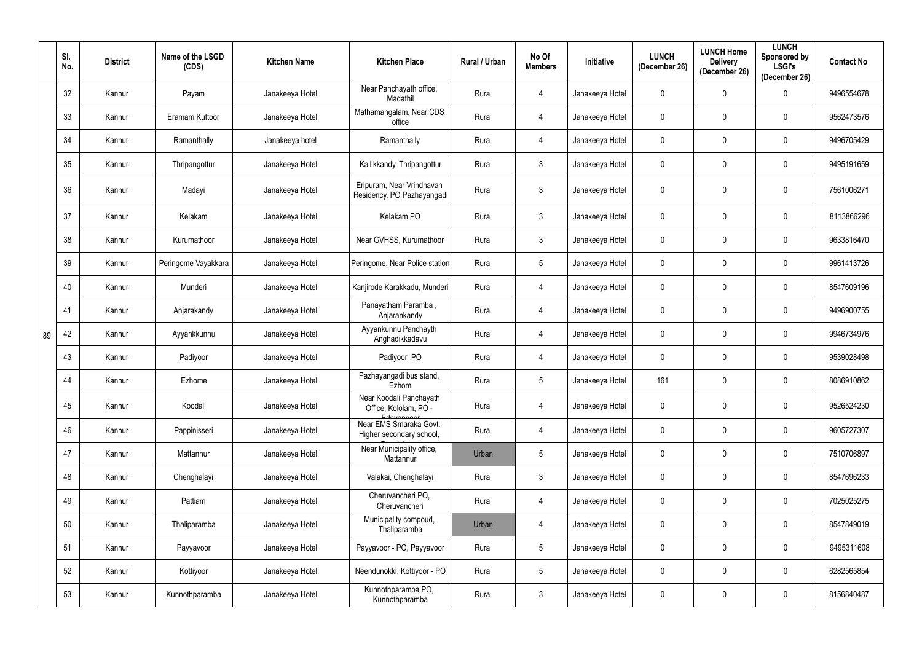| | Sl. No. | District | Name of the LSGD (CDS) | Kitchen Name | Kitchen Place | Rural / Urban | No Of Members | Initiative | LUNCH (December 26) | LUNCH Home Delivery (December 26) | LUNCH Sponsored by LSGI's (December 26) | Contact No |
|---|---|---|---|---|---|---|---|---|---|---|---|---|
| 89 | 32 | Kannur | Payam | Janakeeya Hotel | Near Panchayath office, Madathil | Rural | 4 | Janakeeya Hotel | 0 | 0 | 0 | 9496554678 |
| | 33 | Kannur | Eramam Kuttoor | Janakeeya Hotel | Mathamangalam, Near CDS office | Rural | 4 | Janakeeya Hotel | 0 | 0 | 0 | 9562473576 |
| | 34 | Kannur | Ramanthally | Janakeeya hotel | Ramanthally | Rural | 4 | Janakeeya Hotel | 0 | 0 | 0 | 9496705429 |
| | 35 | Kannur | Thripangottur | Janakeeya Hotel | Kallikkandy, Thripangottur | Rural | 3 | Janakeeya Hotel | 0 | 0 | 0 | 9495191659 |
| | 36 | Kannur | Madayi | Janakeeya Hotel | Eripuram, Near Vrindhavan Residency, PO Pazhayangadi | Rural | 3 | Janakeeya Hotel | 0 | 0 | 0 | 7561006271 |
| | 37 | Kannur | Kelakam | Janakeeya Hotel | Kelakam PO | Rural | 3 | Janakeeya Hotel | 0 | 0 | 0 | 8113866296 |
| | 38 | Kannur | Kurumathoor | Janakeeya Hotel | Near GVHSS, Kurumathoor | Rural | 3 | Janakeeya Hotel | 0 | 0 | 0 | 9633816470 |
| | 39 | Kannur | Peringome Vayakkara | Janakeeya Hotel | Peringome, Near Police station | Rural | 5 | Janakeeya Hotel | 0 | 0 | 0 | 9961413726 |
| | 40 | Kannur | Munderi | Janakeeya Hotel | Kanjirode Karakkadu, Munderi | Rural | 4 | Janakeeya Hotel | 0 | 0 | 0 | 8547609196 |
| | 41 | Kannur | Anjarakandy | Janakeeya Hotel | Panayatham Paramba , Anjarankandy | Rural | 4 | Janakeeya Hotel | 0 | 0 | 0 | 9496900755 |
| | 42 | Kannur | Ayyankkunnu | Janakeeya Hotel | Ayyankunnu Panchayth Anghadikkadavu | Rural | 4 | Janakeeya Hotel | 0 | 0 | 0 | 9946734976 |
| | 43 | Kannur | Padiyoor | Janakeeya Hotel | Padiyoor PO | Rural | 4 | Janakeeya Hotel | 0 | 0 | 0 | 9539028498 |
| | 44 | Kannur | Ezhome | Janakeeya Hotel | Pazhayangadi bus stand, Ezhom | Rural | 5 | Janakeeya Hotel | 161 | 0 | 0 | 8086910862 |
| | 45 | Kannur | Koodali | Janakeeya Hotel | Near Koodali Panchayath Office, Kololam, PO - Edavannoor | Rural | 4 | Janakeeya Hotel | 0 | 0 | 0 | 9526524230 |
| | 46 | Kannur | Pappinisseri | Janakeeya Hotel | Near EMS Smaraka Govt. Higher secondary school, | Rural | 4 | Janakeeya Hotel | 0 | 0 | 0 | 9605727307 |
| | 47 | Kannur | Mattannur | Janakeeya Hotel | Near Municipality office, Mattannur | Urban | 5 | Janakeeya Hotel | 0 | 0 | 0 | 7510706897 |
| | 48 | Kannur | Chenghalayi | Janakeeya Hotel | Valakai, Chenghalayi | Rural | 3 | Janakeeya Hotel | 0 | 0 | 0 | 8547696233 |
| | 49 | Kannur | Pattiam | Janakeeya Hotel | Cheruvancheri PO, Cheruvancheri | Rural | 4 | Janakeeya Hotel | 0 | 0 | 0 | 7025025275 |
| | 50 | Kannur | Thaliparamba | Janakeeya Hotel | Municipality compoud, Thaliparamba | Urban | 4 | Janakeeya Hotel | 0 | 0 | 0 | 8547849019 |
| | 51 | Kannur | Payyavoor | Janakeeya Hotel | Payyavoor - PO, Payyavoor | Rural | 5 | Janakeeya Hotel | 0 | 0 | 0 | 9495311608 |
| | 52 | Kannur | Kottiyoor | Janakeeya Hotel | Neendunokki, Kottiyoor - PO | Rural | 5 | Janakeeya Hotel | 0 | 0 | 0 | 6282565854 |
| | 53 | Kannur | Kunnothparamba | Janakeeya Hotel | Kunnothparamba PO, Kunnothparamba | Rural | 3 | Janakeeya Hotel | 0 | 0 | 0 | 8156840487 |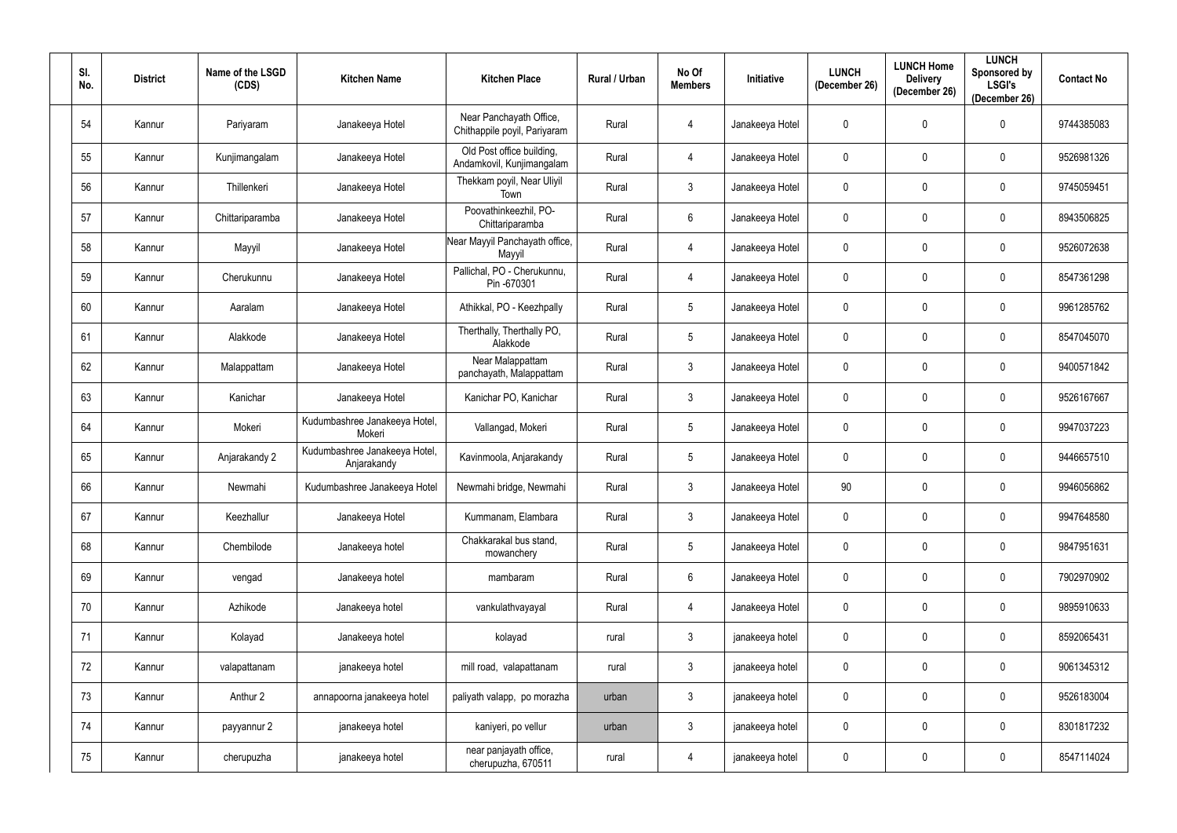| Sl. No. | District | Name of the LSGD (CDS) | Kitchen Name | Kitchen Place | Rural / Urban | No Of Members | Initiative | LUNCH (December 26) | LUNCH Home Delivery (December 26) | LUNCH Sponsored by LSGI's (December 26) | Contact No |
|---|---|---|---|---|---|---|---|---|---|---|---|
| 54 | Kannur | Pariyaram | Janakeeya Hotel | Near Panchayath Office, Chithappile poyil, Pariyaram | Rural | 4 | Janakeeya Hotel | 0 | 0 | 0 | 9744385083 |
| 55 | Kannur | Kunjimangalam | Janakeeya Hotel | Old Post office building, Andamkovil, Kunjimangalam | Rural | 4 | Janakeeya Hotel | 0 | 0 | 0 | 9526981326 |
| 56 | Kannur | Thillenkeri | Janakeeya Hotel | Thekkam poyil, Near Uliyil Town | Rural | 3 | Janakeeya Hotel | 0 | 0 | 0 | 9745059451 |
| 57 | Kannur | Chittariparamba | Janakeeya Hotel | Poovathinkeezhil, PO-Chittariparamba | Rural | 6 | Janakeeya Hotel | 0 | 0 | 0 | 8943506825 |
| 58 | Kannur | Mayyil | Janakeeya Hotel | Near Mayyil Panchayath office, Mayyil | Rural | 4 | Janakeeya Hotel | 0 | 0 | 0 | 9526072638 |
| 59 | Kannur | Cherukunnu | Janakeeya Hotel | Pallichal, PO - Cherukunnu, Pin -670301 | Rural | 4 | Janakeeya Hotel | 0 | 0 | 0 | 8547361298 |
| 60 | Kannur | Aaralam | Janakeeya Hotel | Athikkal, PO - Keezhpally | Rural | 5 | Janakeeya Hotel | 0 | 0 | 0 | 9961285762 |
| 61 | Kannur | Alakkode | Janakeeya Hotel | Therthally, Therthally PO, Alakkode | Rural | 5 | Janakeeya Hotel | 0 | 0 | 0 | 8547045070 |
| 62 | Kannur | Malappattam | Janakeeya Hotel | Near Malappattam panchayath, Malappattam | Rural | 3 | Janakeeya Hotel | 0 | 0 | 0 | 9400571842 |
| 63 | Kannur | Kanichar | Janakeeya Hotel | Kanichar PO, Kanichar | Rural | 3 | Janakeeya Hotel | 0 | 0 | 0 | 9526167667 |
| 64 | Kannur | Mokeri | Kudumbashree Janakeeya Hotel, Mokeri | Vallangad, Mokeri | Rural | 5 | Janakeeya Hotel | 0 | 0 | 0 | 9947037223 |
| 65 | Kannur | Anjarakandy 2 | Kudumbashree Janakeeya Hotel, Anjarakandy | Kavinmoola, Anjarakandy | Rural | 5 | Janakeeya Hotel | 0 | 0 | 0 | 9446657510 |
| 66 | Kannur | Newmahi | Kudumbashree Janakeeya Hotel | Newmahi bridge, Newmahi | Rural | 3 | Janakeeya Hotel | 90 | 0 | 0 | 9946056862 |
| 67 | Kannur | Keezhallur | Janakeeya Hotel | Kummanam, Elambara | Rural | 3 | Janakeeya Hotel | 0 | 0 | 0 | 9947648580 |
| 68 | Kannur | Chembilode | Janakeeya hotel | Chakkarakal bus stand, mowanchery | Rural | 5 | Janakeeya Hotel | 0 | 0 | 0 | 9847951631 |
| 69 | Kannur | vengad | Janakeeya hotel | mambaram | Rural | 6 | Janakeeya Hotel | 0 | 0 | 0 | 7902970902 |
| 70 | Kannur | Azhikode | Janakeeya hotel | vankulathvayayal | Rural | 4 | Janakeeya Hotel | 0 | 0 | 0 | 9895910633 |
| 71 | Kannur | Kolayad | Janakeeya hotel | kolayad | rural | 3 | janakeeya hotel | 0 | 0 | 0 | 8592065431 |
| 72 | Kannur | valapattanam | janakeeya hotel | mill road, valapattanam | rural | 3 | janakeeya hotel | 0 | 0 | 0 | 9061345312 |
| 73 | Kannur | Anthur 2 | annapoorna janakeeya hotel | paliyath valapp, po morazha | urban | 3 | janakeeya hotel | 0 | 0 | 0 | 9526183004 |
| 74 | Kannur | payyannur 2 | janakeeya hotel | kaniyeri, po vellur | urban | 3 | janakeeya hotel | 0 | 0 | 0 | 8301817232 |
| 75 | Kannur | cherupuzha | janakeeya hotel | near panjayath office, cherupuzha, 670511 | rural | 4 | janakeeya hotel | 0 | 0 | 0 | 8547114024 |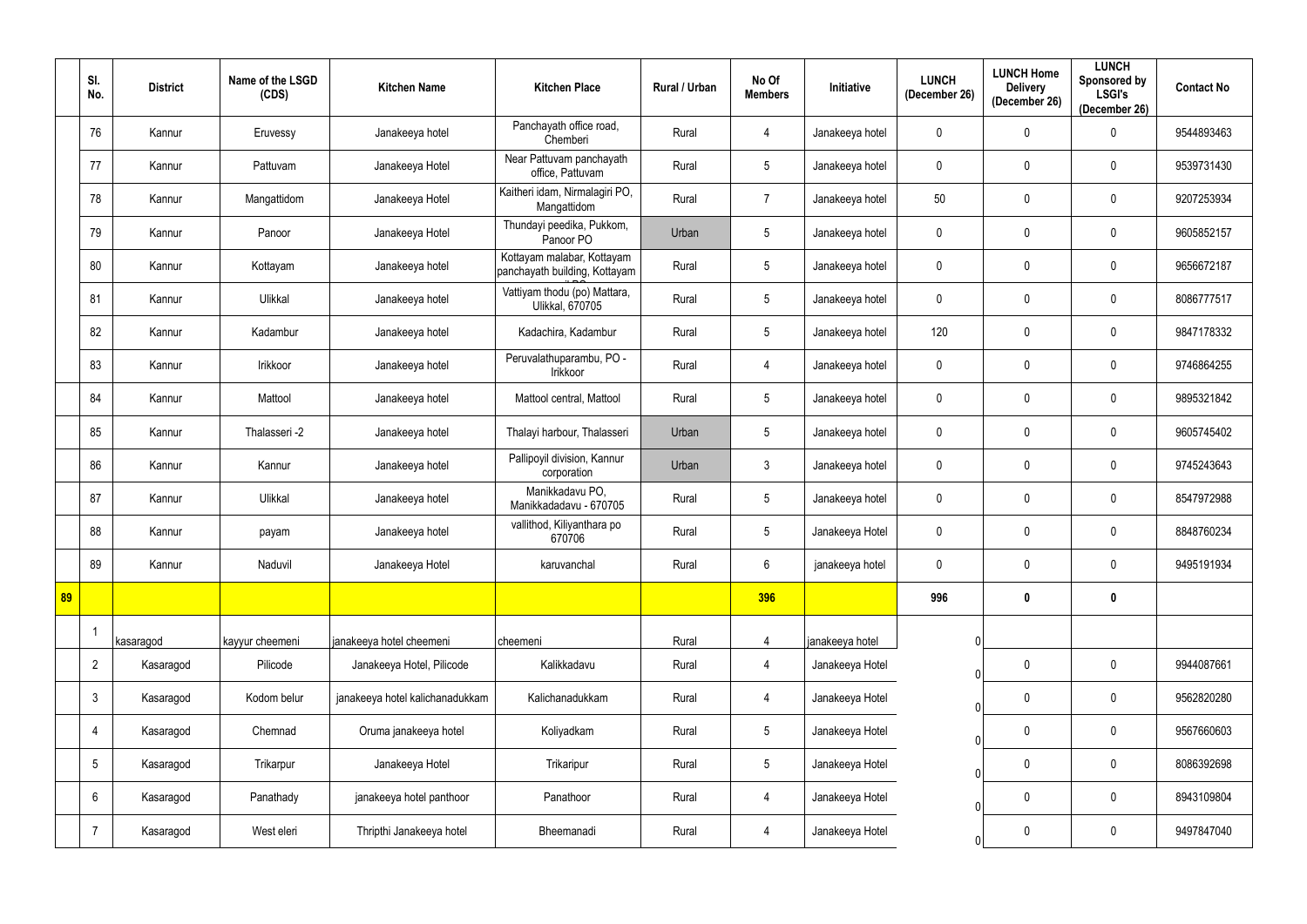| | Sl. No. | District | Name of the LSGD (CDS) | Kitchen Name | Kitchen Place | Rural / Urban | No Of Members | Initiative | LUNCH (December 26) | LUNCH Home Delivery (December 26) | LUNCH Sponsored by LSGI's (December 26) | Contact No |
|---|---|---|---|---|---|---|---|---|---|---|---|---|
| | 76 | Kannur | Eruvessy | Janakeeya hotel | Panchayath office road, Chemberi | Rural | 4 | Janakeeya hotel | 0 | 0 | 0 | 9544893463 |
| | 77 | Kannur | Pattuvam | Janakeeya Hotel | Near Pattuvam panchayath office, Pattuvam | Rural | 5 | Janakeeya hotel | 0 | 0 | 0 | 9539731430 |
| | 78 | Kannur | Mangattidom | Janakeeya Hotel | Kaitheri idam, Nirmalagiri PO, Mangattidom | Rural | 7 | Janakeeya hotel | 50 | 0 | 0 | 9207253934 |
| | 79 | Kannur | Panoor | Janakeeya Hotel | Thundayi peedika, Pukkom, Panoor PO | Urban | 5 | Janakeeya hotel | 0 | 0 | 0 | 9605852157 |
| | 80 | Kannur | Kottayam | Janakeeya hotel | Kottayam malabar, Kottayam panchayath building, Kottayam | Rural | 5 | Janakeeya hotel | 0 | 0 | 0 | 9656672187 |
| | 81 | Kannur | Ulikkal | Janakeeya hotel | Vattiyam thodu (po) Mattara, Ulikkal, 670705 | Rural | 5 | Janakeeya hotel | 0 | 0 | 0 | 8086777517 |
| | 82 | Kannur | Kadambur | Janakeeya hotel | Kadachira, Kadambur | Rural | 5 | Janakeeya hotel | 120 | 0 | 0 | 9847178332 |
| | 83 | Kannur | Irikkoor | Janakeeya hotel | Peruvalathuparambu, PO - Irikkoor | Rural | 4 | Janakeeya hotel | 0 | 0 | 0 | 9746864255 |
| | 84 | Kannur | Mattool | Janakeeya hotel | Mattool central, Mattool | Rural | 5 | Janakeeya hotel | 0 | 0 | 0 | 9895321842 |
| | 85 | Kannur | Thalasseri -2 | Janakeeya hotel | Thalayi harbour, Thalasseri | Urban | 5 | Janakeeya hotel | 0 | 0 | 0 | 9605745402 |
| | 86 | Kannur | Kannur | Janakeeya hotel | Pallipoyil division, Kannur corporation | Urban | 3 | Janakeeya hotel | 0 | 0 | 0 | 9745243643 |
| | 87 | Kannur | Ulikkal | Janakeeya hotel | Manikkadavu PO, Manikkadadavu - 670705 | Rural | 5 | Janakeeya hotel | 0 | 0 | 0 | 8547972988 |
| | 88 | Kannur | payam | Janakeeya hotel | vallithod, Kiliyanthara po 670706 | Rural | 5 | Janakeeya Hotel | 0 | 0 | 0 | 8848760234 |
| | 89 | Kannur | Naduvil | Janakeeya Hotel | karuvanchal | Rural | 6 | janakeeya hotel | 0 | 0 | 0 | 9495191934 |
| **89** | | | | | | | **396** | | **996** | **0** | **0** | |
| | 1 | kasaragod | kayyur cheemeni | janakeeya hotel cheemeni | cheemeni | Rural | 4 | janakeeya hotel | 0 | | | |
| | 2 | Kasaragod | Pilicode | Janakeeya Hotel, Pilicode | Kalikkadavu | Rural | 4 | Janakeeya Hotel | 0 | 0 | 0 | 9944087661 |
| | 3 | Kasaragod | Kodom belur | janakeeya hotel kalichanadukkam | Kalichanadukkam | Rural | 4 | Janakeeya Hotel | 0 | 0 | 0 | 9562820280 |
| | 4 | Kasaragod | Chemnad | Oruma janakeeya hotel | Koliyadkam | Rural | 5 | Janakeeya Hotel | 0 | 0 | 0 | 9567660603 |
| | 5 | Kasaragod | Trikarpur | Janakeeya Hotel | Trikaripur | Rural | 5 | Janakeeya Hotel | 0 | 0 | 0 | 8086392698 |
| | 6 | Kasaragod | Panathady | janakeeya hotel panthoor | Panathoor | Rural | 4 | Janakeeya Hotel | 0 | 0 | 0 | 8943109804 |
| | 7 | Kasaragod | West eleri | Thripthi Janakeeya hotel | Bheemanadi | Rural | 4 | Janakeeya Hotel | 0 | 0 | 0 | 9497847040 |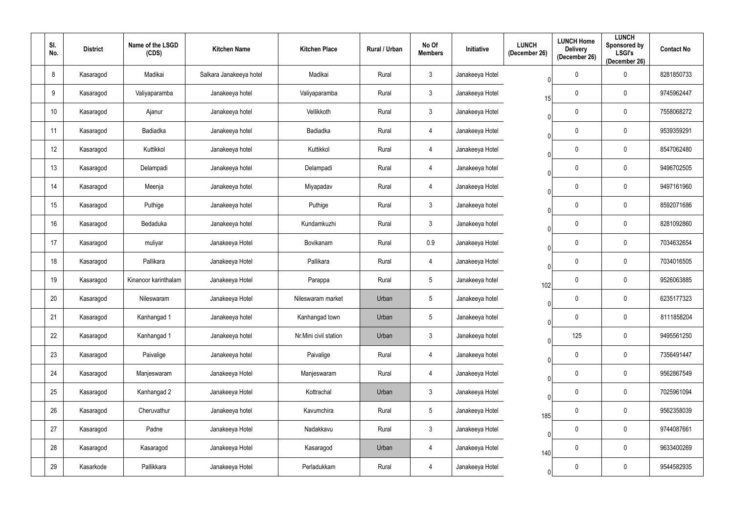| Sl. No. | District | Name of the LSGD (CDS) | Kitchen Name | Kitchen Place | Rural / Urban | No Of Members | Initiative | LUNCH (December 26) | LUNCH Home Delivery (December 26) | LUNCH Sponsored by LSGI's (December 26) | Contact No |
|---|---|---|---|---|---|---|---|---|---|---|---|
| 8 | Kasaragod | Madikai | Salkara Janakeeya hotel | Madikai | Rural | 3 | Janakeeya Hotel | 0 | 0 | 0 | 8281850733 |
| 9 | Kasaragod | Valiyaparamba | Janakeeya hotel | Valiyaparamba | Rural | 3 | Janakeeya Hotel | 15 | 0 | 0 | 9745962447 |
| 10 | Kasaragod | Ajanur | Janakeeya hotel | Vellikkoth | Rural | 3 | Janakeeya Hotel | 0 | 0 | 0 | 7558068272 |
| 11 | Kasaragod | Badiadka | Janakeeya hotel | Badiadka | Rural | 4 | Janakeeya Hotel | 0 | 0 | 0 | 9539359291 |
| 12 | Kasaragod | Kuttikkol | Janakeeya hotel | Kuttikkol | Rural | 4 | Janakeeya Hotel | 0 | 0 | 0 | 8547062480 |
| 13 | Kasaragod | Delampadi | Janakeeya hotel | Delampadi | Rural | 4 | Janakeeya hotel | 0 | 0 | 0 | 9496702505 |
| 14 | Kasaragod | Meenja | Janakeeya hotel | Miyapadav | Rural | 4 | Janakeeya Hotel | 0 | 0 | 0 | 9497161960 |
| 15 | Kasaragod | Puthige | Janakeeya hotel | Puthige | Rural | 3 | Janakeeya hotel | 0 | 0 | 0 | 8592071686 |
| 16 | Kasaragod | Bedaduka | Janakeeya hotel | Kundamkuzhi | Rural | 3 | Janakeeya hotel | 0 | 0 | 0 | 8281092860 |
| 17 | Kasaragod | muliyar | Janakeeya Hotel | Bovikanam | Rural | 0.9 | Janakeeya Hotel | 0 | 0 | 0 | 7034632654 |
| 18 | Kasaragod | Pallikara | Janakeeya Hotel | Pallikara | Rural | 4 | Janakeeya Hotel | 0 | 0 | 0 | 7034016505 |
| 19 | Kasaragod | Kinanoor karinthalam | Janakeeya Hotel | Parappa | Rural | 5 | Janakeeya hotel | 102 | 0 | 0 | 9526063885 |
| 20 | Kasaragod | Nileswaram | Janakeeya Hotel | Nileswaram market | Urban | 5 | Janakeeya hotel | 0 | 0 | 0 | 6235177323 |
| 21 | Kasaragod | Kanhangad 1 | Janakeeya hotel | Kanhangad town | Urban | 5 | Janakeeya hotel | 0 | 0 | 0 | 8111858204 |
| 22 | Kasaragod | Kanhangad 1 | Janakeeya hotel | Nr.Mini civil station | Urban | 3 | Janakeeya hotel | 0 | 125 | 0 | 9495561250 |
| 23 | Kasaragod | Paivalige | Janakeeya hotel | Paivalige | Rural | 4 | Janakeeya hotel | 0 | 0 | 0 | 7356491447 |
| 24 | Kasaragod | Manjeswaram | Janakeeya Hotel | Manjeswaram | Rural | 4 | Janakeeya Hotel | 0 | 0 | 0 | 9562867549 |
| 25 | Kasaragod | Kanhangad 2 | Janakeeya Hotel | Kottrachal | Urban | 3 | Janakeeya Hotel | 0 | 0 | 0 | 7025961094 |
| 26 | Kasaragod | Cheruvathur | Janakeeya hotel | Kavumchira | Rural | 5 | Janakeeya Hotel | 185 | 0 | 0 | 9562358039 |
| 27 | Kasaragod | Padne | Janakeeya Hotel | Nadakkavu | Rural | 3 | Janakeeya Hotel | 0 | 0 | 0 | 9744087661 |
| 28 | Kasaragod | Kasaragod | Janakeeya Hotel | Kasaragod | Urban | 4 | Janakeeya Hotel | 140 | 0 | 0 | 9633400269 |
| 29 | Kasarkode | Pallikkara | Janakeeya Hotel | Perladukkam | Rural | 4 | Janakeeya Hotel | 0 | 0 | 0 | 9544582935 |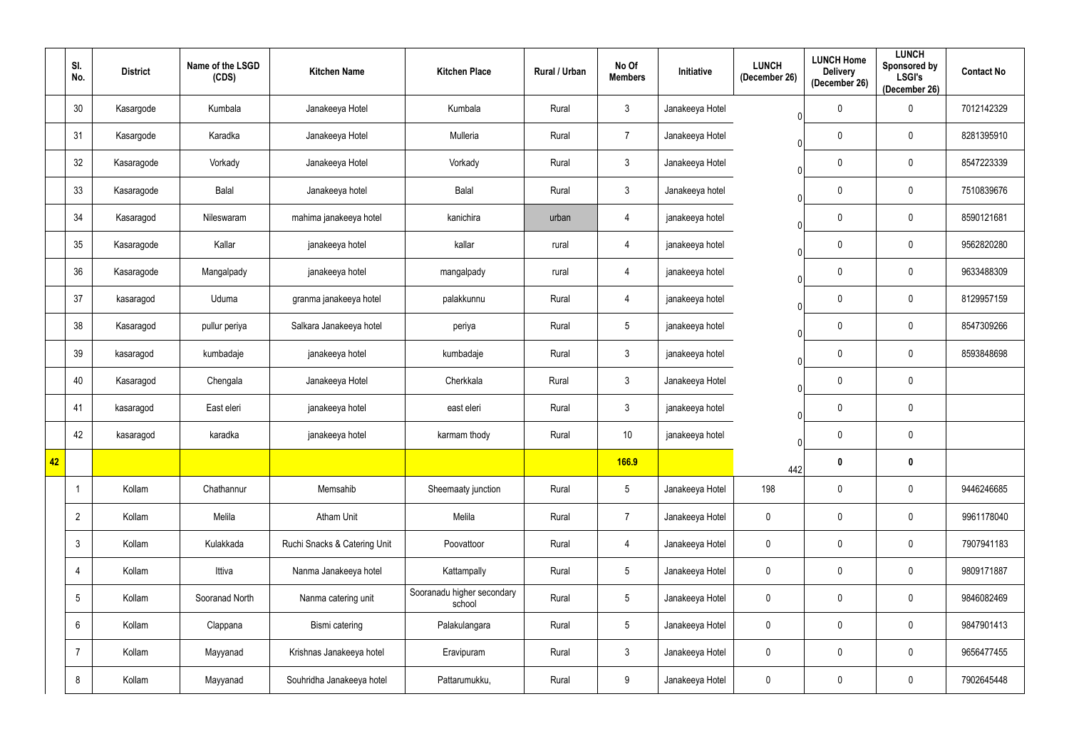|  | Sl. No. | District | Name of the LSGD (CDS) | Kitchen Name | Kitchen Place | Rural / Urban | No Of Members | Initiative | LUNCH (December 26) | LUNCH Home Delivery (December 26) | LUNCH Sponsored by LSGI's (December 26) | Contact No |
|---|---|---|---|---|---|---|---|---|---|---|---|---|
|  | 30 | Kasargode | Kumbala | Janakeeya Hotel | Kumbala | Rural | 3 | Janakeeya Hotel | 0 | 0 | 0 | 7012142329 |
|  | 31 | Kasargode | Karadka | Janakeeya Hotel | Mulleria | Rural | 7 | Janakeeya Hotel | 0 | 0 | 0 | 8281395910 |
|  | 32 | Kasaragode | Vorkady | Janakeeya Hotel | Vorkady | Rural | 3 | Janakeeya Hotel | 0 | 0 | 0 | 8547223339 |
|  | 33 | Kasaragode | Balal | Janakeeya hotel | Balal | Rural | 3 | Janakeeya hotel | 0 | 0 | 0 | 7510839676 |
|  | 34 | Kasaragod | Nileswaram | mahima janakeeya hotel | kanichira | urban | 4 | janakeeya hotel | 0 | 0 | 0 | 8590121681 |
|  | 35 | Kasaragode | Kallar | janakeeya hotel | kallar | rural | 4 | janakeeya hotel | 0 | 0 | 0 | 9562820280 |
|  | 36 | Kasaragode | Mangalpady | janakeeya hotel | mangalpady | rural | 4 | janakeeya hotel | 0 | 0 | 0 | 9633488309 |
|  | 37 | kasaragod | Uduma | granma janakeeya hotel | palakkunnu | Rural | 4 | janakeeya hotel | 0 | 0 | 0 | 8129957159 |
|  | 38 | Kasaragod | pullur periya | Salkara Janakeeya hotel | periya | Rural | 5 | janakeeya hotel | 0 | 0 | 0 | 8547309266 |
|  | 39 | kasaragod | kumbadaje | janakeeya hotel | kumbadaje | Rural | 3 | janakeeya hotel | 0 | 0 | 0 | 8593848698 |
|  | 40 | Kasaragod | Chengala | Janakeeya Hotel | Cherkkala | Rural | 3 | Janakeeya Hotel | 0 | 0 | 0 |  |
|  | 41 | kasaragod | East eleri | janakeeya hotel | east eleri | Rural | 3 | janakeeya hotel | 0 | 0 | 0 |  |
|  | 42 | kasaragod | karadka | janakeeya hotel | karmam thody | Rural | 10 | janakeeya hotel | 0 | 0 | 0 |  |
| **42** |  |  |  |  |  |  | **166.9** |  | 442 | **0** | **0** |  |
|  | 1 | Kollam | Chathannur | Memsahib | Sheemaaty junction | Rural | 5 | Janakeeya Hotel | 198 | 0 | 0 | 9446246685 |
|  | 2 | Kollam | Melila | Atham Unit | Melila | Rural | 7 | Janakeeya Hotel | 0 | 0 | 0 | 9961178040 |
|  | 3 | Kollam | Kulakkada | Ruchi Snacks & Catering Unit | Poovattoor | Rural | 4 | Janakeeya Hotel | 0 | 0 | 0 | 7907941183 |
|  | 4 | Kollam | Ittiva | Nanma Janakeeya hotel | Kattampally | Rural | 5 | Janakeeya Hotel | 0 | 0 | 0 | 9809171887 |
|  | 5 | Kollam | Sooranad North | Nanma catering unit | Sooranadu higher secondary school | Rural | 5 | Janakeeya Hotel | 0 | 0 | 0 | 9846082469 |
|  | 6 | Kollam | Clappana | Bismi catering | Palakulangara | Rural | 5 | Janakeeya Hotel | 0 | 0 | 0 | 9847901413 |
|  | 7 | Kollam | Mayyanad | Krishnas Janakeeya hotel | Eravipuram | Rural | 3 | Janakeeya Hotel | 0 | 0 | 0 | 9656477455 |
|  | 8 | Kollam | Mayyanad | Souhridha Janakeeya hotel | Pattarumukku, | Rural | 9 | Janakeeya Hotel | 0 | 0 | 0 | 7902645448 |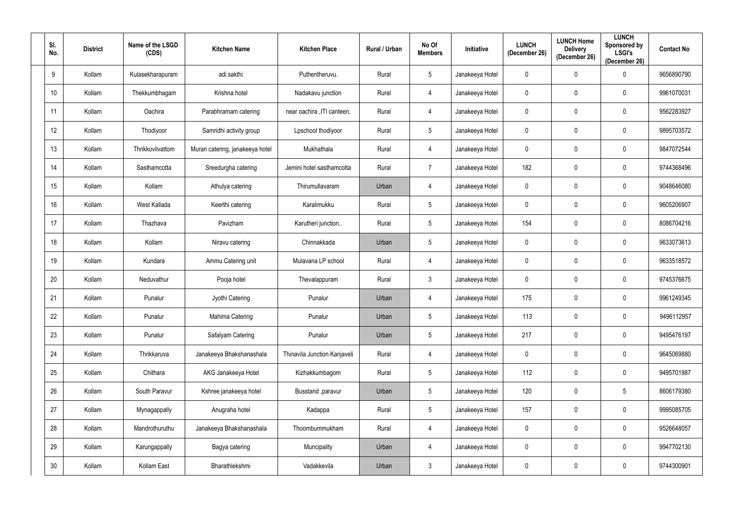| Sl. No. | District | Name of the LSGD (CDS) | Kitchen Name | Kitchen Place | Rural / Urban | No Of Members | Initiative | LUNCH (December 26) | LUNCH Home Delivery (December 26) | LUNCH Sponsored by LSGI's (December 26) | Contact No |
|---|---|---|---|---|---|---|---|---|---|---|---|
| 9 | Kollam | Kulasekharapuram | adi sakthi | Puthentheruvu. | Rural | 5 | Janakeeya Hotel | 0 | 0 | 0 | 9656890790 |
| 10 | Kollam | Thekkumbhagam | Krishna hotel | Nadakavu junction | Rural | 4 | Janakeeya Hotel | 0 | 0 | 0 | 9961070031 |
| 11 | Kollam | Oachira | Parabhramam catering | near oachira ,ITI canteen, | Rural | 4 | Janakeeya Hotel | 0 | 0 | 0 | 9562283927 |
| 12 | Kollam | Thodiyoor | Samridhi activity group | Lpschool thodiyoor | Rural | 5 | Janakeeya Hotel | 0 | 0 | 0 | 9895703572 |
| 13 | Kollam | Thrikkovilvattom | Murari catering, janakeeya hotel | Mukhathala | Rural | 4 | Janakeeya Hotel | 0 | 0 | 0 | 9847072544 |
| 14 | Kollam | Sasthamcotta | Sreedurgha catering | Jemini hotel sasthamcotta | Rural | 7 | Janakeeya Hotel | 182 | 0 | 0 | 9744368496 |
| 15 | Kollam | Kollam | Athulya catering | Thirumullavaram | Urban | 4 | Janakeeya Hotel | 0 | 0 | 0 | 9048646080 |
| 16 | Kollam | West Kallada | Keerthi catering | Karalimukku | Rural | 5 | Janakeeya Hotel | 0 | 0 | 0 | 9605206907 |
| 17 | Kollam | Thazhava | Pavizham | Karutheri junction.. | Rural | 5 | Janakeeya Hotel | 154 | 0 | 0 | 8086704216 |
| 18 | Kollam | Kollam | Niravu catering | Chinnakkada | Urban | 5 | Janakeeya Hotel | 0 | 0 | 0 | 9633073613 |
| 19 | Kollam | Kundara | Ammu Catering unit | Mulavana LP school | Rural | 4 | Janakeeya Hotel | 0 | 0 | 0 | 9633518572 |
| 20 | Kollam | Neduvathur | Pooja hotel | Thevalappuram | Rural | 3 | Janakeeya Hotel | 0 | 0 | 0 | 9745376675 |
| 21 | Kollam | Punalur | Jyothi Catering | Punalur | Urban | 4 | Janakeeya Hotel | 175 | 0 | 0 | 9961249345 |
| 22 | Kollam | Punalur | Mahima Catering | Punalur | Urban | 5 | Janakeeya Hotel | 113 | 0 | 0 | 9496112957 |
| 23 | Kollam | Punalur | Safalyam Catering | Punalur | Urban | 5 | Janakeeya Hotel | 217 | 0 | 0 | 9495476197 |
| 24 | Kollam | Thrikkaruva | Janakeeya Bhakshanashala | Thinavila Junction Kanjaveli | Rural | 4 | Janakeeya Hotel | 0 | 0 | 0 | 9645069880 |
| 25 | Kollam | Chithara | AKG Janakeeya Hotel | Kizhakkumbagom | Rural | 5 | Janakeeya Hotel | 112 | 0 | 0 | 9495701987 |
| 26 | Kollam | South Paravur | Kshree janakeeya hotel | Busstand ,paravur | Urban | 5 | Janakeeya Hotel | 120 | 0 | 5 | 8606179380 |
| 27 | Kollam | Mynagappally | Anugraha hotel | Kadappa | Rural | 5 | Janakeeya Hotel | 157 | 0 | 0 | 9995085705 |
| 28 | Kollam | Mandrothuruthu | Janakeeya Bhakshanashala | Thoombummukham | Rural | 4 | Janakeeya Hotel | 0 | 0 | 0 | 9526648057 |
| 29 | Kollam | Karungappally | Bagya catering | Muncipality | Urban | 4 | Janakeeya Hotel | 0 | 0 | 0 | 9947702130 |
| 30 | Kollam | Kollam East | Bharathlekshmi | Vadakkevila | Urban | 3 | Janakeeya Hotel | 0 | 0 | 0 | 9744300901 |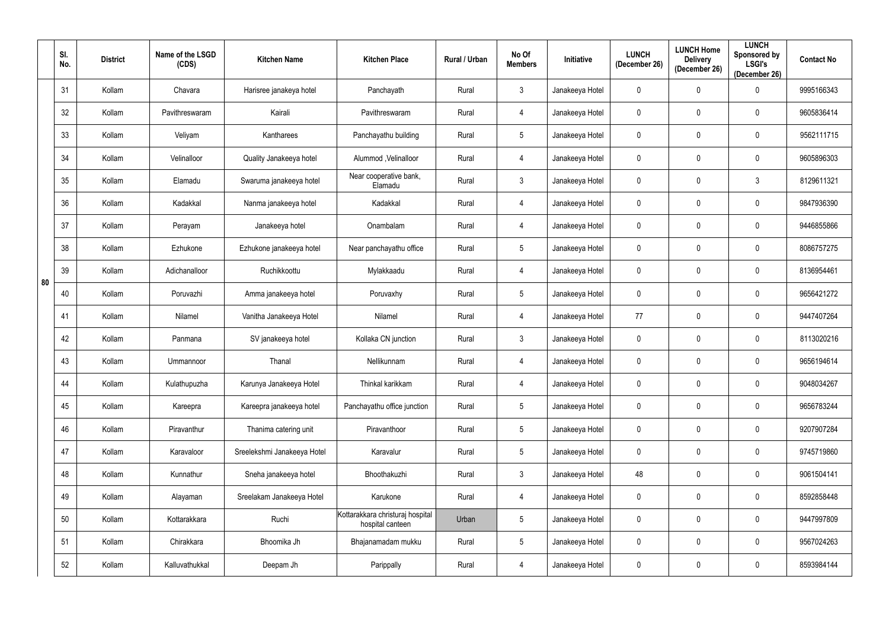| | Sl. No. | District | Name of the LSGD (CDS) | Kitchen Name | Kitchen Place | Rural / Urban | No Of Members | Initiative | LUNCH (December 26) | LUNCH Home Delivery (December 26) | LUNCH Sponsored by LSGI's (December 26) | Contact No |
|---|---|---|---|---|---|---|---|---|---|---|---|---|
| 80 | 31 | Kollam | Chavara | Harisree janakeeya hotel | Panchayath | Rural | 3 | Janakeeya Hotel | 0 | 0 | 0 | 9995166343 |
| | 32 | Kollam | Pavithreswaram | Kairali | Pavithreswaram | Rural | 4 | Janakeeya Hotel | 0 | 0 | 0 | 9605836414 |
| | 33 | Kollam | Veliyam | Kantharees | Panchayathu building | Rural | 5 | Janakeeya Hotel | 0 | 0 | 0 | 9562111715 |
| | 34 | Kollam | Velinalloor | Quality Janakeeya hotel | Alummod ,Velinalloor | Rural | 4 | Janakeeya Hotel | 0 | 0 | 0 | 9605896303 |
| | 35 | Kollam | Elamadu | Swaruma janakeeya hotel | Near cooperative bank, Elamadu | Rural | 3 | Janakeeya Hotel | 0 | 0 | 3 | 8129611321 |
| | 36 | Kollam | Kadakkal | Nanma janakeeya hotel | Kadakkal | Rural | 4 | Janakeeya Hotel | 0 | 0 | 0 | 9847936390 |
| | 37 | Kollam | Perayam | Janakeeya hotel | Onambalam | Rural | 4 | Janakeeya Hotel | 0 | 0 | 0 | 9446855866 |
| | 38 | Kollam | Ezhukone | Ezhukone janakeeya hotel | Near panchayathu office | Rural | 5 | Janakeeya Hotel | 0 | 0 | 0 | 8086757275 |
| | 39 | Kollam | Adichanalloor | Ruchikkoottu | Mylakkaadu | Rural | 4 | Janakeeya Hotel | 0 | 0 | 0 | 8136954461 |
| | 40 | Kollam | Poruvazhi | Amma janakeeya hotel | Poruvaxhy | Rural | 5 | Janakeeya Hotel | 0 | 0 | 0 | 9656421272 |
| | 41 | Kollam | Nilamel | Vanitha Janakeeya Hotel | Nilamel | Rural | 4 | Janakeeya Hotel | 77 | 0 | 0 | 9447407264 |
| | 42 | Kollam | Panmana | SV janakeeya hotel | Kollaka CN junction | Rural | 3 | Janakeeya Hotel | 0 | 0 | 0 | 8113020216 |
| | 43 | Kollam | Ummannoor | Thanal | Nellikunnam | Rural | 4 | Janakeeya Hotel | 0 | 0 | 0 | 9656194614 |
| | 44 | Kollam | Kulathupuzha | Karunya Janakeeya Hotel | Thinkal karikkam | Rural | 4 | Janakeeya Hotel | 0 | 0 | 0 | 9048034267 |
| | 45 | Kollam | Kareepra | Kareepra janakeeya hotel | Panchayathu office junction | Rural | 5 | Janakeeya Hotel | 0 | 0 | 0 | 9656783244 |
| | 46 | Kollam | Piravanthur | Thanima catering unit | Piravanthoor | Rural | 5 | Janakeeya Hotel | 0 | 0 | 0 | 9207907284 |
| | 47 | Kollam | Karavaloor | Sreelekshmi Janakeeya Hotel | Karavalur | Rural | 5 | Janakeeya Hotel | 0 | 0 | 0 | 9745719860 |
| | 48 | Kollam | Kunnathur | Sneha janakeeya hotel | Bhoothakuzhi | Rural | 3 | Janakeeya Hotel | 48 | 0 | 0 | 9061504141 |
| | 49 | Kollam | Alayaman | Sreelakam Janakeeya Hotel | Karukone | Rural | 4 | Janakeeya Hotel | 0 | 0 | 0 | 8592858448 |
| | 50 | Kollam | Kottarakkara | Ruchi | Kottarakkara christuraj hospital hospital canteen | Urban | 5 | Janakeeya Hotel | 0 | 0 | 0 | 9447997809 |
| | 51 | Kollam | Chirakkara | Bhoomika Jh | Bhajanamadam mukku | Rural | 5 | Janakeeya Hotel | 0 | 0 | 0 | 9567024263 |
| | 52 | Kollam | Kalluvathukkal | Deepam Jh | Parippally | Rural | 4 | Janakeeya Hotel | 0 | 0 | 0 | 8593984144 |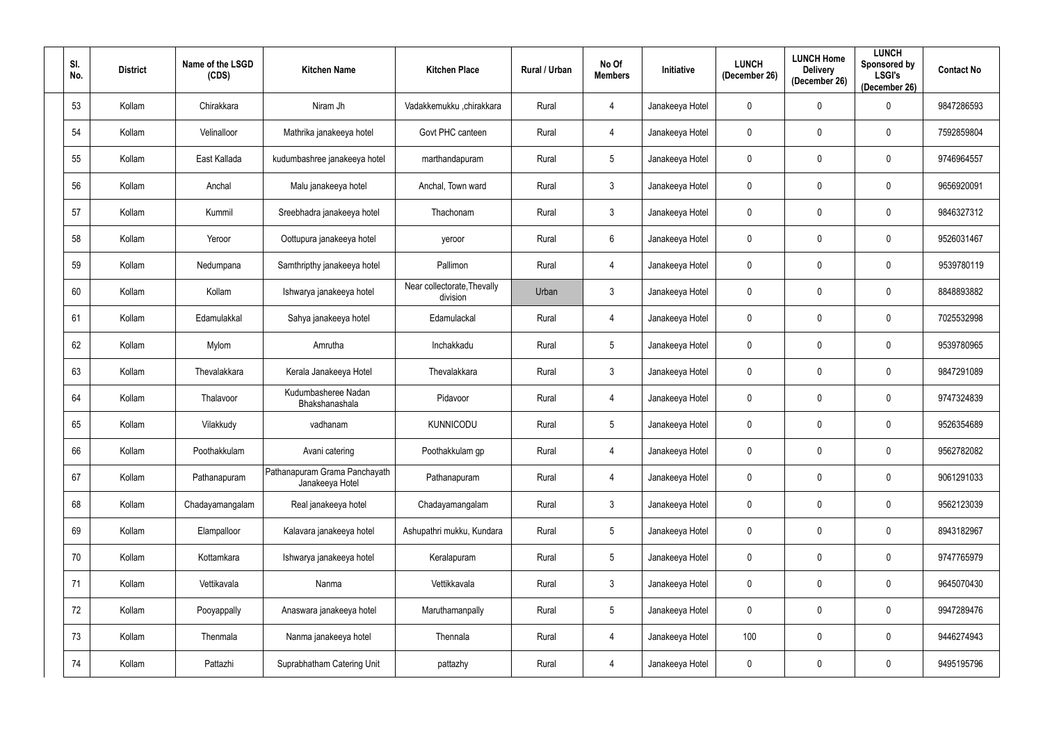| Sl. No. | District | Name of the LSGD (CDS) | Kitchen Name | Kitchen Place | Rural / Urban | No Of Members | Initiative | LUNCH (December 26) | LUNCH Home Delivery (December 26) | LUNCH Sponsored by LSGI's (December 26) | Contact No |
|---|---|---|---|---|---|---|---|---|---|---|---|
| 53 | Kollam | Chirakkara | Niram Jh | Vadakkemukku ,chirakkara | Rural | 4 | Janakeeya Hotel | 0 | 0 | 0 | 9847286593 |
| 54 | Kollam | Velinalloor | Mathrika janakeeya hotel | Govt PHC canteen | Rural | 4 | Janakeeya Hotel | 0 | 0 | 0 | 7592859804 |
| 55 | Kollam | East Kallada | kudumbashree janakeeya hotel | marthandapuram | Rural | 5 | Janakeeya Hotel | 0 | 0 | 0 | 9746964557 |
| 56 | Kollam | Anchal | Malu janakeeya hotel | Anchal, Town ward | Rural | 3 | Janakeeya Hotel | 0 | 0 | 0 | 9656920091 |
| 57 | Kollam | Kummil | Sreebhadra janakeeya hotel | Thachonam | Rural | 3 | Janakeeya Hotel | 0 | 0 | 0 | 9846327312 |
| 58 | Kollam | Yeroor | Oottupura janakeeya hotel | yeroor | Rural | 6 | Janakeeya Hotel | 0 | 0 | 0 | 9526031467 |
| 59 | Kollam | Nedumpana | Samthripthy janakeeya hotel | Pallimon | Rural | 4 | Janakeeya Hotel | 0 | 0 | 0 | 9539780119 |
| 60 | Kollam | Kollam | Ishwarya janakeeya hotel | Near collectorate,Thevally division | Urban | 3 | Janakeeya Hotel | 0 | 0 | 0 | 8848893882 |
| 61 | Kollam | Edamulakkal | Sahya janakeeya hotel | Edamulackal | Rural | 4 | Janakeeya Hotel | 0 | 0 | 0 | 7025532998 |
| 62 | Kollam | Mylom | Amrutha | Inchakkadu | Rural | 5 | Janakeeya Hotel | 0 | 0 | 0 | 9539780965 |
| 63 | Kollam | Thevalakkara | Kerala Janakeeya Hotel | Thevalakkara | Rural | 3 | Janakeeya Hotel | 0 | 0 | 0 | 9847291089 |
| 64 | Kollam | Thalavoor | Kudumbasheree Nadan Bhakshanashala | Pidavoor | Rural | 4 | Janakeeya Hotel | 0 | 0 | 0 | 9747324839 |
| 65 | Kollam | Vilakkudy | vadhanam | KUNNICODU | Rural | 5 | Janakeeya Hotel | 0 | 0 | 0 | 9526354689 |
| 66 | Kollam | Poothakkulam | Avani catering | Poothakkulam gp | Rural | 4 | Janakeeya Hotel | 0 | 0 | 0 | 9562782082 |
| 67 | Kollam | Pathanapuram | Pathanapuram Grama Panchayath Janakeeya Hotel | Pathanapuram | Rural | 4 | Janakeeya Hotel | 0 | 0 | 0 | 9061291033 |
| 68 | Kollam | Chadayamangalam | Real janakeeya hotel | Chadayamangalam | Rural | 3 | Janakeeya Hotel | 0 | 0 | 0 | 9562123039 |
| 69 | Kollam | Elampalloor | Kalavara janakeeya hotel | Ashupathri mukku, Kundara | Rural | 5 | Janakeeya Hotel | 0 | 0 | 0 | 8943182967 |
| 70 | Kollam | Kottamkara | Ishwarya janakeeya hotel | Keralapuram | Rural | 5 | Janakeeya Hotel | 0 | 0 | 0 | 9747765979 |
| 71 | Kollam | Vettikavala | Nanma | Vettikkavala | Rural | 3 | Janakeeya Hotel | 0 | 0 | 0 | 9645070430 |
| 72 | Kollam | Pooyappally | Anaswara janakeeya hotel | Maruthamanpally | Rural | 5 | Janakeeya Hotel | 0 | 0 | 0 | 9947289476 |
| 73 | Kollam | Thenmala | Nanma janakeeya hotel | Thennala | Rural | 4 | Janakeeya Hotel | 100 | 0 | 0 | 9446274943 |
| 74 | Kollam | Pattazhi | Suprabhatham Catering Unit | pattazhy | Rural | 4 | Janakeeya Hotel | 0 | 0 | 0 | 9495195796 |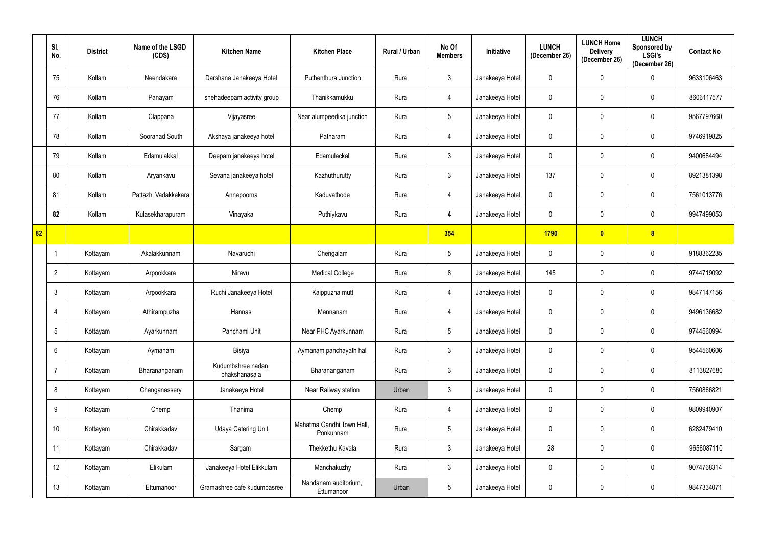| | Sl. No. | District | Name of the LSGD (CDS) | Kitchen Name | Kitchen Place | Rural / Urban | No Of Members | Initiative | LUNCH (December 26) | LUNCH Home Delivery (December 26) | LUNCH Sponsored by LSGI's (December 26) | Contact No |
|---|---|---|---|---|---|---|---|---|---|---|---|---|
| | 75 | Kollam | Neendakara | Darshana Janakeeya Hotel | Puthenthura Junction | Rural | 3 | Janakeeya Hotel | 0 | 0 | 0 | 9633106463 |
| | 76 | Kollam | Panayam | snehadeepam activity group | Thanikkamukku | Rural | 4 | Janakeeya Hotel | 0 | 0 | 0 | 8606117577 |
| | 77 | Kollam | Clappana | Vijayasree | Near alumpeedika junction | Rural | 5 | Janakeeya Hotel | 0 | 0 | 0 | 9567797660 |
| | 78 | Kollam | Sooranad South | Akshaya janakeeya hotel | Patharam | Rural | 4 | Janakeeya Hotel | 0 | 0 | 0 | 9746919825 |
| | 79 | Kollam | Edamulakkal | Deepam janakeeya hotel | Edamulackal | Rural | 3 | Janakeeya Hotel | 0 | 0 | 0 | 9400684494 |
| | 80 | Kollam | Aryankavu | Sevana janakeeya hotel | Kazhuthurutty | Rural | 3 | Janakeeya Hotel | 137 | 0 | 0 | 8921381398 |
| | 81 | Kollam | Pattazhi Vadakkekara | Annapoorna | Kaduvathode | Rural | 4 | Janakeeya Hotel | 0 | 0 | 0 | 7561013776 |
| | **82** | Kollam | Kulasekharapuram | Vinayaka | Puthiykavu | Rural | **4** | Janakeeya Hotel | 0 | 0 | 0 | 9947499053 |
| **82** | | | | | | | **354** | | **1790** | **0** | **8** | |
| | 1 | Kottayam | Akalakkunnam | Navaruchi | Chengalam | Rural | 5 | Janakeeya Hotel | 0 | 0 | 0 | 9188362235 |
| | 2 | Kottayam | Arpookkara | Niravu | Medical College | Rural | 8 | Janakeeya Hotel | 145 | 0 | 0 | 9744719092 |
| | 3 | Kottayam | Arpookkara | Ruchi Janakeeya Hotel | Kaippuzha mutt | Rural | 4 | Janakeeya Hotel | 0 | 0 | 0 | 9847147156 |
| | 4 | Kottayam | Athirampuzha | Hannas | Mannanam | Rural | 4 | Janakeeya Hotel | 0 | 0 | 0 | 9496136682 |
| | 5 | Kottayam | Ayarkunnam | Panchami Unit | Near PHC Ayarkunnam | Rural | 5 | Janakeeya Hotel | 0 | 0 | 0 | 9744560994 |
| | 6 | Kottayam | Aymanam | Bisiya | Aymanam panchayath hall | Rural | 3 | Janakeeya Hotel | 0 | 0 | 0 | 9544560606 |
| | 7 | Kottayam | Bharananganam | Kudumbshree nadan bhakshanasala | Bharananganam | Rural | 3 | Janakeeya Hotel | 0 | 0 | 0 | 8113827680 |
| | 8 | Kottayam | Changanassery | Janakeeya Hotel | Near Railway station | Urban | 3 | Janakeeya Hotel | 0 | 0 | 0 | 7560866821 |
| | 9 | Kottayam | Chemp | Thanima | Chemp | Rural | 4 | Janakeeya Hotel | 0 | 0 | 0 | 9809940907 |
| | 10 | Kottayam | Chirakkadav | Udaya Catering Unit | Mahatma Gandhi Town Hall, Ponkunnam | Rural | 5 | Janakeeya Hotel | 0 | 0 | 0 | 6282479410 |
| | 11 | Kottayam | Chirakkadav | Sargam | Thekkethu Kavala | Rural | 3 | Janakeeya Hotel | 28 | 0 | 0 | 9656087110 |
| | 12 | Kottayam | Elikulam | Janakeeya Hotel Elikkulam | Manchakuzhy | Rural | 3 | Janakeeya Hotel | 0 | 0 | 0 | 9074768314 |
| | 13 | Kottayam | Ettumanoor | Gramashree cafe kudumbasree | Nandanam auditorium, Ettumanoor | Urban | 5 | Janakeeya Hotel | 0 | 0 | 0 | 9847334071 |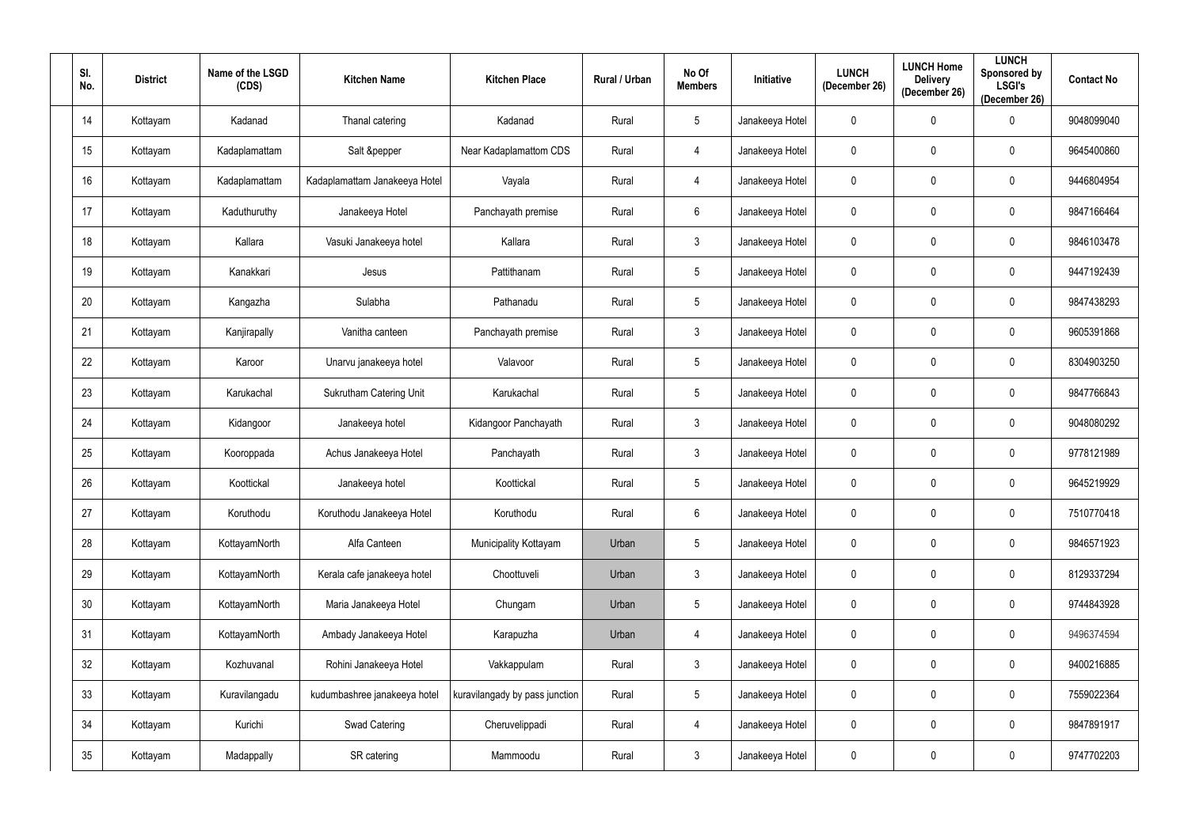| Sl. No. | District | Name of the LSGD (CDS) | Kitchen Name | Kitchen Place | Rural / Urban | No Of Members | Initiative | LUNCH (December 26) | LUNCH Home Delivery (December 26) | LUNCH Sponsored by LSGI's (December 26) | Contact No |
|---|---|---|---|---|---|---|---|---|---|---|---|
| 14 | Kottayam | Kadanad | Thanal catering | Kadanad | Rural | 5 | Janakeeya Hotel | 0 | 0 | 0 | 9048099040 |
| 15 | Kottayam | Kadaplamattam | Salt &pepper | Near Kadaplamattom CDS | Rural | 4 | Janakeeya Hotel | 0 | 0 | 0 | 9645400860 |
| 16 | Kottayam | Kadaplamattam | Kadaplamattam Janakeeya Hotel | Vayala | Rural | 4 | Janakeeya Hotel | 0 | 0 | 0 | 9446804954 |
| 17 | Kottayam | Kaduthuruthy | Janakeeya Hotel | Panchayath premise | Rural | 6 | Janakeeya Hotel | 0 | 0 | 0 | 9847166464 |
| 18 | Kottayam | Kallara | Vasuki Janakeeya hotel | Kallara | Rural | 3 | Janakeeya Hotel | 0 | 0 | 0 | 9846103478 |
| 19 | Kottayam | Kanakkari | Jesus | Pattithanam | Rural | 5 | Janakeeya Hotel | 0 | 0 | 0 | 9447192439 |
| 20 | Kottayam | Kangazha | Sulabha | Pathanadu | Rural | 5 | Janakeeya Hotel | 0 | 0 | 0 | 9847438293 |
| 21 | Kottayam | Kanjirapally | Vanitha canteen | Panchayath premise | Rural | 3 | Janakeeya Hotel | 0 | 0 | 0 | 9605391868 |
| 22 | Kottayam | Karoor | Unarvu janakeeya hotel | Valavoor | Rural | 5 | Janakeeya Hotel | 0 | 0 | 0 | 8304903250 |
| 23 | Kottayam | Karukachal | Sukrutham Catering Unit | Karukachal | Rural | 5 | Janakeeya Hotel | 0 | 0 | 0 | 9847766843 |
| 24 | Kottayam | Kidangoor | Janakeeya hotel | Kidangoor Panchayath | Rural | 3 | Janakeeya Hotel | 0 | 0 | 0 | 9048080292 |
| 25 | Kottayam | Kooroppada | Achus Janakeeya Hotel | Panchayath | Rural | 3 | Janakeeya Hotel | 0 | 0 | 0 | 9778121989 |
| 26 | Kottayam | Koottickal | Janakeeya hotel | Koottickal | Rural | 5 | Janakeeya Hotel | 0 | 0 | 0 | 9645219929 |
| 27 | Kottayam | Koruthodu | Koruthodu Janakeeya Hotel | Koruthodu | Rural | 6 | Janakeeya Hotel | 0 | 0 | 0 | 7510770418 |
| 28 | Kottayam | KottayamNorth | Alfa Canteen | Municipality Kottayam | Urban | 5 | Janakeeya Hotel | 0 | 0 | 0 | 9846571923 |
| 29 | Kottayam | KottayamNorth | Kerala cafe janakeeya hotel | Choottuveli | Urban | 3 | Janakeeya Hotel | 0 | 0 | 0 | 8129337294 |
| 30 | Kottayam | KottayamNorth | Maria Janakeeya Hotel | Chungam | Urban | 5 | Janakeeya Hotel | 0 | 0 | 0 | 9744843928 |
| 31 | Kottayam | KottayamNorth | Ambady Janakeeya Hotel | Karapuzha | Urban | 4 | Janakeeya Hotel | 0 | 0 | 0 | 9496374594 |
| 32 | Kottayam | Kozhuvanal | Rohini Janakeeya Hotel | Vakkappulam | Rural | 3 | Janakeeya Hotel | 0 | 0 | 0 | 9400216885 |
| 33 | Kottayam | Kuravilangadu | kudumbashree janakeeya hotel | kuravilangady by pass junction | Rural | 5 | Janakeeya Hotel | 0 | 0 | 0 | 7559022364 |
| 34 | Kottayam | Kurichi | Swad Catering | Cheruvelippadi | Rural | 4 | Janakeeya Hotel | 0 | 0 | 0 | 9847891917 |
| 35 | Kottayam | Madappally | SR catering | Mammoodu | Rural | 3 | Janakeeya Hotel | 0 | 0 | 0 | 9747702203 |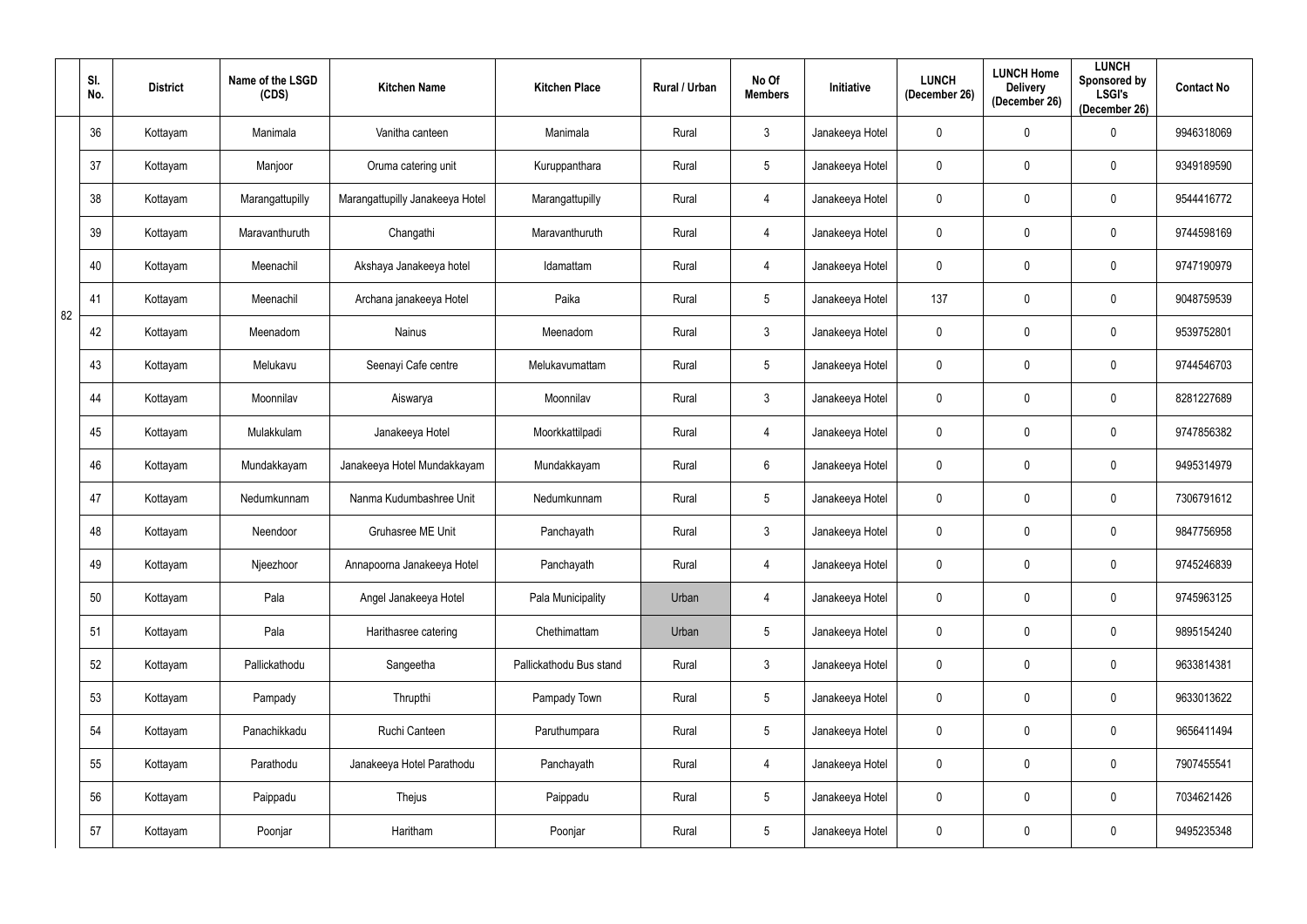| | Sl. No. | District | Name of the LSGD (CDS) | Kitchen Name | Kitchen Place | Rural / Urban | No Of Members | Initiative | LUNCH (December 26) | LUNCH Home Delivery (December 26) | LUNCH Sponsored by LSGI's (December 26) | Contact No |
|---|---|---|---|---|---|---|---|---|---|---|---|---|
| 82 | 36 | Kottayam | Manimala | Vanitha canteen | Manimala | Rural | 3 | Janakeeya Hotel | 0 | 0 | 0 | 9946318069 |
| | 37 | Kottayam | Manjoor | Oruma catering unit | Kuruppanthara | Rural | 5 | Janakeeya Hotel | 0 | 0 | 0 | 9349189590 |
| | 38 | Kottayam | Marangattupilly | Marangattupilly Janakeeya Hotel | Marangattupilly | Rural | 4 | Janakeeya Hotel | 0 | 0 | 0 | 9544416772 |
| | 39 | Kottayam | Maravanthuruth | Changathi | Maravanthuruth | Rural | 4 | Janakeeya Hotel | 0 | 0 | 0 | 9744598169 |
| | 40 | Kottayam | Meenachil | Akshaya Janakeeya hotel | Idamattam | Rural | 4 | Janakeeya Hotel | 0 | 0 | 0 | 9747190979 |
| | 41 | Kottayam | Meenachil | Archana janakeeya Hotel | Paika | Rural | 5 | Janakeeya Hotel | 137 | 0 | 0 | 9048759539 |
| | 42 | Kottayam | Meenadom | Nainus | Meenadom | Rural | 3 | Janakeeya Hotel | 0 | 0 | 0 | 9539752801 |
| | 43 | Kottayam | Melukavu | Seenayi Cafe centre | Melukavumattam | Rural | 5 | Janakeeya Hotel | 0 | 0 | 0 | 9744546703 |
| | 44 | Kottayam | Moonnilav | Aiswarya | Moonnilav | Rural | 3 | Janakeeya Hotel | 0 | 0 | 0 | 8281227689 |
| | 45 | Kottayam | Mulakkulam | Janakeeya Hotel | Moorkkattilpadi | Rural | 4 | Janakeeya Hotel | 0 | 0 | 0 | 9747856382 |
| | 46 | Kottayam | Mundakkayam | Janakeeya Hotel Mundakkayam | Mundakkayam | Rural | 6 | Janakeeya Hotel | 0 | 0 | 0 | 9495314979 |
| | 47 | Kottayam | Nedumkunnam | Nanma Kudumbashree Unit | Nedumkunnam | Rural | 5 | Janakeeya Hotel | 0 | 0 | 0 | 7306791612 |
| | 48 | Kottayam | Neendoor | Gruhasree ME Unit | Panchayath | Rural | 3 | Janakeeya Hotel | 0 | 0 | 0 | 9847756958 |
| | 49 | Kottayam | Njeezhoor | Annapoorna Janakeeya Hotel | Panchayath | Rural | 4 | Janakeeya Hotel | 0 | 0 | 0 | 9745246839 |
| | 50 | Kottayam | Pala | Angel Janakeeya Hotel | Pala Municipality | Urban | 4 | Janakeeya Hotel | 0 | 0 | 0 | 9745963125 |
| | 51 | Kottayam | Pala | Harithasree catering | Chethimattam | Urban | 5 | Janakeeya Hotel | 0 | 0 | 0 | 9895154240 |
| | 52 | Kottayam | Pallickathodu | Sangeetha | Pallickathodu Bus stand | Rural | 3 | Janakeeya Hotel | 0 | 0 | 0 | 9633814381 |
| | 53 | Kottayam | Pampady | Thrupthi | Pampady Town | Rural | 5 | Janakeeya Hotel | 0 | 0 | 0 | 9633013622 |
| | 54 | Kottayam | Panachikkadu | Ruchi Canteen | Paruthumpara | Rural | 5 | Janakeeya Hotel | 0 | 0 | 0 | 9656411494 |
| | 55 | Kottayam | Parathodu | Janakeeya Hotel Parathodu | Panchayath | Rural | 4 | Janakeeya Hotel | 0 | 0 | 0 | 7907455541 |
| | 56 | Kottayam | Paippadu | Thejus | Paippadu | Rural | 5 | Janakeeya Hotel | 0 | 0 | 0 | 7034621426 |
| | 57 | Kottayam | Poonjar | Haritham | Poonjar | Rural | 5 | Janakeeya Hotel | 0 | 0 | 0 | 9495235348 |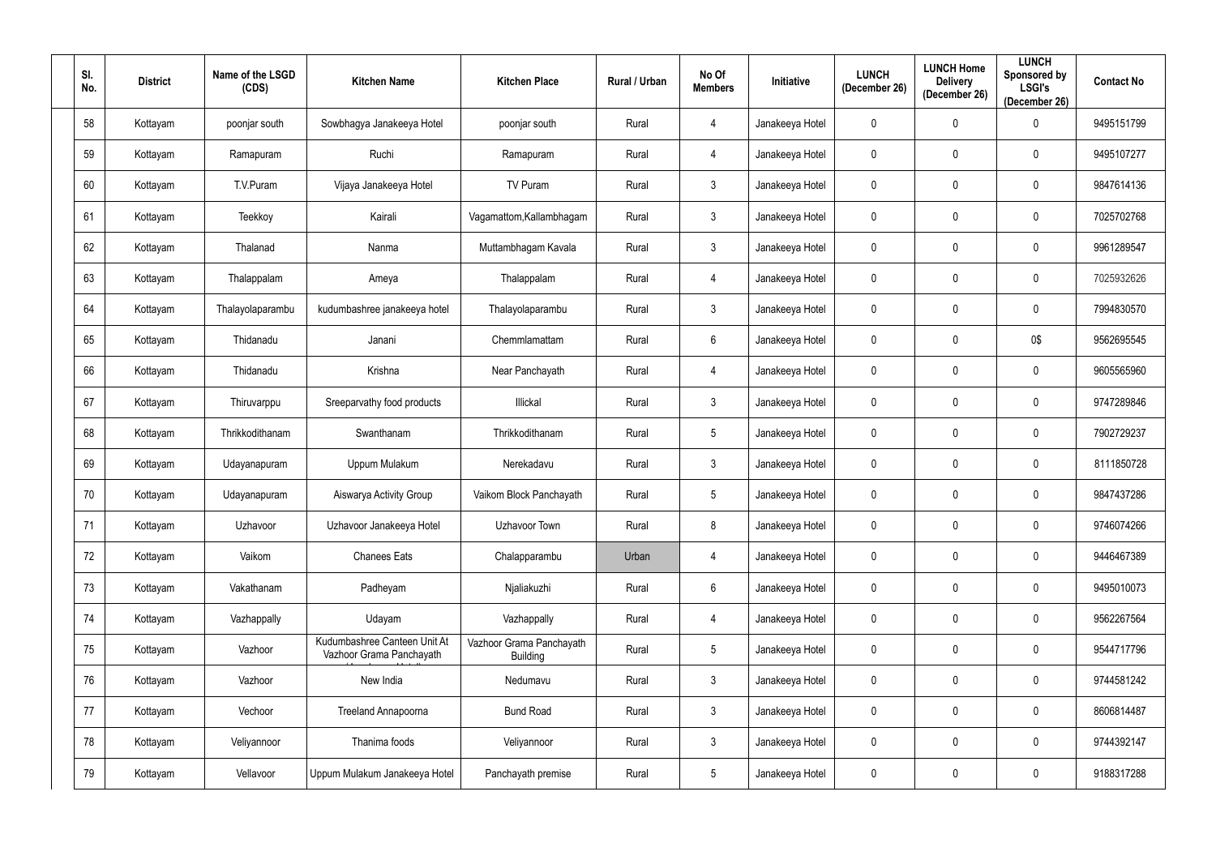| Sl. No. | District | Name of the LSGD (CDS) | Kitchen Name | Kitchen Place | Rural / Urban | No Of Members | Initiative | LUNCH (December 26) | LUNCH Home Delivery (December 26) | LUNCH Sponsored by LSGI's (December 26) | Contact No |
|---|---|---|---|---|---|---|---|---|---|---|---|
| 58 | Kottayam | poonjar south | Sowbhagya Janakeeya Hotel | poonjar south | Rural | 4 | Janakeeya Hotel | 0 | 0 | 0 | 9495151799 |
| 59 | Kottayam | Ramapuram | Ruchi | Ramapuram | Rural | 4 | Janakeeya Hotel | 0 | 0 | 0 | 9495107277 |
| 60 | Kottayam | T.V.Puram | Vijaya Janakeeya Hotel | TV Puram | Rural | 3 | Janakeeya Hotel | 0 | 0 | 0 | 9847614136 |
| 61 | Kottayam | Teekkoy | Kairali | Vagamattom,Kallambhagam | Rural | 3 | Janakeeya Hotel | 0 | 0 | 0 | 7025702768 |
| 62 | Kottayam | Thalanad | Nanma | Muttambhagam Kavala | Rural | 3 | Janakeeya Hotel | 0 | 0 | 0 | 9961289547 |
| 63 | Kottayam | Thalappalam | Ameya | Thalappalam | Rural | 4 | Janakeeya Hotel | 0 | 0 | 0 | 7025932626 |
| 64 | Kottayam | Thalayolaparambu | kudumbashree janakeeya hotel | Thalayolaparambu | Rural | 3 | Janakeeya Hotel | 0 | 0 | 0 | 7994830570 |
| 65 | Kottayam | Thidanadu | Janani | Chemmlamattam | Rural | 6 | Janakeeya Hotel | 0 | 0 | 0$ | 9562695545 |
| 66 | Kottayam | Thidanadu | Krishna | Near Panchayath | Rural | 4 | Janakeeya Hotel | 0 | 0 | 0 | 9605565960 |
| 67 | Kottayam | Thiruvarppu | Sreeparvathy food products | Illickal | Rural | 3 | Janakeeya Hotel | 0 | 0 | 0 | 9747289846 |
| 68 | Kottayam | Thrikkodithanam | Swanthanam | Thrikkodithanam | Rural | 5 | Janakeeya Hotel | 0 | 0 | 0 | 7902729237 |
| 69 | Kottayam | Udayanapuram | Uppum Mulakum | Nerekadavu | Rural | 3 | Janakeeya Hotel | 0 | 0 | 0 | 8111850728 |
| 70 | Kottayam | Udayanapuram | Aiswarya Activity Group | Vaikom Block Panchayath | Rural | 5 | Janakeeya Hotel | 0 | 0 | 0 | 9847437286 |
| 71 | Kottayam | Uzhavoor | Uzhavoor Janakeeya Hotel | Uzhavoor Town | Rural | 8 | Janakeeya Hotel | 0 | 0 | 0 | 9746074266 |
| 72 | Kottayam | Vaikom | Chanees Eats | Chalapparambu | Urban | 4 | Janakeeya Hotel | 0 | 0 | 0 | 9446467389 |
| 73 | Kottayam | Vakathanam | Padheyam | Njaliakuzhi | Rural | 6 | Janakeeya Hotel | 0 | 0 | 0 | 9495010073 |
| 74 | Kottayam | Vazhappally | Udayam | Vazhappally | Rural | 4 | Janakeeya Hotel | 0 | 0 | 0 | 9562267564 |
| 75 | Kottayam | Vazhoor | Kudumbashree Canteen Unit At Vazhoor Grama Panchayath | Vazhoor Grama Panchayath Building | Rural | 5 | Janakeeya Hotel | 0 | 0 | 0 | 9544717796 |
| 76 | Kottayam | Vazhoor | New India | Nedumavu | Rural | 3 | Janakeeya Hotel | 0 | 0 | 0 | 9744581242 |
| 77 | Kottayam | Vechoor | Treeland Annapoorna | Bund Road | Rural | 3 | Janakeeya Hotel | 0 | 0 | 0 | 8606814487 |
| 78 | Kottayam | Veliyannoor | Thanima foods | Veliyannoor | Rural | 3 | Janakeeya Hotel | 0 | 0 | 0 | 9744392147 |
| 79 | Kottayam | Vellavoor | Uppum Mulakum Janakeeya Hotel | Panchayath premise | Rural | 5 | Janakeeya Hotel | 0 | 0 | 0 | 9188317288 |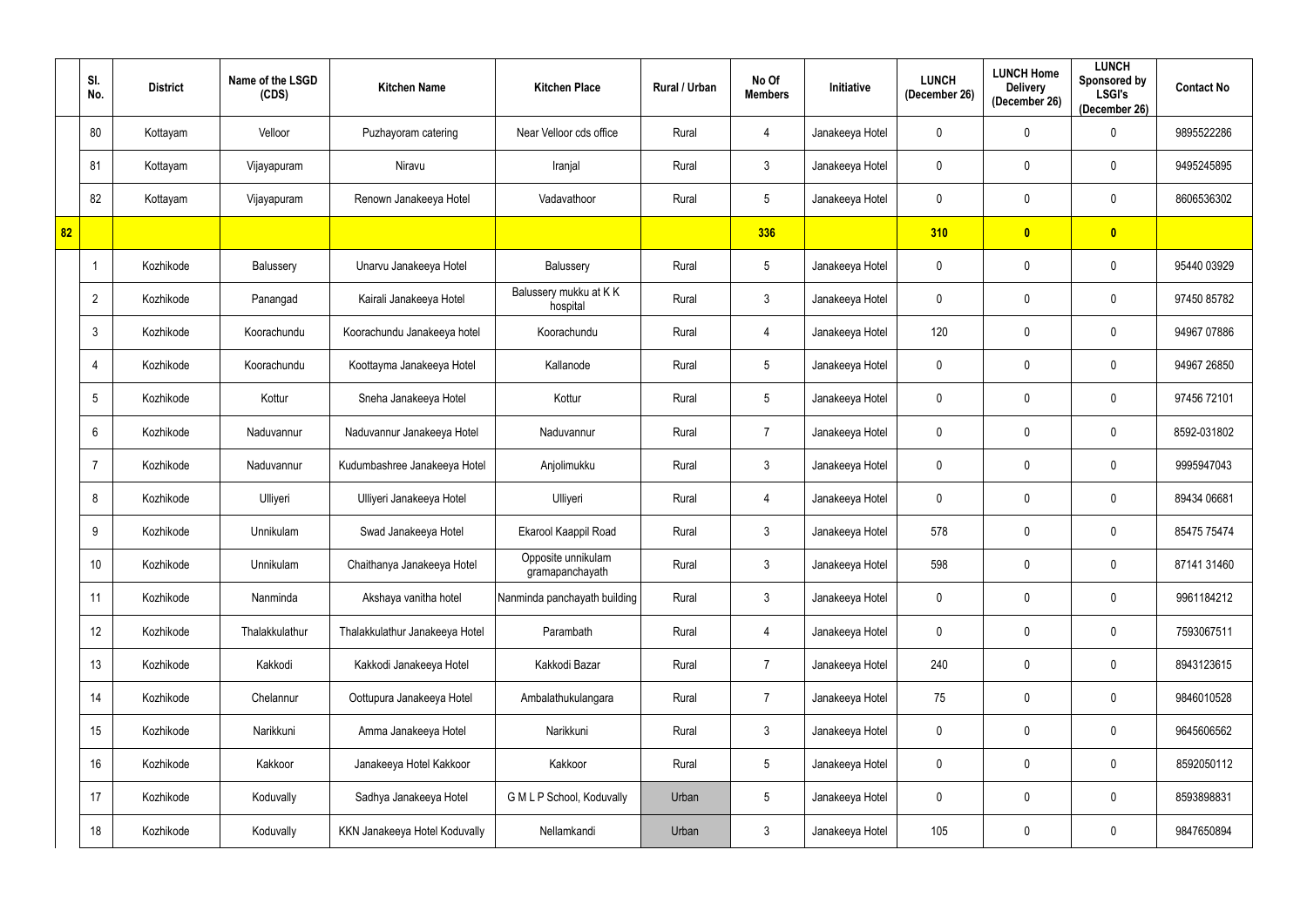|  | Sl. No. | District | Name of the LSGD (CDS) | Kitchen Name | Kitchen Place | Rural / Urban | No Of Members | Initiative | LUNCH (December 26) | LUNCH Home Delivery (December 26) | LUNCH Sponsored by LSGI's (December 26) | Contact No |
|---|---|---|---|---|---|---|---|---|---|---|---|---|
|  | 80 | Kottayam | Velloor | Puzhayoram catering | Near Velloor cds office | Rural | 4 | Janakeeya Hotel | 0 | 0 | 0 | 9895522286 |
|  | 81 | Kottayam | Vijayapuram | Niravu | Iranjal | Rural | 3 | Janakeeya Hotel | 0 | 0 | 0 | 9495245895 |
|  | 82 | Kottayam | Vijayapuram | Renown Janakeeya Hotel | Vadavathoor | Rural | 5 | Janakeeya Hotel | 0 | 0 | 0 | 8606536302 |
| **82** |  |  |  |  |  |  | **336** |  | **310** | **0** | **0** |  |
|  | 1 | Kozhikode | Balussery | Unarvu Janakeeya Hotel | Balussery | Rural | 5 | Janakeeya Hotel | 0 | 0 | 0 | 95440 03929 |
|  | 2 | Kozhikode | Panangad | Kairali Janakeeya Hotel | Balussery mukku at K K hospital | Rural | 3 | Janakeeya Hotel | 0 | 0 | 0 | 97450 85782 |
|  | 3 | Kozhikode | Koorachundu | Koorachundu Janakeeya hotel | Koorachundu | Rural | 4 | Janakeeya Hotel | 120 | 0 | 0 | 94967 07886 |
|  | 4 | Kozhikode | Koorachundu | Koottayma Janakeeya Hotel | Kallanode | Rural | 5 | Janakeeya Hotel | 0 | 0 | 0 | 94967 26850 |
|  | 5 | Kozhikode | Kottur | Sneha Janakeeya Hotel | Kottur | Rural | 5 | Janakeeya Hotel | 0 | 0 | 0 | 97456 72101 |
|  | 6 | Kozhikode | Naduvannur | Naduvannur Janakeeya Hotel | Naduvannur | Rural | 7 | Janakeeya Hotel | 0 | 0 | 0 | 8592-031802 |
|  | 7 | Kozhikode | Naduvannur | Kudumbashree Janakeeya Hotel | Anjolimukku | Rural | 3 | Janakeeya Hotel | 0 | 0 | 0 | 9995947043 |
|  | 8 | Kozhikode | Ulliyeri | Ulliyeri Janakeeya Hotel | Ulliyeri | Rural | 4 | Janakeeya Hotel | 0 | 0 | 0 | 89434 06681 |
|  | 9 | Kozhikode | Unnikulam | Swad Janakeeya Hotel | Ekarool Kaappil Road | Rural | 3 | Janakeeya Hotel | 578 | 0 | 0 | 85475 75474 |
|  | 10 | Kozhikode | Unnikulam | Chaithanya Janakeeya Hotel | Opposite unnikulam gramapanchayath | Rural | 3 | Janakeeya Hotel | 598 | 0 | 0 | 87141 31460 |
|  | 11 | Kozhikode | Nanminda | Akshaya vanitha hotel | Nanminda panchayath building | Rural | 3 | Janakeeya Hotel | 0 | 0 | 0 | 9961184212 |
|  | 12 | Kozhikode | Thalakkulathur | Thalakkulathur Janakeeya Hotel | Parambath | Rural | 4 | Janakeeya Hotel | 0 | 0 | 0 | 7593067511 |
|  | 13 | Kozhikode | Kakkodi | Kakkodi Janakeeya Hotel | Kakkodi Bazar | Rural | 7 | Janakeeya Hotel | 240 | 0 | 0 | 8943123615 |
|  | 14 | Kozhikode | Chelannur | Oottupura Janakeeya Hotel | Ambalathukulangara | Rural | 7 | Janakeeya Hotel | 75 | 0 | 0 | 9846010528 |
|  | 15 | Kozhikode | Narikkuni | Amma Janakeeya Hotel | Narikkuni | Rural | 3 | Janakeeya Hotel | 0 | 0 | 0 | 9645606562 |
|  | 16 | Kozhikode | Kakkoor | Janakeeya Hotel Kakkoor | Kakkoor | Rural | 5 | Janakeeya Hotel | 0 | 0 | 0 | 8592050112 |
|  | 17 | Kozhikode | Koduvally | Sadhya Janakeeya Hotel | G M L P School, Koduvally | Urban | 5 | Janakeeya Hotel | 0 | 0 | 0 | 8593898831 |
|  | 18 | Kozhikode | Koduvally | KKN Janakeeya Hotel Koduvally | Nellamkandi | Urban | 3 | Janakeeya Hotel | 105 | 0 | 0 | 9847650894 |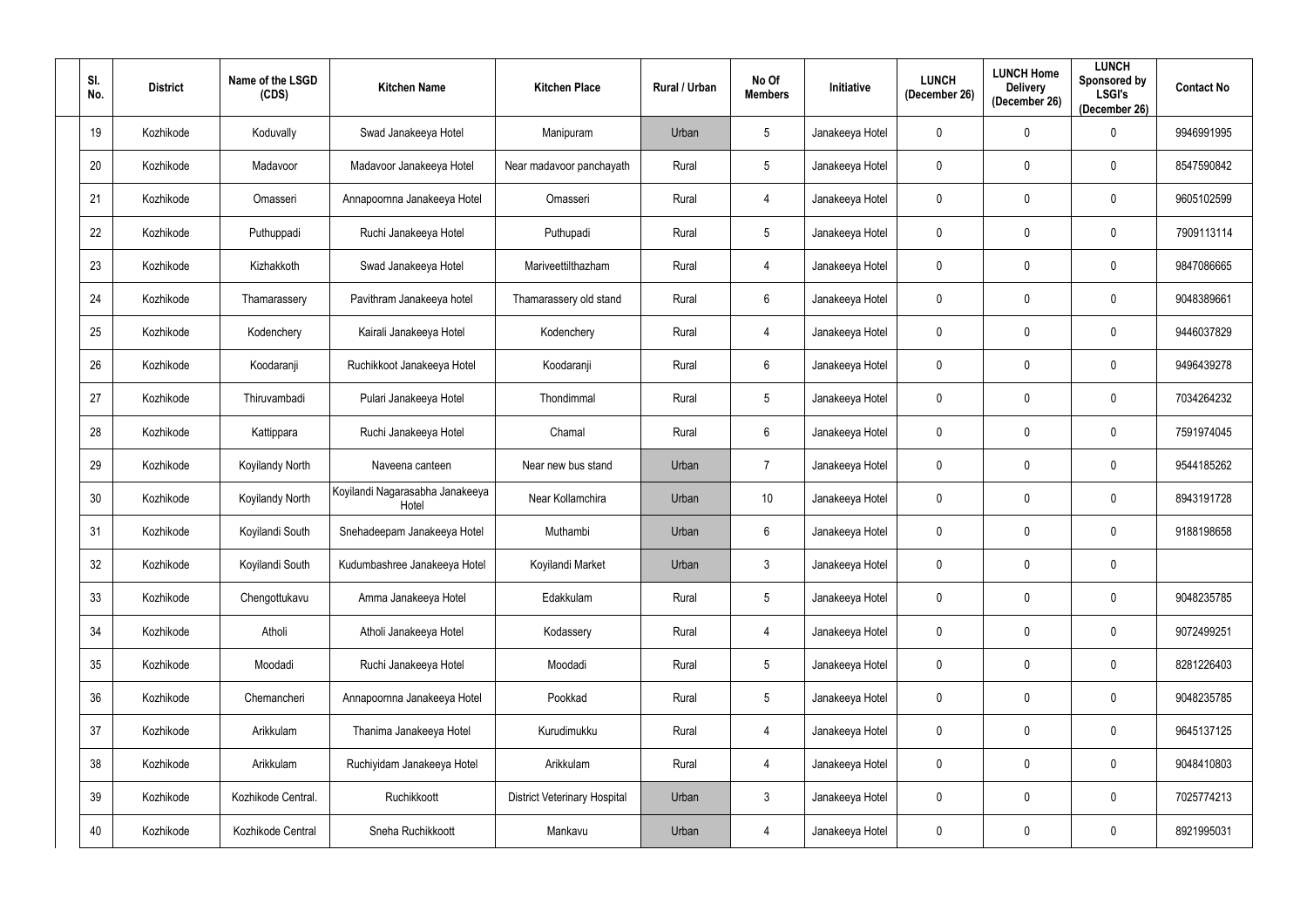| Sl. No. | District | Name of the LSGD (CDS) | Kitchen Name | Kitchen Place | Rural / Urban | No Of Members | Initiative | LUNCH (December 26) | LUNCH Home Delivery (December 26) | LUNCH Sponsored by LSGI's (December 26) | Contact No |
|---|---|---|---|---|---|---|---|---|---|---|---|
| 19 | Kozhikode | Koduvally | Swad Janakeeya Hotel | Manipuram | Urban | 5 | Janakeeya Hotel | 0 | 0 | 0 | 9946991995 |
| 20 | Kozhikode | Madavoor | Madavoor Janakeeya Hotel | Near madavoor panchayath | Rural | 5 | Janakeeya Hotel | 0 | 0 | 0 | 8547590842 |
| 21 | Kozhikode | Omasseri | Annapoornna Janakeeya Hotel | Omasseri | Rural | 4 | Janakeeya Hotel | 0 | 0 | 0 | 9605102599 |
| 22 | Kozhikode | Puthuppadi | Ruchi Janakeeya Hotel | Puthupadi | Rural | 5 | Janakeeya Hotel | 0 | 0 | 0 | 7909113114 |
| 23 | Kozhikode | Kizhakkoth | Swad Janakeeya Hotel | Mariveettilthazham | Rural | 4 | Janakeeya Hotel | 0 | 0 | 0 | 9847086665 |
| 24 | Kozhikode | Thamarassery | Pavithram Janakeeya hotel | Thamarassery old stand | Rural | 6 | Janakeeya Hotel | 0 | 0 | 0 | 9048389661 |
| 25 | Kozhikode | Kodenchery | Kairali Janakeeya Hotel | Kodenchery | Rural | 4 | Janakeeya Hotel | 0 | 0 | 0 | 9446037829 |
| 26 | Kozhikode | Koodaranji | Ruchikkoot Janakeeya Hotel | Koodaranji | Rural | 6 | Janakeeya Hotel | 0 | 0 | 0 | 9496439278 |
| 27 | Kozhikode | Thiruvambadi | Pulari Janakeeya Hotel | Thondimmal | Rural | 5 | Janakeeya Hotel | 0 | 0 | 0 | 7034264232 |
| 28 | Kozhikode | Kattippara | Ruchi Janakeeya Hotel | Chamal | Rural | 6 | Janakeeya Hotel | 0 | 0 | 0 | 7591974045 |
| 29 | Kozhikode | Koyilandy North | Naveena canteen | Near new bus stand | Urban | 7 | Janakeeya Hotel | 0 | 0 | 0 | 9544185262 |
| 30 | Kozhikode | Koyilandy North | Koyilandi Nagarasabha Janakeeya Hotel | Near Kollamchira | Urban | 10 | Janakeeya Hotel | 0 | 0 | 0 | 8943191728 |
| 31 | Kozhikode | Koyilandi South | Snehadeepam Janakeeya Hotel | Muthambi | Urban | 6 | Janakeeya Hotel | 0 | 0 | 0 | 9188198658 |
| 32 | Kozhikode | Koyilandi South | Kudumbashree Janakeeya Hotel | Koyilandi Market | Urban | 3 | Janakeeya Hotel | 0 | 0 | 0 | |
| 33 | Kozhikode | Chengottukavu | Amma Janakeeya Hotel | Edakkulam | Rural | 5 | Janakeeya Hotel | 0 | 0 | 0 | 9048235785 |
| 34 | Kozhikode | Atholi | Atholi Janakeeya Hotel | Kodassery | Rural | 4 | Janakeeya Hotel | 0 | 0 | 0 | 9072499251 |
| 35 | Kozhikode | Moodadi | Ruchi Janakeeya Hotel | Moodadi | Rural | 5 | Janakeeya Hotel | 0 | 0 | 0 | 8281226403 |
| 36 | Kozhikode | Chemancheri | Annapoornna Janakeeya Hotel | Pookkad | Rural | 5 | Janakeeya Hotel | 0 | 0 | 0 | 9048235785 |
| 37 | Kozhikode | Arikkulam | Thanima Janakeeya Hotel | Kurudimukku | Rural | 4 | Janakeeya Hotel | 0 | 0 | 0 | 9645137125 |
| 38 | Kozhikode | Arikkulam | Ruchiyidam Janakeeya Hotel | Arikkulam | Rural | 4 | Janakeeya Hotel | 0 | 0 | 0 | 9048410803 |
| 39 | Kozhikode | Kozhikode Central. | Ruchikkoott | District Veterinary Hospital | Urban | 3 | Janakeeya Hotel | 0 | 0 | 0 | 7025774213 |
| 40 | Kozhikode | Kozhikode Central | Sneha Ruchikkoott | Mankavu | Urban | 4 | Janakeeya Hotel | 0 | 0 | 0 | 8921995031 |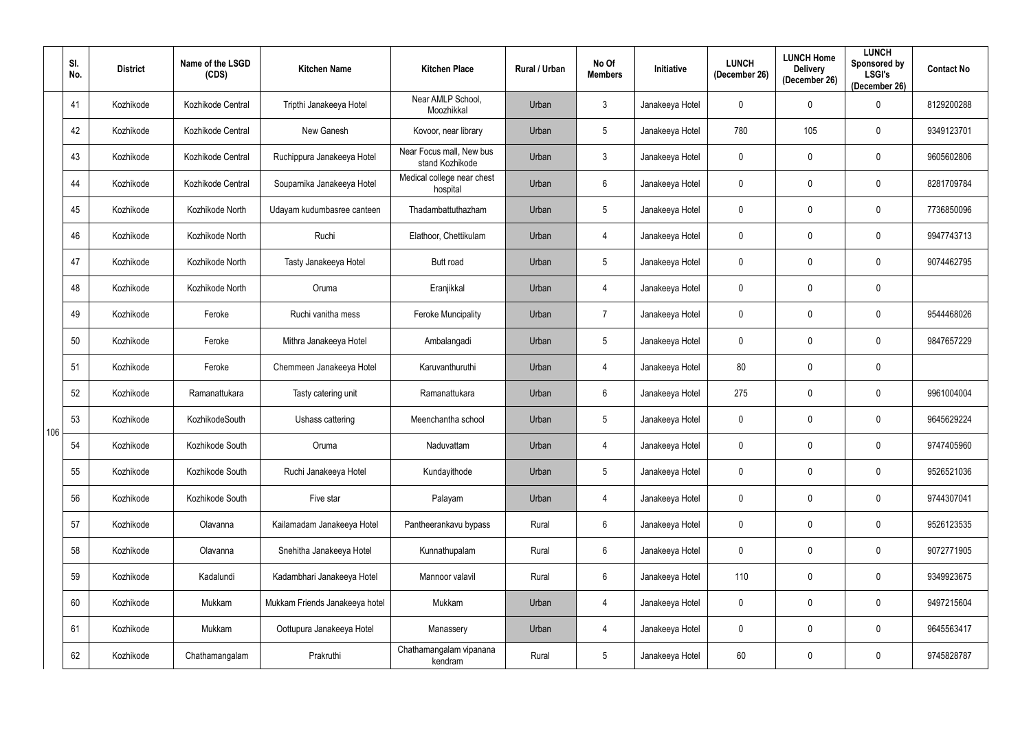| | Sl. No. | District | Name of the LSGD (CDS) | Kitchen Name | Kitchen Place | Rural / Urban | No Of Members | Initiative | LUNCH (December 26) | LUNCH Home Delivery (December 26) | LUNCH Sponsored by LSGI's (December 26) | Contact No |
|---|---|---|---|---|---|---|---|---|---|---|---|---|
| 106 | 41 | Kozhikode | Kozhikode Central | Tripthi Janakeeya Hotel | Near AMLP School, Moozhikkal | Urban | 3 | Janakeeya Hotel | 0 | 0 | 0 | 8129200288 |
| | 42 | Kozhikode | Kozhikode Central | New Ganesh | Kovoor, near library | Urban | 5 | Janakeeya Hotel | 780 | 105 | 0 | 9349123701 |
| | 43 | Kozhikode | Kozhikode Central | Ruchippura Janakeeya Hotel | Near Focus mall, New bus stand Kozhikode | Urban | 3 | Janakeeya Hotel | 0 | 0 | 0 | 9605602806 |
| | 44 | Kozhikode | Kozhikode Central | Souparnika Janakeeya Hotel | Medical college near chest hospital | Urban | 6 | Janakeeya Hotel | 0 | 0 | 0 | 8281709784 |
| | 45 | Kozhikode | Kozhikode North | Udayam kudumbasree canteen | Thadambattuthazham | Urban | 5 | Janakeeya Hotel | 0 | 0 | 0 | 7736850096 |
| | 46 | Kozhikode | Kozhikode North | Ruchi | Elathoor, Chettikulam | Urban | 4 | Janakeeya Hotel | 0 | 0 | 0 | 9947743713 |
| | 47 | Kozhikode | Kozhikode North | Tasty Janakeeya Hotel | Butt road | Urban | 5 | Janakeeya Hotel | 0 | 0 | 0 | 9074462795 |
| | 48 | Kozhikode | Kozhikode North | Oruma | Eranjikkal | Urban | 4 | Janakeeya Hotel | 0 | 0 | 0 | |
| | 49 | Kozhikode | Feroke | Ruchi vanitha mess | Feroke Muncipality | Urban | 7 | Janakeeya Hotel | 0 | 0 | 0 | 9544468026 |
| | 50 | Kozhikode | Feroke | Mithra Janakeeya Hotel | Ambalangadi | Urban | 5 | Janakeeya Hotel | 0 | 0 | 0 | 9847657229 |
| | 51 | Kozhikode | Feroke | Chemmeen Janakeeya Hotel | Karuvanthuruthi | Urban | 4 | Janakeeya Hotel | 80 | 0 | 0 | |
| | 52 | Kozhikode | Ramanattukara | Tasty catering unit | Ramanattukara | Urban | 6 | Janakeeya Hotel | 275 | 0 | 0 | 9961004004 |
| | 53 | Kozhikode | KozhikodeSouth | Ushass cattering | Meenchantha school | Urban | 5 | Janakeeya Hotel | 0 | 0 | 0 | 9645629224 |
| | 54 | Kozhikode | Kozhikode South | Oruma | Naduvattam | Urban | 4 | Janakeeya Hotel | 0 | 0 | 0 | 9747405960 |
| | 55 | Kozhikode | Kozhikode South | Ruchi Janakeeya Hotel | Kundayithode | Urban | 5 | Janakeeya Hotel | 0 | 0 | 0 | 9526521036 |
| | 56 | Kozhikode | Kozhikode South | Five star | Palayam | Urban | 4 | Janakeeya Hotel | 0 | 0 | 0 | 9744307041 |
| | 57 | Kozhikode | Olavanna | Kailamadam Janakeeya Hotel | Pantheerankavu bypass | Rural | 6 | Janakeeya Hotel | 0 | 0 | 0 | 9526123535 |
| | 58 | Kozhikode | Olavanna | Snehitha Janakeeya Hotel | Kunnathupalam | Rural | 6 | Janakeeya Hotel | 0 | 0 | 0 | 9072771905 |
| | 59 | Kozhikode | Kadalundi | Kadambhari Janakeeya Hotel | Mannoor valavil | Rural | 6 | Janakeeya Hotel | 110 | 0 | 0 | 9349923675 |
| | 60 | Kozhikode | Mukkam | Mukkam Friends Janakeeya hotel | Mukkam | Urban | 4 | Janakeeya Hotel | 0 | 0 | 0 | 9497215604 |
| | 61 | Kozhikode | Mukkam | Oottupura Janakeeya Hotel | Manassery | Urban | 4 | Janakeeya Hotel | 0 | 0 | 0 | 9645563417 |
| | 62 | Kozhikode | Chathamangalam | Prakruthi | Chathamangalam vipanana kendram | Rural | 5 | Janakeeya Hotel | 60 | 0 | 0 | 9745828787 |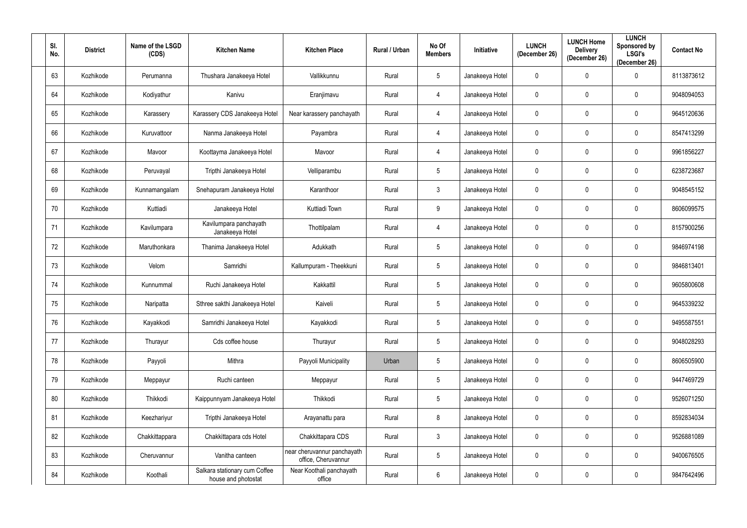| Sl. No. | District | Name of the LSGD (CDS) | Kitchen Name | Kitchen Place | Rural / Urban | No Of Members | Initiative | LUNCH (December 26) | LUNCH Home Delivery (December 26) | LUNCH Sponsored by LSGI's (December 26) | Contact No |
|---|---|---|---|---|---|---|---|---|---|---|---|
| 63 | Kozhikode | Perumanna | Thushara Janakeeya Hotel | Vallikkunnu | Rural | 5 | Janakeeya Hotel | 0 | 0 | 0 | 8113873612 |
| 64 | Kozhikode | Kodiyathur | Kanivu | Eranjimavu | Rural | 4 | Janakeeya Hotel | 0 | 0 | 0 | 9048094053 |
| 65 | Kozhikode | Karassery | Karassery CDS Janakeeya Hotel | Near karassery panchayath | Rural | 4 | Janakeeya Hotel | 0 | 0 | 0 | 9645120636 |
| 66 | Kozhikode | Kuruvattoor | Nanma Janakeeya Hotel | Payambra | Rural | 4 | Janakeeya Hotel | 0 | 0 | 0 | 8547413299 |
| 67 | Kozhikode | Mavoor | Koottayma Janakeeya Hotel | Mavoor | Rural | 4 | Janakeeya Hotel | 0 | 0 | 0 | 9961856227 |
| 68 | Kozhikode | Peruvayal | Tripthi Janakeeya Hotel | Velliparambu | Rural | 5 | Janakeeya Hotel | 0 | 0 | 0 | 6238723687 |
| 69 | Kozhikode | Kunnamangalam | Snehapuram Janakeeya Hotel | Karanthoor | Rural | 3 | Janakeeya Hotel | 0 | 0 | 0 | 9048545152 |
| 70 | Kozhikode | Kuttiadi | Janakeeya Hotel | Kuttiadi Town | Rural | 9 | Janakeeya Hotel | 0 | 0 | 0 | 8606099575 |
| 71 | Kozhikode | Kavilumpara | Kavilumpara panchayath Janakeeya Hotel | Thottilpalam | Rural | 4 | Janakeeya Hotel | 0 | 0 | 0 | 8157900256 |
| 72 | Kozhikode | Maruthonkara | Thanima Janakeeya Hotel | Adukkath | Rural | 5 | Janakeeya Hotel | 0 | 0 | 0 | 9846974198 |
| 73 | Kozhikode | Velom | Samridhi | Kallumpuram - Theekkuni | Rural | 5 | Janakeeya Hotel | 0 | 0 | 0 | 9846813401 |
| 74 | Kozhikode | Kunnummal | Ruchi Janakeeya Hotel | Kakkattil | Rural | 5 | Janakeeya Hotel | 0 | 0 | 0 | 9605800608 |
| 75 | Kozhikode | Naripatta | Sthree sakthi Janakeeya Hotel | Kaiveli | Rural | 5 | Janakeeya Hotel | 0 | 0 | 0 | 9645339232 |
| 76 | Kozhikode | Kayakkodi | Samridhi Janakeeya Hotel | Kayakkodi | Rural | 5 | Janakeeya Hotel | 0 | 0 | 0 | 9495587551 |
| 77 | Kozhikode | Thurayur | Cds coffee house | Thurayur | Rural | 5 | Janakeeya Hotel | 0 | 0 | 0 | 9048028293 |
| 78 | Kozhikode | Payyoli | Mithra | Payyoli Municipality | Urban | 5 | Janakeeya Hotel | 0 | 0 | 0 | 8606505900 |
| 79 | Kozhikode | Meppayur | Ruchi canteen | Meppayur | Rural | 5 | Janakeeya Hotel | 0 | 0 | 0 | 9447469729 |
| 80 | Kozhikode | Thikkodi | Kaippunnyam Janakeeya Hotel | Thikkodi | Rural | 5 | Janakeeya Hotel | 0 | 0 | 0 | 9526071250 |
| 81 | Kozhikode | Keezhariyur | Tripthi Janakeeya Hotel | Arayanattu para | Rural | 8 | Janakeeya Hotel | 0 | 0 | 0 | 8592834034 |
| 82 | Kozhikode | Chakkittappara | Chakkittapara cds Hotel | Chakkittapara CDS | Rural | 3 | Janakeeya Hotel | 0 | 0 | 0 | 9526881089 |
| 83 | Kozhikode | Cheruvannur | Vanitha canteen | near cheruvannur panchayath office, Cheruvannur | Rural | 5 | Janakeeya Hotel | 0 | 0 | 0 | 9400676505 |
| 84 | Kozhikode | Koothali | Salkara stationary cum Coffee house and photostat | Near Koothali panchayath office | Rural | 6 | Janakeeya Hotel | 0 | 0 | 0 | 9847642496 |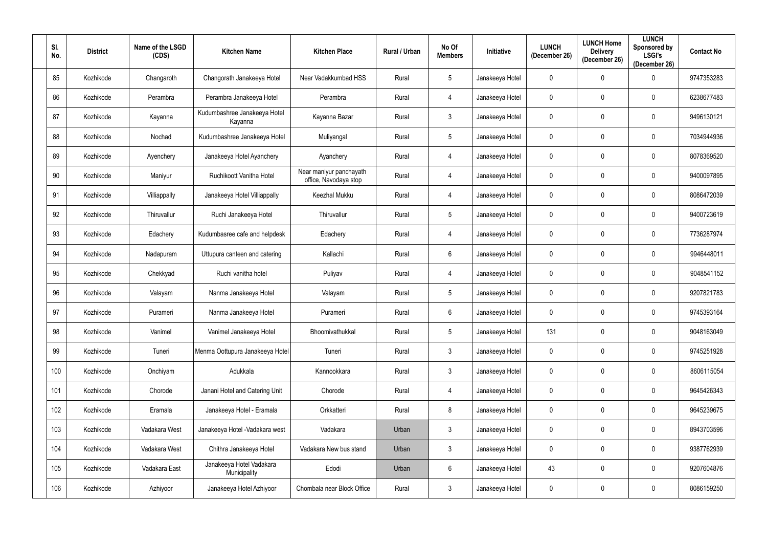| Sl. No. | District | Name of the LSGD (CDS) | Kitchen Name | Kitchen Place | Rural / Urban | No Of Members | Initiative | LUNCH (December 26) | LUNCH Home Delivery (December 26) | LUNCH Sponsored by LSGI's (December 26) | Contact No |
|---|---|---|---|---|---|---|---|---|---|---|---|
| 85 | Kozhikode | Changaroth | Changorath Janakeeya Hotel | Near Vadakkumbad HSS | Rural | 5 | Janakeeya Hotel | 0 | 0 | 0 | 9747353283 |
| 86 | Kozhikode | Perambra | Perambra Janakeeya Hotel | Perambra | Rural | 4 | Janakeeya Hotel | 0 | 0 | 0 | 6238677483 |
| 87 | Kozhikode | Kayanna | Kudumbashree Janakeeya Hotel Kayanna | Kayanna Bazar | Rural | 3 | Janakeeya Hotel | 0 | 0 | 0 | 9496130121 |
| 88 | Kozhikode | Nochad | Kudumbashree Janakeeya Hotel | Muliyangal | Rural | 5 | Janakeeya Hotel | 0 | 0 | 0 | 7034944936 |
| 89 | Kozhikode | Ayenchery | Janakeeya Hotel Ayanchery | Ayanchery | Rural | 4 | Janakeeya Hotel | 0 | 0 | 0 | 8078369520 |
| 90 | Kozhikode | Maniyur | Ruchikoott Vanitha Hotel | Near maniyur panchayath office, Navodaya stop | Rural | 4 | Janakeeya Hotel | 0 | 0 | 0 | 9400097895 |
| 91 | Kozhikode | Villiappally | Janakeeya Hotel Villiappally | Keezhal Mukku | Rural | 4 | Janakeeya Hotel | 0 | 0 | 0 | 8086472039 |
| 92 | Kozhikode | Thiruvallur | Ruchi Janakeeya Hotel | Thiruvallur | Rural | 5 | Janakeeya Hotel | 0 | 0 | 0 | 9400723619 |
| 93 | Kozhikode | Edachery | Kudumbasree cafe and helpdesk | Edachery | Rural | 4 | Janakeeya Hotel | 0 | 0 | 0 | 7736287974 |
| 94 | Kozhikode | Nadapuram | Uttupura canteen and catering | Kallachi | Rural | 6 | Janakeeya Hotel | 0 | 0 | 0 | 9946448011 |
| 95 | Kozhikode | Chekkyad | Ruchi vanitha hotel | Puliyav | Rural | 4 | Janakeeya Hotel | 0 | 0 | 0 | 9048541152 |
| 96 | Kozhikode | Valayam | Nanma Janakeeya Hotel | Valayam | Rural | 5 | Janakeeya Hotel | 0 | 0 | 0 | 9207821783 |
| 97 | Kozhikode | Purameri | Nanma Janakeeya Hotel | Purameri | Rural | 6 | Janakeeya Hotel | 0 | 0 | 0 | 9745393164 |
| 98 | Kozhikode | Vanimel | Vanimel Janakeeya Hotel | Bhoomivathukkal | Rural | 5 | Janakeeya Hotel | 131 | 0 | 0 | 9048163049 |
| 99 | Kozhikode | Tuneri | Menma Oottupura Janakeeya Hotel | Tuneri | Rural | 3 | Janakeeya Hotel | 0 | 0 | 0 | 9745251928 |
| 100 | Kozhikode | Onchiyam | Adukkala | Kannookkara | Rural | 3 | Janakeeya Hotel | 0 | 0 | 0 | 8606115054 |
| 101 | Kozhikode | Chorode | Janani Hotel and Catering Unit | Chorode | Rural | 4 | Janakeeya Hotel | 0 | 0 | 0 | 9645426343 |
| 102 | Kozhikode | Eramala | Janakeeya Hotel - Eramala | Orkkatteri | Rural | 8 | Janakeeya Hotel | 0 | 0 | 0 | 9645239675 |
| 103 | Kozhikode | Vadakara West | Janakeeya Hotel -Vadakara west | Vadakara | Urban | 3 | Janakeeya Hotel | 0 | 0 | 0 | 8943703596 |
| 104 | Kozhikode | Vadakara West | Chithra Janakeeya Hotel | Vadakara New bus stand | Urban | 3 | Janakeeya Hotel | 0 | 0 | 0 | 9387762939 |
| 105 | Kozhikode | Vadakara East | Janakeeya Hotel Vadakara Municipality | Edodi | Urban | 6 | Janakeeya Hotel | 43 | 0 | 0 | 9207604876 |
| 106 | Kozhikode | Azhiyoor | Janakeeya Hotel Azhiyoor | Chombala near Block Office | Rural | 3 | Janakeeya Hotel | 0 | 0 | 0 | 8086159250 |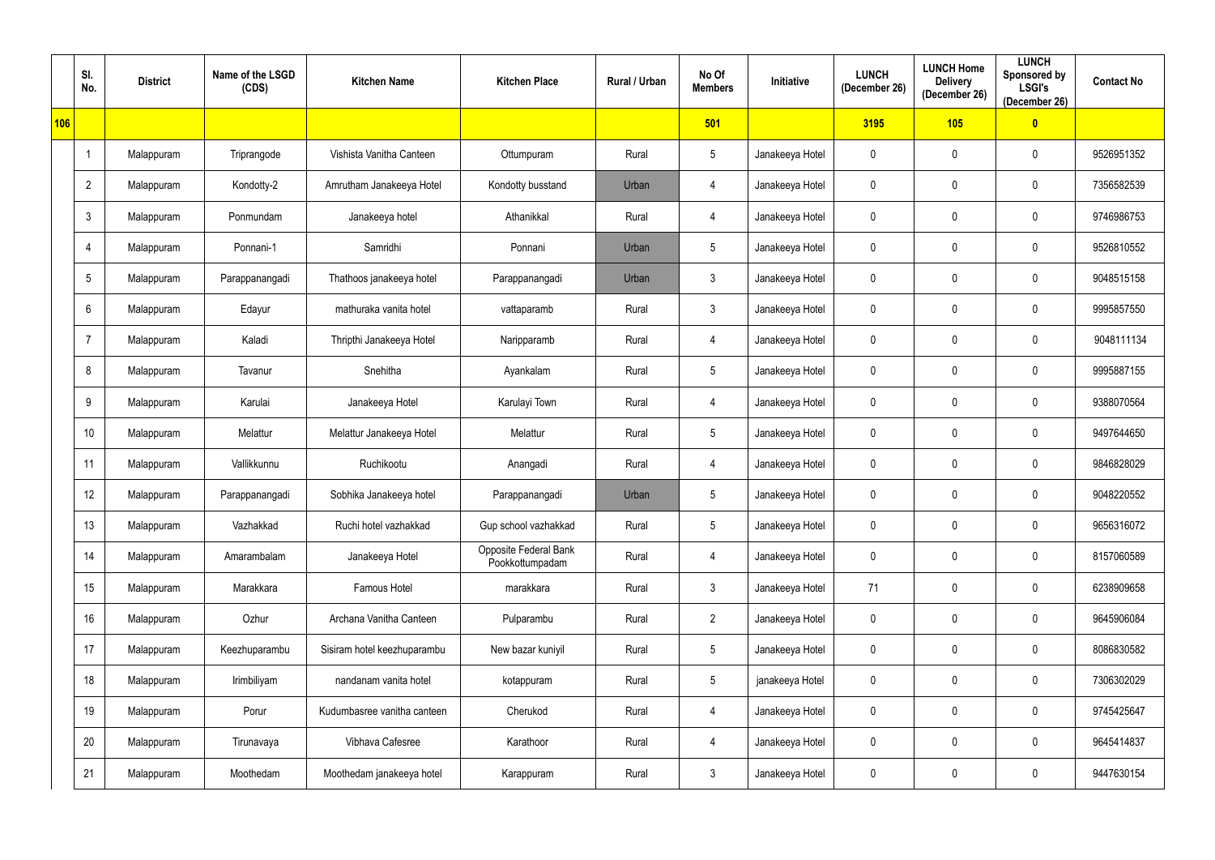| | Sl. No. | District | Name of the LSGD (CDS) | Kitchen Name | Kitchen Place | Rural / Urban | No Of Members | Initiative | LUNCH (December 26) | LUNCH Home Delivery (December 26) | LUNCH Sponsored by LSGI's (December 26) | Contact No |
|---|---|---|---|---|---|---|---|---|---|---|---|---|
| 106 | | | | | | | 501 | | 3195 | 105 | 0 | |
| | 1 | Malappuram | Triprangode | Vishista Vanitha Canteen | Ottumpuram | Rural | 5 | Janakeeya Hotel | 0 | 0 | 0 | 9526951352 |
| | 2 | Malappuram | Kondotty-2 | Amrutham Janakeeya Hotel | Kondotty busstand | Urban | 4 | Janakeeya Hotel | 0 | 0 | 0 | 7356582539 |
| | 3 | Malappuram | Ponmundam | Janakeeya hotel | Athanikkal | Rural | 4 | Janakeeya Hotel | 0 | 0 | 0 | 9746986753 |
| | 4 | Malappuram | Ponnani-1 | Samridhi | Ponnani | Urban | 5 | Janakeeya Hotel | 0 | 0 | 0 | 9526810552 |
| | 5 | Malappuram | Parappanangadi | Thathoos janakeeya hotel | Parappanangadi | Urban | 3 | Janakeeya Hotel | 0 | 0 | 0 | 9048515158 |
| | 6 | Malappuram | Edayur | mathuraka vanita hotel | vattaparamb | Rural | 3 | Janakeeya Hotel | 0 | 0 | 0 | 9995857550 |
| | 7 | Malappuram | Kaladi | Thripthi Janakeeya Hotel | Naripparamb | Rural | 4 | Janakeeya Hotel | 0 | 0 | 0 | 9048111134 |
| | 8 | Malappuram | Tavanur | Snehitha | Ayankalam | Rural | 5 | Janakeeya Hotel | 0 | 0 | 0 | 9995887155 |
| | 9 | Malappuram | Karulai | Janakeeya Hotel | Karulayi Town | Rural | 4 | Janakeeya Hotel | 0 | 0 | 0 | 9388070564 |
| | 10 | Malappuram | Melattur | Melattur Janakeeya Hotel | Melattur | Rural | 5 | Janakeeya Hotel | 0 | 0 | 0 | 9497644650 |
| | 11 | Malappuram | Vallikkunnu | Ruchikootu | Anangadi | Rural | 4 | Janakeeya Hotel | 0 | 0 | 0 | 9846828029 |
| | 12 | Malappuram | Parappanangadi | Sobhika Janakeeya hotel | Parappanangadi | Urban | 5 | Janakeeya Hotel | 0 | 0 | 0 | 9048220552 |
| | 13 | Malappuram | Vazhakkad | Ruchi hotel vazhakkad | Gup school vazhakkad | Rural | 5 | Janakeeya Hotel | 0 | 0 | 0 | 9656316072 |
| | 14 | Malappuram | Amarambalam | Janakeeya Hotel | Opposite Federal Bank Pookkottumpadam | Rural | 4 | Janakeeya Hotel | 0 | 0 | 0 | 8157060589 |
| | 15 | Malappuram | Marakkara | Famous Hotel | marakkara | Rural | 3 | Janakeeya Hotel | 71 | 0 | 0 | 6238909658 |
| | 16 | Malappuram | Ozhur | Archana Vanitha Canteen | Pulparambu | Rural | 2 | Janakeeya Hotel | 0 | 0 | 0 | 9645906084 |
| | 17 | Malappuram | Keezhuparambu | Sisiram hotel keezhuparambu | New bazar kuniyil | Rural | 5 | Janakeeya Hotel | 0 | 0 | 0 | 8086830582 |
| | 18 | Malappuram | Irimbiliyam | nandanam vanita hotel | kotappuram | Rural | 5 | janakeeya Hotel | 0 | 0 | 0 | 7306302029 |
| | 19 | Malappuram | Porur | Kudumbasree vanitha canteen | Cherukod | Rural | 4 | Janakeeya Hotel | 0 | 0 | 0 | 9745425647 |
| | 20 | Malappuram | Tirunavaya | Vibhava Cafesree | Karathoor | Rural | 4 | Janakeeya Hotel | 0 | 0 | 0 | 9645414837 |
| | 21 | Malappuram | Moothedam | Moothedam janakeeya hotel | Karappuram | Rural | 3 | Janakeeya Hotel | 0 | 0 | 0 | 9447630154 |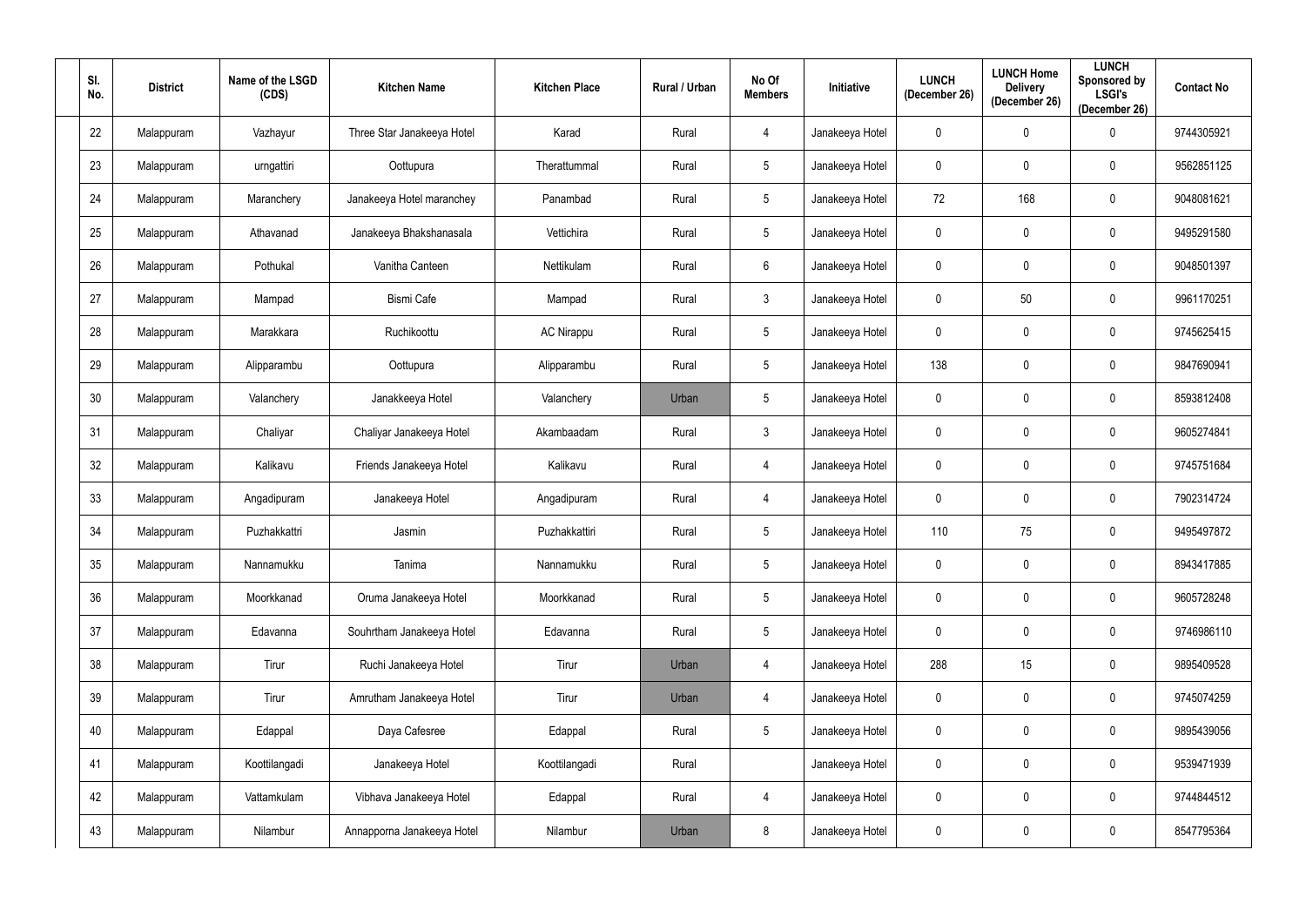| Sl. No. | District | Name of the LSGD (CDS) | Kitchen Name | Kitchen Place | Rural / Urban | No Of Members | Initiative | LUNCH (December 26) | LUNCH Home Delivery (December 26) | LUNCH Sponsored by LSGI's (December 26) | Contact No |
|---|---|---|---|---|---|---|---|---|---|---|---|
| 22 | Malappuram | Vazhayur | Three Star Janakeeya Hotel | Karad | Rural | 4 | Janakeeya Hotel | 0 | 0 | 0 | 9744305921 |
| 23 | Malappuram | urngattiri | Oottupura | Therattummal | Rural | 5 | Janakeeya Hotel | 0 | 0 | 0 | 9562851125 |
| 24 | Malappuram | Maranchery | Janakeeya Hotel maranchey | Panambad | Rural | 5 | Janakeeya Hotel | 72 | 168 | 0 | 9048081621 |
| 25 | Malappuram | Athavanad | Janakeeya Bhakshanasala | Vettichira | Rural | 5 | Janakeeya Hotel | 0 | 0 | 0 | 9495291580 |
| 26 | Malappuram | Pothukal | Vanitha Canteen | Nettikulam | Rural | 6 | Janakeeya Hotel | 0 | 0 | 0 | 9048501397 |
| 27 | Malappuram | Mampad | Bismi Cafe | Mampad | Rural | 3 | Janakeeya Hotel | 0 | 50 | 0 | 9961170251 |
| 28 | Malappuram | Marakkara | Ruchikoottu | AC Nirappu | Rural | 5 | Janakeeya Hotel | 0 | 0 | 0 | 9745625415 |
| 29 | Malappuram | Alipparambu | Oottupura | Alipparambu | Rural | 5 | Janakeeya Hotel | 138 | 0 | 0 | 9847690941 |
| 30 | Malappuram | Valanchery | Janakkeeya Hotel | Valanchery | Urban | 5 | Janakeeya Hotel | 0 | 0 | 0 | 8593812408 |
| 31 | Malappuram | Chaliyar | Chaliyar Janakeeya Hotel | Akambaadam | Rural | 3 | Janakeeya Hotel | 0 | 0 | 0 | 9605274841 |
| 32 | Malappuram | Kalikavu | Friends Janakeeya Hotel | Kalikavu | Rural | 4 | Janakeeya Hotel | 0 | 0 | 0 | 9745751684 |
| 33 | Malappuram | Angadipuram | Janakeeya Hotel | Angadipuram | Rural | 4 | Janakeeya Hotel | 0 | 0 | 0 | 7902314724 |
| 34 | Malappuram | Puzhakkattri | Jasmin | Puzhakkattiri | Rural | 5 | Janakeeya Hotel | 110 | 75 | 0 | 9495497872 |
| 35 | Malappuram | Nannamukku | Tanima | Nannamukku | Rural | 5 | Janakeeya Hotel | 0 | 0 | 0 | 8943417885 |
| 36 | Malappuram | Moorkkanad | Oruma Janakeeya Hotel | Moorkkanad | Rural | 5 | Janakeeya Hotel | 0 | 0 | 0 | 9605728248 |
| 37 | Malappuram | Edavanna | Souhrtham Janakeeya Hotel | Edavanna | Rural | 5 | Janakeeya Hotel | 0 | 0 | 0 | 9746986110 |
| 38 | Malappuram | Tirur | Ruchi Janakeeya Hotel | Tirur | Urban | 4 | Janakeeya Hotel | 288 | 15 | 0 | 9895409528 |
| 39 | Malappuram | Tirur | Amrutham Janakeeya Hotel | Tirur | Urban | 4 | Janakeeya Hotel | 0 | 0 | 0 | 9745074259 |
| 40 | Malappuram | Edappal | Daya Cafesree | Edappal | Rural | 5 | Janakeeya Hotel | 0 | 0 | 0 | 9895439056 |
| 41 | Malappuram | Koottilangadi | Janakeeya Hotel | Koottilangadi | Rural | | Janakeeya Hotel | 0 | 0 | 0 | 9539471939 |
| 42 | Malappuram | Vattamkulam | Vibhava Janakeeya Hotel | Edappal | Rural | 4 | Janakeeya Hotel | 0 | 0 | 0 | 9744844512 |
| 43 | Malappuram | Nilambur | Annapporna Janakeeya Hotel | Nilambur | Urban | 8 | Janakeeya Hotel | 0 | 0 | 0 | 8547795364 |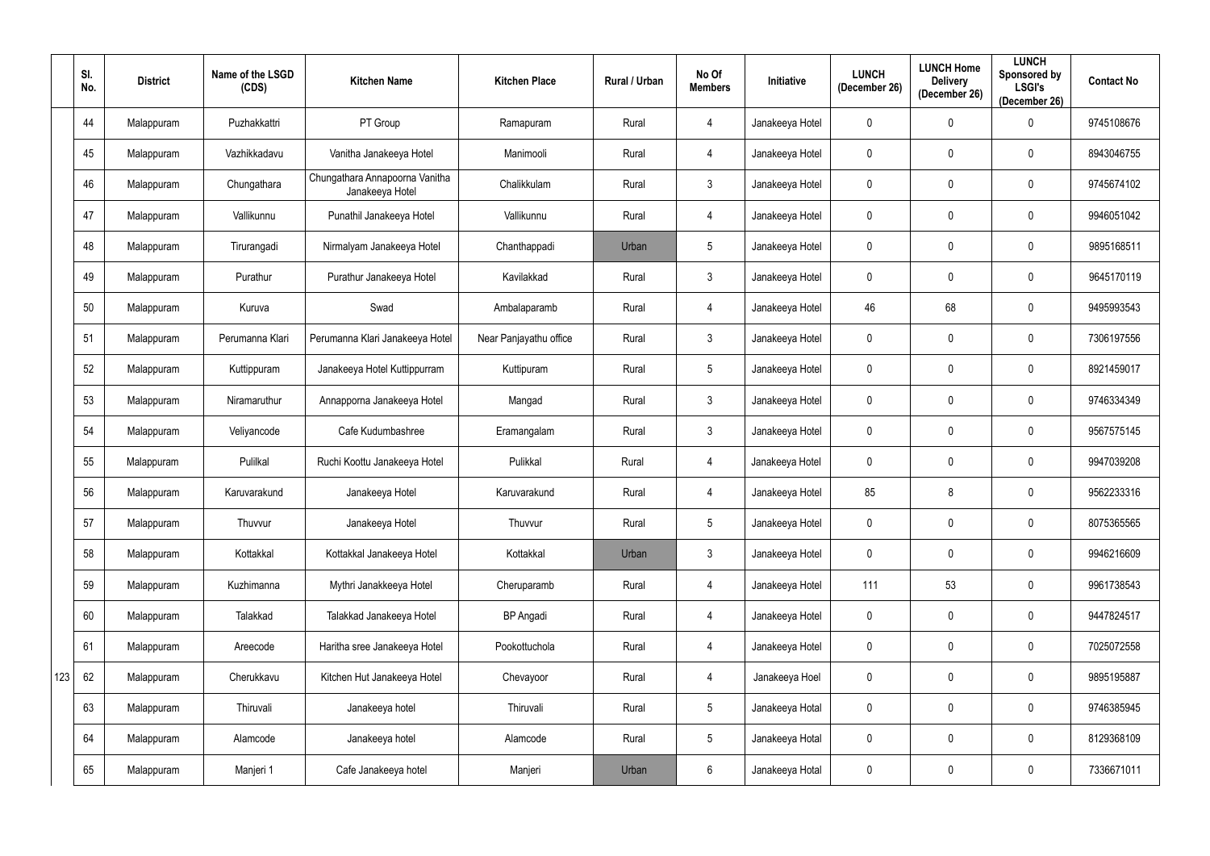| | Sl. No. | District | Name of the LSGD (CDS) | Kitchen Name | Kitchen Place | Rural / Urban | No Of Members | Initiative | LUNCH (December 26) | LUNCH Home Delivery (December 26) | LUNCH Sponsored by LSGI's (December 26) | Contact No |
|---|---|---|---|---|---|---|---|---|---|---|---|---|
| | 44 | Malappuram | Puzhakkattri | PT Group | Ramapuram | Rural | 4 | Janakeeya Hotel | 0 | 0 | 0 | 9745108676 |
| | 45 | Malappuram | Vazhikkadavu | Vanitha Janakeeya Hotel | Manimooli | Rural | 4 | Janakeeya Hotel | 0 | 0 | 0 | 8943046755 |
| | 46 | Malappuram | Chungathara | Chungathara Annapoorna Vanitha Janakeeya Hotel | Chalikkulam | Rural | 3 | Janakeeya Hotel | 0 | 0 | 0 | 9745674102 |
| | 47 | Malappuram | Vallikunnu | Punathil Janakeeya Hotel | Vallikunnu | Rural | 4 | Janakeeya Hotel | 0 | 0 | 0 | 9946051042 |
| | 48 | Malappuram | Tirurangadi | Nirmalyam Janakeeya Hotel | Chanthappadi | Urban | 5 | Janakeeya Hotel | 0 | 0 | 0 | 9895168511 |
| | 49 | Malappuram | Purathur | Purathur Janakeeya Hotel | Kavilakkad | Rural | 3 | Janakeeya Hotel | 0 | 0 | 0 | 9645170119 |
| | 50 | Malappuram | Kuruva | Swad | Ambalaparamb | Rural | 4 | Janakeeya Hotel | 46 | 68 | 0 | 9495993543 |
| | 51 | Malappuram | Perumanna Klari | Perumanna Klari Janakeeya Hotel | Near Panjayathu office | Rural | 3 | Janakeeya Hotel | 0 | 0 | 0 | 7306197556 |
| | 52 | Malappuram | Kuttippuram | Janakeeya Hotel Kuttippurram | Kuttipuram | Rural | 5 | Janakeeya Hotel | 0 | 0 | 0 | 8921459017 |
| | 53 | Malappuram | Niramaruthur | Annapporna Janakeeya Hotel | Mangad | Rural | 3 | Janakeeya Hotel | 0 | 0 | 0 | 9746334349 |
| | 54 | Malappuram | Veliyancode | Cafe Kudumbashree | Eramangalam | Rural | 3 | Janakeeya Hotel | 0 | 0 | 0 | 9567575145 |
| | 55 | Malappuram | Pulilkal | Ruchi Koottu Janakeeya Hotel | Pulikkal | Rural | 4 | Janakeeya Hotel | 0 | 0 | 0 | 9947039208 |
| | 56 | Malappuram | Karuvarakund | Janakeeya Hotel | Karuvarakund | Rural | 4 | Janakeeya Hotel | 85 | 8 | 0 | 9562233316 |
| | 57 | Malappuram | Thuvvur | Janakeeya Hotel | Thuvvur | Rural | 5 | Janakeeya Hotel | 0 | 0 | 0 | 8075365565 |
| | 58 | Malappuram | Kottakkal | Kottakkal Janakeeya Hotel | Kottakkal | Urban | 3 | Janakeeya Hotel | 0 | 0 | 0 | 9946216609 |
| | 59 | Malappuram | Kuzhimanna | Mythri Janakkeeya Hotel | Cheruparamb | Rural | 4 | Janakeeya Hotel | 111 | 53 | 0 | 9961738543 |
| | 60 | Malappuram | Talakkad | Talakkad Janakeeya Hotel | BP Angadi | Rural | 4 | Janakeeya Hotel | 0 | 0 | 0 | 9447824517 |
| | 61 | Malappuram | Areecode | Haritha sree Janakeeya Hotel | Pookottuchola | Rural | 4 | Janakeeya Hotel | 0 | 0 | 0 | 7025072558 |
| 123 | 62 | Malappuram | Cherukkavu | Kitchen Hut Janakeeya Hotel | Chevayoor | Rural | 4 | Janakeeya Hoel | 0 | 0 | 0 | 9895195887 |
| | 63 | Malappuram | Thiruvali | Janakeeya hotel | Thiruvali | Rural | 5 | Janakeeya Hotal | 0 | 0 | 0 | 9746385945 |
| | 64 | Malappuram | Alamcode | Janakeeya hotel | Alamcode | Rural | 5 | Janakeeya Hotal | 0 | 0 | 0 | 8129368109 |
| | 65 | Malappuram | Manjeri 1 | Cafe Janakeeya hotel | Manjeri | Urban | 6 | Janakeeya Hotal | 0 | 0 | 0 | 7336671011 |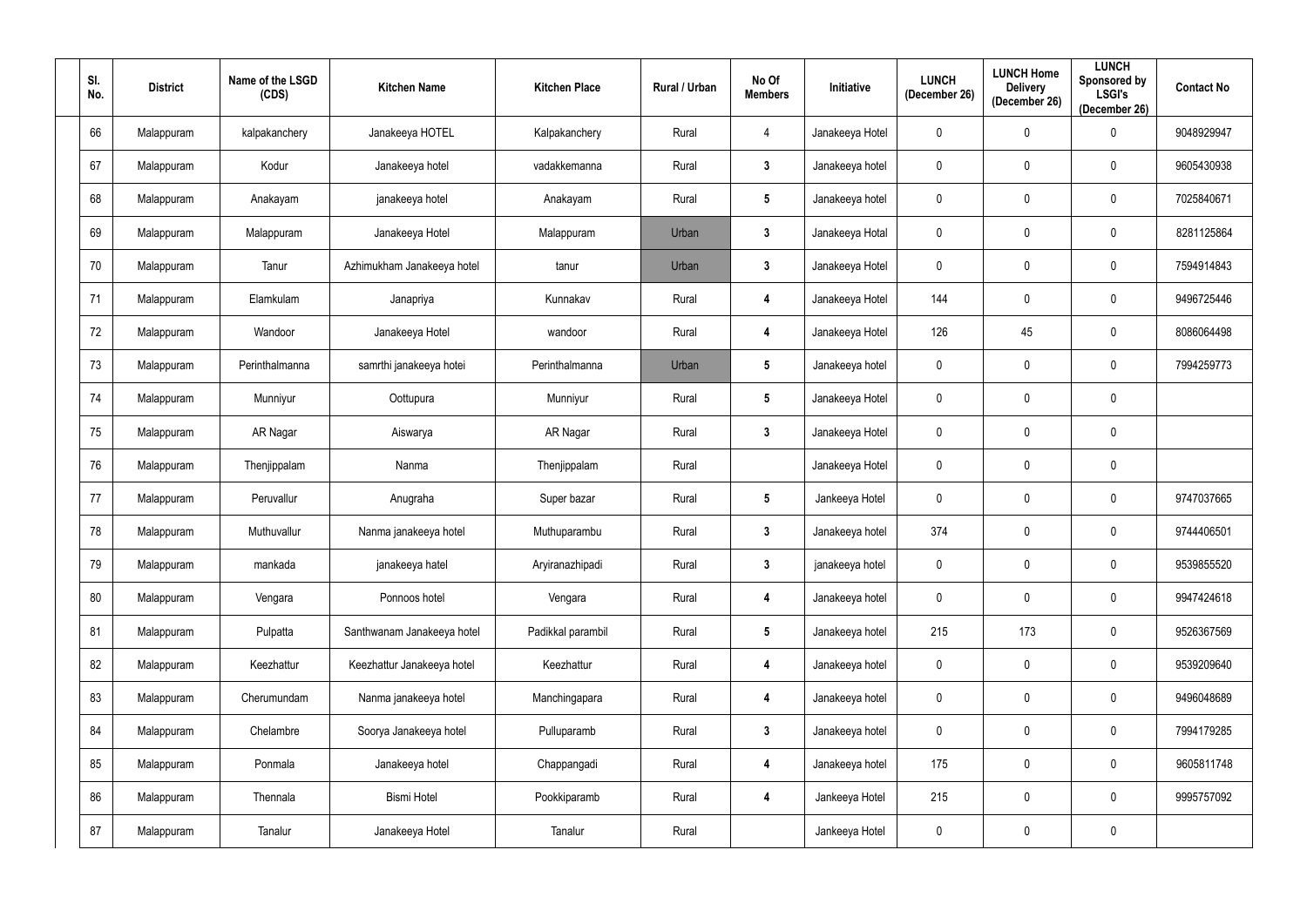| Sl. No. | District | Name of the LSGD (CDS) | Kitchen Name | Kitchen Place | Rural / Urban | No Of Members | Initiative | LUNCH (December 26) | LUNCH Home Delivery (December 26) | LUNCH Sponsored by LSGI's (December 26) | Contact No |
|---|---|---|---|---|---|---|---|---|---|---|---|
| 66 | Malappuram | kalpakanchery | Janakeeya HOTEL | Kalpakanchery | Rural | 4 | Janakeeya Hotel | 0 | 0 | 0 | 9048929947 |
| 67 | Malappuram | Kodur | Janakeeya hotel | vadakkemanna | Rural | 3 | Janakeeya hotel | 0 | 0 | 0 | 9605430938 |
| 68 | Malappuram | Anakayam | janakeeya hotel | Anakayam | Rural | 5 | Janakeeya hotel | 0 | 0 | 0 | 7025840671 |
| 69 | Malappuram | Malappuram | Janakeeya Hotel | Malappuram | Urban | 3 | Janakeeya Hotal | 0 | 0 | 0 | 8281125864 |
| 70 | Malappuram | Tanur | Azhimukham Janakeeya hotel | tanur | Urban | 3 | Janakeeya Hotel | 0 | 0 | 0 | 7594914843 |
| 71 | Malappuram | Elamkulam | Janapriya | Kunnakav | Rural | 4 | Janakeeya Hotel | 144 | 0 | 0 | 9496725446 |
| 72 | Malappuram | Wandoor | Janakeeya Hotel | wandoor | Rural | 4 | Janakeeya Hotel | 126 | 45 | 0 | 8086064498 |
| 73 | Malappuram | Perinthalmanna | samrthi janakeeya hotei | Perinthalmanna | Urban | 5 | Janakeeya hotel | 0 | 0 | 0 | 7994259773 |
| 74 | Malappuram | Munniyur | Oottupura | Munniyur | Rural | 5 | Janakeeya Hotel | 0 | 0 | 0 | |
| 75 | Malappuram | AR Nagar | Aiswarya | AR Nagar | Rural | 3 | Janakeeya Hotel | 0 | 0 | 0 | |
| 76 | Malappuram | Thenjippalam | Nanma | Thenjippalam | Rural | | Janakeeya Hotel | 0 | 0 | 0 | |
| 77 | Malappuram | Peruvallur | Anugraha | Super bazar | Rural | 5 | Jankeeya Hotel | 0 | 0 | 0 | 9747037665 |
| 78 | Malappuram | Muthuvallur | Nanma janakeeya hotel | Muthuparambu | Rural | 3 | Janakeeya hotel | 374 | 0 | 0 | 9744406501 |
| 79 | Malappuram | mankada | janakeeya hatel | Aryiranazhipadi | Rural | 3 | janakeeya hotel | 0 | 0 | 0 | 9539855520 |
| 80 | Malappuram | Vengara | Ponnoos hotel | Vengara | Rural | 4 | Janakeeya hotel | 0 | 0 | 0 | 9947424618 |
| 81 | Malappuram | Pulpatta | Santhwanam Janakeeya hotel | Padikkal parambil | Rural | 5 | Janakeeya hotel | 215 | 173 | 0 | 9526367569 |
| 82 | Malappuram | Keezhattur | Keezhattur Janakeeya hotel | Keezhattur | Rural | 4 | Janakeeya hotel | 0 | 0 | 0 | 9539209640 |
| 83 | Malappuram | Cherumundam | Nanma janakeeya hotel | Manchingapara | Rural | 4 | Janakeeya hotel | 0 | 0 | 0 | 9496048689 |
| 84 | Malappuram | Chelambre | Soorya Janakeeya hotel | Pulluparamb | Rural | 3 | Janakeeya hotel | 0 | 0 | 0 | 7994179285 |
| 85 | Malappuram | Ponmala | Janakeeya hotel | Chappangadi | Rural | 4 | Janakeeya hotel | 175 | 0 | 0 | 9605811748 |
| 86 | Malappuram | Thennala | Bismi Hotel | Pookkiparamb | Rural | 4 | Jankeeya Hotel | 215 | 0 | 0 | 9995757092 |
| 87 | Malappuram | Tanalur | Janakeeya Hotel | Tanalur | Rural | | Jankeeya Hotel | 0 | 0 | 0 | |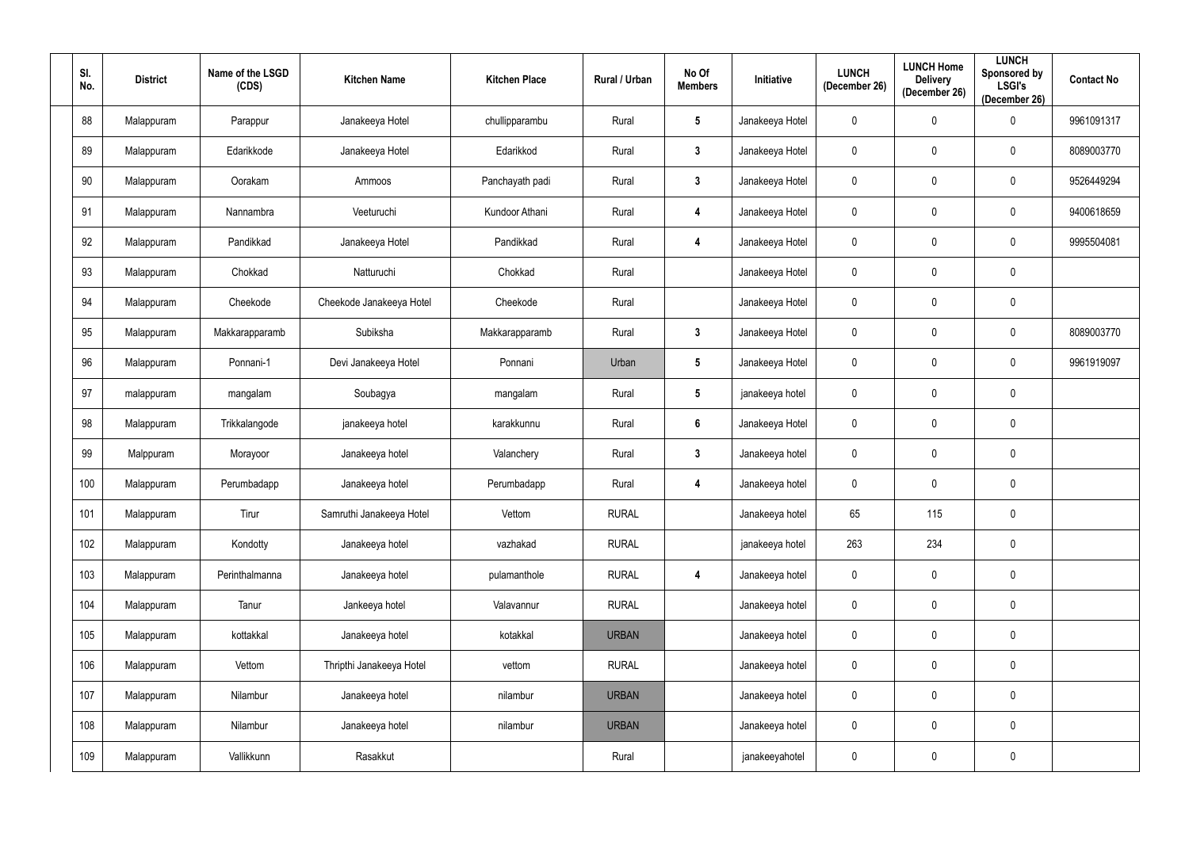| Sl. No. | District | Name of the LSGD (CDS) | Kitchen Name | Kitchen Place | Rural / Urban | No Of Members | Initiative | LUNCH (December 26) | LUNCH Home Delivery (December 26) | LUNCH Sponsored by LSGI's (December 26) | Contact No |
|---|---|---|---|---|---|---|---|---|---|---|---|
| 88 | Malappuram | Parappur | Janakeeya Hotel | chullipparambu | Rural | 5 | Janakeeya Hotel | 0 | 0 | 0 | 9961091317 |
| 89 | Malappuram | Edarikkode | Janakeeya Hotel | Edarikkod | Rural | 3 | Janakeeya Hotel | 0 | 0 | 0 | 8089003770 |
| 90 | Malappuram | Oorakam | Ammoos | Panchayath padi | Rural | 3 | Janakeeya Hotel | 0 | 0 | 0 | 9526449294 |
| 91 | Malappuram | Nannambra | Veeturuchi | Kundoor Athani | Rural | 4 | Janakeeya Hotel | 0 | 0 | 0 | 9400618659 |
| 92 | Malappuram | Pandikkad | Janakeeya Hotel | Pandikkad | Rural | 4 | Janakeeya Hotel | 0 | 0 | 0 | 9995504081 |
| 93 | Malappuram | Chokkad | Natturuchi | Chokkad | Rural | | Janakeeya Hotel | 0 | 0 | 0 | |
| 94 | Malappuram | Cheekode | Cheekode Janakeeya Hotel | Cheekode | Rural | | Janakeeya Hotel | 0 | 0 | 0 | |
| 95 | Malappuram | Makkarapparamb | Subiksha | Makkarapparamb | Rural | 3 | Janakeeya Hotel | 0 | 0 | 0 | 8089003770 |
| 96 | Malappuram | Ponnani-1 | Devi Janakeeya Hotel | Ponnani | Urban | 5 | Janakeeya Hotel | 0 | 0 | 0 | 9961919097 |
| 97 | malappuram | mangalam | Soubagya | mangalam | Rural | 5 | janakeeya hotel | 0 | 0 | 0 | |
| 98 | Malappuram | Trikkalangode | janakeeya hotel | karakkunnu | Rural | 6 | Janakeeya Hotel | 0 | 0 | 0 | |
| 99 | Malppuram | Morayoor | Janakeeya hotel | Valanchery | Rural | 3 | Janakeeya hotel | 0 | 0 | 0 | |
| 100 | Malappuram | Perumbadapp | Janakeeya hotel | Perumbadapp | Rural | 4 | Janakeeya hotel | 0 | 0 | 0 | |
| 101 | Malappuram | Tirur | Samruthi Janakeeya Hotel | Vettom | RURAL | | Janakeeya hotel | 65 | 115 | 0 | |
| 102 | Malappuram | Kondotty | Janakeeya hotel | vazhakad | RURAL | | janakeeya hotel | 263 | 234 | 0 | |
| 103 | Malappuram | Perinthalmanna | Janakeeya hotel | pulamanthole | RURAL | 4 | Janakeeya hotel | 0 | 0 | 0 | |
| 104 | Malappuram | Tanur | Jankeeya hotel | Valavannur | RURAL | | Janakeeya hotel | 0 | 0 | 0 | |
| 105 | Malappuram | kottakkal | Janakeeya hotel | kotakkal | URBAN | | Janakeeya hotel | 0 | 0 | 0 | |
| 106 | Malappuram | Vettom | Thripthi Janakeeya Hotel | vettom | RURAL | | Janakeeya hotel | 0 | 0 | 0 | |
| 107 | Malappuram | Nilambur | Janakeeya hotel | nilambur | URBAN | | Janakeeya hotel | 0 | 0 | 0 | |
| 108 | Malappuram | Nilambur | Janakeeya hotel | nilambur | URBAN | | Janakeeya hotel | 0 | 0 | 0 | |
| 109 | Malappuram | Vallikkunn | Rasakkut | | Rural | | janakeeyahotel | 0 | 0 | 0 | |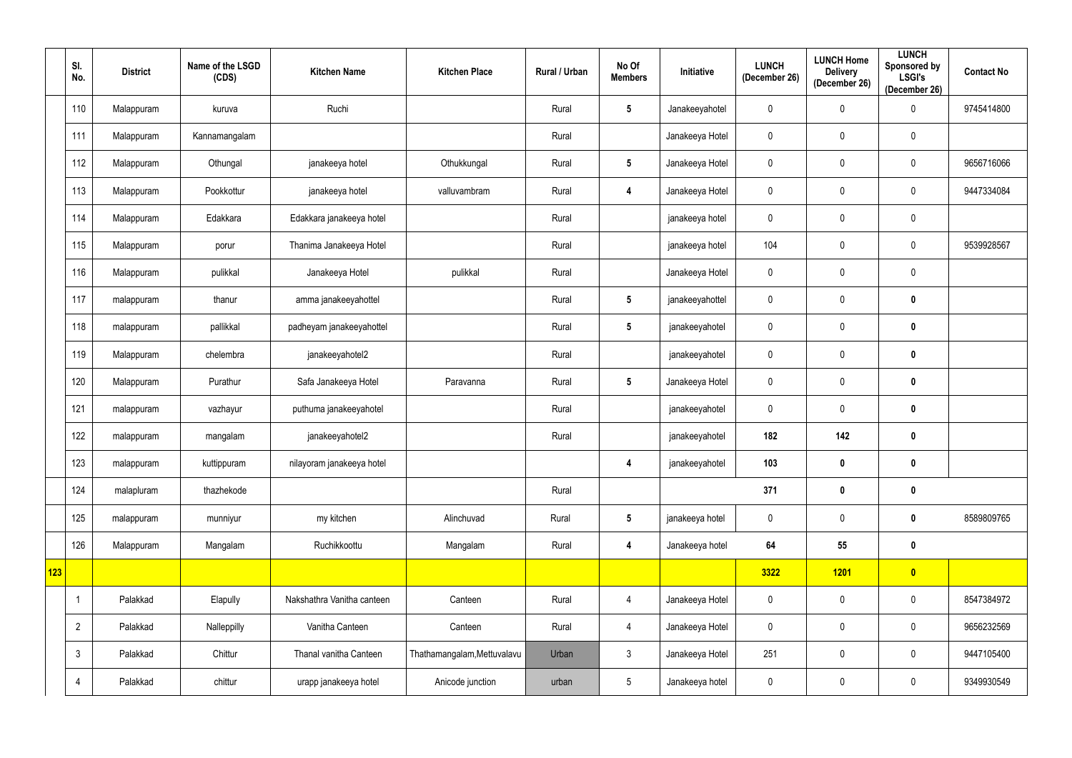|  | Sl. No. | District | Name of the LSGD (CDS) | Kitchen Name | Kitchen Place | Rural / Urban | No Of Members | Initiative | LUNCH (December 26) | LUNCH Home Delivery (December 26) | LUNCH Sponsored by LSGI's (December 26) | Contact No |
|---|---|---|---|---|---|---|---|---|---|---|---|---|
|  | 110 | Malappuram | kuruva | Ruchi |  | Rural | 5 | Janakeeyahotel | 0 | 0 | 0 | 9745414800 |
|  | 111 | Malappuram | Kannamangalam |  |  | Rural |  | Janakeeya Hotel | 0 | 0 | 0 |  |
|  | 112 | Malappuram | Othungal | janakeeya hotel | Othukkungal | Rural | 5 | Janakeeya Hotel | 0 | 0 | 0 | 9656716066 |
|  | 113 | Malappuram | Pookkottur | janakeeya hotel | valluvambram | Rural | 4 | Janakeeya Hotel | 0 | 0 | 0 | 9447334084 |
|  | 114 | Malappuram | Edakkara | Edakkara janakeeya hotel |  | Rural |  | janakeeya hotel | 0 | 0 | 0 |  |
|  | 115 | Malappuram | porur | Thanima Janakeeya Hotel |  | Rural |  | janakeeya hotel | 104 | 0 | 0 | 9539928567 |
|  | 116 | Malappuram | pulikkal | Janakeeya Hotel | pulikkal | Rural |  | Janakeeya Hotel | 0 | 0 | 0 |  |
|  | 117 | malappuram | thanur | amma janakeeyahottel |  | Rural | 5 | janakeeyahottel | 0 | 0 | 0 |  |
|  | 118 | malappuram | pallikkal | padheyam janakeeyahottel |  | Rural | 5 | janakeeyahotel | 0 | 0 | 0 |  |
|  | 119 | Malappuram | chelembra | janakeeyahotel2 |  | Rural |  | janakeeyahotel | 0 | 0 | 0 |  |
|  | 120 | Malappuram | Purathur | Safa Janakeeya Hotel | Paravanna | Rural | 5 | Janakeeya Hotel | 0 | 0 | 0 |  |
|  | 121 | malappuram | vazhayur | puthuma janakeeyahotel |  | Rural |  | janakeeyahotel | 0 | 0 | 0 |  |
|  | 122 | malappuram | mangalam | janakeeyahotel2 |  | Rural |  | janakeeyahotel | 182 | 142 | 0 |  |
|  | 123 | malappuram | kuttippuram | nilayoram janakeeya hotel |  |  | 4 | janakeeyahotel | 103 | 0 | 0 |  |
|  | 124 | malapluram | thazhekode |  |  | Rural |  |  | 371 | 0 | 0 |  |
|  | 125 | malappuram | munniyur | my kitchen | Alinchuvad | Rural | 5 | janakeeya hotel | 0 | 0 | 0 | 8589809765 |
|  | 126 | Malappuram | Mangalam | Ruchikkoottu | Mangalam | Rural | 4 | Janakeeya hotel | 64 | 55 | 0 |  |
| 123 |  |  |  |  |  |  |  |  | 3322 | 1201 | 0 |  |
|  | 1 | Palakkad | Elapully | Nakshathra Vanitha canteen | Canteen | Rural | 4 | Janakeeya Hotel | 0 | 0 | 0 | 8547384972 |
|  | 2 | Palakkad | Nalleppilly | Vanitha Canteen | Canteen | Rural | 4 | Janakeeya Hotel | 0 | 0 | 0 | 9656232569 |
|  | 3 | Palakkad | Chittur | Thanal vanitha Canteen | Thathamangalam,Mettuvalavu | Urban | 3 | Janakeeya Hotel | 251 | 0 | 0 | 9447105400 |
|  | 4 | Palakkad | chittur | urapp janakeeya hotel | Anicode junction | urban | 5 | Janakeeya hotel | 0 | 0 | 0 | 9349930549 |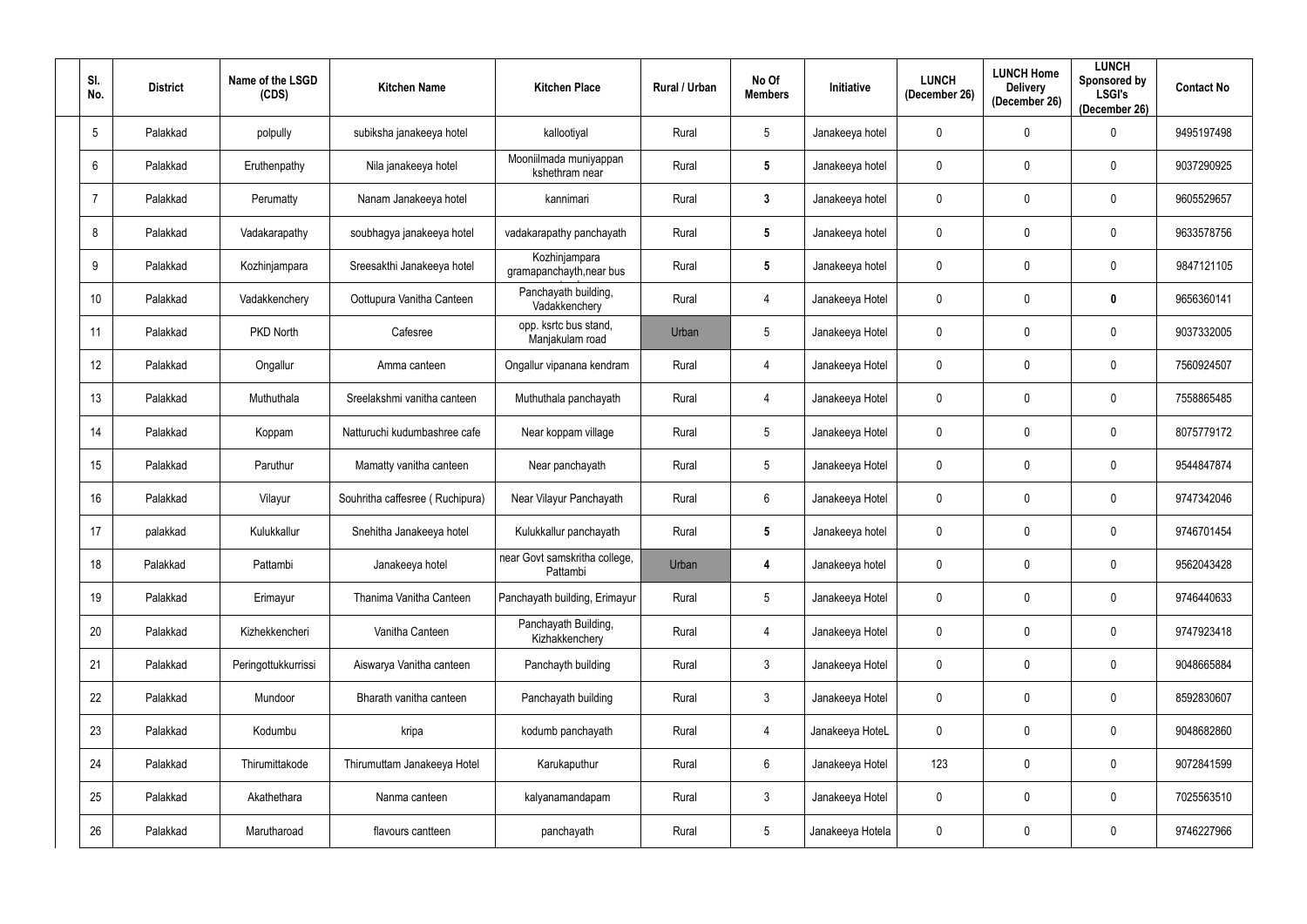| Sl. No. | District | Name of the LSGD (CDS) | Kitchen Name | Kitchen Place | Rural / Urban | No Of Members | Initiative | LUNCH (December 26) | LUNCH Home Delivery (December 26) | LUNCH Sponsored by LSGI's (December 26) | Contact No |
|---|---|---|---|---|---|---|---|---|---|---|---|
| 5 | Palakkad | polpully | subiksha janakeeya hotel | kallootiyal | Rural | 5 | Janakeeya hotel | 0 | 0 | 0 | 9495197498 |
| 6 | Palakkad | Eruthenpathy | Nila janakeeya hotel | Mooniilmada muniyappan kshethram near | Rural | **5** | Janakeeya hotel | 0 | 0 | 0 | 9037290925 |
| 7 | Palakkad | Perumatty | Nanam Janakeeya hotel | kannimari | Rural | **3** | Janakeeya hotel | 0 | 0 | 0 | 9605529657 |
| 8 | Palakkad | Vadakarapathy | soubhagya janakeeya hotel | vadakarapathy panchayath | Rural | **5** | Janakeeya hotel | 0 | 0 | 0 | 9633578756 |
| 9 | Palakkad | Kozhinjampara | Sreesakthi Janakeeya hotel | Kozhinjampara gramapanchayth,near bus | Rural | **5** | Janakeeya hotel | 0 | 0 | 0 | 9847121105 |
| 10 | Palakkad | Vadakkenchery | Oottupura Vanitha Canteen | Panchayath building, Vadakkenchery | Rural | 4 | Janakeeya Hotel | 0 | 0 | **0** | 9656360141 |
| 11 | Palakkad | PKD North | Cafesree | opp. ksrtc bus stand, Manjakulam road | Urban | 5 | Janakeeya Hotel | 0 | 0 | 0 | 9037332005 |
| 12 | Palakkad | Ongallur | Amma canteen | Ongallur vipanana kendram | Rural | 4 | Janakeeya Hotel | 0 | 0 | 0 | 7560924507 |
| 13 | Palakkad | Muthuthala | Sreelakshmi vanitha canteen | Muthuthala panchayath | Rural | 4 | Janakeeya Hotel | 0 | 0 | 0 | 7558865485 |
| 14 | Palakkad | Koppam | Natturuchi kudumbashree cafe | Near koppam village | Rural | 5 | Janakeeya Hotel | 0 | 0 | 0 | 8075779172 |
| 15 | Palakkad | Paruthur | Mamatty vanitha canteen | Near panchayath | Rural | 5 | Janakeeya Hotel | 0 | 0 | 0 | 9544847874 |
| 16 | Palakkad | Vilayur | Souhritha caffesree ( Ruchipura) | Near Vilayur Panchayath | Rural | 6 | Janakeeya Hotel | 0 | 0 | 0 | 9747342046 |
| 17 | palakkad | Kulukkallur | Snehitha Janakeeya hotel | Kulukkallur panchayath | Rural | **5** | Janakeeya hotel | 0 | 0 | 0 | 9746701454 |
| 18 | Palakkad | Pattambi | Janakeeya hotel | near Govt samskritha college, Pattambi | Urban | **4** | Janakeeya hotel | 0 | 0 | 0 | 9562043428 |
| 19 | Palakkad | Erimayur | Thanima Vanitha Canteen | Panchayath building, Erimayur | Rural | 5 | Janakeeya Hotel | 0 | 0 | 0 | 9746440633 |
| 20 | Palakkad | Kizhekkencheri | Vanitha Canteen | Panchayath Building, Kizhakkenchery | Rural | 4 | Janakeeya Hotel | 0 | 0 | 0 | 9747923418 |
| 21 | Palakkad | Peringottukurrissi | Aiswarya Vanitha canteen | Panchayth building | Rural | 3 | Janakeeya Hotel | 0 | 0 | 0 | 9048665884 |
| 22 | Palakkad | Mundoor | Bharath vanitha canteen | Panchayath building | Rural | 3 | Janakeeya Hotel | 0 | 0 | 0 | 8592830607 |
| 23 | Palakkad | Kodumbu | kripa | kodumb panchayath | Rural | 4 | Janakeeya HoteL | 0 | 0 | 0 | 9048682860 |
| 24 | Palakkad | Thirumittakode | Thirumuttam Janakeeya Hotel | Karukaputhur | Rural | 6 | Janakeeya Hotel | 123 | 0 | 0 | 9072841599 |
| 25 | Palakkad | Akathethara | Nanma canteen | kalyanamandapam | Rural | 3 | Janakeeya Hotel | 0 | 0 | 0 | 7025563510 |
| 26 | Palakkad | Marutharoad | flavours cantteen | panchayath | Rural | 5 | Janakeeya Hotela | 0 | 0 | 0 | 9746227966 |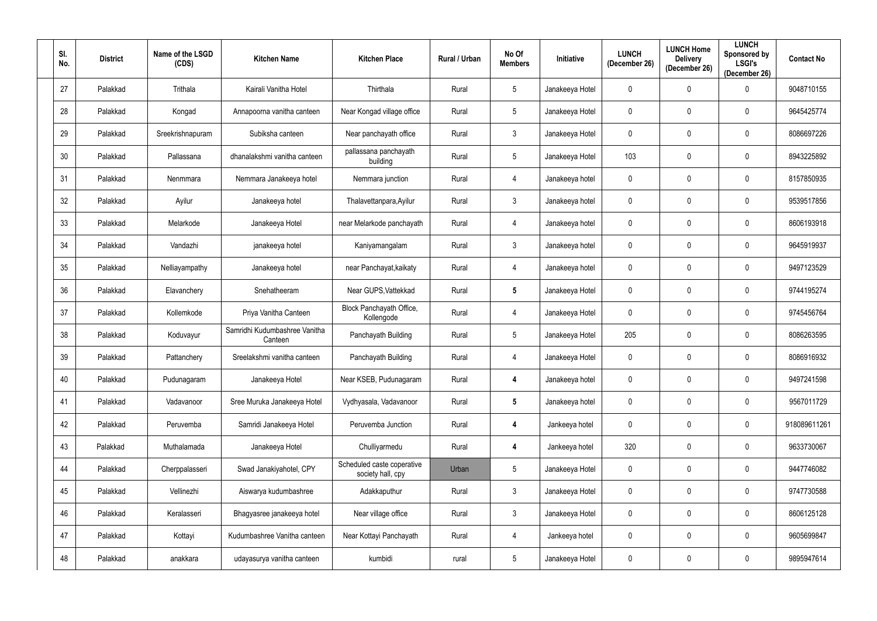| Sl. No. | District | Name of the LSGD (CDS) | Kitchen Name | Kitchen Place | Rural / Urban | No Of Members | Initiative | LUNCH (December 26) | LUNCH Home Delivery (December 26) | LUNCH Sponsored by LSGI's (December 26) | Contact No |
|---|---|---|---|---|---|---|---|---|---|---|---|
| 27 | Palakkad | Trithala | Kairali Vanitha Hotel | Thirthala | Rural | 5 | Janakeeya Hotel | 0 | 0 | 0 | 9048710155 |
| 28 | Palakkad | Kongad | Annapoorna vanitha canteen | Near Kongad village office | Rural | 5 | Janakeeya Hotel | 0 | 0 | 0 | 9645425774 |
| 29 | Palakkad | Sreekrishnapuram | Subiksha canteen | Near panchayath office | Rural | 3 | Janakeeya Hotel | 0 | 0 | 0 | 8086697226 |
| 30 | Palakkad | Pallassana | dhanalakshmi vanitha canteen | pallassana panchayath building | Rural | 5 | Janakeeya Hotel | 103 | 0 | 0 | 8943225892 |
| 31 | Palakkad | Nenmmara | Nemmara Janakeeya hotel | Nemmara junction | Rural | 4 | Janakeeya hotel | 0 | 0 | 0 | 8157850935 |
| 32 | Palakkad | Ayilur | Janakeeya hotel | Thalavettanpara,Ayilur | Rural | 3 | Janakeeya hotel | 0 | 0 | 0 | 9539517856 |
| 33 | Palakkad | Melarkode | Janakeeya Hotel | near Melarkode panchayath | Rural | 4 | Janakeeya hotel | 0 | 0 | 0 | 8606193918 |
| 34 | Palakkad | Vandazhi | janakeeya hotel | Kaniyamangalam | Rural | 3 | Janakeeya hotel | 0 | 0 | 0 | 9645919937 |
| 35 | Palakkad | Nelliayampathy | Janakeeya hotel | near Panchayat,kaikaty | Rural | 4 | Janakeeya hotel | 0 | 0 | 0 | 9497123529 |
| 36 | Palakkad | Elavanchery | Snehatheeram | Near GUPS,Vattekkad | Rural | **5** | Janakeeya Hotel | 0 | 0 | 0 | 9744195274 |
| 37 | Palakkad | Kollemkode | Priya Vanitha Canteen | Block Panchayath Office, Kollengode | Rural | 4 | Janakeeya Hotel | 0 | 0 | 0 | 9745456764 |
| 38 | Palakkad | Koduvayur | Samridhi Kudumbashree Vanitha Canteen | Panchayath Building | Rural | 5 | Janakeeya Hotel | 205 | 0 | 0 | 8086263595 |
| 39 | Palakkad | Pattanchery | Sreelakshmi vanitha canteen | Panchayath Building | Rural | 4 | Janakeeya Hotel | 0 | 0 | 0 | 8086916932 |
| 40 | Palakkad | Pudunagaram | Janakeeya Hotel | Near KSEB, Pudunagaram | Rural | **4** | Janakeeya hotel | 0 | 0 | 0 | 9497241598 |
| 41 | Palakkad | Vadavanoor | Sree Muruka Janakeeya Hotel | Vydhyasala, Vadavanoor | Rural | **5** | Janakeeya hotel | 0 | 0 | 0 | 9567011729 |
| 42 | Palakkad | Peruvemba | Samridi Janakeeya Hotel | Peruvemba Junction | Rural | **4** | Jankeeya hotel | 0 | 0 | 0 | 918089611261 |
| 43 | Palakkad | Muthalamada | Janakeeya Hotel | Chulliyarmedu | Rural | **4** | Jankeeya hotel | 320 | 0 | 0 | 9633730067 |
| 44 | Palakkad | Cherppalasseri | Swad Janakiyahotel, CPY | Scheduled caste coperative society hall, cpy | Urban | 5 | Janakeeya Hotel | 0 | 0 | 0 | 9447746082 |
| 45 | Palakkad | Vellinezhi | Aiswarya kudumbashree | Adakkaputhur | Rural | 3 | Janakeeya Hotel | 0 | 0 | 0 | 9747730588 |
| 46 | Palakkad | Keralasseri | Bhagyasree janakeeya hotel | Near village office | Rural | 3 | Janakeeya Hotel | 0 | 0 | 0 | 8606125128 |
| 47 | Palakkad | Kottayi | Kudumbashree Vanitha canteen | Near Kottayi Panchayath | Rural | 4 | Jankeeya hotel | 0 | 0 | 0 | 9605699847 |
| 48 | Palakkad | anakkara | udayasurya vanitha canteen | kumbidi | rural | 5 | Janakeeya Hotel | 0 | 0 | 0 | 9895947614 |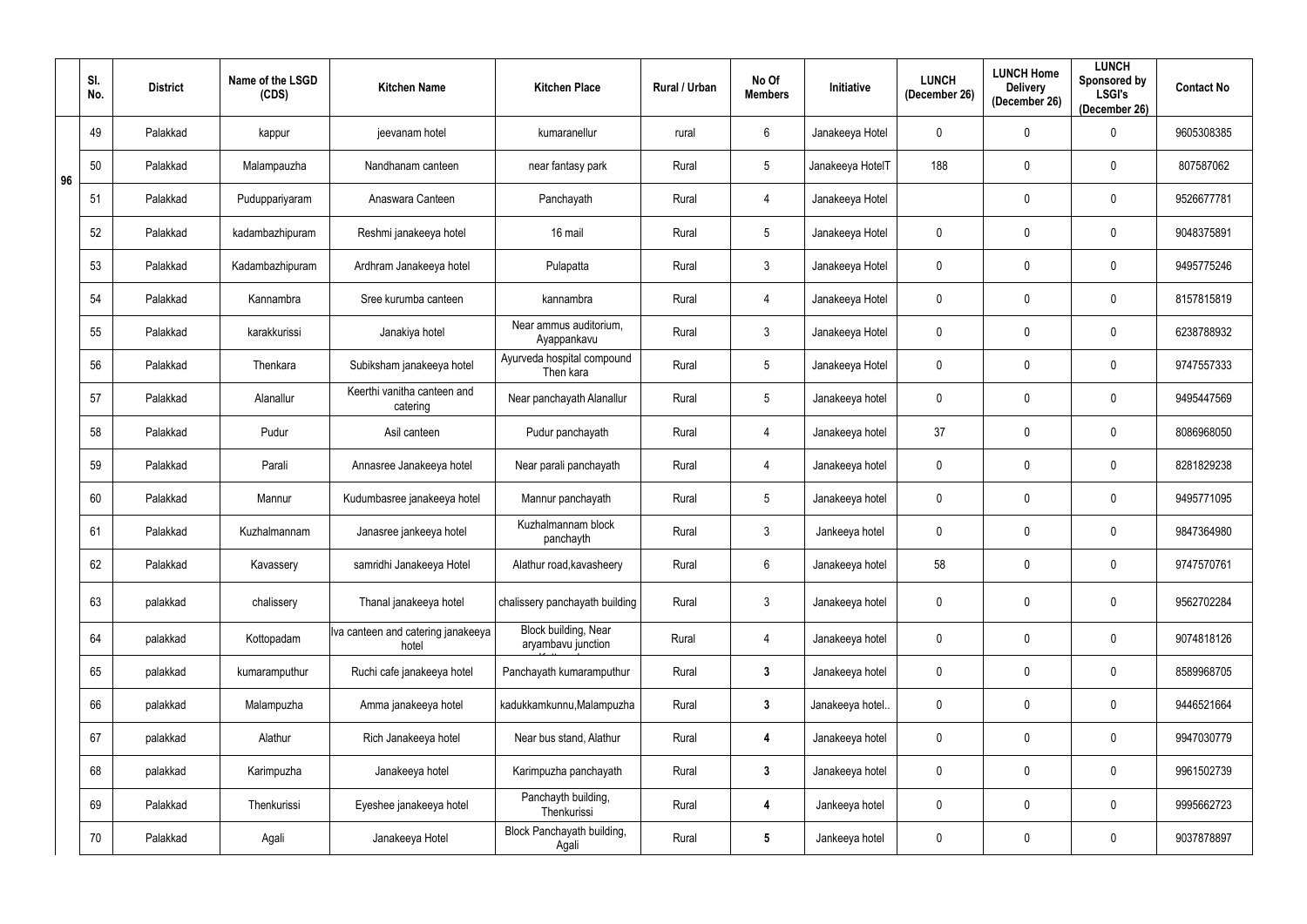| | Sl. No. | District | Name of the LSGD (CDS) | Kitchen Name | Kitchen Place | Rural / Urban | No Of Members | Initiative | LUNCH (December 26) | LUNCH Home Delivery (December 26) | LUNCH Sponsored by LSGI's (December 26) | Contact No |
|---|---|---|---|---|---|---|---|---|---|---|---|---|
| 96 | 49 | Palakkad | kappur | jeevanam hotel | kumaranellur | rural | 6 | Janakeeya Hotel | 0 | 0 | 0 | 9605308385 |
| | 50 | Palakkad | Malampauzha | Nandhanam canteen | near fantasy park | Rural | 5 | Janakeeya HotelT | 188 | 0 | 0 | 807587062 |
| | 51 | Palakkad | Puduppariyaram | Anaswara Canteen | Panchayath | Rural | 4 | Janakeeya Hotel | | 0 | 0 | 9526677781 |
| | 52 | Palakkad | kadambazhipuram | Reshmi janakeeya hotel | 16 mail | Rural | 5 | Janakeeya Hotel | 0 | 0 | 0 | 9048375891 |
| | 53 | Palakkad | Kadambazhipuram | Ardhram Janakeeya hotel | Pulapatta | Rural | 3 | Janakeeya Hotel | 0 | 0 | 0 | 9495775246 |
| | 54 | Palakkad | Kannambra | Sree kurumba canteen | kannambra | Rural | 4 | Janakeeya Hotel | 0 | 0 | 0 | 8157815819 |
| | 55 | Palakkad | karakkurissi | Janakiya hotel | Near ammus auditorium, Ayappankavu | Rural | 3 | Janakeeya Hotel | 0 | 0 | 0 | 6238788932 |
| | 56 | Palakkad | Thenkara | Subiksham janakeeya hotel | Ayurveda hospital compound Then kara | Rural | 5 | Janakeeya Hotel | 0 | 0 | 0 | 9747557333 |
| | 57 | Palakkad | Alanallur | Keerthi vanitha canteen and catering | Near panchayath Alanallur | Rural | 5 | Janakeeya hotel | 0 | 0 | 0 | 9495447569 |
| | 58 | Palakkad | Pudur | Asil canteen | Pudur panchayath | Rural | 4 | Janakeeya hotel | 37 | 0 | 0 | 8086968050 |
| | 59 | Palakkad | Parali | Annasree Janakeeya hotel | Near parali panchayath | Rural | 4 | Janakeeya hotel | 0 | 0 | 0 | 8281829238 |
| | 60 | Palakkad | Mannur | Kudumbasree janakeeya hotel | Mannur panchayath | Rural | 5 | Janakeeya hotel | 0 | 0 | 0 | 9495771095 |
| | 61 | Palakkad | Kuzhalmannam | Janasree jankeeya hotel | Kuzhalmannam block panchayth | Rural | 3 | Jankeeya hotel | 0 | 0 | 0 | 9847364980 |
| | 62 | Palakkad | Kavassery | samridhi Janakeeya Hotel | Alathur road,kavasheery | Rural | 6 | Janakeeya hotel | 58 | 0 | 0 | 9747570761 |
| | 63 | palakkad | chalissery | Thanal janakeeya hotel | chalissery panchayath building | Rural | 3 | Janakeeya hotel | 0 | 0 | 0 | 9562702284 |
| | 64 | palakkad | Kottopadam | Iva canteen and catering janakeeya hotel | Block building, Near aryambavu junction | Rural | 4 | Janakeeya hotel | 0 | 0 | 0 | 9074818126 |
| | 65 | palakkad | kumaramputhur | Ruchi cafe janakeeya hotel | Panchayath kumaramputhur | Rural | **3** | Janakeeya hotel | 0 | 0 | 0 | 8589968705 |
| | 66 | palakkad | Malampuzha | Amma janakeeya hotel | kadukkamkunnu,Malampuzha | Rural | **3** | Janakeeya hotel.. | 0 | 0 | 0 | 9446521664 |
| | 67 | palakkad | Alathur | Rich Janakeeya hotel | Near bus stand, Alathur | Rural | **4** | Janakeeya hotel | 0 | 0 | 0 | 9947030779 |
| | 68 | palakkad | Karimpuzha | Janakeeya hotel | Karimpuzha panchayath | Rural | **3** | Janakeeya hotel | 0 | 0 | 0 | 9961502739 |
| | 69 | Palakkad | Thenkurissi | Eyeshee janakeeya hotel | Panchayth building, Thenkurissi | Rural | **4** | Jankeeya hotel | 0 | 0 | 0 | 9995662723 |
| | 70 | Palakkad | Agali | Janakeeya Hotel | Block Panchayath building, Agali | Rural | **5** | Jankeeya hotel | 0 | 0 | 0 | 9037878897 |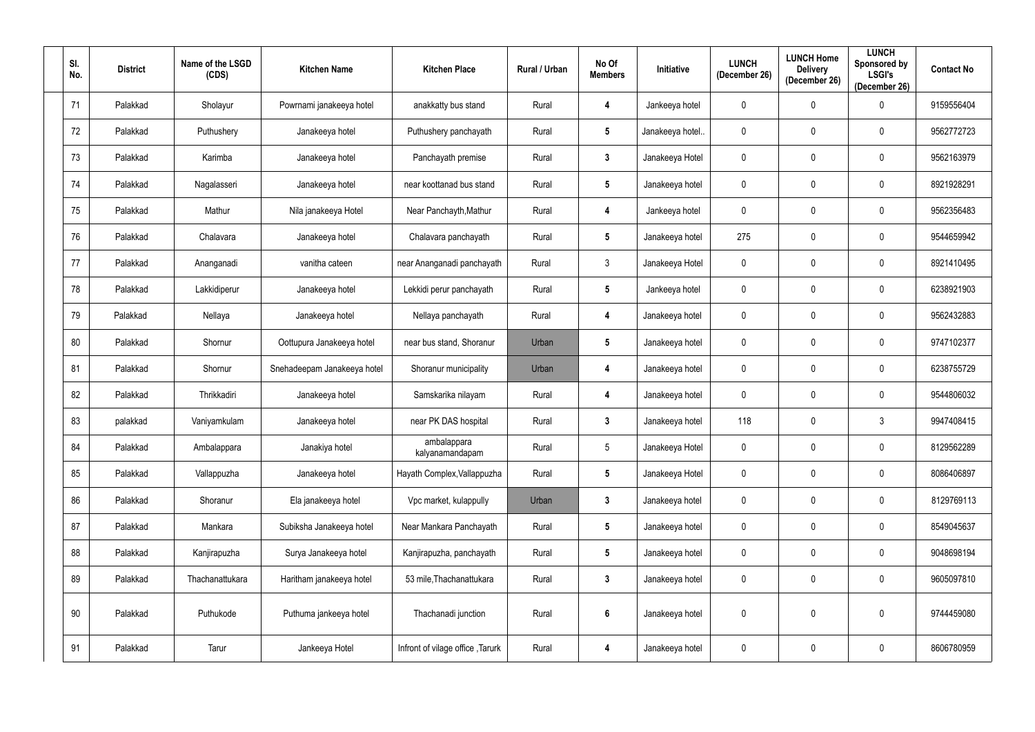| Sl. No. | District | Name of the LSGD (CDS) | Kitchen Name | Kitchen Place | Rural / Urban | No Of Members | Initiative | LUNCH (December 26) | LUNCH Home Delivery (December 26) | LUNCH Sponsored by LSGI's (December 26) | Contact No |
|---|---|---|---|---|---|---|---|---|---|---|---|
| 71 | Palakkad | Sholayur | Powrnami janakeeya hotel | anakkatty bus stand | Rural | 4 | Jankeeya hotel | 0 | 0 | 0 | 9159556404 |
| 72 | Palakkad | Puthushery | Janakeeya hotel | Puthushery panchayath | Rural | 5 | Janakeeya hotel.. | 0 | 0 | 0 | 9562772723 |
| 73 | Palakkad | Karimba | Janakeeya hotel | Panchayath premise | Rural | 3 | Janakeeya Hotel | 0 | 0 | 0 | 9562163979 |
| 74 | Palakkad | Nagalasseri | Janakeeya hotel | near koottanad bus stand | Rural | 5 | Janakeeya hotel | 0 | 0 | 0 | 8921928291 |
| 75 | Palakkad | Mathur | Nila janakeeya Hotel | Near Panchayth,Mathur | Rural | 4 | Jankeeya hotel | 0 | 0 | 0 | 9562356483 |
| 76 | Palakkad | Chalavara | Janakeeya hotel | Chalavara panchayath | Rural | 5 | Janakeeya hotel | 275 | 0 | 0 | 9544659942 |
| 77 | Palakkad | Ananganadi | vanitha cateen | near Ananganadi panchayath | Rural | 3 | Janakeeya Hotel | 0 | 0 | 0 | 8921410495 |
| 78 | Palakkad | Lakkidiperur | Janakeeya hotel | Lekkidi perur panchayath | Rural | 5 | Jankeeya hotel | 0 | 0 | 0 | 6238921903 |
| 79 | Palakkad | Nellaya | Janakeeya hotel | Nellaya panchayath | Rural | 4 | Janakeeya hotel | 0 | 0 | 0 | 9562432883 |
| 80 | Palakkad | Shornur | Oottupura Janakeeya hotel | near bus stand, Shoranur | Urban | 5 | Janakeeya hotel | 0 | 0 | 0 | 9747102377 |
| 81 | Palakkad | Shornur | Snehadeepam Janakeeya hotel | Shoranur municipality | Urban | 4 | Janakeeya hotel | 0 | 0 | 0 | 6238755729 |
| 82 | Palakkad | Thrikkadiri | Janakeeya hotel | Samskarika nilayam | Rural | 4 | Janakeeya hotel | 0 | 0 | 0 | 9544806032 |
| 83 | palakkad | Vaniyamkulam | Janakeeya hotel | near PK DAS hospital | Rural | 3 | Janakeeya hotel | 118 | 0 | 3 | 9947408415 |
| 84 | Palakkad | Ambalappara | Janakiya hotel | ambalappara kalyanamandapam | Rural | 5 | Janakeeya Hotel | 0 | 0 | 0 | 8129562289 |
| 85 | Palakkad | Vallappuzha | Janakeeya hotel | Hayath Complex,Vallappuzha | Rural | 5 | Janakeeya Hotel | 0 | 0 | 0 | 8086406897 |
| 86 | Palakkad | Shoranur | Ela janakeeya hotel | Vpc market, kulappully | Urban | 3 | Janakeeya hotel | 0 | 0 | 0 | 8129769113 |
| 87 | Palakkad | Mankara | Subiksha Janakeeya hotel | Near Mankara Panchayath | Rural | 5 | Janakeeya hotel | 0 | 0 | 0 | 8549045637 |
| 88 | Palakkad | Kanjirapuzha | Surya Janakeeya hotel | Kanjirapuzha, panchayath | Rural | 5 | Janakeeya hotel | 0 | 0 | 0 | 9048698194 |
| 89 | Palakkad | Thachanattukara | Haritham janakeeya hotel | 53 mile,Thachanattukara | Rural | 3 | Janakeeya hotel | 0 | 0 | 0 | 9605097810 |
| 90 | Palakkad | Puthukode | Puthuma jankeeya hotel | Thachanadi junction | Rural | 6 | Janakeeya hotel | 0 | 0 | 0 | 9744459080 |
| 91 | Palakkad | Tarur | Jankeeya Hotel | Infront of vilage office ,Tarurk | Rural | 4 | Janakeeya hotel | 0 | 0 | 0 | 8606780959 |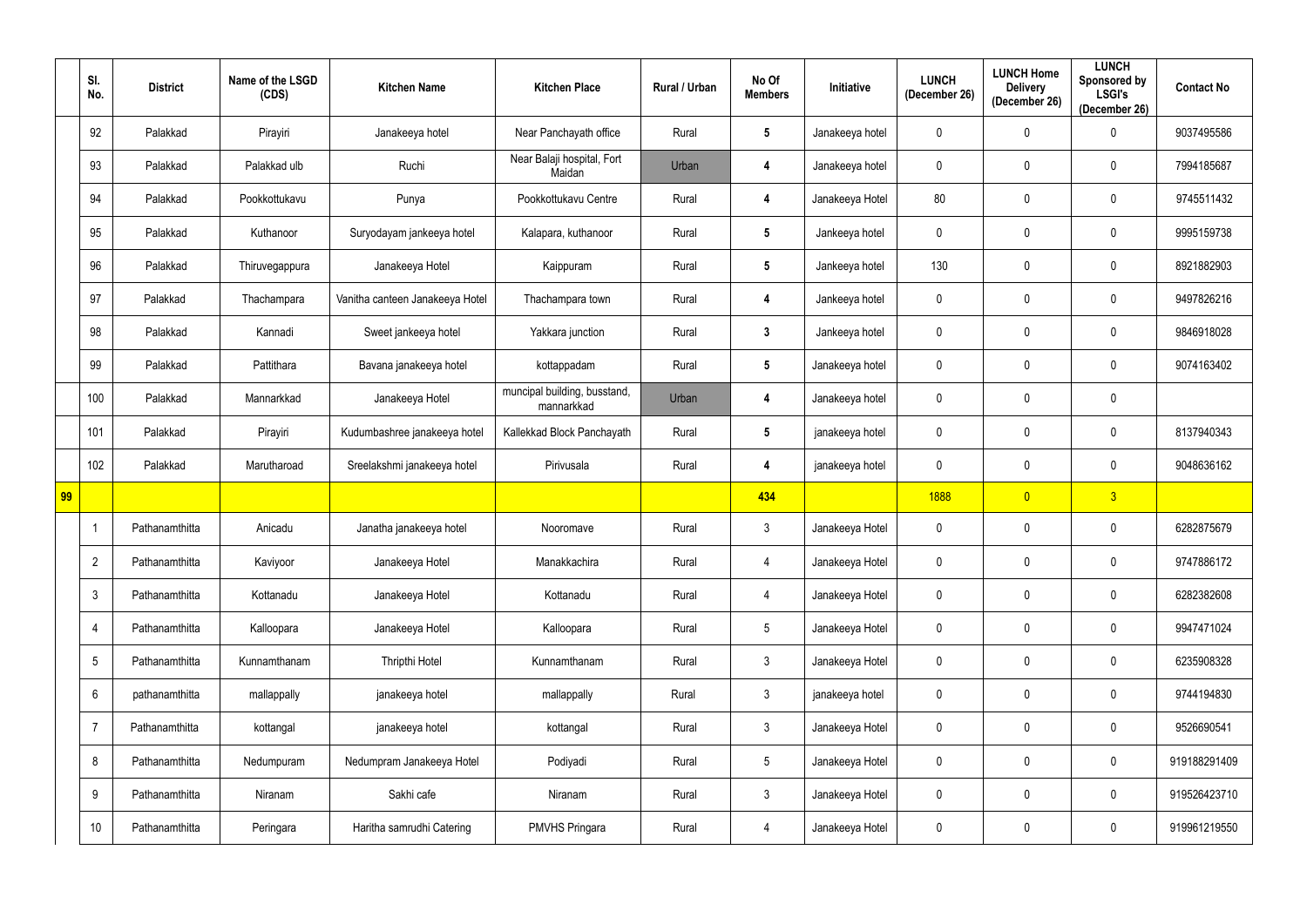| | Sl. No. | District | Name of the LSGD (CDS) | Kitchen Name | Kitchen Place | Rural / Urban | No Of Members | Initiative | LUNCH (December 26) | LUNCH Home Delivery (December 26) | LUNCH Sponsored by LSGI's (December 26) | Contact No |
|---|---|---|---|---|---|---|---|---|---|---|---|---|
| | 92 | Palakkad | Pirayiri | Janakeeya hotel | Near Panchayath office | Rural | 5 | Janakeeya hotel | 0 | 0 | 0 | 9037495586 |
| | 93 | Palakkad | Palakkad ulb | Ruchi | Near Balaji hospital, Fort Maidan | Urban | 4 | Janakeeya hotel | 0 | 0 | 0 | 7994185687 |
| | 94 | Palakkad | Pookkottukavu | Punya | Pookkottukavu Centre | Rural | 4 | Janakeeya Hotel | 80 | 0 | 0 | 9745511432 |
| | 95 | Palakkad | Kuthanoor | Suryodayam jankeeya hotel | Kalapara, kuthanoor | Rural | 5 | Jankeeya hotel | 0 | 0 | 0 | 9995159738 |
| | 96 | Palakkad | Thiruvegappura | Janakeeya Hotel | Kaippuram | Rural | 5 | Jankeeya hotel | 130 | 0 | 0 | 8921882903 |
| | 97 | Palakkad | Thachampara | Vanitha canteen Janakeeya Hotel | Thachampara town | Rural | 4 | Jankeeya hotel | 0 | 0 | 0 | 9497826216 |
| | 98 | Palakkad | Kannadi | Sweet jankeeya hotel | Yakkara junction | Rural | 3 | Jankeeya hotel | 0 | 0 | 0 | 9846918028 |
| | 99 | Palakkad | Pattithara | Bavana janakeeya hotel | kottappadam | Rural | 5 | Janakeeya hotel | 0 | 0 | 0 | 9074163402 |
| | 100 | Palakkad | Mannarkkad | Janakeeya Hotel | muncipal building, busstand, mannarkkad | Urban | 4 | Janakeeya hotel | 0 | 0 | 0 | |
| | 101 | Palakkad | Pirayiri | Kudumbashree janakeeya hotel | Kallekkad Block Panchayath | Rural | 5 | janakeeya hotel | 0 | 0 | 0 | 8137940343 |
| | 102 | Palakkad | Marutharoad | Sreelakshmi janakeeya hotel | Pirivusala | Rural | 4 | janakeeya hotel | 0 | 0 | 0 | 9048636162 |
| 99 | | | | | | | 434 | | 1888 | 0 | 3 | |
| | 1 | Pathanamthitta | Anicadu | Janatha janakeeya hotel | Nooromave | Rural | 3 | Janakeeya Hotel | 0 | 0 | 0 | 6282875679 |
| | 2 | Pathanamthitta | Kaviyoor | Janakeeya Hotel | Manakkachira | Rural | 4 | Janakeeya Hotel | 0 | 0 | 0 | 9747886172 |
| | 3 | Pathanamthitta | Kottanadu | Janakeeya Hotel | Kottanadu | Rural | 4 | Janakeeya Hotel | 0 | 0 | 0 | 6282382608 |
| | 4 | Pathanamthitta | Kalloopara | Janakeeya Hotel | Kalloopara | Rural | 5 | Janakeeya Hotel | 0 | 0 | 0 | 9947471024 |
| | 5 | Pathanamthitta | Kunnamthanam | Thripthi Hotel | Kunnamthanam | Rural | 3 | Janakeeya Hotel | 0 | 0 | 0 | 6235908328 |
| | 6 | pathanamthitta | mallappally | janakeeya hotel | mallappally | Rural | 3 | janakeeya hotel | 0 | 0 | 0 | 9744194830 |
| | 7 | Pathanamthitta | kottangal | janakeeya hotel | kottangal | Rural | 3 | Janakeeya Hotel | 0 | 0 | 0 | 9526690541 |
| | 8 | Pathanamthitta | Nedumpuram | Nedumpram Janakeeya Hotel | Podiyadi | Rural | 5 | Janakeeya Hotel | 0 | 0 | 0 | 919188291409 |
| | 9 | Pathanamthitta | Niranam | Sakhi cafe | Niranam | Rural | 3 | Janakeeya Hotel | 0 | 0 | 0 | 919526423710 |
| | 10 | Pathanamthitta | Peringara | Haritha samrudhi Catering | PMVHS Pringara | Rural | 4 | Janakeeya Hotel | 0 | 0 | 0 | 919961219550 |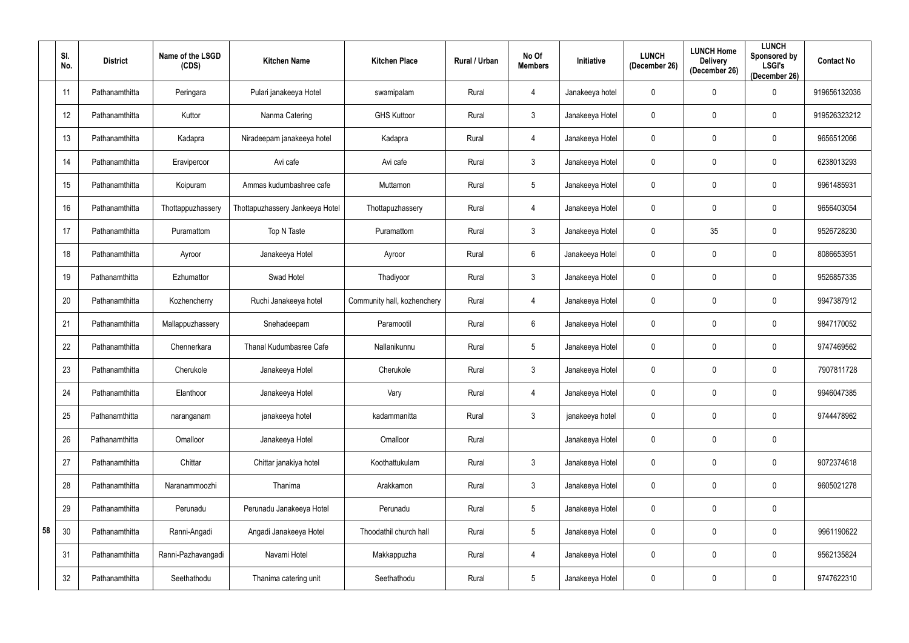|  | Sl. No. | District | Name of the LSGD (CDS) | Kitchen Name | Kitchen Place | Rural / Urban | No Of Members | Initiative | LUNCH (December 26) | LUNCH Home Delivery (December 26) | LUNCH Sponsored by LSGI's (December 26) | Contact No |
|---|---|---|---|---|---|---|---|---|---|---|---|---|
|  | 11 | Pathanamthitta | Peringara | Pulari janakeeya Hotel | swamipalam | Rural | 4 | Janakeeya hotel | 0 | 0 | 0 | 919656132036 |
|  | 12 | Pathanamthitta | Kuttor | Nanma Catering | GHS Kuttoor | Rural | 3 | Janakeeya Hotel | 0 | 0 | 0 | 919526323212 |
|  | 13 | Pathanamthitta | Kadapra | Niradeepam janakeeya hotel | Kadapra | Rural | 4 | Janakeeya Hotel | 0 | 0 | 0 | 9656512066 |
|  | 14 | Pathanamthitta | Eraviperoor | Avi cafe | Avi cafe | Rural | 3 | Janakeeya Hotel | 0 | 0 | 0 | 6238013293 |
|  | 15 | Pathanamthitta | Koipuram | Ammas kudumbashree cafe | Muttamon | Rural | 5 | Janakeeya Hotel | 0 | 0 | 0 | 9961485931 |
|  | 16 | Pathanamthitta | Thottappuzhassery | Thottapuzhassery Jankeeya Hotel | Thottapuzhassery | Rural | 4 | Janakeeya Hotel | 0 | 0 | 0 | 9656403054 |
|  | 17 | Pathanamthitta | Puramattom | Top N Taste | Puramattom | Rural | 3 | Janakeeya Hotel | 0 | 35 | 0 | 9526728230 |
|  | 18 | Pathanamthitta | Ayroor | Janakeeya Hotel | Ayroor | Rural | 6 | Janakeeya Hotel | 0 | 0 | 0 | 8086653951 |
|  | 19 | Pathanamthitta | Ezhumattor | Swad Hotel | Thadiyoor | Rural | 3 | Janakeeya Hotel | 0 | 0 | 0 | 9526857335 |
|  | 20 | Pathanamthitta | Kozhencherry | Ruchi Janakeeya hotel | Community hall, kozhenchery | Rural | 4 | Janakeeya Hotel | 0 | 0 | 0 | 9947387912 |
|  | 21 | Pathanamthitta | Mallappuzhassery | Snehadeepam | Paramootil | Rural | 6 | Janakeeya Hotel | 0 | 0 | 0 | 9847170052 |
|  | 22 | Pathanamthitta | Chennerkara | Thanal Kudumbasree Cafe | Nallanikunnu | Rural | 5 | Janakeeya Hotel | 0 | 0 | 0 | 9747469562 |
|  | 23 | Pathanamthitta | Cherukole | Janakeeya Hotel | Cherukole | Rural | 3 | Janakeeya Hotel | 0 | 0 | 0 | 7907811728 |
|  | 24 | Pathanamthitta | Elanthoor | Janakeeya Hotel | Vary | Rural | 4 | Janakeeya Hotel | 0 | 0 | 0 | 9946047385 |
|  | 25 | Pathanamthitta | naranganam | janakeeya hotel | kadammanitta | Rural | 3 | janakeeya hotel | 0 | 0 | 0 | 9744478962 |
|  | 26 | Pathanamthitta | Omalloor | Janakeeya Hotel | Omalloor | Rural |  | Janakeeya Hotel | 0 | 0 | 0 |  |
|  | 27 | Pathanamthitta | Chittar | Chittar janakiya hotel | Koothattukulam | Rural | 3 | Janakeeya Hotel | 0 | 0 | 0 | 9072374618 |
|  | 28 | Pathanamthitta | Naranammoozhi | Thanima | Arakkamon | Rural | 3 | Janakeeya Hotel | 0 | 0 | 0 | 9605021278 |
|  | 29 | Pathanamthitta | Perunadu | Perunadu Janakeeya Hotel | Perunadu | Rural | 5 | Janakeeya Hotel | 0 | 0 | 0 |  |
| 58 | 30 | Pathanamthitta | Ranni-Angadi | Angadi Janakeeya Hotel | Thoodathil church hall | Rural | 5 | Janakeeya Hotel | 0 | 0 | 0 | 9961190622 |
|  | 31 | Pathanamthitta | Ranni-Pazhavangadi | Navami Hotel | Makkappuzha | Rural | 4 | Janakeeya Hotel | 0 | 0 | 0 | 9562135824 |
|  | 32 | Pathanamthitta | Seethathodu | Thanima catering unit | Seethathodu | Rural | 5 | Janakeeya Hotel | 0 | 0 | 0 | 9747622310 |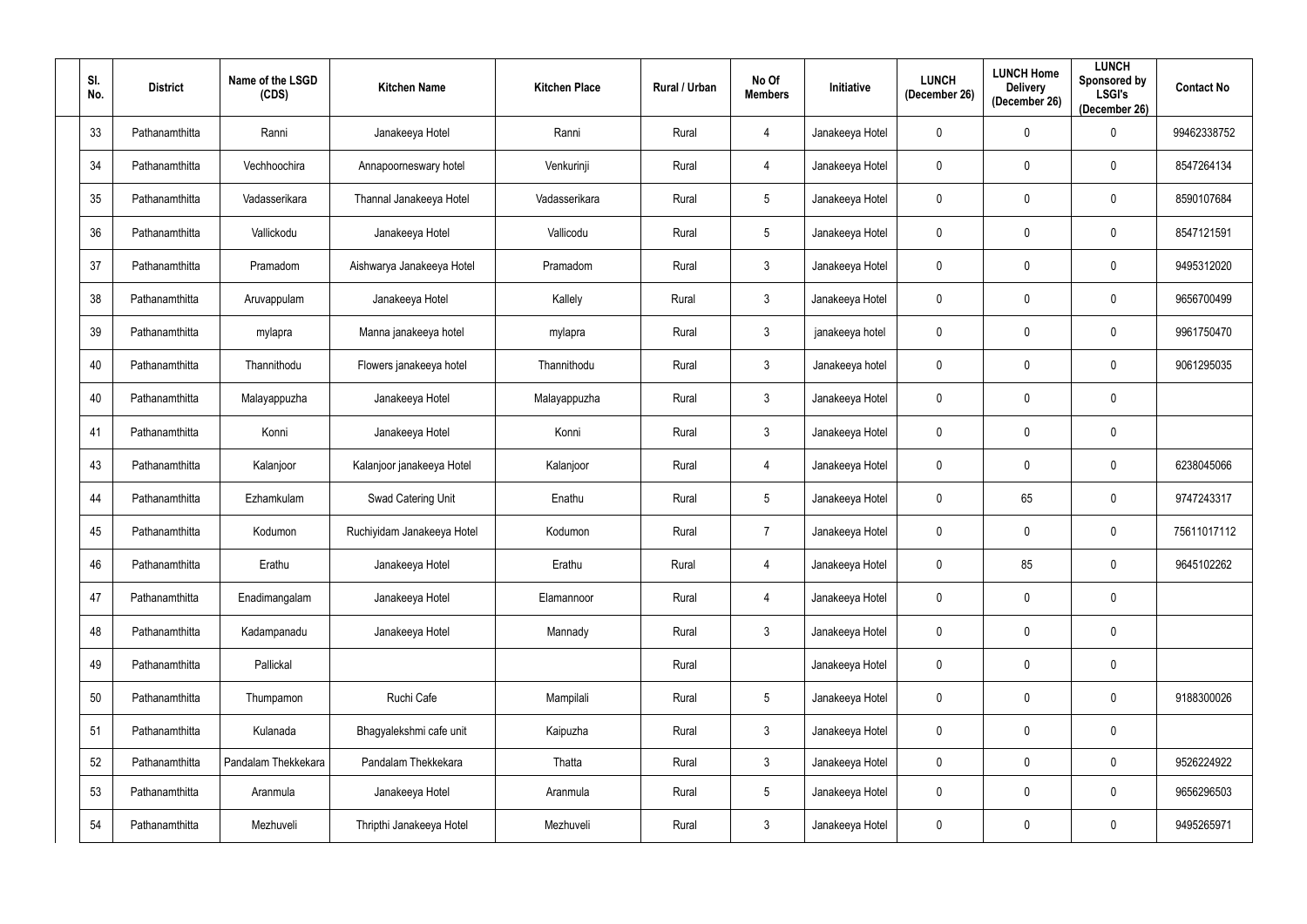| Sl. No. | District | Name of the LSGD (CDS) | Kitchen Name | Kitchen Place | Rural / Urban | No Of Members | Initiative | LUNCH (December 26) | LUNCH Home Delivery (December 26) | LUNCH Sponsored by LSGI's (December 26) | Contact No |
|---|---|---|---|---|---|---|---|---|---|---|---|
| 33 | Pathanamthitta | Ranni | Janakeeya Hotel | Ranni | Rural | 4 | Janakeeya Hotel | 0 | 0 | 0 | 99462338752 |
| 34 | Pathanamthitta | Vechhoochira | Annapoorneswary hotel | Venkurinji | Rural | 4 | Janakeeya Hotel | 0 | 0 | 0 | 8547264134 |
| 35 | Pathanamthitta | Vadasserikara | Thannal Janakeeya Hotel | Vadasserikara | Rural | 5 | Janakeeya Hotel | 0 | 0 | 0 | 8590107684 |
| 36 | Pathanamthitta | Vallickodu | Janakeeya Hotel | Vallicodu | Rural | 5 | Janakeeya Hotel | 0 | 0 | 0 | 8547121591 |
| 37 | Pathanamthitta | Pramadom | Aishwarya Janakeeya Hotel | Pramadom | Rural | 3 | Janakeeya Hotel | 0 | 0 | 0 | 9495312020 |
| 38 | Pathanamthitta | Aruvappulam | Janakeeya Hotel | Kallely | Rural | 3 | Janakeeya Hotel | 0 | 0 | 0 | 9656700499 |
| 39 | Pathanamthitta | mylapra | Manna janakeeya hotel | mylapra | Rural | 3 | janakeeya hotel | 0 | 0 | 0 | 9961750470 |
| 40 | Pathanamthitta | Thannithodu | Flowers janakeeya hotel | Thannithodu | Rural | 3 | Janakeeya hotel | 0 | 0 | 0 | 9061295035 |
| 40 | Pathanamthitta | Malayappuzha | Janakeeya Hotel | Malayappuzha | Rural | 3 | Janakeeya Hotel | 0 | 0 | 0 | |
| 41 | Pathanamthitta | Konni | Janakeeya Hotel | Konni | Rural | 3 | Janakeeya Hotel | 0 | 0 | 0 | |
| 43 | Pathanamthitta | Kalanjoor | Kalanjoor janakeeya Hotel | Kalanjoor | Rural | 4 | Janakeeya Hotel | 0 | 0 | 0 | 6238045066 |
| 44 | Pathanamthitta | Ezhamkulam | Swad Catering Unit | Enathu | Rural | 5 | Janakeeya Hotel | 0 | 65 | 0 | 9747243317 |
| 45 | Pathanamthitta | Kodumon | Ruchiyidam Janakeeya Hotel | Kodumon | Rural | 7 | Janakeeya Hotel | 0 | 0 | 0 | 75611017112 |
| 46 | Pathanamthitta | Erathu | Janakeeya Hotel | Erathu | Rural | 4 | Janakeeya Hotel | 0 | 85 | 0 | 9645102262 |
| 47 | Pathanamthitta | Enadimangalam | Janakeeya Hotel | Elamannoor | Rural | 4 | Janakeeya Hotel | 0 | 0 | 0 | |
| 48 | Pathanamthitta | Kadampanadu | Janakeeya Hotel | Mannady | Rural | 3 | Janakeeya Hotel | 0 | 0 | 0 | |
| 49 | Pathanamthitta | Pallickal | | | Rural | | Janakeeya Hotel | 0 | 0 | 0 | |
| 50 | Pathanamthitta | Thumpamon | Ruchi Cafe | Mampilali | Rural | 5 | Janakeeya Hotel | 0 | 0 | 0 | 9188300026 |
| 51 | Pathanamthitta | Kulanada | Bhagyalekshmi cafe unit | Kaipuzha | Rural | 3 | Janakeeya Hotel | 0 | 0 | 0 | |
| 52 | Pathanamthitta | Pandalam Thekkekara | Pandalam Thekkekara | Thatta | Rural | 3 | Janakeeya Hotel | 0 | 0 | 0 | 9526224922 |
| 53 | Pathanamthitta | Aranmula | Janakeeya Hotel | Aranmula | Rural | 5 | Janakeeya Hotel | 0 | 0 | 0 | 9656296503 |
| 54 | Pathanamthitta | Mezhuveli | Thripthi Janakeeya Hotel | Mezhuveli | Rural | 3 | Janakeeya Hotel | 0 | 0 | 0 | 9495265971 |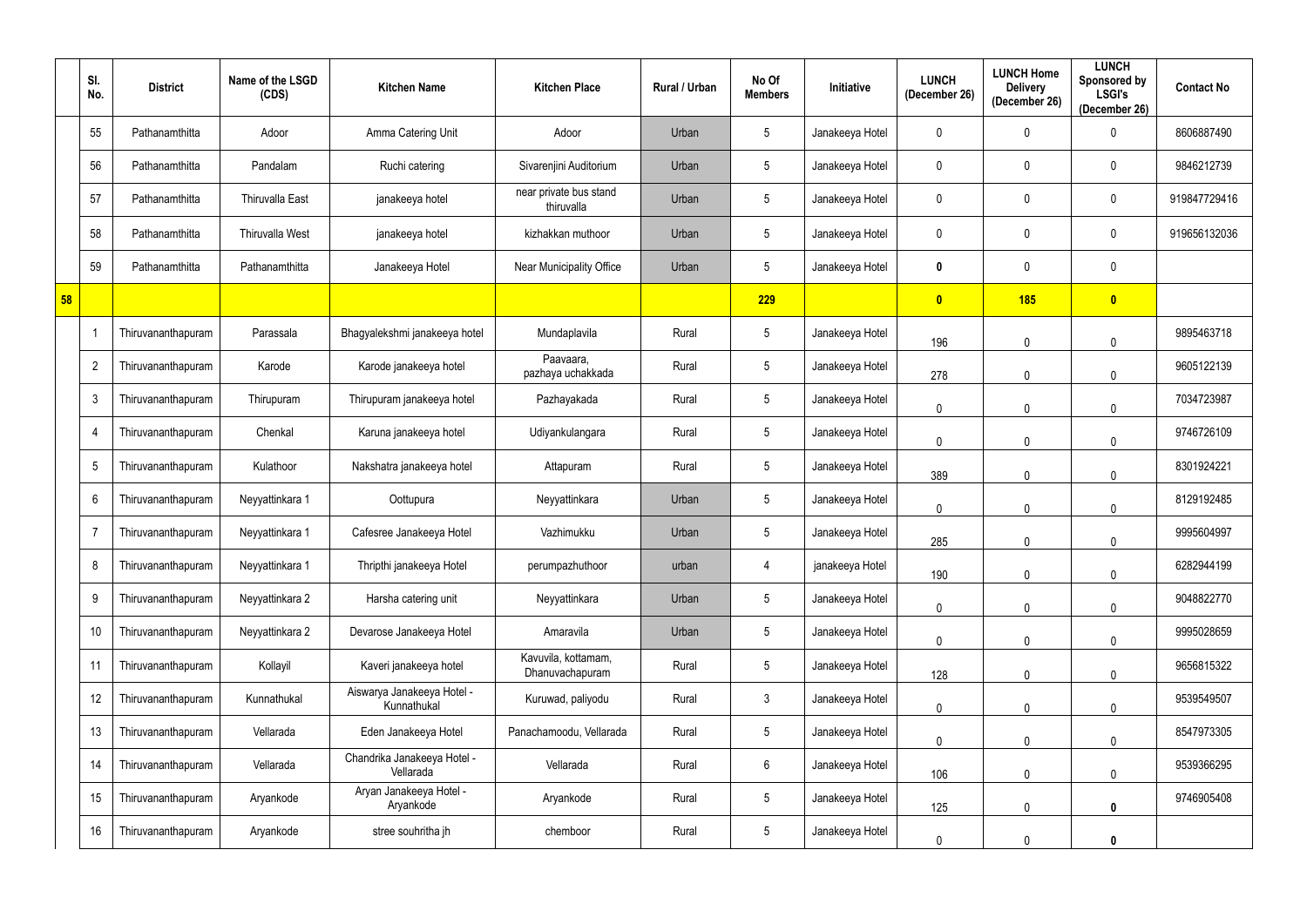| | Sl. No. | District | Name of the LSGD (CDS) | Kitchen Name | Kitchen Place | Rural / Urban | No Of Members | Initiative | LUNCH (December 26) | LUNCH Home Delivery (December 26) | LUNCH Sponsored by LSGI's (December 26) | Contact No |
|---|---|---|---|---|---|---|---|---|---|---|---|---|
| | 55 | Pathanamthitta | Adoor | Amma Catering Unit | Adoor | Urban | 5 | Janakeeya Hotel | 0 | 0 | 0 | 8606887490 |
| | 56 | Pathanamthitta | Pandalam | Ruchi catering | Sivarenjini Auditorium | Urban | 5 | Janakeeya Hotel | 0 | 0 | 0 | 9846212739 |
| | 57 | Pathanamthitta | Thiruvalla East | janakeeya hotel | near private bus stand thiruvalla | Urban | 5 | Janakeeya Hotel | 0 | 0 | 0 | 919847729416 |
| | 58 | Pathanamthitta | Thiruvalla West | janakeeya hotel | kizhakkan muthoor | Urban | 5 | Janakeeya Hotel | 0 | 0 | 0 | 919656132036 |
| | 59 | Pathanamthitta | Pathanamthitta | Janakeeya Hotel | Near Municipality Office | Urban | 5 | Janakeeya Hotel | **0** | 0 | 0 | |
| **58** | | | | | | | **229** | | **0** | **185** | **0** | |
| | 1 | Thiruvananthapuram | Parassala | Bhagyalekshmi janakeeya hotel | Mundaplavila | Rural | 5 | Janakeeya Hotel | 196 | 0 | 0 | 9895463718 |
| | 2 | Thiruvananthapuram | Karode | Karode janakeeya hotel | Paavaara, pazhaya uchakkada | Rural | 5 | Janakeeya Hotel | 278 | 0 | 0 | 9605122139 |
| | 3 | Thiruvananthapuram | Thirupuram | Thirupuram janakeeya hotel | Pazhayakada | Rural | 5 | Janakeeya Hotel | 0 | 0 | 0 | 7034723987 |
| | 4 | Thiruvananthapuram | Chenkal | Karuna janakeeya hotel | Udiyankulangara | Rural | 5 | Janakeeya Hotel | 0 | 0 | 0 | 9746726109 |
| | 5 | Thiruvananthapuram | Kulathoor | Nakshatra janakeeya hotel | Attapuram | Rural | 5 | Janakeeya Hotel | 389 | 0 | 0 | 8301924221 |
| | 6 | Thiruvananthapuram | Neyyattinkara 1 | Oottupura | Neyyattinkara | Urban | 5 | Janakeeya Hotel | 0 | 0 | 0 | 8129192485 |
| | 7 | Thiruvananthapuram | Neyyattinkara 1 | Cafesree Janakeeya Hotel | Vazhimukku | Urban | 5 | Janakeeya Hotel | 285 | 0 | 0 | 9995604997 |
| | 8 | Thiruvananthapuram | Neyyattinkara 1 | Thripthi janakeeya Hotel | perumpazhuthoor | urban | 4 | janakeeya Hotel | 190 | 0 | 0 | 6282944199 |
| | 9 | Thiruvananthapuram | Neyyattinkara 2 | Harsha catering unit | Neyyattinkara | Urban | 5 | Janakeeya Hotel | 0 | 0 | 0 | 9048822770 |
| | 10 | Thiruvananthapuram | Neyyattinkara 2 | Devarose Janakeeya Hotel | Amaravila | Urban | 5 | Janakeeya Hotel | 0 | 0 | 0 | 9995028659 |
| | 11 | Thiruvananthapuram | Kollayil | Kaveri janakeeya hotel | Kavuvila, kottamam, Dhanuvachapuram | Rural | 5 | Janakeeya Hotel | 128 | 0 | 0 | 9656815322 |
| | 12 | Thiruvananthapuram | Kunnathukal | Aiswarya Janakeeya Hotel - Kunnathukal | Kuruwad, paliyodu | Rural | 3 | Janakeeya Hotel | 0 | 0 | 0 | 9539549507 |
| | 13 | Thiruvananthapuram | Vellarada | Eden Janakeeya Hotel | Panachamoodu, Vellarada | Rural | 5 | Janakeeya Hotel | 0 | 0 | 0 | 8547973305 |
| | 14 | Thiruvananthapuram | Vellarada | Chandrika Janakeeya Hotel - Vellarada | Vellarada | Rural | 6 | Janakeeya Hotel | 106 | 0 | 0 | 9539366295 |
| | 15 | Thiruvananthapuram | Aryankode | Aryan Janakeeya Hotel - Aryankode | Aryankode | Rural | 5 | Janakeeya Hotel | 125 | 0 | **0** | 9746905408 |
| | 16 | Thiruvananthapuram | Aryankode | stree souhritha jh | chemboor | Rural | 5 | Janakeeya Hotel | 0 | 0 | **0** | |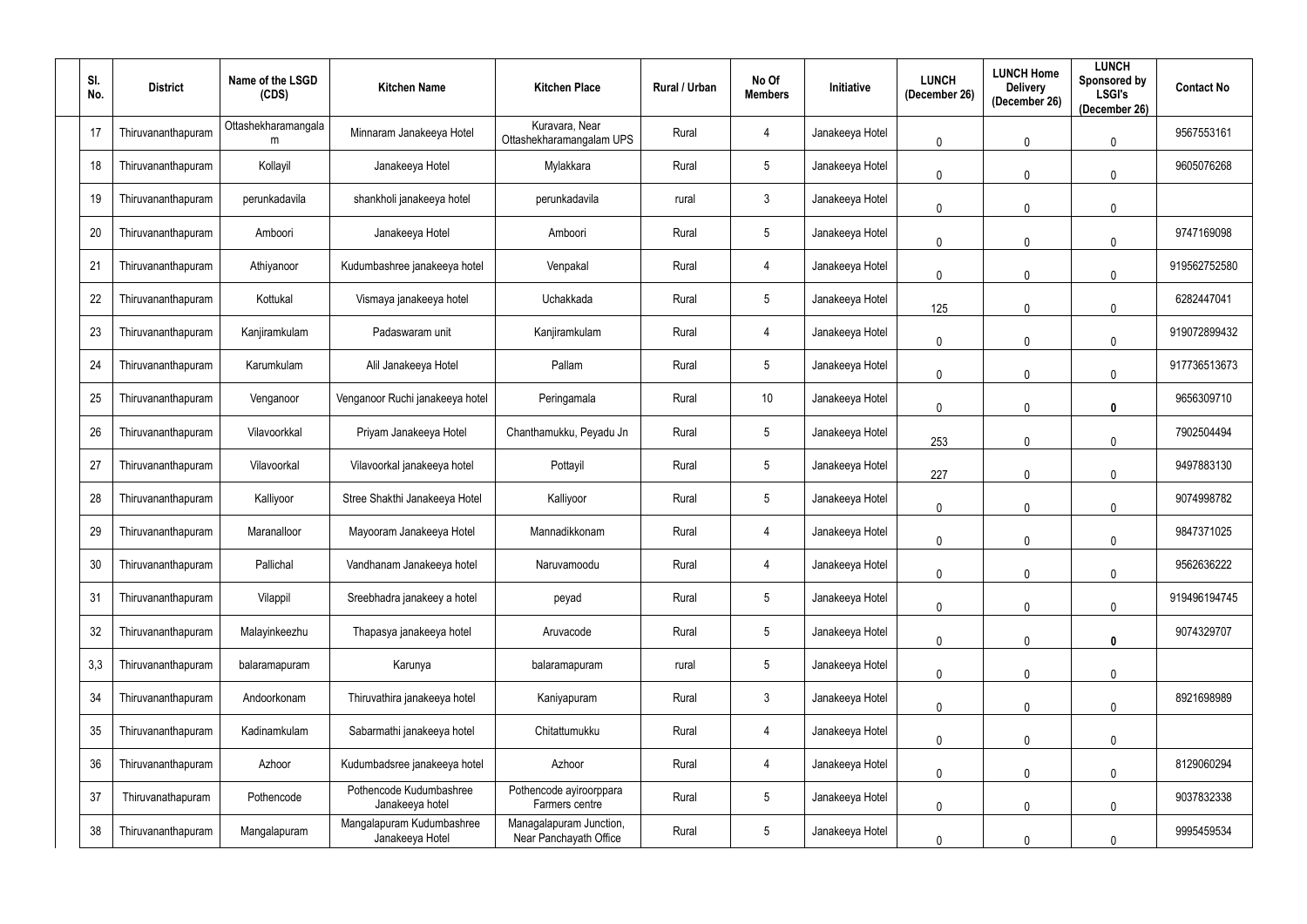| Sl. No. | District | Name of the LSGD (CDS) | Kitchen Name | Kitchen Place | Rural / Urban | No Of Members | Initiative | LUNCH (December 26) | LUNCH Home Delivery (December 26) | LUNCH Sponsored by LSGI's (December 26) | Contact No |
|---|---|---|---|---|---|---|---|---|---|---|---|
| 17 | Thiruvananthapuram | Ottashekharamangalam | Minnaram Janakeeya Hotel | Kuravara, Near Ottashekharamangalam UPS | Rural | 4 | Janakeeya Hotel | 0 | 0 | 0 | 9567553161 |
| 18 | Thiruvananthapuram | Kollayil | Janakeeya Hotel | Mylakkara | Rural | 5 | Janakeeya Hotel | 0 | 0 | 0 | 9605076268 |
| 19 | Thiruvananthapuram | perunkadavila | shankholi janakeeya hotel | perunkadavila | rural | 3 | Janakeeya Hotel | 0 | 0 | 0 | |
| 20 | Thiruvananthapuram | Amboori | Janakeeya Hotel | Amboori | Rural | 5 | Janakeeya Hotel | 0 | 0 | 0 | 9747169098 |
| 21 | Thiruvananthapuram | Athiyanoor | Kudumbashree janakeeya hotel | Venpakal | Rural | 4 | Janakeeya Hotel | 0 | 0 | 0 | 919562752580 |
| 22 | Thiruvananthapuram | Kottukal | Vismaya janakeeya hotel | Uchakkada | Rural | 5 | Janakeeya Hotel | 125 | 0 | 0 | 6282447041 |
| 23 | Thiruvananthapuram | Kanjiramkulam | Padaswaram unit | Kanjiramkulam | Rural | 4 | Janakeeya Hotel | 0 | 0 | 0 | 919072899432 |
| 24 | Thiruvananthapuram | Karumkulam | Alil Janakeeya Hotel | Pallam | Rural | 5 | Janakeeya Hotel | 0 | 0 | 0 | 917736513673 |
| 25 | Thiruvananthapuram | Venganoor | Venganoor Ruchi janakeeya hotel | Peringamala | Rural | 10 | Janakeeya Hotel | 0 | 0 | **0** | 9656309710 |
| 26 | Thiruvananthapuram | Vilavoorkkal | Priyam Janakeeya Hotel | Chanthamukku, Peyadu Jn | Rural | 5 | Janakeeya Hotel | 253 | 0 | 0 | 7902504494 |
| 27 | Thiruvananthapuram | Vilavoorkal | Vilavoorkal janakeeya hotel | Pottayil | Rural | 5 | Janakeeya Hotel | 227 | 0 | 0 | 9497883130 |
| 28 | Thiruvananthapuram | Kalliyoor | Stree Shakthi Janakeeya Hotel | Kalliyoor | Rural | 5 | Janakeeya Hotel | 0 | 0 | 0 | 9074998782 |
| 29 | Thiruvananthapuram | Maranalloor | Mayooram Janakeeya Hotel | Mannadikkonam | Rural | 4 | Janakeeya Hotel | 0 | 0 | 0 | 9847371025 |
| 30 | Thiruvananthapuram | Pallichal | Vandhanam Janakeeya hotel | Naruvamoodu | Rural | 4 | Janakeeya Hotel | 0 | 0 | 0 | 9562636222 |
| 31 | Thiruvananthapuram | Vilappil | Sreebhadra janakeey a hotel | peyad | Rural | 5 | Janakeeya Hotel | 0 | 0 | 0 | 919496194745 |
| 32 | Thiruvananthapuram | Malayinkeezhu | Thapasya janakeeya hotel | Aruvacode | Rural | 5 | Janakeeya Hotel | 0 | 0 | **0** | 9074329707 |
| 3,3 | Thiruvananthapuram | balaramapuram | Karunya | balaramapuram | rural | 5 | Janakeeya Hotel | 0 | 0 | 0 | |
| 34 | Thiruvananthapuram | Andoorkonam | Thiruvathira janakeeya hotel | Kaniyapuram | Rural | 3 | Janakeeya Hotel | 0 | 0 | 0 | 8921698989 |
| 35 | Thiruvananthapuram | Kadinamkulam | Sabarmathi janakeeya hotel | Chitattumukku | Rural | 4 | Janakeeya Hotel | 0 | 0 | 0 | |
| 36 | Thiruvananthapuram | Azhoor | Kudumbadsree janakeeya hotel | Azhoor | Rural | 4 | Janakeeya Hotel | 0 | 0 | 0 | 8129060294 |
| 37 | Thiruvanathapuram | Pothencode | Pothencode Kudumbashree Janakeeya hotel | Pothencode ayiroorppara Farmers centre | Rural | 5 | Janakeeya Hotel | 0 | 0 | 0 | 9037832338 |
| 38 | Thiruvananthapuram | Mangalapuram | Mangalapuram Kudumbashree Janakeeya Hotel | Managalapuram Junction, Near Panchayath Office | Rural | 5 | Janakeeya Hotel | 0 | 0 | 0 | 9995459534 |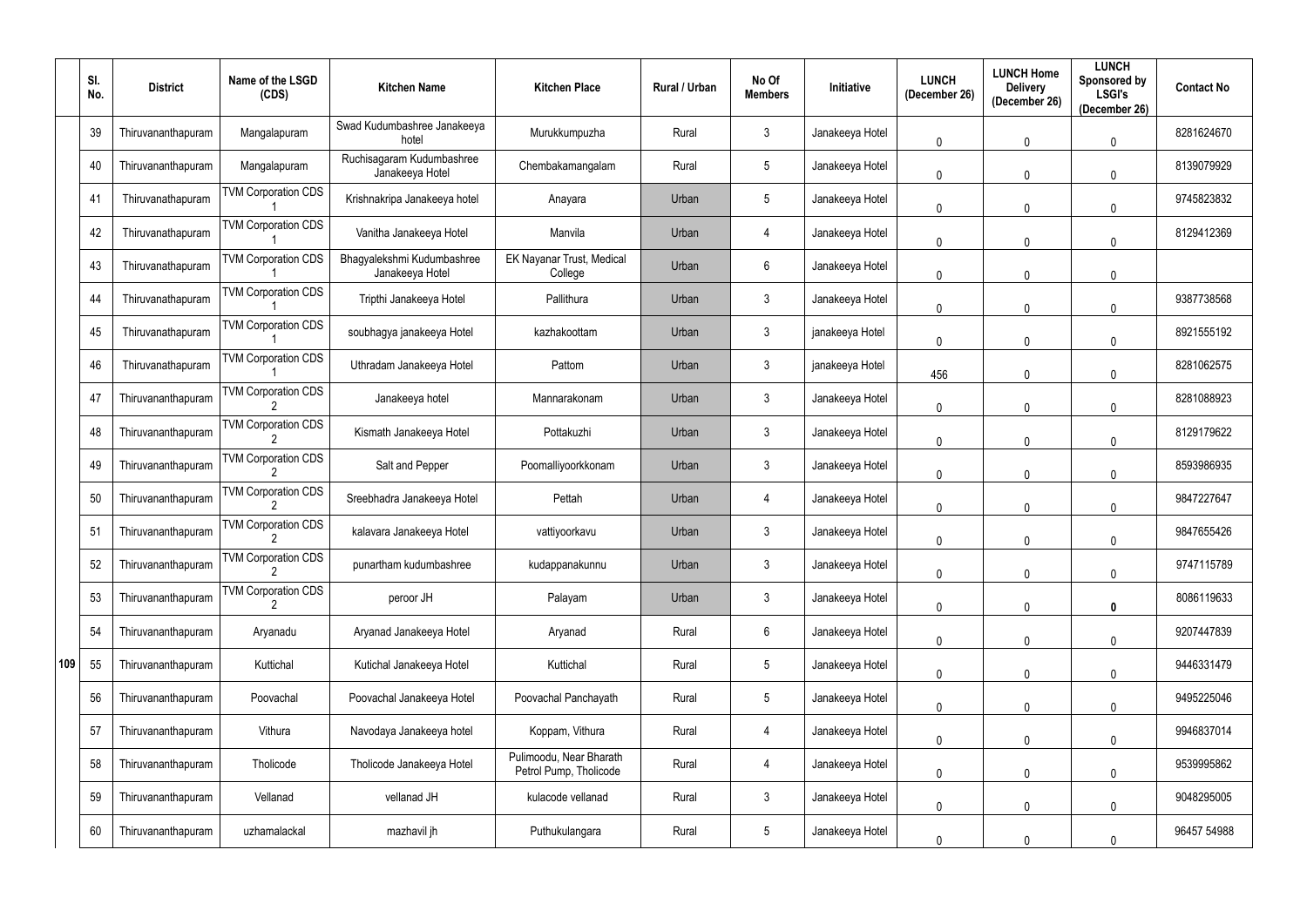| | Sl. No. | District | Name of the LSGD (CDS) | Kitchen Name | Kitchen Place | Rural / Urban | No Of Members | Initiative | LUNCH (December 26) | LUNCH Home Delivery (December 26) | LUNCH Sponsored by LSGI's (December 26) | Contact No |
|---|---|---|---|---|---|---|---|---|---|---|---|---|
| | 39 | Thiruvananthapuram | Mangalapuram | Swad Kudumbashree Janakeeya hotel | Murukkumpuzha | Rural | 3 | Janakeeya Hotel | 0 | 0 | 0 | 8281624670 |
| | 40 | Thiruvananthapuram | Mangalapuram | Ruchisagaram Kudumbashree Janakeeya Hotel | Chembakamangalam | Rural | 5 | Janakeeya Hotel | 0 | 0 | 0 | 8139079929 |
| | 41 | Thiruvanathapuram | TVM Corporation CDS 1 | Krishnakripa Janakeeya hotel | Anayara | Urban | 5 | Janakeeya Hotel | 0 | 0 | 0 | 9745823832 |
| | 42 | Thiruvanathapuram | TVM Corporation CDS 1 | Vanitha Janakeeya Hotel | Manvila | Urban | 4 | Janakeeya Hotel | 0 | 0 | 0 | 8129412369 |
| | 43 | Thiruvanathapuram | TVM Corporation CDS 1 | Bhagyalekshmi Kudumbashree Janakeeya Hotel | EK Nayanar Trust, Medical College | Urban | 6 | Janakeeya Hotel | 0 | 0 | 0 | |
| | 44 | Thiruvanathapuram | TVM Corporation CDS 1 | Tripthi Janakeeya Hotel | Pallithura | Urban | 3 | Janakeeya Hotel | 0 | 0 | 0 | 9387738568 |
| | 45 | Thiruvanathapuram | TVM Corporation CDS 1 | soubhagya janakeeya Hotel | kazhakoottam | Urban | 3 | janakeeya Hotel | 0 | 0 | 0 | 8921555192 |
| | 46 | Thiruvanathapuram | TVM Corporation CDS 1 | Uthradam Janakeeya Hotel | Pattom | Urban | 3 | janakeeya Hotel | 456 | 0 | 0 | 8281062575 |
| | 47 | Thiruvananthapuram | TVM Corporation CDS 2 | Janakeeya hotel | Mannarakonam | Urban | 3 | Janakeeya Hotel | 0 | 0 | 0 | 8281088923 |
| | 48 | Thiruvananthapuram | TVM Corporation CDS 2 | Kismath Janakeeya Hotel | Pottakuzhi | Urban | 3 | Janakeeya Hotel | 0 | 0 | 0 | 8129179622 |
| | 49 | Thiruvananthapuram | TVM Corporation CDS 2 | Salt and Pepper | Poomalliyoorkkonam | Urban | 3 | Janakeeya Hotel | 0 | 0 | 0 | 8593986935 |
| | 50 | Thiruvananthapuram | TVM Corporation CDS 2 | Sreebhadra Janakeeya Hotel | Pettah | Urban | 4 | Janakeeya Hotel | 0 | 0 | 0 | 9847227647 |
| | 51 | Thiruvananthapuram | TVM Corporation CDS 2 | kalavara Janakeeya Hotel | vattiyoorkavu | Urban | 3 | Janakeeya Hotel | 0 | 0 | 0 | 9847655426 |
| | 52 | Thiruvananthapuram | TVM Corporation CDS 2 | punartham kudumbashree | kudappanakunnu | Urban | 3 | Janakeeya Hotel | 0 | 0 | 0 | 9747115789 |
| | 53 | Thiruvananthapuram | TVM Corporation CDS 2 | peroor JH | Palayam | Urban | 3 | Janakeeya Hotel | 0 | 0 | **0** | 8086119633 |
| | 54 | Thiruvananthapuram | Aryanadu | Aryanad Janakeeya Hotel | Aryanad | Rural | 6 | Janakeeya Hotel | 0 | 0 | 0 | 9207447839 |
| 109 | 55 | Thiruvananthapuram | Kuttichal | Kutichal Janakeeya Hotel | Kuttichal | Rural | 5 | Janakeeya Hotel | 0 | 0 | 0 | 9446331479 |
| | 56 | Thiruvananthapuram | Poovachal | Poovachal Janakeeya Hotel | Poovachal Panchayath | Rural | 5 | Janakeeya Hotel | 0 | 0 | 0 | 9495225046 |
| | 57 | Thiruvananthapuram | Vithura | Navodaya Janakeeya hotel | Koppam, Vithura | Rural | 4 | Janakeeya Hotel | 0 | 0 | 0 | 9946837014 |
| | 58 | Thiruvananthapuram | Tholicode | Tholicode Janakeeya Hotel | Pulimoodu, Near Bharath Petrol Pump, Tholicode | Rural | 4 | Janakeeya Hotel | 0 | 0 | 0 | 9539995862 |
| | 59 | Thiruvananthapuram | Vellanad | vellanad JH | kulacode vellanad | Rural | 3 | Janakeeya Hotel | 0 | 0 | 0 | 9048295005 |
| | 60 | Thiruvananthapuram | uzhamalackal | mazhavil jh | Puthukulangara | Rural | 5 | Janakeeya Hotel | 0 | 0 | 0 | 96457 54988 |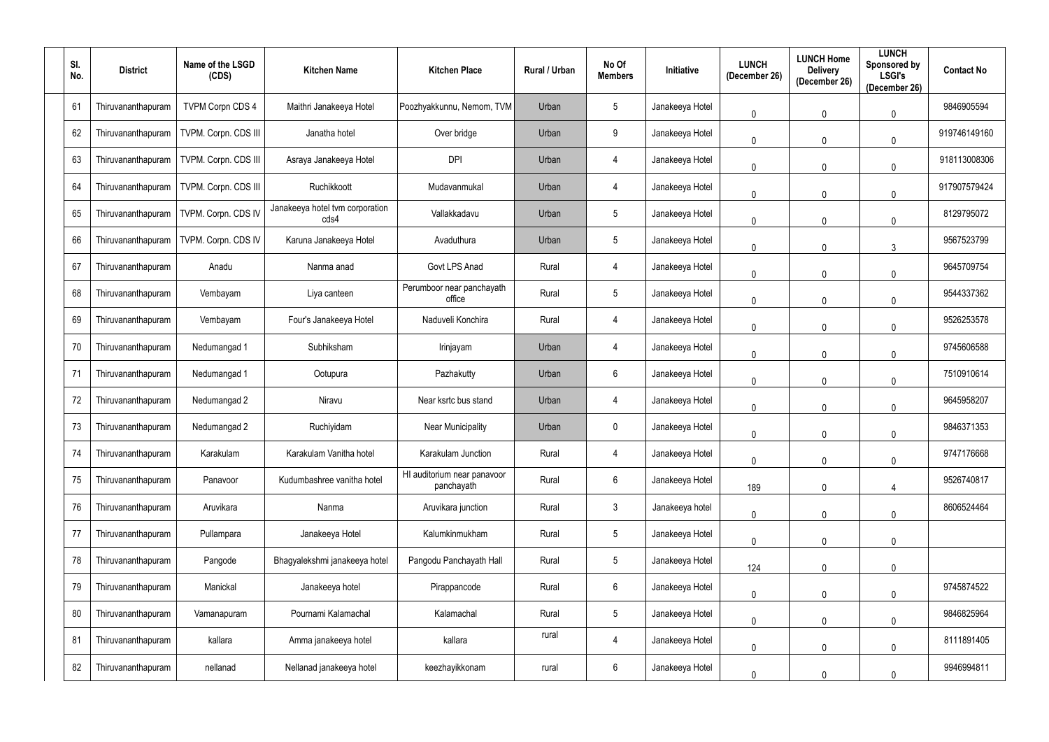| Sl. No. | District | Name of the LSGD (CDS) | Kitchen Name | Kitchen Place | Rural / Urban | No Of Members | Initiative | LUNCH (December 26) | LUNCH Home Delivery (December 26) | LUNCH Sponsored by LSGI's (December 26) | Contact No |
|---|---|---|---|---|---|---|---|---|---|---|---|
| 61 | Thiruvananthapuram | TVPM Corpn CDS 4 | Maithri Janakeeya Hotel | Poozhyakkunnu, Nemom, TVM | Urban | 5 | Janakeeya Hotel | 0 | 0 | 0 | 9846905594 |
| 62 | Thiruvananthapuram | TVPM. Corpn. CDS III | Janatha hotel | Over bridge | Urban | 9 | Janakeeya Hotel | 0 | 0 | 0 | 919746149160 |
| 63 | Thiruvananthapuram | TVPM. Corpn. CDS III | Asraya Janakeeya Hotel | DPI | Urban | 4 | Janakeeya Hotel | 0 | 0 | 0 | 918113008306 |
| 64 | Thiruvananthapuram | TVPM. Corpn. CDS III | Ruchikkoott | Mudavanmukal | Urban | 4 | Janakeeya Hotel | 0 | 0 | 0 | 917907579424 |
| 65 | Thiruvananthapuram | TVPM. Corpn. CDS IV | Janakeeya hotel tvm corporation cds4 | Vallakkadavu | Urban | 5 | Janakeeya Hotel | 0 | 0 | 0 | 8129795072 |
| 66 | Thiruvananthapuram | TVPM. Corpn. CDS IV | Karuna Janakeeya Hotel | Avaduthura | Urban | 5 | Janakeeya Hotel | 0 | 0 | 3 | 9567523799 |
| 67 | Thiruvananthapuram | Anadu | Nanma anad | Govt LPS Anad | Rural | 4 | Janakeeya Hotel | 0 | 0 | 0 | 9645709754 |
| 68 | Thiruvananthapuram | Vembayam | Liya canteen | Perumboor near panchayath office | Rural | 5 | Janakeeya Hotel | 0 | 0 | 0 | 9544337362 |
| 69 | Thiruvananthapuram | Vembayam | Four's Janakeeya Hotel | Naduveli Konchira | Rural | 4 | Janakeeya Hotel | 0 | 0 | 0 | 9526253578 |
| 70 | Thiruvananthapuram | Nedumangad 1 | Subhiksham | Irinjayam | Urban | 4 | Janakeeya Hotel | 0 | 0 | 0 | 9745606588 |
| 71 | Thiruvananthapuram | Nedumangad 1 | Ootupura | Pazhakutty | Urban | 6 | Janakeeya Hotel | 0 | 0 | 0 | 7510910614 |
| 72 | Thiruvananthapuram | Nedumangad 2 | Niravu | Near ksrtc bus stand | Urban | 4 | Janakeeya Hotel | 0 | 0 | 0 | 9645958207 |
| 73 | Thiruvananthapuram | Nedumangad 2 | Ruchiyidam | Near Municipality | Urban | 0 | Janakeeya Hotel | 0 | 0 | 0 | 9846371353 |
| 74 | Thiruvananthapuram | Karakulam | Karakulam Vanitha hotel | Karakulam Junction | Rural | 4 | Janakeeya Hotel | 0 | 0 | 0 | 9747176668 |
| 75 | Thiruvananthapuram | Panavoor | Kudumbashree vanitha hotel | HI auditorium near panavoor panchayath | Rural | 6 | Janakeeya Hotel | 189 | 0 | 4 | 9526740817 |
| 76 | Thiruvananthapuram | Aruvikara | Nanma | Aruvikara junction | Rural | 3 | Janakeeya hotel | 0 | 0 | 0 | 8606524464 |
| 77 | Thiruvananthapuram | Pullampara | Janakeeya Hotel | Kalumkinmukham | Rural | 5 | Janakeeya Hotel | 0 | 0 | 0 | |
| 78 | Thiruvananthapuram | Pangode | Bhagyalekshmi janakeeya hotel | Pangodu Panchayath Hall | Rural | 5 | Janakeeya Hotel | 124 | 0 | 0 | |
| 79 | Thiruvananthapuram | Manickal | Janakeeya hotel | Pirappancode | Rural | 6 | Janakeeya Hotel | 0 | 0 | 0 | 9745874522 |
| 80 | Thiruvananthapuram | Vamanapuram | Pournami Kalamachal | Kalamachal | Rural | 5 | Janakeeya Hotel | 0 | 0 | 0 | 9846825964 |
| 81 | Thiruvananthapuram | kallara | Amma janakeeya hotel | kallara | rural | 4 | Janakeeya Hotel | 0 | 0 | 0 | 8111891405 |
| 82 | Thiruvananthapuram | nellanad | Nellanad janakeeya hotel | keezhayikkonam | rural | 6 | Janakeeya Hotel | 0 | 0 | 0 | 9946994811 |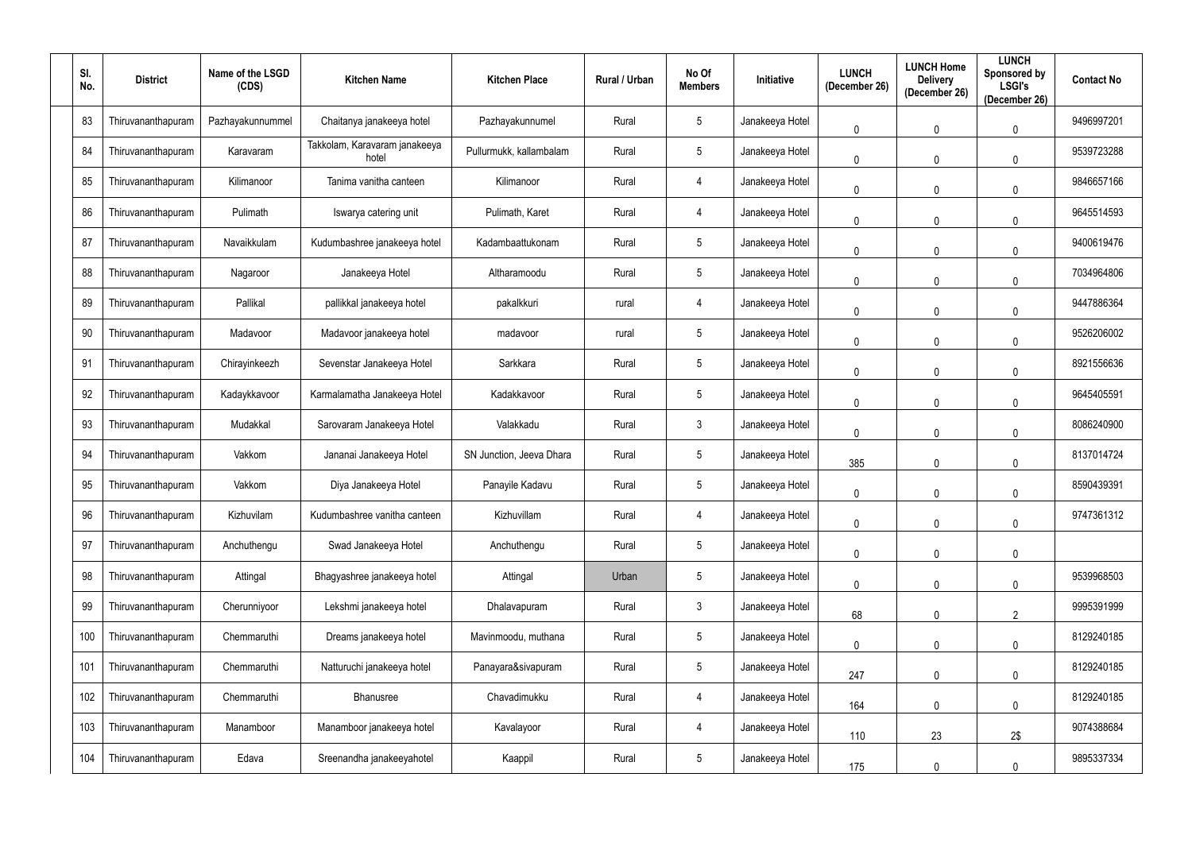| Sl. No. | District | Name of the LSGD (CDS) | Kitchen Name | Kitchen Place | Rural / Urban | No Of Members | Initiative | LUNCH (December 26) | LUNCH Home Delivery (December 26) | LUNCH Sponsored by LSGI's (December 26) | Contact No |
|---|---|---|---|---|---|---|---|---|---|---|---|
| 83 | Thiruvananthapuram | Pazhayakunnummel | Chaitanya janakeeya hotel | Pazhayakunnumel | Rural | 5 | Janakeeya Hotel | 0 | 0 | 0 | 9496997201 |
| 84 | Thiruvananthapuram | Karavaram | Takkolam, Karavaram janakeeya hotel | Pullurmukk, kallambalam | Rural | 5 | Janakeeya Hotel | 0 | 0 | 0 | 9539723288 |
| 85 | Thiruvananthapuram | Kilimanoor | Tanima vanitha canteen | Kilimanoor | Rural | 4 | Janakeeya Hotel | 0 | 0 | 0 | 9846657166 |
| 86 | Thiruvananthapuram | Pulimath | Iswarya catering unit | Pulimath, Karet | Rural | 4 | Janakeeya Hotel | 0 | 0 | 0 | 9645514593 |
| 87 | Thiruvananthapuram | Navaikkulam | Kudumbashree janakeeya hotel | Kadambaattukonam | Rural | 5 | Janakeeya Hotel | 0 | 0 | 0 | 9400619476 |
| 88 | Thiruvananthapuram | Nagaroor | Janakeeya Hotel | Altharamoodu | Rural | 5 | Janakeeya Hotel | 0 | 0 | 0 | 7034964806 |
| 89 | Thiruvananthapuram | Pallikal | pallikkal janakeeya hotel | pakalkkuri | rural | 4 | Janakeeya Hotel | 0 | 0 | 0 | 9447886364 |
| 90 | Thiruvananthapuram | Madavoor | Madavoor janakeeya hotel | madavoor | rural | 5 | Janakeeya Hotel | 0 | 0 | 0 | 9526206002 |
| 91 | Thiruvananthapuram | Chirayinkeezh | Sevenstar Janakeeya Hotel | Sarkkara | Rural | 5 | Janakeeya Hotel | 0 | 0 | 0 | 8921556636 |
| 92 | Thiruvananthapuram | Kadaykkavoor | Karmalamatha Janakeeya Hotel | Kadakkavoor | Rural | 5 | Janakeeya Hotel | 0 | 0 | 0 | 9645405591 |
| 93 | Thiruvananthapuram | Mudakkal | Sarovaram Janakeeya Hotel | Valakkadu | Rural | 3 | Janakeeya Hotel | 0 | 0 | 0 | 8086240900 |
| 94 | Thiruvananthapuram | Vakkom | Jananai Janakeeya Hotel | SN Junction, Jeeva Dhara | Rural | 5 | Janakeeya Hotel | 385 | 0 | 0 | 8137014724 |
| 95 | Thiruvananthapuram | Vakkom | Diya Janakeeya Hotel | Panayile Kadavu | Rural | 5 | Janakeeya Hotel | 0 | 0 | 0 | 8590439391 |
| 96 | Thiruvananthapuram | Kizhuvilam | Kudumbashree vanitha canteen | Kizhuvillam | Rural | 4 | Janakeeya Hotel | 0 | 0 | 0 | 9747361312 |
| 97 | Thiruvananthapuram | Anchuthengu | Swad Janakeeya Hotel | Anchuthengu | Rural | 5 | Janakeeya Hotel | 0 | 0 | 0 | |
| 98 | Thiruvananthapuram | Attingal | Bhagyashree janakeeya hotel | Attingal | Urban | 5 | Janakeeya Hotel | 0 | 0 | 0 | 9539968503 |
| 99 | Thiruvananthapuram | Cherunniyoor | Lekshmi janakeeya hotel | Dhalavapuram | Rural | 3 | Janakeeya Hotel | 68 | 0 | 2 | 9995391999 |
| 100 | Thiruvananthapuram | Chemmaruthi | Dreams janakeeya hotel | Mavinmoodu, muthana | Rural | 5 | Janakeeya Hotel | 0 | 0 | 0 | 8129240185 |
| 101 | Thiruvananthapuram | Chemmaruthi | Natturuchi janakeeya hotel | Panayara&sivapuram | Rural | 5 | Janakeeya Hotel | 247 | 0 | 0 | 8129240185 |
| 102 | Thiruvananthapuram | Chemmaruthi | Bhanusree | Chavadimukku | Rural | 4 | Janakeeya Hotel | 164 | 0 | 0 | 8129240185 |
| 103 | Thiruvananthapuram | Manamboor | Manamboor janakeeya hotel | Kavalayoor | Rural | 4 | Janakeeya Hotel | 110 | 23 | 2$ | 9074388684 |
| 104 | Thiruvananthapuram | Edava | Sreenandha janakeeyahotel | Kaappil | Rural | 5 | Janakeeya Hotel | 175 | 0 | 0 | 9895337334 |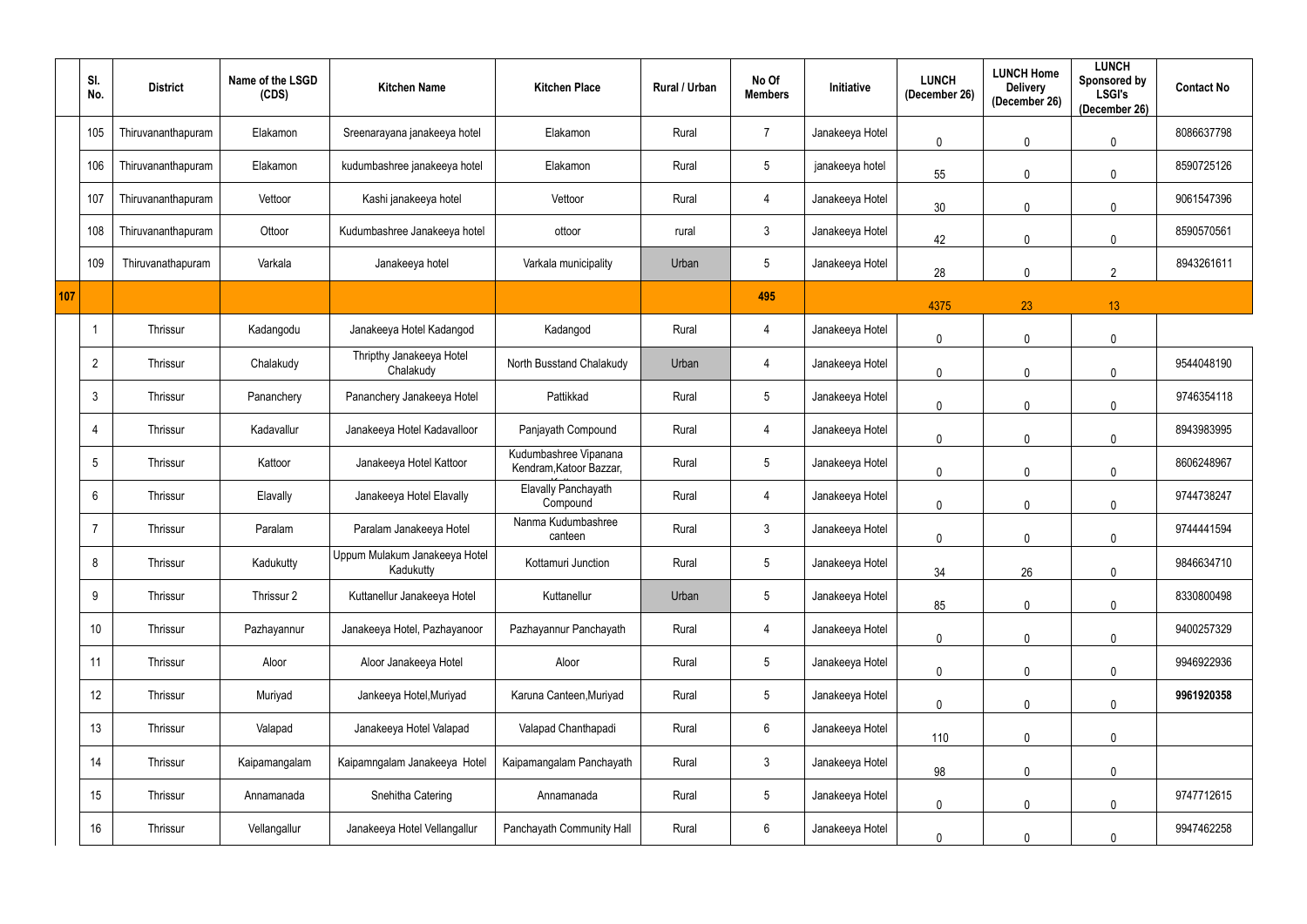| | Sl. No. | District | Name of the LSGD (CDS) | Kitchen Name | Kitchen Place | Rural / Urban | No Of Members | Initiative | LUNCH (December 26) | LUNCH Home Delivery (December 26) | LUNCH Sponsored by LSGI's (December 26) | Contact No |
|---|---|---|---|---|---|---|---|---|---|---|---|---|
| | 105 | Thiruvananthapuram | Elakamon | Sreenarayana janakeeya hotel | Elakamon | Rural | 7 | Janakeeya Hotel | 0 | 0 | 0 | 8086637798 |
| | 106 | Thiruvananthapuram | Elakamon | kudumbashree janakeeya hotel | Elakamon | Rural | 5 | janakeeya hotel | 55 | 0 | 0 | 8590725126 |
| | 107 | Thiruvananthapuram | Vettoor | Kashi janakeeya hotel | Vettoor | Rural | 4 | Janakeeya Hotel | 30 | 0 | 0 | 9061547396 |
| | 108 | Thiruvananthapuram | Ottoor | Kudumbashree Janakeeya hotel | ottoor | rural | 3 | Janakeeya Hotel | 42 | 0 | 0 | 8590570561 |
| | 109 | Thiruvanathapuram | Varkala | Janakeeya hotel | Varkala municipality | Urban | 5 | Janakeeya Hotel | 28 | 0 | 2 | 8943261611 |
| 107 | | | | | | | 495 | | 4375 | 23 | 13 | |
| | 1 | Thrissur | Kadangodu | Janakeeya Hotel Kadangod | Kadangod | Rural | 4 | Janakeeya Hotel | 0 | 0 | 0 | |
| | 2 | Thrissur | Chalakudy | Thripthy Janakeeya Hotel Chalakudy | North Busstand Chalakudy | Urban | 4 | Janakeeya Hotel | 0 | 0 | 0 | 9544048190 |
| | 3 | Thrissur | Pananchery | Pananchery Janakeeya Hotel | Pattikkad | Rural | 5 | Janakeeya Hotel | 0 | 0 | 0 | 9746354118 |
| | 4 | Thrissur | Kadavallur | Janakeeya Hotel Kadavalloor | Panjayath Compound | Rural | 4 | Janakeeya Hotel | 0 | 0 | 0 | 8943983995 |
| | 5 | Thrissur | Kattoor | Janakeeya Hotel Kattoor | Kudumbashree Vipanana Kendram,Katoor Bazzar, | Rural | 5 | Janakeeya Hotel | 0 | 0 | 0 | 8606248967 |
| | 6 | Thrissur | Elavally | Janakeeya Hotel Elavally | Elavally Panchayath Compound | Rural | 4 | Janakeeya Hotel | 0 | 0 | 0 | 9744738247 |
| | 7 | Thrissur | Paralam | Paralam Janakeeya Hotel | Nanma Kudumbashree canteen | Rural | 3 | Janakeeya Hotel | 0 | 0 | 0 | 9744441594 |
| | 8 | Thrissur | Kadukutty | Uppum Mulakum Janakeeya Hotel Kadukutty | Kottamuri Junction | Rural | 5 | Janakeeya Hotel | 34 | 26 | 0 | 9846634710 |
| | 9 | Thrissur | Thrissur 2 | Kuttanellur Janakeeya Hotel | Kuttanellur | Urban | 5 | Janakeeya Hotel | 85 | 0 | 0 | 8330800498 |
| | 10 | Thrissur | Pazhayannur | Janakeeya Hotel, Pazhayanoor | Pazhayannur Panchayath | Rural | 4 | Janakeeya Hotel | 0 | 0 | 0 | 9400257329 |
| | 11 | Thrissur | Aloor | Aloor Janakeeya Hotel | Aloor | Rural | 5 | Janakeeya Hotel | 0 | 0 | 0 | 9946922936 |
| | 12 | Thrissur | Muriyad | Jankeeya Hotel,Muriyad | Karuna Canteen,Muriyad | Rural | 5 | Janakeeya Hotel | 0 | 0 | 0 | **9961920358** |
| | 13 | Thrissur | Valapad | Janakeeya Hotel Valapad | Valapad Chanthapadi | Rural | 6 | Janakeeya Hotel | 110 | 0 | 0 | |
| | 14 | Thrissur | Kaipamangalam | Kaipamngalam Janakeeya Hotel | Kaipamangalam Panchayath | Rural | 3 | Janakeeya Hotel | 98 | 0 | 0 | |
| | 15 | Thrissur | Annamanada | Snehitha Catering | Annamanada | Rural | 5 | Janakeeya Hotel | 0 | 0 | 0 | 9747712615 |
| | 16 | Thrissur | Vellangallur | Janakeeya Hotel Vellangallur | Panchayath Community Hall | Rural | 6 | Janakeeya Hotel | 0 | 0 | 0 | 9947462258 |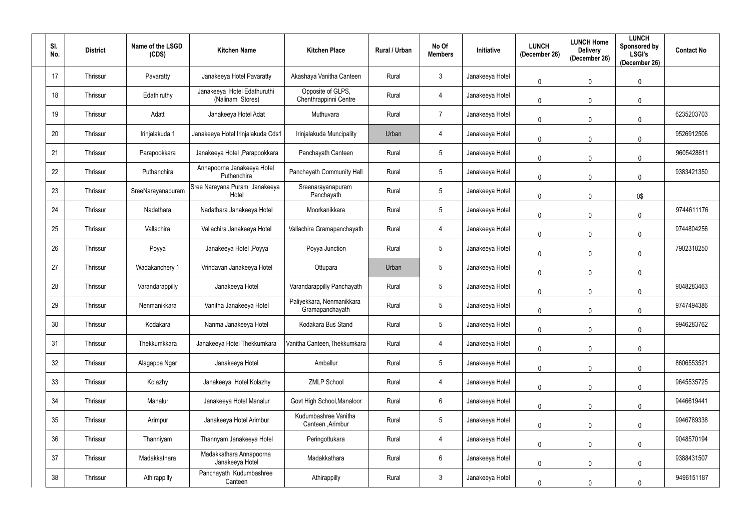| Sl. No. | District | Name of the LSGD (CDS) | Kitchen Name | Kitchen Place | Rural / Urban | No Of Members | Initiative | LUNCH (December 26) | LUNCH Home Delivery (December 26) | LUNCH Sponsored by LSGI's (December 26) | Contact No |
|---|---|---|---|---|---|---|---|---|---|---|---|
| 17 | Thrissur | Pavaratty | Janakeeya Hotel Pavaratty | Akashaya Vanitha Canteen | Rural | 3 | Janakeeya Hotel | 0 | 0 | 0 | |
| 18 | Thrissur | Edathiruthy | Janakeeya Hotel Edathuruthi (Nalinam Stores) | Opposite of GLPS, Chenthrappinni Centre | Rural | 4 | Janakeeya Hotel | 0 | 0 | 0 | |
| 19 | Thrissur | Adatt | Janakeeya Hotel Adat | Muthuvara | Rural | 7 | Janakeeya Hotel | 0 | 0 | 0 | 6235203703 |
| 20 | Thrissur | Irinjalakuda 1 | Janakeeya Hotel Irinjalakuda Cds1 | Irinjalakuda Muncipality | Urban | 4 | Janakeeya Hotel | 0 | 0 | 0 | 9526912506 |
| 21 | Thrissur | Parapookkara | Janakeeya Hotel ,Parapookkara | Panchayath Canteen | Rural | 5 | Janakeeya Hotel | 0 | 0 | 0 | 9605428611 |
| 22 | Thrissur | Puthanchira | Annapoorna Janakeeya Hotel Puthenchira | Panchayath Community Hall | Rural | 5 | Janakeeya Hotel | 0 | 0 | 0 | 9383421350 |
| 23 | Thrissur | SreeNarayanapuram | Sree Narayana Puram Janakeeya Hotel | Sreenarayanapuram Panchayath | Rural | 5 | Janakeeya Hotel | 0 | 0 | 0$ | |
| 24 | Thrissur | Nadathara | Nadathara Janakeeya Hotel | Moorkanikkara | Rural | 5 | Janakeeya Hotel | 0 | 0 | 0 | 9744611176 |
| 25 | Thrissur | Vallachira | Vallachira Janakeeya Hotel | Vallachira Gramapanchayath | Rural | 4 | Janakeeya Hotel | 0 | 0 | 0 | 9744804256 |
| 26 | Thrissur | Poyya | Janakeeya Hotel ,Poyya | Poyya Junction | Rural | 5 | Janakeeya Hotel | 0 | 0 | 0 | 7902318250 |
| 27 | Thrissur | Wadakanchery 1 | Vrindavan Janakeeya Hotel | Ottupara | Urban | 5 | Janakeeya Hotel | 0 | 0 | 0 | |
| 28 | Thrissur | Varandarappilly | Janakeeya Hotel | Varandarappilly Panchayath | Rural | 5 | Janakeeya Hotel | 0 | 0 | 0 | 9048283463 |
| 29 | Thrissur | Nenmanikkara | Vanitha Janakeeya Hotel | Paliyekkara, Nenmanikkara Gramapanchayath | Rural | 5 | Janakeeya Hotel | 0 | 0 | 0 | 9747494386 |
| 30 | Thrissur | Kodakara | Nanma Janakeeya Hotel | Kodakara Bus Stand | Rural | 5 | Janakeeya Hotel | 0 | 0 | 0 | 9946283762 |
| 31 | Thrissur | Thekkumkkara | Janakeeya Hotel Thekkumkara | Vanitha Canteen,Thekkumkara | Rural | 4 | Janakeeya Hotel | 0 | 0 | 0 | |
| 32 | Thrissur | Alagappa Ngar | Janakeeya Hotel | Amballur | Rural | 5 | Janakeeya Hotel | 0 | 0 | 0 | 8606553521 |
| 33 | Thrissur | Kolazhy | Janakeeya Hotel Kolazhy | ZMLP School | Rural | 4 | Janakeeya Hotel | 0 | 0 | 0 | 9645535725 |
| 34 | Thrissur | Manalur | Janakeeya Hotel Manalur | Govt High School,Manaloor | Rural | 6 | Janakeeya Hotel | 0 | 0 | 0 | 9446619441 |
| 35 | Thrissur | Arimpur | Janakeeya Hotel Arimbur | Kudumbashree Vanitha Canteen ,Arimbur | Rural | 5 | Janakeeya Hotel | 0 | 0 | 0 | 9946789338 |
| 36 | Thrissur | Thanniyam | Thannyam Janakeeya Hotel | Peringottukara | Rural | 4 | Janakeeya Hotel | 0 | 0 | 0 | 9048570194 |
| 37 | Thrissur | Madakkathara | Madakkathara Annapoorna Janakeeya Hotel | Madakkathara | Rural | 6 | Janakeeya Hotel | 0 | 0 | 0 | 9388431507 |
| 38 | Thrissur | Athirappilly | Panchayath Kudumbashree Canteen | Athirappilly | Rural | 3 | Janakeeya Hotel | 0 | 0 | 0 | 9496151187 |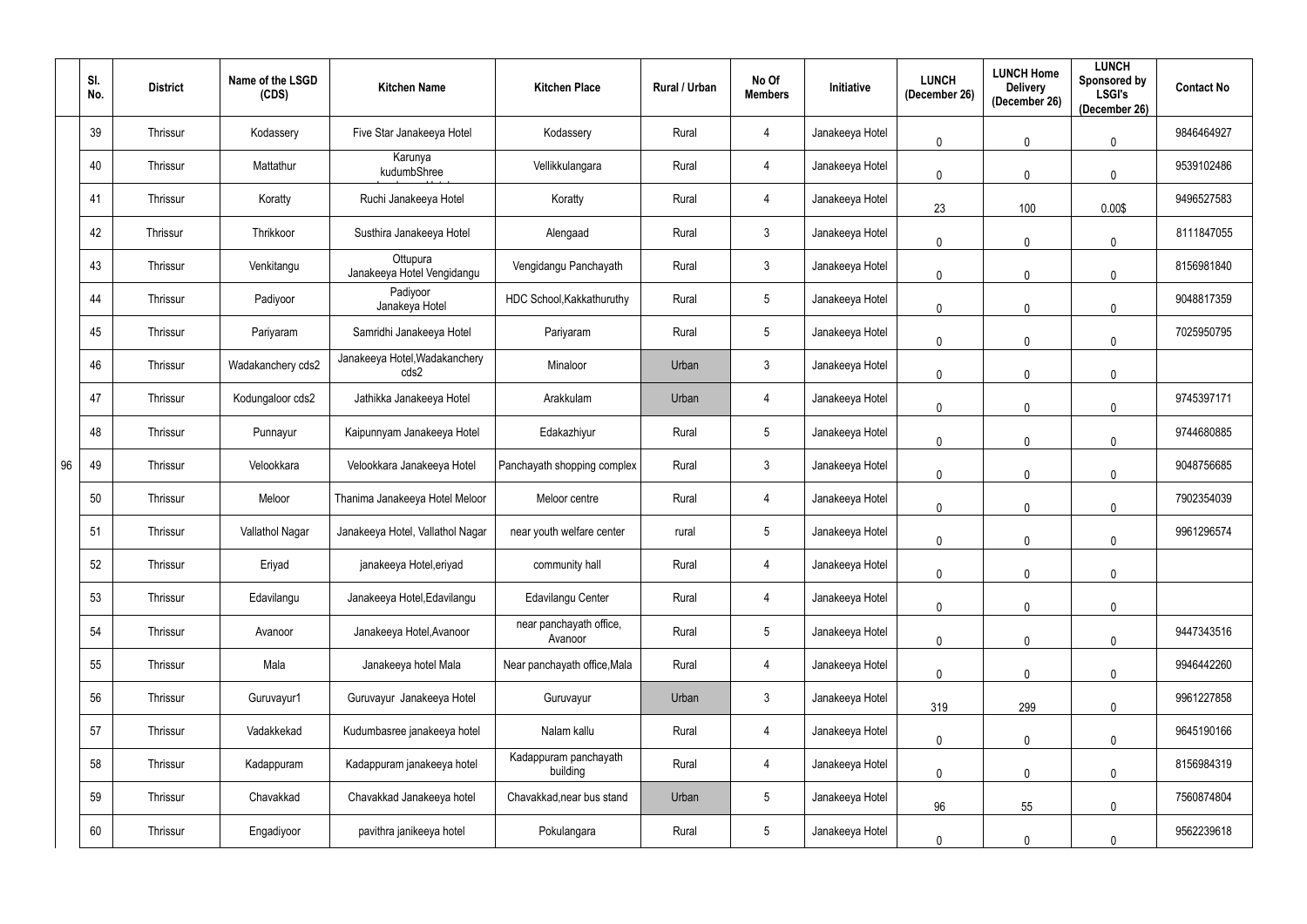| | Sl. No. | District | Name of the LSGD (CDS) | Kitchen Name | Kitchen Place | Rural / Urban | No Of Members | Initiative | LUNCH (December 26) | LUNCH Home Delivery (December 26) | LUNCH Sponsored by LSGI's (December 26) | Contact No |
|---|---|---|---|---|---|---|---|---|---|---|---|---|
| 96 | 39 | Thrissur | Kodassery | Five Star Janakeeya Hotel | Kodassery | Rural | 4 | Janakeeya Hotel | 0 | 0 | 0 | 9846464927 |
| | 40 | Thrissur | Mattathur | Karunya kudumbShree | Vellikkulangara | Rural | 4 | Janakeeya Hotel | 0 | 0 | 0 | 9539102486 |
| | 41 | Thrissur | Koratty | Ruchi Janakeeya Hotel | Koratty | Rural | 4 | Janakeeya Hotel | 23 | 100 | 0.00$ | 9496527583 |
| | 42 | Thrissur | Thrikkoor | Susthira Janakeeya Hotel | Alengaad | Rural | 3 | Janakeeya Hotel | 0 | 0 | 0 | 8111847055 |
| | 43 | Thrissur | Venkitangu | Ottupura Janakeeya Hotel Vengidangu | Vengidangu Panchayath | Rural | 3 | Janakeeya Hotel | 0 | 0 | 0 | 8156981840 |
| | 44 | Thrissur | Padiyoor | Padiyoor Janakeya Hotel | HDC School,Kakkathuruthy | Rural | 5 | Janakeeya Hotel | 0 | 0 | 0 | 9048817359 |
| | 45 | Thrissur | Pariyaram | Samridhi Janakeeya Hotel | Pariyaram | Rural | 5 | Janakeeya Hotel | 0 | 0 | 0 | 7025950795 |
| | 46 | Thrissur | Wadakanchery cds2 | Janakeeya Hotel,Wadakanchery cds2 | Minaloor | Urban | 3 | Janakeeya Hotel | 0 | 0 | 0 | |
| | 47 | Thrissur | Kodungaloor cds2 | Jathikka Janakeeya Hotel | Arakkulam | Urban | 4 | Janakeeya Hotel | 0 | 0 | 0 | 9745397171 |
| | 48 | Thrissur | Punnayur | Kaipunnyam Janakeeya Hotel | Edakazhiyur | Rural | 5 | Janakeeya Hotel | 0 | 0 | 0 | 9744680885 |
| | 49 | Thrissur | Velookkara | Velookkara Janakeeya Hotel | Panchayath shopping complex | Rural | 3 | Janakeeya Hotel | 0 | 0 | 0 | 9048756685 |
| | 50 | Thrissur | Meloor | Thanima Janakeeya Hotel Meloor | Meloor centre | Rural | 4 | Janakeeya Hotel | 0 | 0 | 0 | 7902354039 |
| | 51 | Thrissur | Vallathol Nagar | Janakeeya Hotel, Vallathol Nagar | near youth welfare center | rural | 5 | Janakeeya Hotel | 0 | 0 | 0 | 9961296574 |
| | 52 | Thrissur | Eriyad | janakeeya Hotel,eriyad | community hall | Rural | 4 | Janakeeya Hotel | 0 | 0 | 0 | |
| | 53 | Thrissur | Edavilangu | Janakeeya Hotel,Edavilangu | Edavilangu Center | Rural | 4 | Janakeeya Hotel | 0 | 0 | 0 | |
| | 54 | Thrissur | Avanoor | Janakeeya Hotel,Avanoor | near panchayath office, Avanoor | Rural | 5 | Janakeeya Hotel | 0 | 0 | 0 | 9447343516 |
| | 55 | Thrissur | Mala | Janakeeya hotel Mala | Near panchayath office,Mala | Rural | 4 | Janakeeya Hotel | 0 | 0 | 0 | 9946442260 |
| | 56 | Thrissur | Guruvayur1 | Guruvayur Janakeeya Hotel | Guruvayur | Urban | 3 | Janakeeya Hotel | 319 | 299 | 0 | 9961227858 |
| | 57 | Thrissur | Vadakkekad | Kudumbasree janakeeya hotel | Nalam kallu | Rural | 4 | Janakeeya Hotel | 0 | 0 | 0 | 9645190166 |
| | 58 | Thrissur | Kadappuram | Kadappuram janakeeya hotel | Kadappuram panchayath building | Rural | 4 | Janakeeya Hotel | 0 | 0 | 0 | 8156984319 |
| | 59 | Thrissur | Chavakkad | Chavakkad Janakeeya hotel | Chavakkad,near bus stand | Urban | 5 | Janakeeya Hotel | 96 | 55 | 0 | 7560874804 |
| | 60 | Thrissur | Engadiyoor | pavithra janikeeya hotel | Pokulangara | Rural | 5 | Janakeeya Hotel | 0 | 0 | 0 | 9562239618 |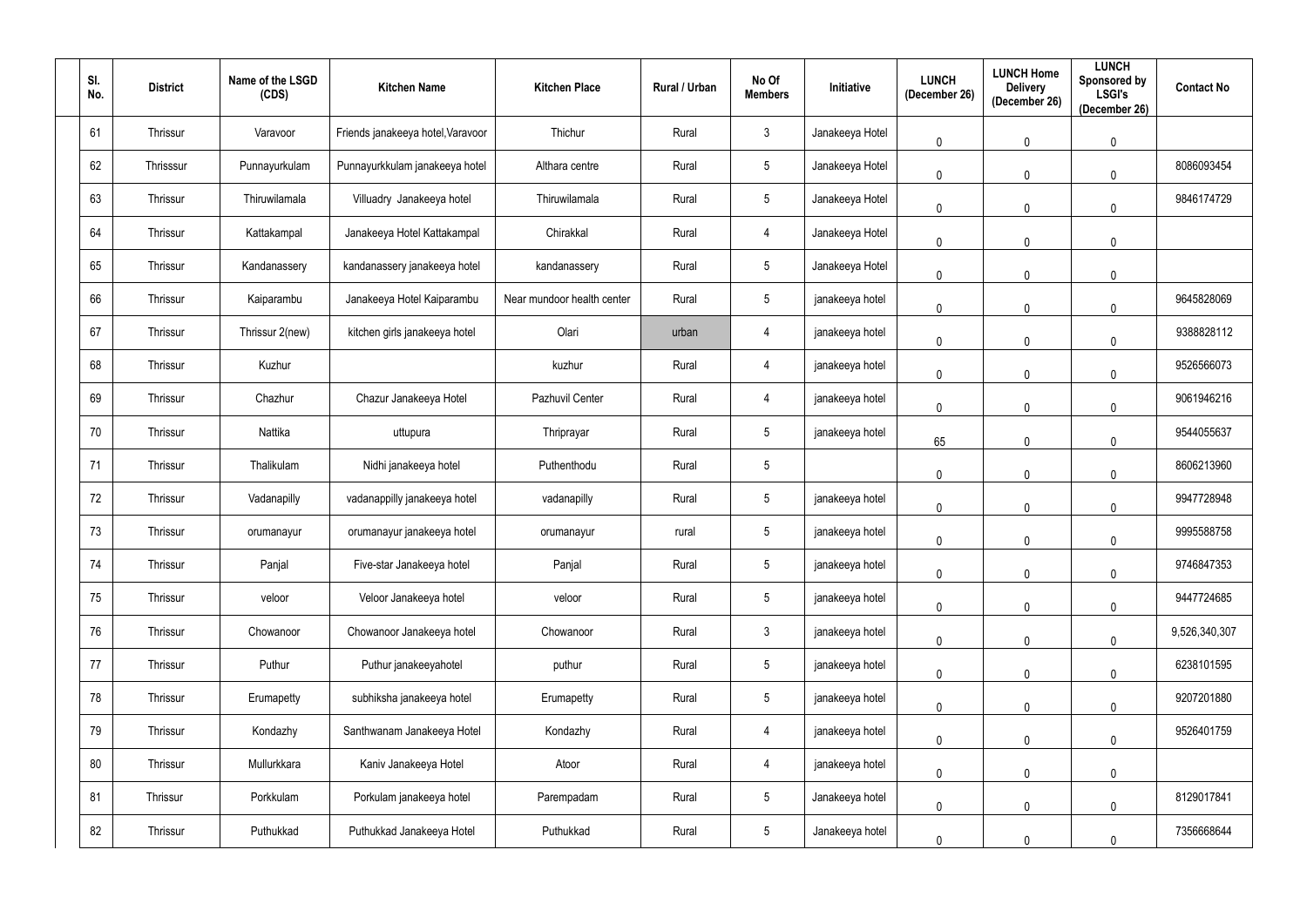| Sl. No. | District | Name of the LSGD (CDS) | Kitchen Name | Kitchen Place | Rural / Urban | No Of Members | Initiative | LUNCH (December 26) | LUNCH Home Delivery (December 26) | LUNCH Sponsored by LSGI's (December 26) | Contact No |
|---|---|---|---|---|---|---|---|---|---|---|---|
| 61 | Thrissur | Varavoor | Friends janakeeya hotel,Varavoor | Thichur | Rural | 3 | Janakeeya Hotel | 0 | 0 | 0 | |
| 62 | Thrisssur | Punnayurkulam | Punnayurkkulam janakeeya hotel | Althara centre | Rural | 5 | Janakeeya Hotel | 0 | 0 | 0 | 8086093454 |
| 63 | Thrissur | Thiruwilamala | Villuadry Janakeeya hotel | Thiruwilamala | Rural | 5 | Janakeeya Hotel | 0 | 0 | 0 | 9846174729 |
| 64 | Thrissur | Kattakampal | Janakeeya Hotel Kattakampal | Chirakkal | Rural | 4 | Janakeeya Hotel | 0 | 0 | 0 | |
| 65 | Thrissur | Kandanassery | kandanassery janakeeya hotel | kandanassery | Rural | 5 | Janakeeya Hotel | 0 | 0 | 0 | |
| 66 | Thrissur | Kaiparambu | Janakeeya Hotel Kaiparambu | Near mundoor health center | Rural | 5 | janakeeya hotel | 0 | 0 | 0 | 9645828069 |
| 67 | Thrissur | Thrissur 2(new) | kitchen girls janakeeya hotel | Olari | urban | 4 | janakeeya hotel | 0 | 0 | 0 | 9388828112 |
| 68 | Thrissur | Kuzhur | | kuzhur | Rural | 4 | janakeeya hotel | 0 | 0 | 0 | 9526566073 |
| 69 | Thrissur | Chazhur | Chazur Janakeeya Hotel | Pazhuvil Center | Rural | 4 | janakeeya hotel | 0 | 0 | 0 | 9061946216 |
| 70 | Thrissur | Nattika | uttupura | Thriprayar | Rural | 5 | janakeeya hotel | 65 | 0 | 0 | 9544055637 |
| 71 | Thrissur | Thalikulam | Nidhi janakeeya hotel | Puthenthodu | Rural | 5 | | 0 | 0 | 0 | 8606213960 |
| 72 | Thrissur | Vadanapilly | vadanappilly janakeeya hotel | vadanapilly | Rural | 5 | janakeeya hotel | 0 | 0 | 0 | 9947728948 |
| 73 | Thrissur | orumanayur | orumanayur janakeeya hotel | orumanayur | rural | 5 | janakeeya hotel | 0 | 0 | 0 | 9995588758 |
| 74 | Thrissur | Panjal | Five-star Janakeeya hotel | Panjal | Rural | 5 | janakeeya hotel | 0 | 0 | 0 | 9746847353 |
| 75 | Thrissur | veloor | Veloor Janakeeya hotel | veloor | Rural | 5 | janakeeya hotel | 0 | 0 | 0 | 9447724685 |
| 76 | Thrissur | Chowanoor | Chowanoor Janakeeya hotel | Chowanoor | Rural | 3 | janakeeya hotel | 0 | 0 | 0 | 9,526,340,307 |
| 77 | Thrissur | Puthur | Puthur janakeeyahotel | puthur | Rural | 5 | janakeeya hotel | 0 | 0 | 0 | 6238101595 |
| 78 | Thrissur | Erumapetty | subhiksha janakeeya hotel | Erumapetty | Rural | 5 | janakeeya hotel | 0 | 0 | 0 | 9207201880 |
| 79 | Thrissur | Kondazhy | Santhwanam Janakeeya Hotel | Kondazhy | Rural | 4 | janakeeya hotel | 0 | 0 | 0 | 9526401759 |
| 80 | Thrissur | Mullurkkara | Kaniv Janakeeya Hotel | Atoor | Rural | 4 | janakeeya hotel | 0 | 0 | 0 | |
| 81 | Thrissur | Porkkulam | Porkulam janakeeya hotel | Parempadam | Rural | 5 | Janakeeya hotel | 0 | 0 | 0 | 8129017841 |
| 82 | Thrissur | Puthukkad | Puthukkad Janakeeya Hotel | Puthukkad | Rural | 5 | Janakeeya hotel | 0 | 0 | 0 | 7356668644 |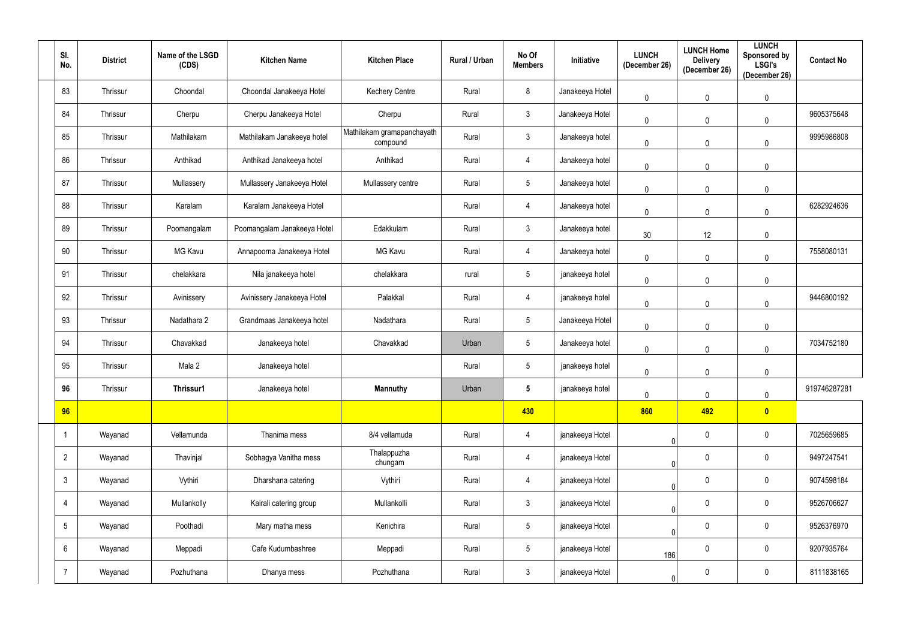| Sl. No. | District | Name of the LSGD (CDS) | Kitchen Name | Kitchen Place | Rural / Urban | No Of Members | Initiative | LUNCH (December 26) | LUNCH Home Delivery (December 26) | LUNCH Sponsored by LSGI's (December 26) | Contact No |
|---|---|---|---|---|---|---|---|---|---|---|---|
| 83 | Thrissur | Choondal | Choondal Janakeeya Hotel | Kechery Centre | Rural | 8 | Janakeeya Hotel | 0 | 0 | 0 | |
| 84 | Thrissur | Cherpu | Cherpu Janakeeya Hotel | Cherpu | Rural | 3 | Janakeeya Hotel | 0 | 0 | 0 | 9605375648 |
| 85 | Thrissur | Mathilakam | Mathilakam Janakeeya hotel | Mathilakam gramapanchayath compound | Rural | 3 | Janakeeya hotel | 0 | 0 | 0 | 9995986808 |
| 86 | Thrissur | Anthikad | Anthikad Janakeeya hotel | Anthikad | Rural | 4 | Janakeeya hotel | 0 | 0 | 0 | |
| 87 | Thrissur | Mullassery | Mullassery Janakeeya Hotel | Mullassery centre | Rural | 5 | Janakeeya hotel | 0 | 0 | 0 | |
| 88 | Thrissur | Karalam | Karalam Janakeeya Hotel | | Rural | 4 | Janakeeya hotel | 0 | 0 | 0 | 6282924636 |
| 89 | Thrissur | Poomangalam | Poomangalam Janakeeya Hotel | Edakkulam | Rural | 3 | Janakeeya hotel | 30 | 12 | 0 | |
| 90 | Thrissur | MG Kavu | Annapoorna Janakeeya Hotel | MG Kavu | Rural | 4 | Janakeeya hotel | 0 | 0 | 0 | 7558080131 |
| 91 | Thrissur | chelakkara | Nila janakeeya hotel | chelakkara | rural | 5 | janakeeya hotel | 0 | 0 | 0 | |
| 92 | Thrissur | Avinissery | Avinissery Janakeeya Hotel | Palakkal | Rural | 4 | janakeeya hotel | 0 | 0 | 0 | 9446800192 |
| 93 | Thrissur | Nadathara 2 | Grandmaas Janakeeya hotel | Nadathara | Rural | 5 | Janakeeya Hotel | 0 | 0 | 0 | |
| 94 | Thrissur | Chavakkad | Janakeeya hotel | Chavakkad | Urban | 5 | Janakeeya hotel | 0 | 0 | 0 | 7034752180 |
| 95 | Thrissur | Mala 2 | Janakeeya hotel | | Rural | 5 | janakeeya hotel | 0 | 0 | 0 | |
| **96** | Thrissur | **Thrissur1** | Janakeeya hotel | **Mannuthy** | Urban | **5** | janakeeya hotel | 0 | 0 | 0 | 919746287281 |
| **96** | | | | | | **430** | | **860** | **492** | **0** | |
| 1 | Wayanad | Vellamunda | Thanima mess | 8/4 vellamuda | Rural | 4 | janakeeya Hotel | 0 | 0 | 0 | 7025659685 |
| 2 | Wayanad | Thavinjal | Sobhagya Vanitha mess | Thalappuzha chungam | Rural | 4 | janakeeya Hotel | 0 | 0 | 0 | 9497247541 |
| 3 | Wayanad | Vythiri | Dharshana catering | Vythiri | Rural | 4 | janakeeya Hotel | 0 | 0 | 0 | 9074598184 |
| 4 | Wayanad | Mullankolly | Kairali catering group | Mullankolli | Rural | 3 | janakeeya Hotel | 0 | 0 | 0 | 9526706627 |
| 5 | Wayanad | Poothadi | Mary matha mess | Kenichira | Rural | 5 | janakeeya Hotel | 0 | 0 | 0 | 9526376970 |
| 6 | Wayanad | Meppadi | Cafe Kudumbashree | Meppadi | Rural | 5 | janakeeya Hotel | 186 | 0 | 0 | 9207935764 |
| 7 | Wayanad | Pozhuthana | Dhanya mess | Pozhuthana | Rural | 3 | janakeeya Hotel | 0 | 0 | 0 | 8111838165 |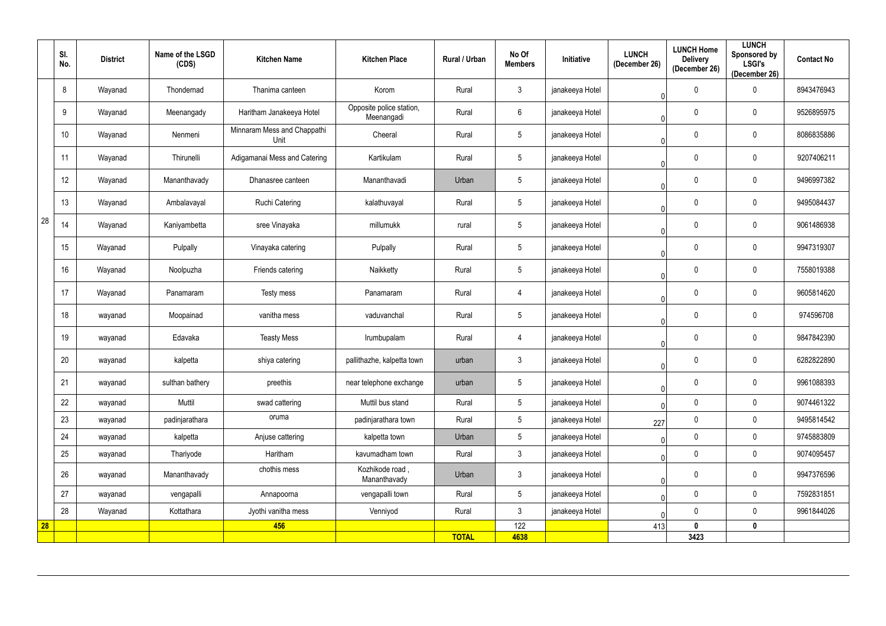|  | Sl. No. | District | Name of the LSGD (CDS) | Kitchen Name | Kitchen Place | Rural / Urban | No Of Members | Initiative | LUNCH (December 26) | LUNCH Home Delivery (December 26) | LUNCH Sponsored by LSGI's (December 26) | Contact No |
|---|---|---|---|---|---|---|---|---|---|---|---|---|
| 28 | 8 | Wayanad | Thondernad | Thanima canteen | Korom | Rural | 3 | janakeeya Hotel | 0 | 0 | 0 | 8943476943 |
|  | 9 | Wayanad | Meenangady | Haritham Janakeeya Hotel | Opposite police station, Meenangadi | Rural | 6 | janakeeya Hotel | 0 | 0 | 0 | 9526895975 |
|  | 10 | Wayanad | Nenmeni | Minnaram Mess and Chappathi Unit | Cheeral | Rural | 5 | janakeeya Hotel | 0 | 0 | 0 | 8086835886 |
|  | 11 | Wayanad | Thirunelli | Adigamanai Mess and Catering | Kartikulam | Rural | 5 | janakeeya Hotel | 0 | 0 | 0 | 9207406211 |
|  | 12 | Wayanad | Mananthavady | Dhanasree canteen | Mananthavadi | Urban | 5 | janakeeya Hotel | 0 | 0 | 0 | 9496997382 |
|  | 13 | Wayanad | Ambalavayal | Ruchi Catering | kalathuvayal | Rural | 5 | janakeeya Hotel | 0 | 0 | 0 | 9495084437 |
|  | 14 | Wayanad | Kaniyambetta | sree Vinayaka | millumukk | rural | 5 | janakeeya Hotel | 0 | 0 | 0 | 9061486938 |
|  | 15 | Wayanad | Pulpally | Vinayaka catering | Pulpally | Rural | 5 | janakeeya Hotel | 0 | 0 | 0 | 9947319307 |
|  | 16 | Wayanad | Noolpuzha | Friends catering | Naikketty | Rural | 5 | janakeeya Hotel | 0 | 0 | 0 | 7558019388 |
|  | 17 | Wayanad | Panamaram | Testy mess | Panamaram | Rural | 4 | janakeeya Hotel | 0 | 0 | 0 | 9605814620 |
|  | 18 | wayanad | Moopainad | vanitha mess | vaduvanchal | Rural | 5 | janakeeya Hotel | 0 | 0 | 0 | 974596708 |
|  | 19 | wayanad | Edavaka | Teasty Mess | Irumbupalam | Rural | 4 | janakeeya Hotel | 0 | 0 | 0 | 9847842390 |
|  | 20 | wayanad | kalpetta | shiya catering | pallithazhe, kalpetta town | urban | 3 | janakeeya Hotel | 0 | 0 | 0 | 6282822890 |
|  | 21 | wayanad | sulthan bathery | preethis | near telephone exchange | urban | 5 | janakeeya Hotel | 0 | 0 | 0 | 9961088393 |
|  | 22 | wayanad | Muttil | swad cattering | Muttil bus stand | Rural | 5 | janakeeya Hotel | 0 | 0 | 0 | 9074461322 |
|  | 23 | wayanad | padinjarathara | oruma | padinjarathara town | Rural | 5 | janakeeya Hotel | 227 | 0 | 0 | 9495814542 |
|  | 24 | wayanad | kalpetta | Anjuse cattering | kalpetta town | Urban | 5 | janakeeya Hotel | 0 | 0 | 0 | 9745883809 |
|  | 25 | wayanad | Thariyode | Haritham | kavumadham town | Rural | 3 | janakeeya Hotel | 0 | 0 | 0 | 9074095457 |
|  | 26 | wayanad | Mananthavady | chothis mess | Kozhikode road , Mananthavady | Urban | 3 | janakeeya Hotel | 0 | 0 | 0 | 9947376596 |
|  | 27 | wayanad | vengapalli | Annapoorna | vengapalli town | Rural | 5 | janakeeya Hotel | 0 | 0 | 0 | 7592831851 |
|  | 28 | Wayanad | Kottathara | Jyothi vanitha mess | Venniyod | Rural | 3 | janakeeya Hotel | 0 | 0 | 0 | 9961844026 |
| **28** |  |  |  | **456** |  |  | 122 |  | 413 | **0** | **0** |  |
|  |  |  |  |  |  | **TOTAL** | **4638** |  |  | **3423** |  |  |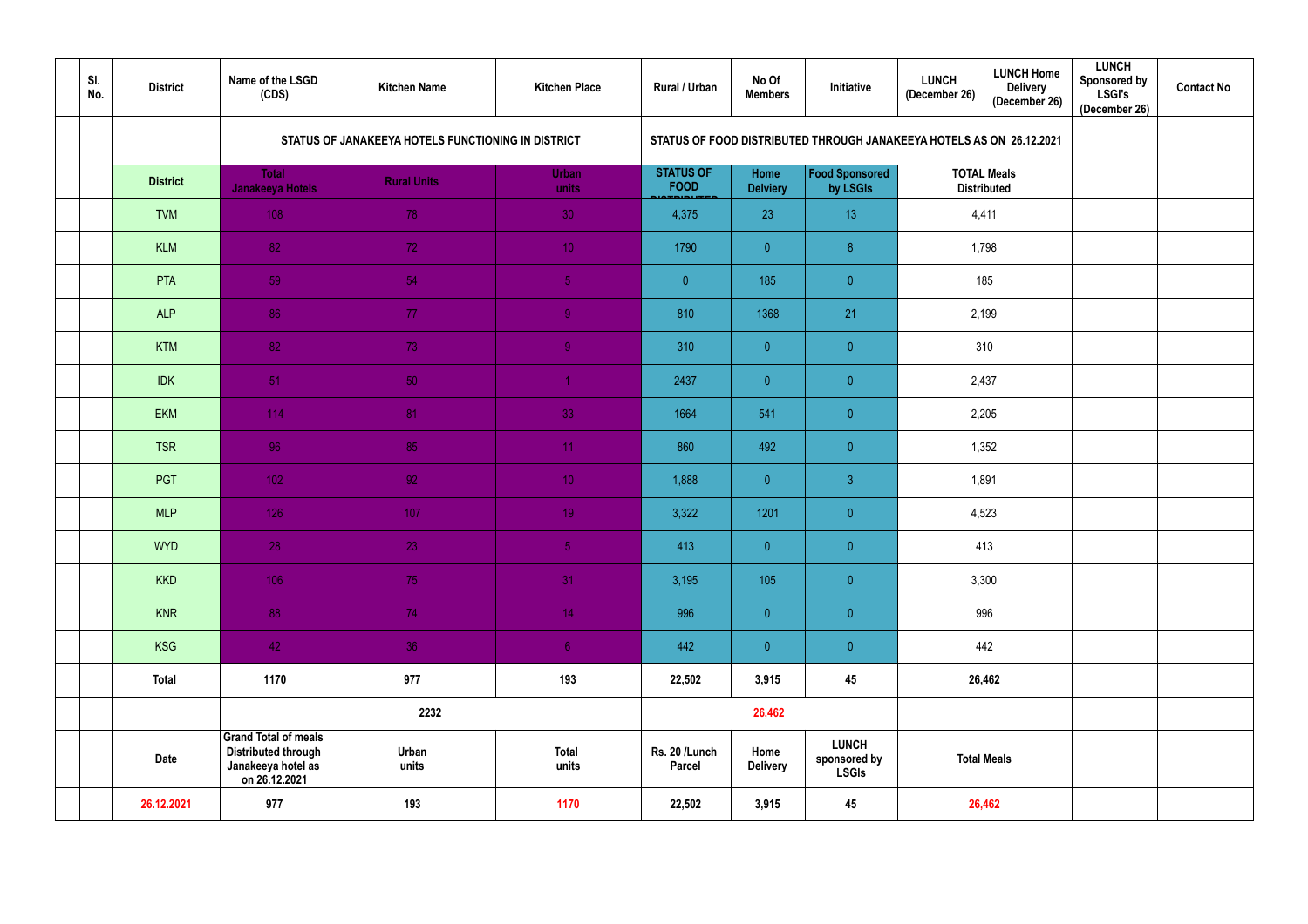| | Sl. No. | District | Name of the LSGD (CDS) | Kitchen Name | Kitchen Place | Rural / Urban | No Of Members | Initiative | LUNCH (December 26) | LUNCH Home Delivery (December 26) | LUNCH Sponsored by LSGI's (December 26) | Contact No |
|---|---|---|---|---|---|---|---|---|---|---|---|---|
| | | | STATUS OF JANAKEEYA HOTELS FUNCTIONING IN DISTRICT | | | STATUS OF FOOD DISTRIBUTED THROUGH JANAKEEYA HOTELS AS ON 26.12.2021 | | | | | | |
| | | District | Total Janakeeya Hotels | Rural Units | Urban units | STATUS OF FOOD DISTRIBUTED | Home Delviery | Food Sponsored by LSGIs | TOTAL Meals Distributed | | | |
| | | TVM | 108 | 78 | 30 | 4,375 | 23 | 13 | 4,411 | | | |
| | | KLM | 82 | 72 | 10 | 1790 | 0 | 8 | 1,798 | | | |
| | | PTA | 59 | 54 | 5 | 0 | 185 | 0 | 185 | | | |
| | | ALP | 86 | 77 | 9 | 810 | 1368 | 21 | 2,199 | | | |
| | | KTM | 82 | 73 | 9 | 310 | 0 | 0 | 310 | | | |
| | | IDK | 51 | 50 | 1 | 2437 | 0 | 0 | 2,437 | | | |
| | | EKM | 114 | 81 | 33 | 1664 | 541 | 0 | 2,205 | | | |
| | | TSR | 96 | 85 | 11 | 860 | 492 | 0 | 1,352 | | | |
| | | PGT | 102 | 92 | 10 | 1,888 | 0 | 3 | 1,891 | | | |
| | | MLP | 126 | 107 | 19 | 3,322 | 1201 | 0 | 4,523 | | | |
| | | WYD | 28 | 23 | 5 | 413 | 0 | 0 | 413 | | | |
| | | KKD | 106 | 75 | 31 | 3,195 | 105 | 0 | 3,300 | | | |
| | | KNR | 88 | 74 | 14 | 996 | 0 | 0 | 996 | | | |
| | | KSG | 42 | 36 | 6 | 442 | 0 | 0 | 442 | | | |
| | | Total | 1170 | 977 | 193 | 22,502 | 3,915 | 45 | 26,462 | | | |
| | | | 2232 | | | 26,462 | | | | | | |
| | | Date | Grand Total of meals Distributed through Janakeeya hotel as on 26.12.2021 | Urban units | Total units | Rs. 20 /Lunch Parcel | Home Delivery | LUNCH sponsored by LSGIs | Total Meals | | | |
| | | 26.12.2021 | 977 | 193 | 1170 | 22,502 | 3,915 | 45 | 26,462 | | | |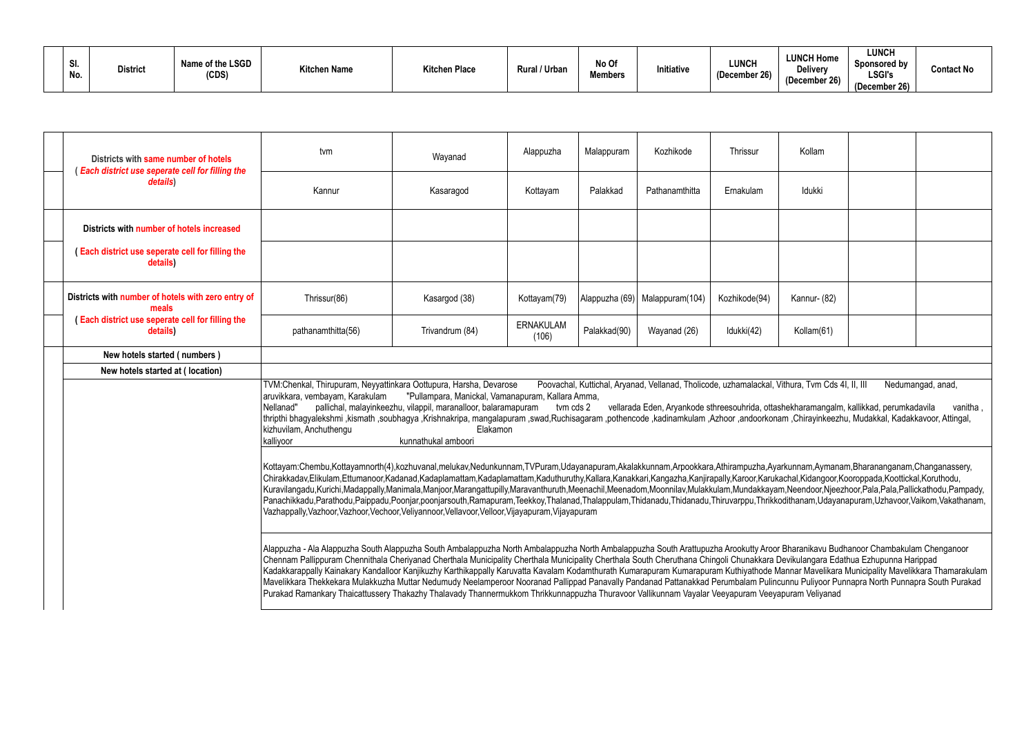| Sl. No. | District | Name of the LSGD (CDS) | Kitchen Name | Kitchen Place | Rural / Urban | No Of Members | Initiative | LUNCH (December 26) | LUNCH Home Delivery (December 26) | LUNCH Sponsored by LSGI's (December 26) | Contact No |
|---|---|---|---|---|---|---|---|---|---|---|---|

| | | | | | | | | | |
|---|---|---|---|---|---|---|---|---|---|
| Districts with same number of hotels ( *Each district use seperate cell for filling the details*) | tvm | Wayanad | Alappuzha | Malappuram | Kozhikode | Thrissur | Kollam | | |
| | Kannur | Kasaragod | Kottayam | Palakkad | Pathanamthitta | Ernakulam | Idukki | | |
| Districts with number of hotels increased | | | | | | | | | |
| ( Each district use seperate cell for filling the details) | | | | | | | | | |
| Districts with number of hotels with zero entry of meals | Thrissur(86) | Kasargod (38) | Kottayam(79) | Alappuzha (69) | Malappuram(104) | Kozhikode(94) | Kannur- (82) | | |
| ( Each district use seperate cell for filling the details) | pathanamthitta(56) | Trivandrum (84) | ERNAKULAM (106) | Palakkad(90) | Wayanad (26) | Idukki(42) | Kollam(61) | | |
| New hotels started ( numbers ) | | | | | | | | | |
| New hotels started at ( location) | | | | | | | | | |

TVM:Chenkal, Thirupuram, Neyyattinkara Oottupura, Harsha, Devarose Poovachal, Kuttichal, Aryanad, Vellanad, Tholicode, uzhamalackal, Vithura, Tvm Cds 4I, II, III Nedumangad, anad, aruvikkara, vembayam, Karakulam "Pullampara, Manickal, Vamanapuram, Kallara Amma, Nellanad" pallichal, malayinkeezhu, vilappil, maranalloor, balaramapuram tvm cds 2 vellarada Eden, Aryankode sthreesouhrida, ottashekharamangalm, kallikkad, perumkadavila vanitha , thripthi bhagyalekshmi ,kismath ,soubhagya ,Krishnakripa, mangalapuram ,swad,Ruchisagaram ,pothencode ,kadinamkulam ,Azhoor ,andoorkonam ,Chirayinkeezhu, Mudakkal, Kadakkavoor, Attingal, kizhuvilam, Anchuthengu Elakamon kalliyoor kunnathukal amboori

Kottayam:Chembu,Kottayamnorth(4),kozhuvanal,melukav,Nedunkunnam,TVPuram,Udayanapuram,Akalakkunnam,Arpookkara,Athirampuzha,Ayarkunnam,Aymanam,Bharananganam,Changanassery, Chirakkadav,Elikulam,Ettumanoor,Kadanad,Kadaplamattam,Kadaplamattam,Kaduthuruthy,Kallara,Kanakkari,Kangazha,Kanjirapally,Karoor,Karukachal,Kidangoor,Kooroppada,Koottickal,Koruthodu, Kuravilangadu,Kurichi,Madappally,Manimala,Manjoor,Marangattupilly,Maravanthuruth,Meenachil,Meenadom,Moonnilav,Mulakkulam,Mundakkayam,Neendoor,Njeezhoor,Pala,Pala,Pallickathodu,Pampady, Panachikkadu,Parathodu,Paippadu,Poonjar,poonjarsouth,Ramapuram,Teekkoy,Thalanad,Thalappulam,Thidanadu,Thidanadu,Thiruvarppu,Thrikkodithanam,Udayanapuram,Uzhavoor,Vaikom,Vakathanam, Vazhappally,Vazhoor,Vazhoor,Vechoor,Veliyannoor,Vellavoor,Velloor,Vijayapuram,Vijayapuram

Alappuzha - Ala Alappuzha South Alappuzha South Ambalappuzha North Ambalappuzha North Ambalappuzha South Arattupuzha Arookutty Aroor Bharanikavu Budhanoor Chambakulam Chenganoor Chennam Pallippuram Chennithala Cheriyanad Cherthala Municipality Cherthala Municipality Cherthala South Cheruthana Chingoli Chunakkara Devikulangara Edathua Ezhupunna Harippad Kadakkarappally Kainakary Kandalloor Kanjikuzhy Karthikappally Karuvatta Kavalam Kodamthurath Kumarapuram Kumarapuram Kuthiyathode Mannar Mavelikara Municipality Mavelikkara Thamarakulam Mavelikkara Thekkekara Mulakkuzha Muttar Nedumudy Neelamperoor Nooranad Pallippad Panavally Pandanad Pattanakkad Perumbalam Pulincunnu Puliyoor Punnapra North Punnapra South Purakad Purakad Ramankary Thaicattussery Thakazhy Thalavady Thannermukkom Thrikkunnappuzha Thuravoor Vallikunnam Vayalar Veeyapuram Veeyapuram Veliyanad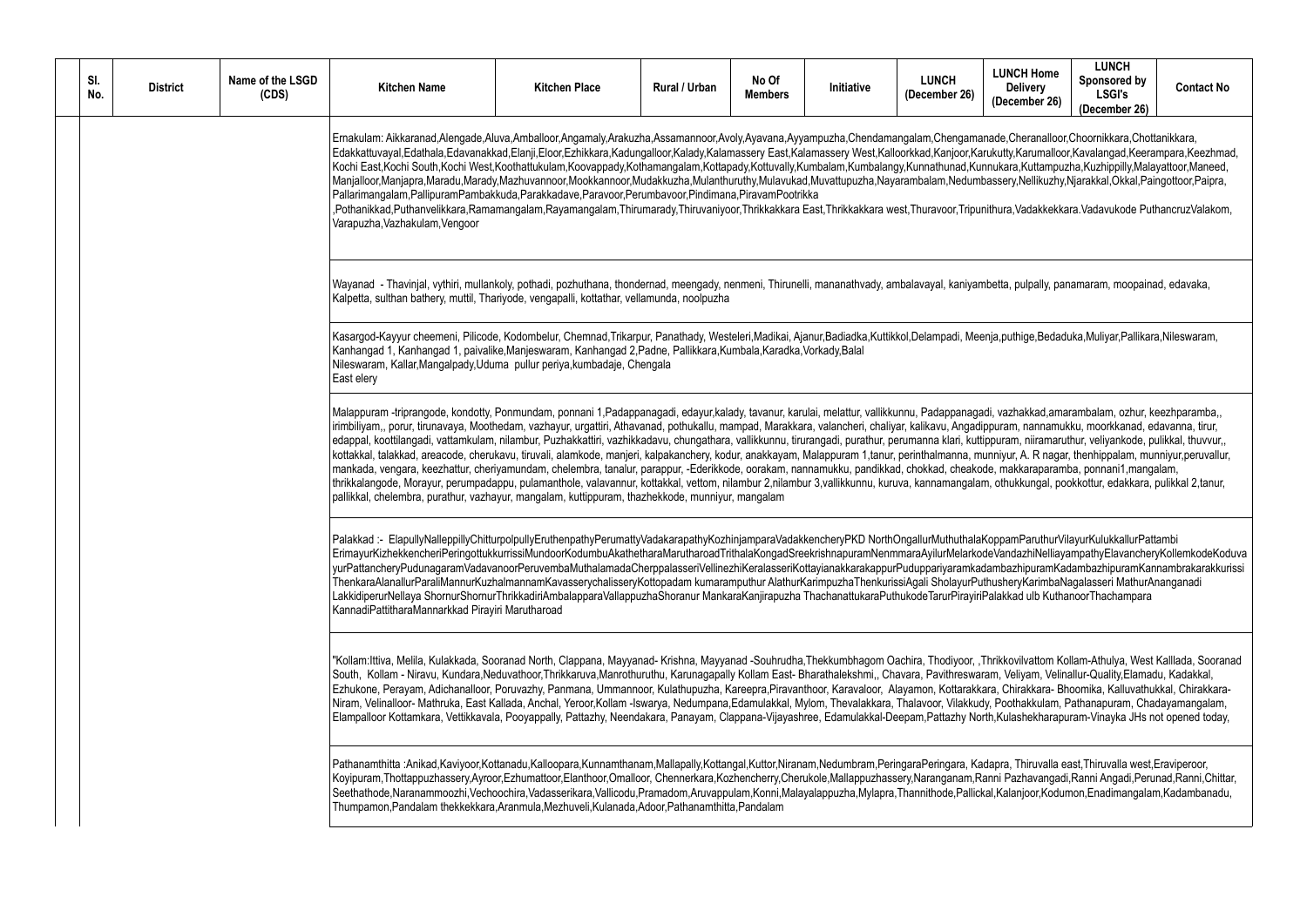| Sl. No. | District | Name of the LSGD (CDS) | Kitchen Name | Kitchen Place | Rural / Urban | No Of Members | Initiative | LUNCH (December 26) | LUNCH Home Delivery (December 26) | LUNCH Sponsored by LSGI's (December 26) | Contact No |
|---|---|---|---|---|---|---|---|---|---|---|---|
| | | | Ernakulam: Aikkaranad,Alengade,Aluva,Amballoor,Angamaly,Arakuzha,Assamannoor,Avoly,Ayavana,Ayyampuzha,Chendamangalam,Chengamanade,Cheranalloor,Choornikkara,Chottanikkara, Edakkattuvayal,Edathala,Edavanakkad,Elanji,Eloor,Ezhikkara,Kadungalloor,Kalady,Kalamassery East,Kalamassery West,Kalloorkkad,Kanjoor,Karukutty,Karumalloor,Kavalangad,Keerampara,Keezhmad, Kochi East,Kochi South,Kochi West,Koothattukulam,Koovappady,Kothamangalam,Kottapady,Kottuvally,Kumbalam,Kumbalangy,Kunnathunad,Kunnukara,Kuttampuzha,Kuzhippilly,Malayattoor,Maneed, Manjalloor,Manjapra,Maradu,Marady,Mazhuvannoor,Mookkannoor,Mudakkuzha,Mulanthuruthy,Mulavukad,Muvattupuzha,Nayarambalam,Nedumbassery,Nellikuzhy,Njarakkal,Okkal,Paingottoor,Paipra, Pallarimangalam,PallipuramPambakkuda,Parakkadave,Paravoor,Perumbavoor,Pindimana,PiravamPootrikka ,Pothanikkad,Puthanvelikkara,Ramamangalam,Rayamangalam,Thirumarady,Thiruvaniyoor,Thrikkakkara East,Thrikkakkara west,Thuravoor,Tripunithura,Vadakkekkara.Vadavukode PuthancruzValakom, Varapuzha,Vazhakulam,Vengoor | | | | | | | | |
| | | | Wayanad - Thavinjal, vythiri, mullankoly, pothadi, pozhuthana, thondernad, meengady, nenmeni, Thirunelli, mananathvady, ambalavayal, kaniyambetta, pulpally, panamaram, moopainad, edavaka, Kalpetta, sulthan bathery, muttil, Thariyode, vengapalli, kottathar, vellamunda, noolpuzha | | | | | | | | |
| | | | Kasargod-Kayyur cheemeni, Pilicode, Kodombelur, Chemnad,Trikarpur, Panathady, Westeleri,Madikai, Ajanur,Badiadka,Kuttikkol,Delampadi, Meenja,puthige,Bedaduka,Muliyar,Pallikara,Nileswaram, Kanhangad 1, Kanhangad 1, paivalike,Manjeswaram, Kanhangad 2,Padne, Pallikkara,Kumbala,Karadka,Vorkady,Balal Nileswaram, Kallar,Mangalpady,Uduma pullur periya,kumbadaje, Chengala East elery | | | | | | | | |
| | | | Malappuram -triprangode, kondotty, Ponmundam, ponnani 1,Padappanagadi, edayur,kalady, tavanur, karulai, melattur, vallikkunnu, Padappanagadi, vazhakkad,amarambalam, ozhur, keezhparamba,, irimbiliyam,, porur, tirunavaya, Moothedam, vazhayur, urgattiri, Athavanad, pothukallu, mampad, Marakkara, valancheri, chaliyar, kalikavu, Angadippuram, nannamukku, moorkkanad, edavanna, tirur, edappal, koottilangadi, vattamkulam, nilambur, Puzhakkattiri, vazhikkadavu, chungathara, vallikkunnu, tirurangadi, purathur, perumanna klari, kuttippuram, niiramaruthur, veliyankode, pulikkal, thuvvur,, kottakkal, talakkad, areacode, cherukavu, tiruvali, alamkode, manjeri, kalpakanchery, kodur, anakkayam, Malappuram 1,tanur, perinthalmanna, munniyur, A. R nagar, thenhippalam, munniyur,peruvallur, mankada, vengara, keezhattur, cheriyamundam, chelembra, tanalur, parappur, -Ederikkode, oorakam, nannamukku, pandikkad, chokkad, cheakode, makkaraparamba, ponnani1,mangalam, thrikkalangode, Morayur, perumpadappu, pulamanthole, valavannur, kottakkal, vettom, nilambur 2,nilambur 3,vallikkunnu, kuruva, kannamangalam, othukkungal, pookkottur, edakkara, pulikkal 2,tanur, pallikkal, chelembra, purathur, vazhayur, mangalam, kuttippuram, thazhekkode, munniyur, mangalam | | | | | | | | |
| | | | Palakkad :- ElapullyNalleppillyChitturpolpullyEruthenpathyPerumattyVadakarapathyKozhinjamparaVadakkencheryPKD NorthOngallurMuthuthalaKoppamParuthurVilayurKulukkallurPattambi ErimayurKizhekkencheriPeringottukkurrissiMundoorKodumbuAkathetharaMarutharoadTrithalaKongadSreekrishnapuramNenmmaraAyilurMelarkodeVandazhiNelliayampathyElavancheryKollemkodeKoduvayurPattancheryPudunagaramVadavanoorPeruvembaMuthalamadaCherppalasseriVellinezhiKeralasseriKottayianakkarakappurPuduppariyaramkadambazhipuramKadambazhipuramKannambrakarakkurissi ThenkaraAlanallurParaliMannurKuzhalmannamKavasserychalisseryKottopadam kumaramputhur AlathurKarimpuzhaThenkurissiAgali SholayurPuthusheryKarimbaNagalasseri MathurAnanganadi LakkidiperurNellaya ShornurShornurThrikkadiriAmbalapparaVallappuzhaShoranur MankaraKanjirapuzha ThachanattukaraPuthukodeTarurPirayiriPalakkad ulb KuthanoorThachampara KannadiPattitharaMannarkkad Pirayiri Marutharoad | | | | | | | | |
| | | | "Kollam:Ittiva, Melila, Kulakkada, Sooranad North, Clappana, Mayyanad- Krishna, Mayyanad -Souhrudha,Thekkumbhagom Oachira, Thodiyoor, ,Thrikkovilvattom Kollam-Athulya, West Kalllada, Sooranad South, Kollam - Niravu, Kundara,Neduvathoor,Thrikkaruva,Manrothuruthu, Karunagapally Kollam East- Bharathalekshmi,, Chavara, Pavithreswaram, Veliyam, Velinallur-Quality,Elamadu, Kadakkal, Ezhukone, Perayam, Adichanalloor, Poruvazhy, Panmana, Ummannoor, Kulathupuzha, Kareepra,Piravanthoor, Karavaloor, Alayamon, Kottarakkara, Chirakkara- Bhoomika, Kalluvathukkal, Chirakkara-Niram, Velinalloor- Mathruka, East Kallada, Anchal, Yeroor,Kollam -Iswarya, Nedumpana,Edamulakkal, Mylom, Thevalakkara, Thalavoor, Vilakkudy, Poothakkulam, Pathanapuram, Chadayamangalam, Elampalloor Kottamkara, Vettikkavala, Pooyappally, Pattazhy, Neendakara, Panayam, Clappana-Vijayashree, Edamulakkal-Deepam,Pattazhy North,Kulashekharapuram-Vinayka JHs not opened today, | | | | | | | | |
| | | | Pathanamthitta :Anikad,Kaviyoor,Kottanadu,Kalloopara,Kunnamthanam,Mallapally,Kottangal,Kuttor,Niranam,Nedumbram,PeringaraPeringara, Kadapra, Thiruvalla east,Thiruvalla west,Eraviperoor, Koyipuram,Thottappuzhassery,Ayroor,Ezhumattoor,Elanthoor,Omalloor, Chennerkara,Kozhencherry,Cherukole,Mallappuzhassery,Naranganam,Ranni Pazhavangadi,Ranni Angadi,Perunad,Ranni,Chittar, Seethathode,Naranammoozhi,Vechoochira,Vadasserikara,Vallicodu,Pramadom,Aruvappulam,Konni,Malayalappuzha,Mylapra,Thannithode,Pallickal,Kalanjoor,Kodumon,Enadimangalam,Kadambanadu, Thumpamon,Pandalam thekkekkara,Aranmula,Mezhuveli,Kulanada,Adoor,Pathanamthitta,Pandalam | | | | | | | | |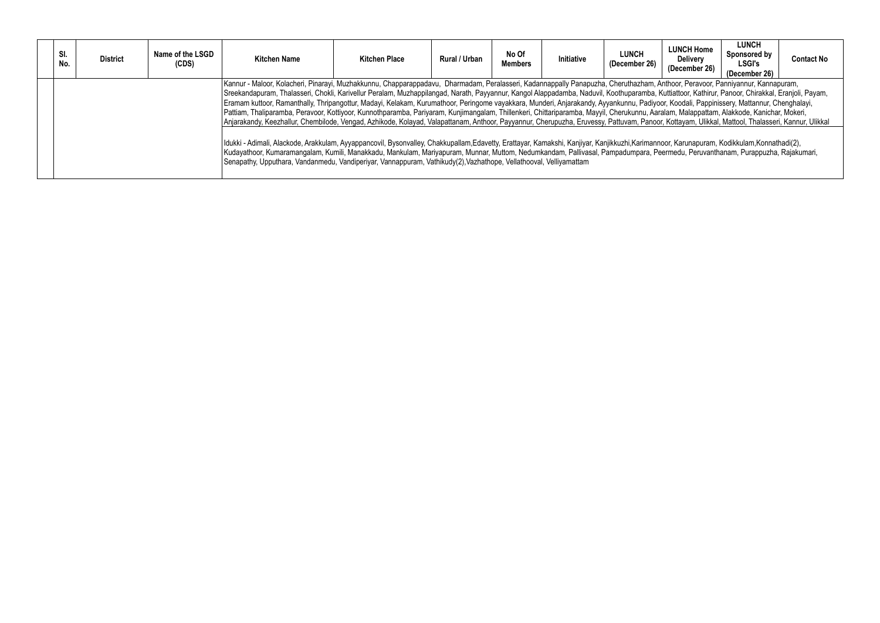| Sl. No. | District | Name of the LSGD (CDS) | Kitchen Name | Kitchen Place | Rural / Urban | No Of Members | Initiative | LUNCH (December 26) | LUNCH Home Delivery (December 26) | LUNCH Sponsored by LSGI's (December 26) | Contact No |
|---|---|---|---|---|---|---|---|---|---|---|---|
| | | | Kannur - Maloor, Kolacheri, Pinarayi, Muzhakkunnu, Chapparappadavu, Dharmadam, Peralasseri, Kadannappally Panapuzha, Cheruthazham, Anthoor, Peravoor, Panniyannur, Kannapuram, Sreekandapuram, Thalasseri, Chokli, Karivellur Peralam, Muzhappilangad, Narath, Payyannur, Kangol Alappadamba, Naduvil, Koothuparamba, Kuttiattoor, Kathirur, Panoor, Chirakkal, Eranjoli, Payam, Eramam kuttoor, Ramanthally, Thripangottur, Madayi, Kelakam, Kurumathoor, Peringome vayakkara, Munderi, Anjarakandy, Ayyankunnu, Padiyoor, Koodali, Pappinissery, Mattannur, Chenghalayi, Pattiam, Thaliparamba, Peravoor, Kottiyoor, Kunnothparamba, Pariyaram, Kunjimangalam, Thillenkeri, Chittariparamba, Mayyil, Cherukunnu, Aaralam, Malappattam, Alakkode, Kanichar, Mokeri, Anjarakandy, Keezhallur, Chembilode, Vengad, Azhikode, Kolayad, Valapattanam, Anthoor, Payyannur, Cherupuzha, Eruvessy, Pattuvam, Panoor, Kottayam, Ulikkal, Mattool, Thalasseri, Kannur, Ulikkal | | | | | | | | |
| | | | Idukki - Adimali, Alackode, Arakkulam, Ayyappancovil, Bysonvalley, Chakkupallam,Edavetty, Erattayar, Kamakshi, Kanjiyar, Kanjikkuzhi,Karimannoor, Karunapuram, Kodikkulam,Konnathadi(2), Kudayathoor, Kumaramangalam, Kumili, Manakkadu, Mankulam, Mariyapuram, Munnar, Muttom, Nedumkandam, Pallivasal, Pampadumpara, Peermedu, Peruvanthanam, Purappuzha, Rajakumari, Senapathy, Upputhara, Vandanmedu, Vandiperiyar, Vannappuram, Vathikudy(2),Vazhathope, Vellathooval, Velliyamattam | | | | | | | | |